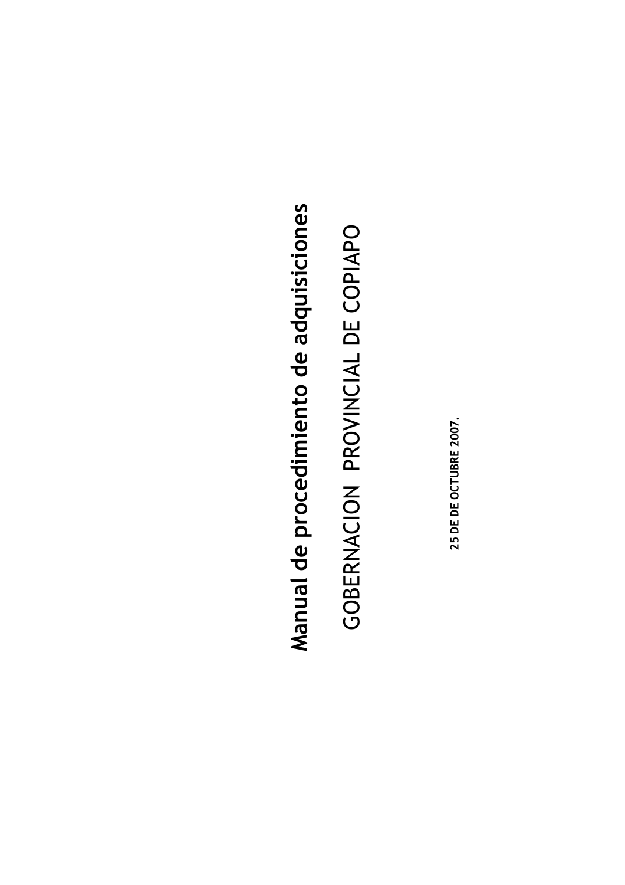# Manual de procedimiento de adquisiciones

## GOBERNACION PROVINCIAL DE COPIAPO

**25 DE DE OCTUBRE 2007.**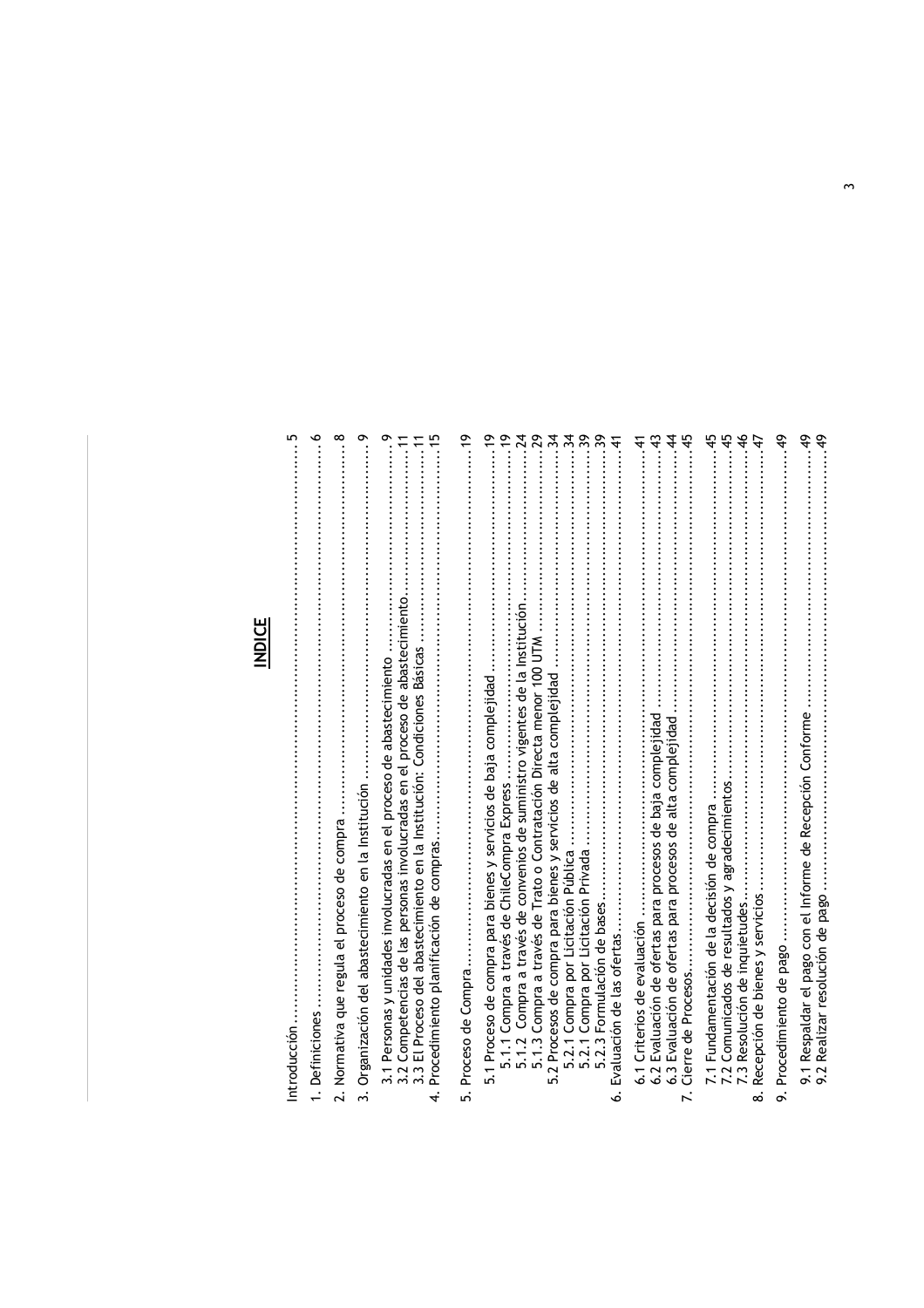# INDICE

Introducción .......... 5

1. Definiciones .......... 6

2. Normativa que regula el proceso de compra .......... 8

3. Organización del abastecimiento en la Institución .......... 9

   3.1 Personas y unidades involucradas en el proceso de abastecimiento .......... 9
   3.2 Competencias de las personas involucradas en el proceso de abastecimiento .......... 11
   3.3 El Proceso del abastecimiento en la Institución: Condiciones Básicas .......... 11

4. Procedimiento planificación de compras .......... 15

5. Proceso de Compra .......... 19

   5.1 Proceso de compra para bienes y servicios de baja complejidad .......... 19
      5.1.1 Compra a través de ChileCompra Express .......... 19
      5.1.2 Compra a través de convenios de suministro vigentes de la Institución .......... 24
      5.1.3 Compra a través de Trato o Contratación Directa menor 100 UTM .......... 29
   5.2 Procesos de compra para bienes y servicios de alta complejidad .......... 34
      5.2.1 Compra por Licitación Pública .......... 34
      5.2.1 Compra por Licitación Privada .......... 39
      5.2.3 Formulación de bases .......... 39

6. Evaluación de las ofertas .......... 41

   6.1 Criterios de evaluación .......... 41
   6.2 Evaluación de ofertas para procesos de baja complejidad .......... 43
   6.3 Evaluación de ofertas para procesos de alta complejidad .......... 44

7. Cierre de Procesos .......... 45

   7.1 Fundamentación de la decisión de compra .......... 45
   7.2 Comunicados de resultados y agradecimientos .......... 45
   7.3 Resolución de inquietudes .......... 46

8. Recepción de bienes y servicios .......... 47

9. Procedimiento de pago .......... 49

   9.1 Respaldar el pago con el Informe de Recepción Conforme .......... 49
   9.2 Realizar resolución de pago .......... 49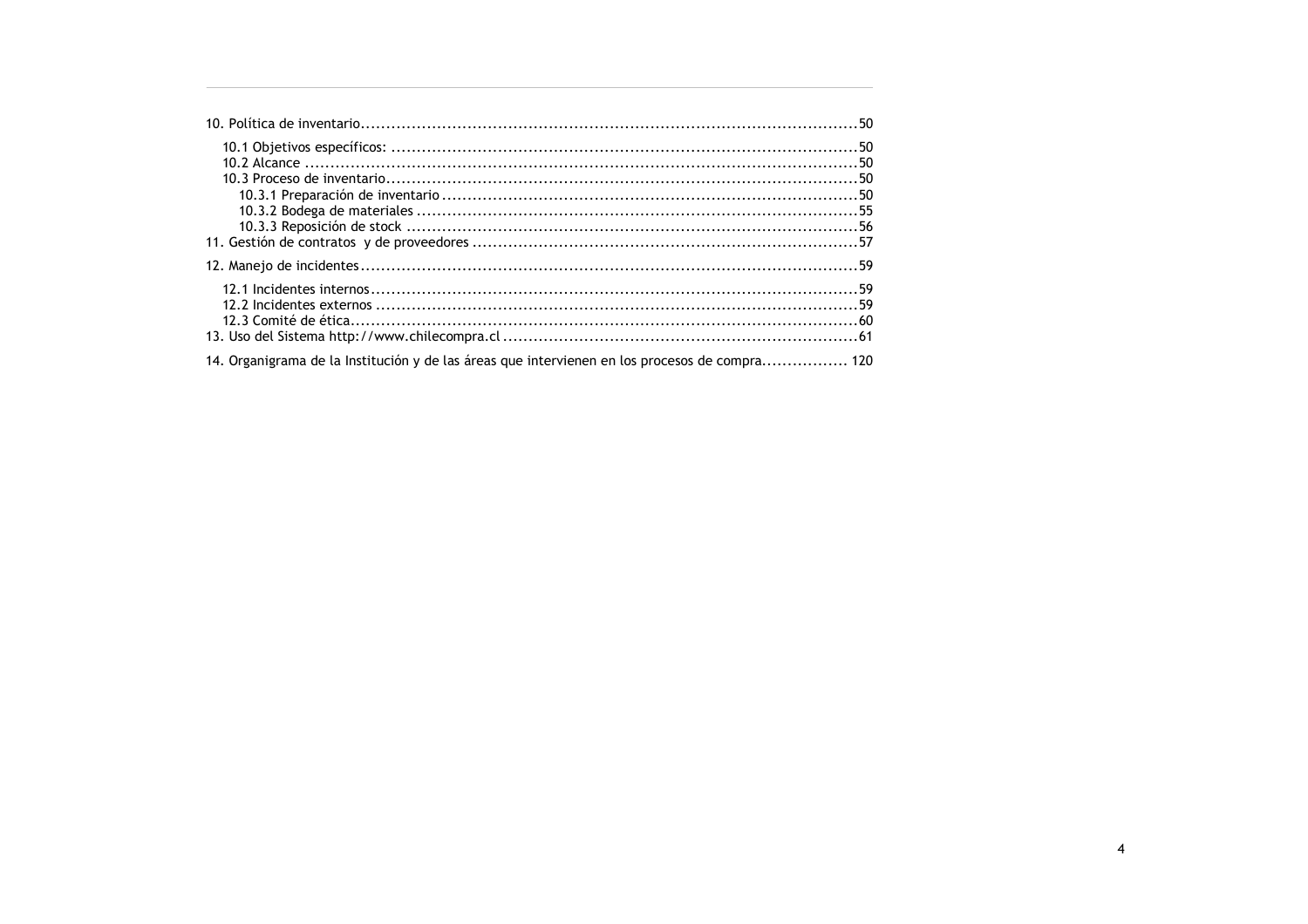10. Política de inventario....................................................................................................50

- 10.1 Objetivos específicos: ....................................................................................50
- 10.2 Alcance ...........................................................................................................50
- 10.3 Proceso de inventario.....................................................................................50
  - 10.3.1 Preparación de inventario .....................................................................50
  - 10.3.2 Bodega de materiales ............................................................................55
  - 10.3.3 Reposición de stock ...............................................................................56

11. Gestión de contratos  y de proveedores ...........................................................57

12. Manejo de incidentes.........................................................................................59

- 12.1 Incidentes internos.........................................................................................59
- 12.2 Incidentes externos ........................................................................................59
- 12.3 Comité de ética...............................................................................................60

13. Uso del Sistema http://www.chilecompra.cl .........................................................61

14. Organigrama de la Institución y de las áreas que intervienen en los procesos de compra................. 120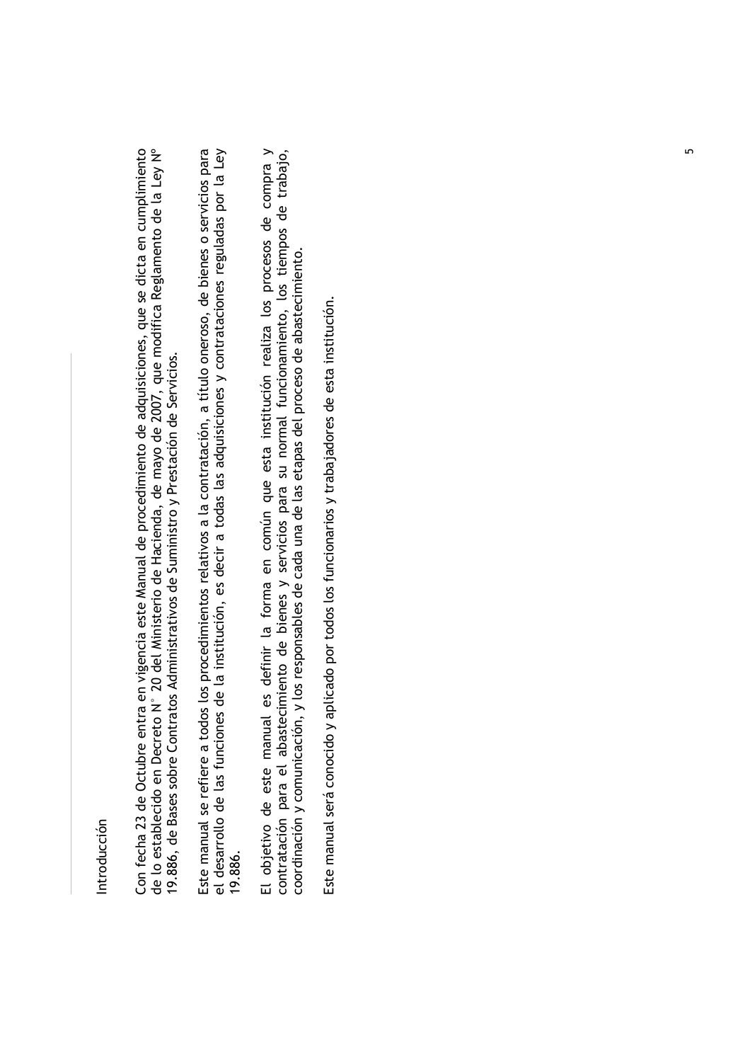# Introducción

Con fecha 23 de Octubre entra en vigencia este Manual de procedimiento de adquisiciones, que se dicta en cumplimiento de lo establecido en Decreto N° 20 del Ministerio de Hacienda, de mayo de 2007, que modifica Reglamento de la Ley N° 19.886, de Bases sobre Contratos Administrativos de Suministro y Prestación de Servicios.

Este manual se refiere a todos los procedimientos relativos a la contratación, a título oneroso, de bienes o servicios para el desarrollo de las funciones de la institución, es decir a todas las adquisiciones y contrataciones reguladas por la Ley 19.886.

El objetivo de este manual es definir la forma en común que esta institución realiza los procesos de compra y contratación para el abastecimiento de bienes y servicios para su normal funcionamiento, los tiempos de trabajo, coordinación y comunicación, y los responsables de cada una de las etapas del proceso de abastecimiento.

Este manual será conocido y aplicado por todos los funcionarios y trabajadores de esta institución.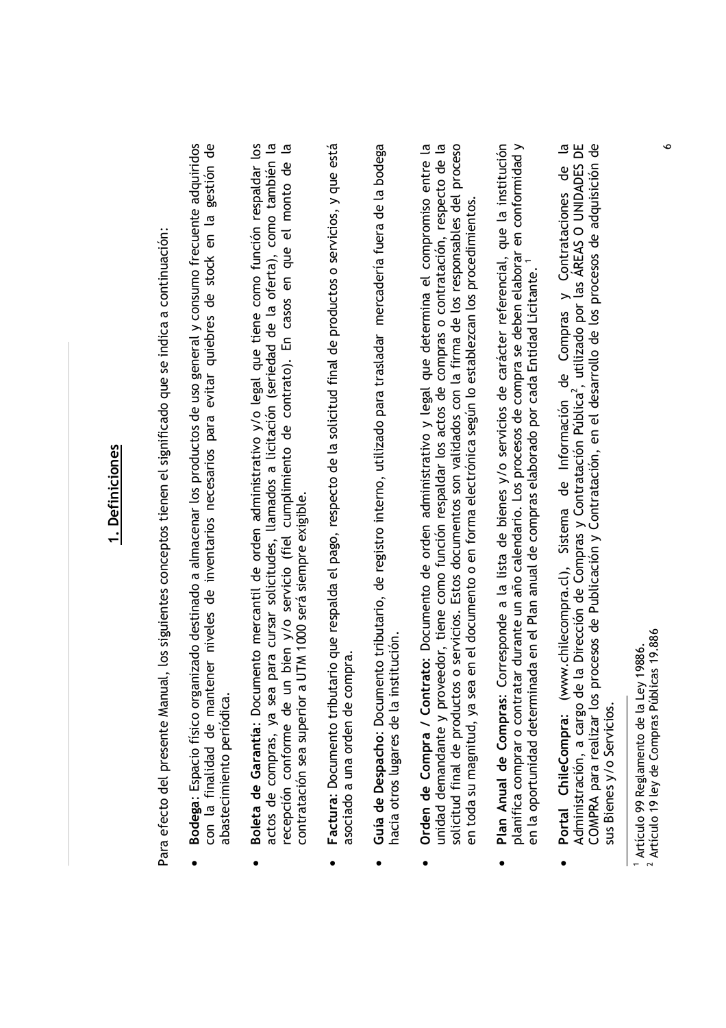## 1. Definiciones

Para efecto del presente Manual, los siguientes conceptos tienen el significado que se indica a continuación:

- **Bodega**: Espacio físico organizado destinado a almacenar los productos de uso general y consumo frecuente adquiridos con la finalidad de mantener niveles de inventarios necesarios para evitar quiebres de stock en la gestión de abastecimiento periódica.

- **Boleta de Garantía**: Documento mercantil de orden administrativo y/o legal que tiene como función respaldar los actos de compras, ya sea para cursar solicitudes, llamados a licitación (seriedad de la oferta), como también la recepción conforme de un bien y/o servicio (fiel cumplimiento de contrato). En casos en que el monto de la contratación sea superior a UTM 1000 será siempre exigible.

- **Factura**: Documento tributario que respalda el pago, respecto de la solicitud final de productos o servicios, y que está asociado a una orden de compra.

- **Guía de Despacho**: Documento tributario, de registro interno, utilizado para trasladar mercadería fuera de la bodega hacia otros lugares de la institución.

- **Orden de Compra / Contrato**: Documento de orden administrativo y legal que determina el compromiso entre la unidad demandante y proveedor, tiene como función respaldar los actos de compras o contratación, respecto de la solicitud final de productos o servicios. Estos documentos son validados con la firma de los responsables del proceso en toda su magnitud, ya sea en el documento o en forma electrónica según lo establezcan los procedimientos.

- **Plan Anual de Compras**: Corresponde a la lista de bienes y/o servicios de carácter referencial, que la institución planifica comprar o contratar durante un año calendario. Los procesos de compra se deben elaborar en conformidad y en la oportunidad determinada en el Plan anual de compras elaborado por cada Entidad Licitante. [1]

- **Portal ChileCompra**: (www.chilecompra.cl), Sistema de Información de Compras y Contrataciones de la Administración, a cargo de la Dirección de Compras y Contratación Pública[2], utilizado por las ÁREAS O UNIDADES DE COMPRA para realizar los procesos de Publicación y Contratación, en el desarrollo de los procesos de adquisición de sus Bienes y/o Servicios.

---

[1] Artículo 99 Reglamento de la Ley 19886.

[2] Artículo 19 ley de Compras Públicas 19.886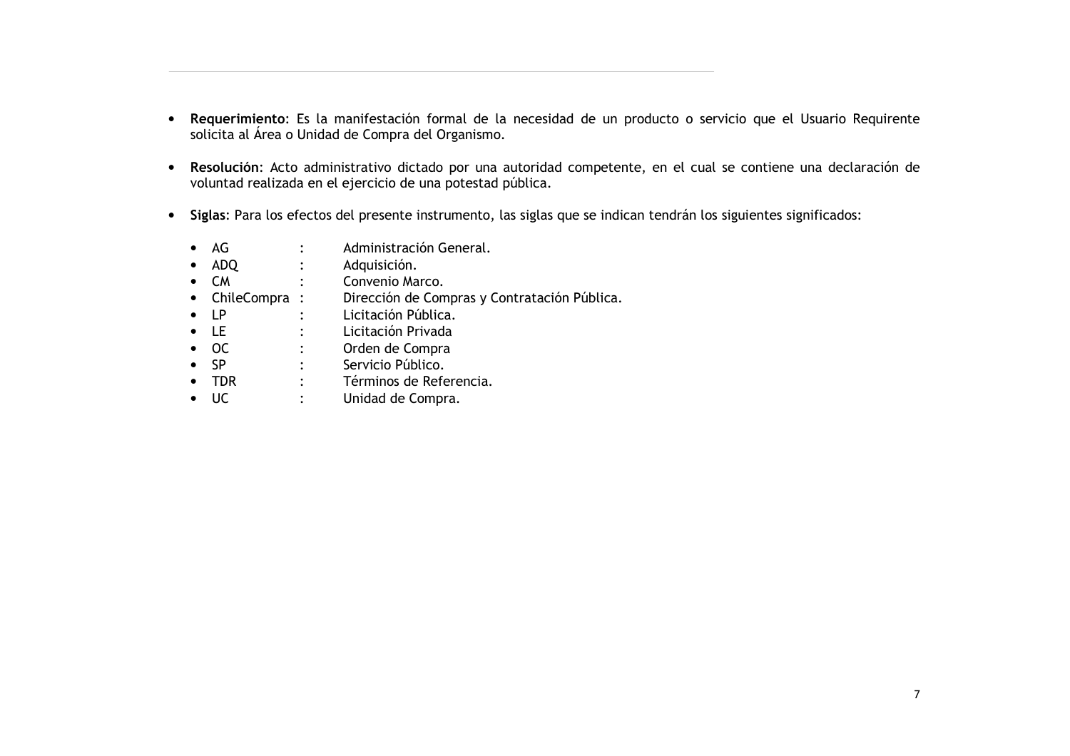- **Requerimiento**: Es la manifestación formal de la necesidad de un producto o servicio que el Usuario Requirente solicita al Área o Unidad de Compra del Organismo.

- **Resolución**: Acto administrativo dictado por una autoridad competente, en el cual se contiene una declaración de voluntad realizada en el ejercicio de una potestad pública.

- **Siglas**: Para los efectos del presente instrumento, las siglas que se indican tendrán los siguientes significados:

  - AG : Administración General.
  - ADQ : Adquisición.
  - CM : Convenio Marco.
  - ChileCompra : Dirección de Compras y Contratación Pública.
  - LP : Licitación Pública.
  - LE : Licitación Privada
  - OC : Orden de Compra
  - SP : Servicio Público.
  - TDR : Términos de Referencia.
  - UC : Unidad de Compra.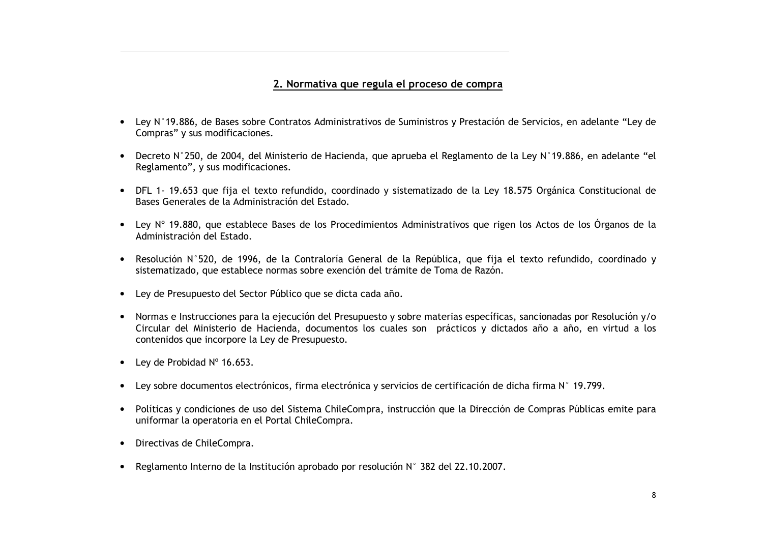## 2. Normativa que regula el proceso de compra

- Ley N°19.886, de Bases sobre Contratos Administrativos de Suministros y Prestación de Servicios, en adelante "Ley de Compras" y sus modificaciones.
- Decreto N°250, de 2004, del Ministerio de Hacienda, que aprueba el Reglamento de la Ley N°19.886, en adelante "el Reglamento", y sus modificaciones.
- DFL 1- 19.653 que fija el texto refundido, coordinado y sistematizado de la Ley 18.575 Orgánica Constitucional de Bases Generales de la Administración del Estado.
- Ley Nº 19.880, que establece Bases de los Procedimientos Administrativos que rigen los Actos de los Órganos de la Administración del Estado.
- Resolución N°520, de 1996, de la Contraloría General de la República, que fija el texto refundido, coordinado y sistematizado, que establece normas sobre exención del trámite de Toma de Razón.
- Ley de Presupuesto del Sector Público que se dicta cada año.
- Normas e Instrucciones para la ejecución del Presupuesto y sobre materias específicas, sancionadas por Resolución y/o Circular del Ministerio de Hacienda, documentos los cuales son prácticos y dictados año a año, en virtud a los contenidos que incorpore la Ley de Presupuesto.
- Ley de Probidad Nº 16.653.
- Ley sobre documentos electrónicos, firma electrónica y servicios de certificación de dicha firma N° 19.799.
- Políticas y condiciones de uso del Sistema ChileCompra, instrucción que la Dirección de Compras Públicas emite para uniformar la operatoria en el Portal ChileCompra.
- Directivas de ChileCompra.
- Reglamento Interno de la Institución aprobado por resolución N° 382 del 22.10.2007.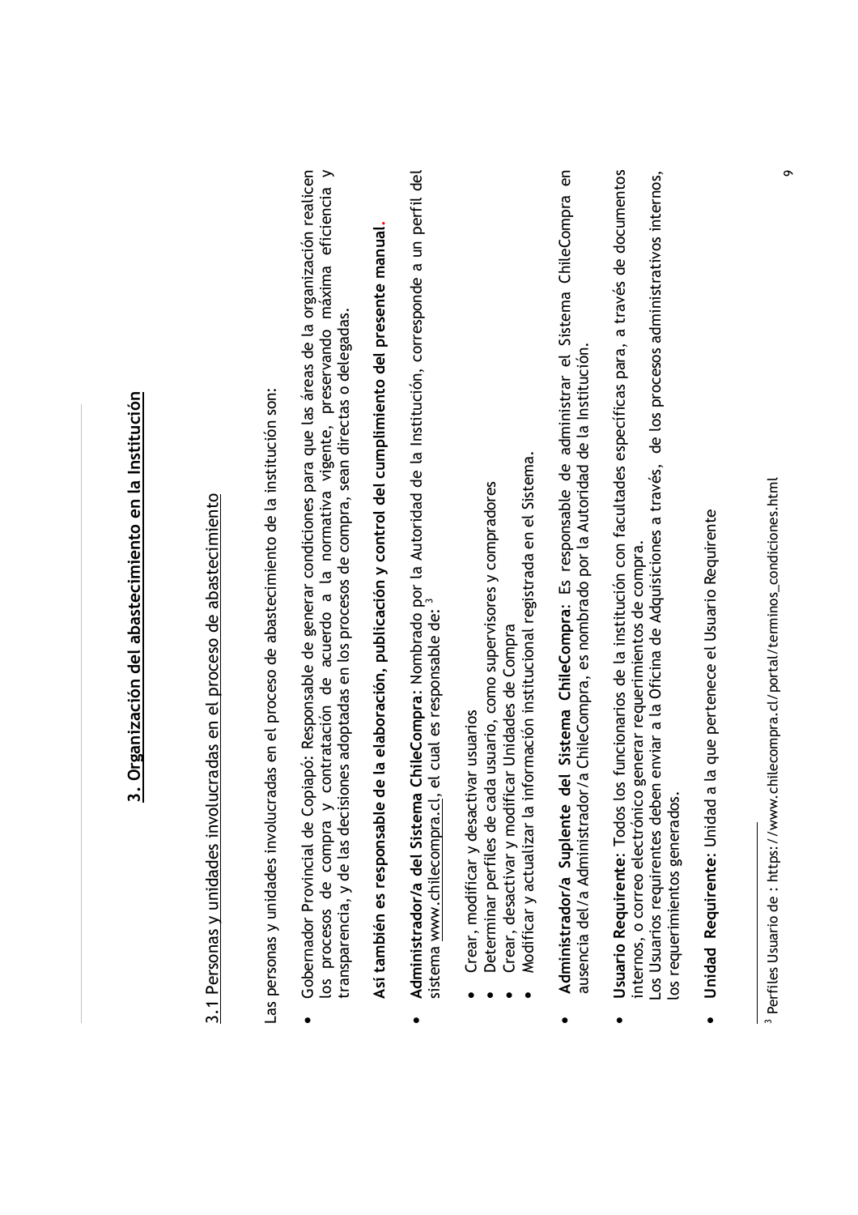# 3. Organización del abastecimiento en la Institución

## 3.1 Personas y unidades involucradas en el proceso de abastecimiento

Las personas y unidades involucradas en el proceso de abastecimiento de la institución son:

- Gobernador Provincial de Copiapó: Responsable de generar condiciones para que las áreas de la organización realicen los procesos de compra y contratación de acuerdo a la normativa vigente, preservando máxima eficiencia y transparencia, y de las decisiones adoptadas en los procesos de compra, sean directas o delegadas.

  **Así también es responsable de la elaboración, publicación y control del cumplimiento del presente manual.**

- **Administrador/a del Sistema ChileCompra**: Nombrado por la Autoridad de la Institución, corresponde a un perfil del sistema www.chilecompra.cl, el cual es responsable de:[3]

  - Crear, modificar y desactivar usuarios
  - Determinar perfiles de cada usuario, como supervisores y compradores
  - Crear, desactivar y modificar Unidades de Compra
  - Modificar y actualizar la información institucional registrada en el Sistema.

- **Administrador/a Suplente del Sistema ChileCompra**: Es responsable de administrar el Sistema ChileCompra en ausencia del/a Administrador/a ChileCompra, es nombrado por la Autoridad de la Institución.

- **Usuario Requirente**: Todos los funcionarios de la institución con facultades específicas para, a través de documentos internos, o correo electrónico generar requerimientos de compra.
  Los Usuarios requirentes deben enviar a la Oficina de Adquisiciones a través, de los procesos administrativos internos, los requerimientos generados.

- **Unidad Requirente**: Unidad a la que pertenece el Usuario Requirente

[3] Perfiles Usuario de : https://www.chilecompra.cl/portal/terminos_condiciones.html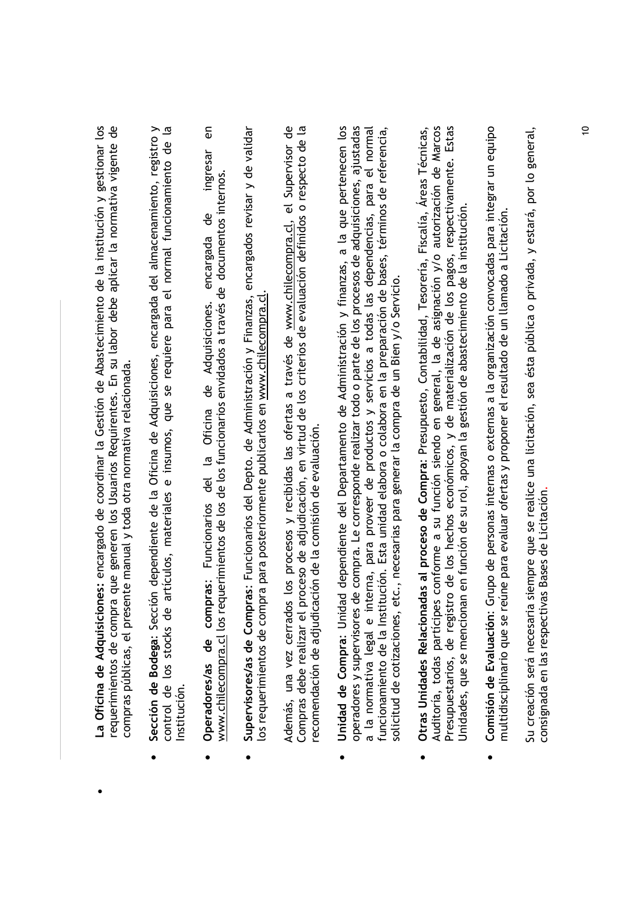- **La Oficina de Adquisiciones:** encargado de coordinar la Gestión de Abastecimiento de la institución y gestionar los requerimientos de compra que generen los Usuarios Requirentes. En su labor debe aplicar la normativa vigente de compras públicas, el presente manual y toda otra normativa relacionada.

- **Sección de Bodega**: Sección dependiente de la Oficina de Adquisiciones, encargada del almacenamiento, registro y control de los stocks de artículos, materiales e insumos, que se requiere para el normal funcionamiento de la Institución.

- **Operadores/as de compras**: Funcionarios del la Oficina de Adquisiciones. encargada de ingresar en www.chilecompra.cl los requerimientos de los de los funcionarios envidados a través de documentos internos.

- **Supervisores/as de Compras**: Funcionarios del Depto. de Administración y Finanzas, encargados revisar y de validar los requerimientos de compra para posteriormente publicarlos en www.chilecompra.cl.

  Además, una vez cerrados los procesos y recibidas las ofertas a través de www.chilecompra.cl, el Supervisor de Compras debe realizar el proceso de adjudicación, en virtud de los criterios de evaluación definidos o respecto de la recomendación de adjudicación de la comisión de evaluación.

- **Unidad de Compra**: Unidad dependiente del Departamento de Administración y finanzas, a la que pertenecen los operadores y supervisores de compra. Le corresponde realizar todo o parte de los procesos de adquisiciones, ajustadas a la normativa legal e interna, para proveer de productos y servicios a todas las dependencias, para el normal funcionamiento de la Institución. Esta unidad elabora o colabora en la preparación de bases, términos de referencia, solicitud de cotizaciones, etc., necesarias para generar la compra de un Bien y/o Servicio.

- **Otras Unidades Relacionadas al proceso de Compra**: Presupuesto, Contabilidad, Tesorería, Fiscalía, Áreas Técnicas, Auditoría, todas partícipes conforme a su función siendo en general, la de asignación y/o autorización de Marcos Presupuestarios, de registro de los hechos económicos, y de materialización de los pagos, respectivamente. Estas Unidades, que se mencionan en función de su rol, apoyan la gestión de abastecimiento de la institución.

- **Comisión de Evaluación**: Grupo de personas internas o externas a la organización convocadas para integrar un equipo multidisciplinario que se reúne para evaluar ofertas y proponer el resultado de un llamado a Licitación.

  Su creación será necesaria siempre que se realice una licitación, sea ésta pública o privada, y estará, por lo general, consignada en las respectivas Bases de Licitación.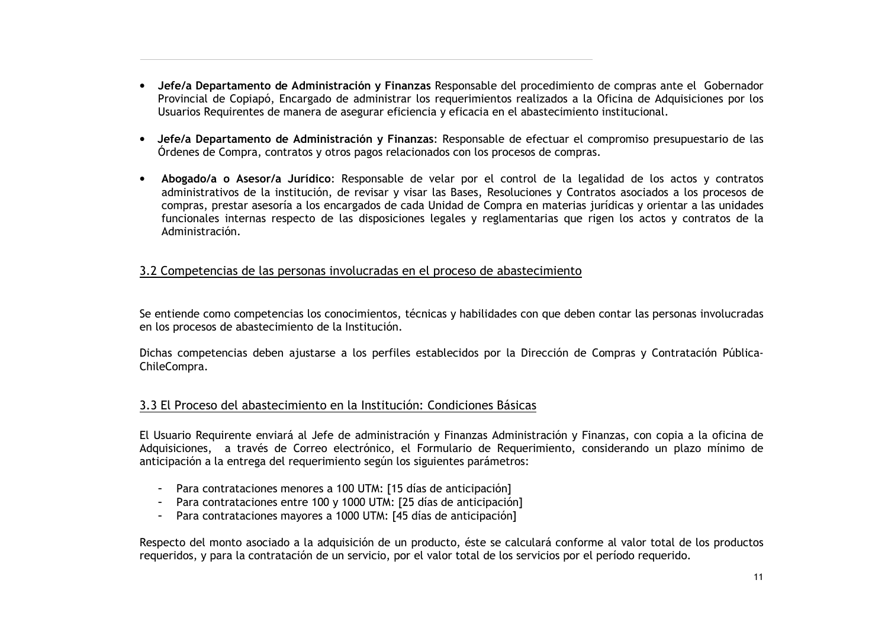- **Jefe/a Departamento de Administración y Finanzas** Responsable del procedimiento de compras ante el Gobernador Provincial de Copiapó, Encargado de administrar los requerimientos realizados a la Oficina de Adquisiciones por los Usuarios Requirentes de manera de asegurar eficiencia y eficacia en el abastecimiento institucional.

- **Jefe/a Departamento de Administración y Finanzas**: Responsable de efectuar el compromiso presupuestario de las Órdenes de Compra, contratos y otros pagos relacionados con los procesos de compras.

- **Abogado/a o Asesor/a Jurídico**: Responsable de velar por el control de la legalidad de los actos y contratos administrativos de la institución, de revisar y visar las Bases, Resoluciones y Contratos asociados a los procesos de compras, prestar asesoría a los encargados de cada Unidad de Compra en materias jurídicas y orientar a las unidades funcionales internas respecto de las disposiciones legales y reglamentarias que rigen los actos y contratos de la Administración.

## 3.2 Competencias de las personas involucradas en el proceso de abastecimiento

Se entiende como competencias los conocimientos, técnicas y habilidades con que deben contar las personas involucradas en los procesos de abastecimiento de la Institución.

Dichas competencias deben ajustarse a los perfiles establecidos por la Dirección de Compras y Contratación Pública-ChileCompra.

## 3.3 El Proceso del abastecimiento en la Institución: Condiciones Básicas

El Usuario Requirente enviará al Jefe de administración y Finanzas Administración y Finanzas, con copia a la oficina de Adquisiciones, a través de Correo electrónico, el Formulario de Requerimiento, considerando un plazo mínimo de anticipación a la entrega del requerimiento según los siguientes parámetros:

- Para contrataciones menores a 100 UTM: [15 días de anticipación]
- Para contrataciones entre 100 y 1000 UTM: [25 días de anticipación]
- Para contrataciones mayores a 1000 UTM: [45 días de anticipación]

Respecto del monto asociado a la adquisición de un producto, éste se calculará conforme al valor total de los productos requeridos, y para la contratación de un servicio, por el valor total de los servicios por el período requerido.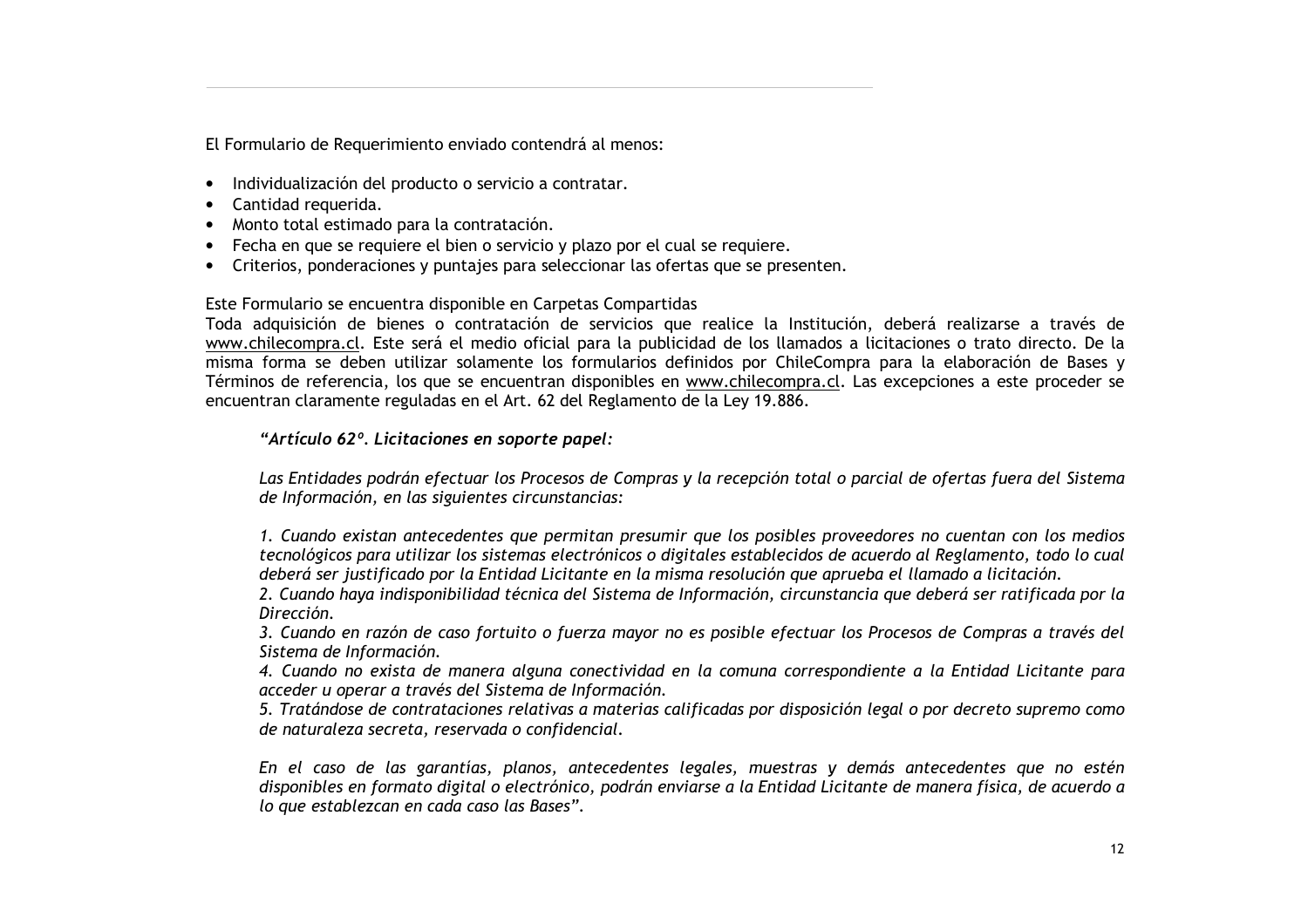El Formulario de Requerimiento enviado contendrá al menos:

- Individualización del producto o servicio a contratar.
- Cantidad requerida.
- Monto total estimado para la contratación.
- Fecha en que se requiere el bien o servicio y plazo por el cual se requiere.
- Criterios, ponderaciones y puntajes para seleccionar las ofertas que se presenten.

Este Formulario se encuentra disponible en Carpetas Compartidas
Toda adquisición de bienes o contratación de servicios que realice la Institución, deberá realizarse a través de www.chilecompra.cl. Este será el medio oficial para la publicidad de los llamados a licitaciones o trato directo. De la misma forma se deben utilizar solamente los formularios definidos por ChileCompra para la elaboración de Bases y Términos de referencia, los que se encuentran disponibles en www.chilecompra.cl. Las excepciones a este proceder se encuentran claramente reguladas en el Art. 62 del Reglamento de la Ley 19.886.

> ***"Artículo 62º. Licitaciones en soporte papel:***
>
> *Las Entidades podrán efectuar los Procesos de Compras y la recepción total o parcial de ofertas fuera del Sistema de Información, en las siguientes circunstancias:*
>
> *1. Cuando existan antecedentes que permitan presumir que los posibles proveedores no cuentan con los medios tecnológicos para utilizar los sistemas electrónicos o digitales establecidos de acuerdo al Reglamento, todo lo cual deberá ser justificado por la Entidad Licitante en la misma resolución que aprueba el llamado a licitación.*
> *2. Cuando haya indisponibilidad técnica del Sistema de Información, circunstancia que deberá ser ratificada por la Dirección.*
> *3. Cuando en razón de caso fortuito o fuerza mayor no es posible efectuar los Procesos de Compras a través del Sistema de Información.*
> *4. Cuando no exista de manera alguna conectividad en la comuna correspondiente a la Entidad Licitante para acceder u operar a través del Sistema de Información.*
> *5. Tratándose de contrataciones relativas a materias calificadas por disposición legal o por decreto supremo como de naturaleza secreta, reservada o confidencial.*
>
> *En el caso de las garantías, planos, antecedentes legales, muestras y demás antecedentes que no estén disponibles en formato digital o electrónico, podrán enviarse a la Entidad Licitante de manera física, de acuerdo a lo que establezcan en cada caso las Bases".*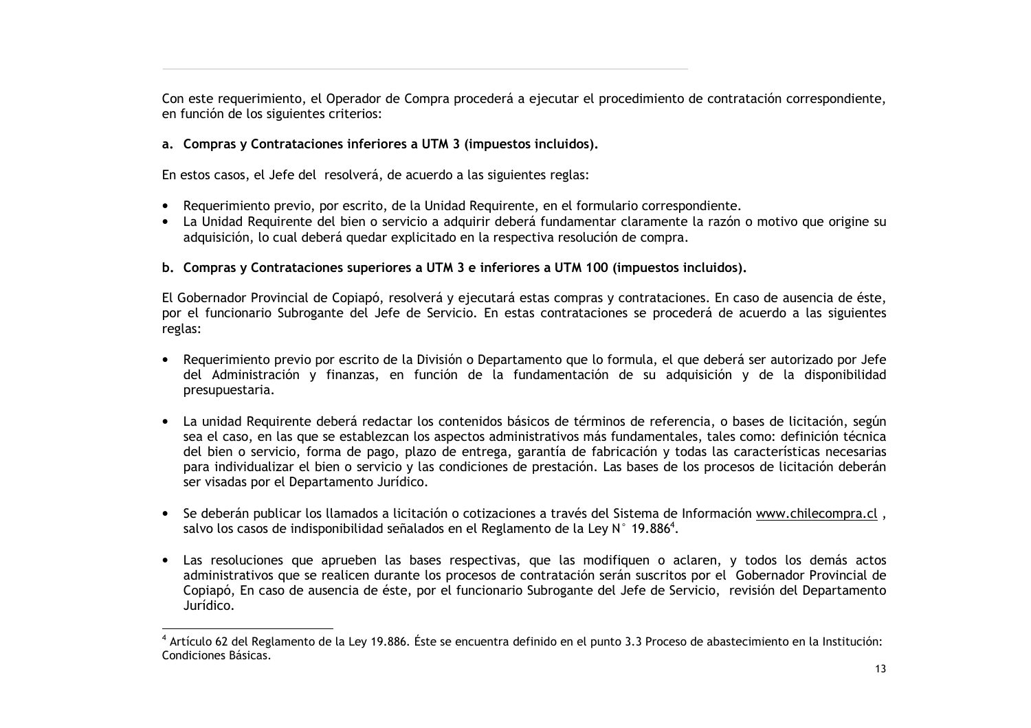Con este requerimiento, el Operador de Compra procederá a ejecutar el procedimiento de contratación correspondiente, en función de los siguientes criterios:

**a. Compras y Contrataciones inferiores a UTM 3 (impuestos incluidos).**

En estos casos, el Jefe del  resolverá, de acuerdo a las siguientes reglas:

- Requerimiento previo, por escrito, de la Unidad Requirente, en el formulario correspondiente.
- La Unidad Requirente del bien o servicio a adquirir deberá fundamentar claramente la razón o motivo que origine su adquisición, lo cual deberá quedar explicitado en la respectiva resolución de compra.

**b. Compras y Contrataciones superiores a UTM 3 e inferiores a UTM 100 (impuestos incluidos).**

El Gobernador Provincial de Copiapó, resolverá y ejecutará estas compras y contrataciones. En caso de ausencia de éste, por el funcionario Subrogante del Jefe de Servicio. En estas contrataciones se procederá de acuerdo a las siguientes reglas:

- Requerimiento previo por escrito de la División o Departamento que lo formula, el que deberá ser autorizado por Jefe del Administración y finanzas, en función de la fundamentación de su adquisición y de la disponibilidad presupuestaria.

- La unidad Requirente deberá redactar los contenidos básicos de términos de referencia, o bases de licitación, según sea el caso, en las que se establezcan los aspectos administrativos más fundamentales, tales como: definición técnica del bien o servicio, forma de pago, plazo de entrega, garantía de fabricación y todas las características necesarias para individualizar el bien o servicio y las condiciones de prestación. Las bases de los procesos de licitación deberán ser visadas por el Departamento Jurídico.

- Se deberán publicar los llamados a licitación o cotizaciones a través del Sistema de Información www.chilecompra.cl , salvo los casos de indisponibilidad señalados en el Reglamento de la Ley N° 19.886[4].

- Las resoluciones que aprueben las bases respectivas, que las modifiquen o aclaren, y todos los demás actos administrativos que se realicen durante los procesos de contratación serán suscritos por el  Gobernador Provincial de Copiapó, En caso de ausencia de éste, por el funcionario Subrogante del Jefe de Servicio,  revisión del Departamento Jurídico.

[4] Artículo 62 del Reglamento de la Ley 19.886. Éste se encuentra definido en el punto 3.3 Proceso de abastecimiento en la Institución: Condiciones Básicas.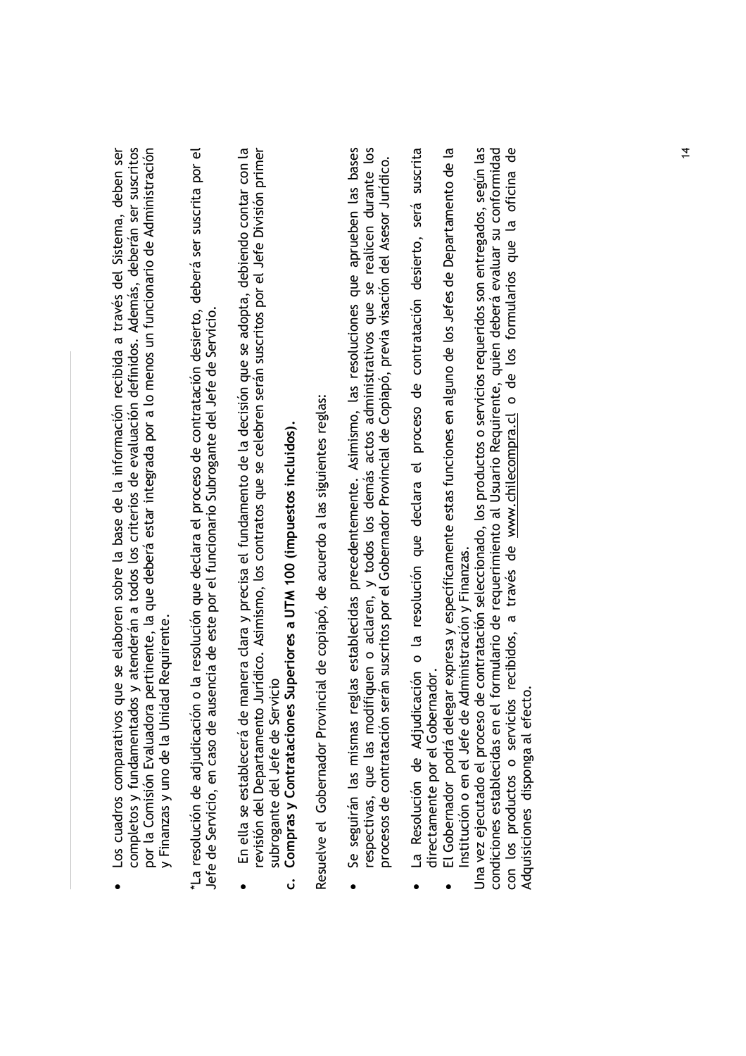- Los cuadros comparativos que se elaboren sobre la base de la información recibida a través del Sistema, deben ser completos y fundamentados y atenderán a todos los criterios de evaluación definidos. Además, deberán ser suscritos por la Comisión Evaluadora pertinente, la que deberá estar integrada por a lo menos un funcionario de Administración y Finanzas y uno de la Unidad Requirente.

*La resolución de adjudicación o la resolución que declara el proceso de contratación desierto, deberá ser suscrita por el Jefe de Servicio, en caso de ausencia de este por el funcionario Subrogante del Jefe de Servicio.

- En ella se establecerá de manera clara y precisa el fundamento de la decisión que se adopta, debiendo contar con la revisión del Departamento Jurídico. Asimismo, los contratos que se celebren serán suscritos por el Jefe División primer subrogante del Jefe de Servicio

c. **Compras y Contrataciones Superiores a UTM 100 (impuestos incluidos).**

Resuelve el Gobernador Provincial de copiapó, de acuerdo a las siguientes reglas:

- Se seguirán las mismas reglas establecidas precedentemente. Asimismo, las resoluciones que aprueben las bases respectivas, que las modifiquen o aclaren, y todos los demás actos administrativos que se realicen durante los procesos de contratación serán suscritos por el Gobernador Provincial de Copiapó, previa visación del Asesor Jurídico.

- La Resolución de Adjudicación o la resolución que declara el proceso de contratación desierto, será suscrita directamente por el Gobernador.
- El Gobernador podrá delegar expresa y específicamente estas funciones en alguno de los Jefes de Departamento de la Institución o en el Jefe de Administración y Finanzas.

Una vez ejecutado el proceso de contratación seleccionado, los productos o servicios requeridos son entregados, según las condiciones establecidas en el formulario de requerimiento al Usuario Requirente, quien deberá evaluar su conformidad con los productos o servicios recibidos, a través de www.chilecompra.cl o de los formularios que la oficina de Adquisiciones disponga al efecto.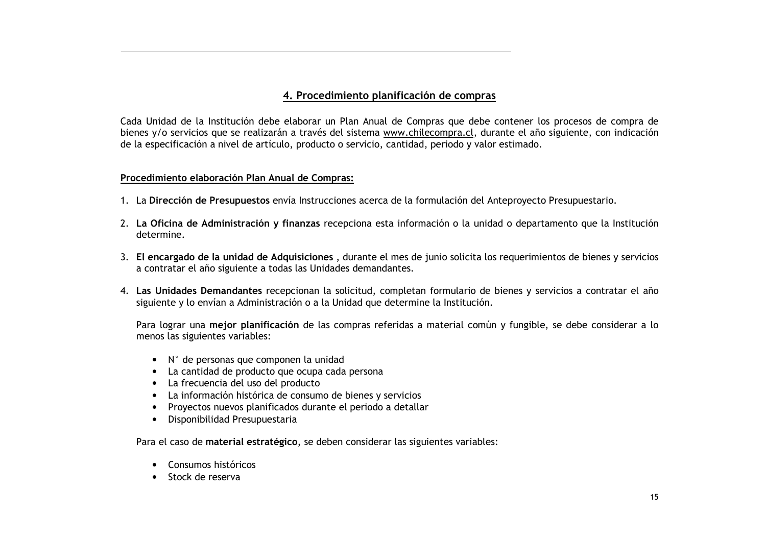## 4. Procedimiento planificación de compras

Cada Unidad de la Institución debe elaborar un Plan Anual de Compras que debe contener los procesos de compra de bienes y/o servicios que se realizarán a través del sistema www.chilecompra.cl, durante el año siguiente, con indicación de la especificación a nivel de artículo, producto o servicio, cantidad, periodo y valor estimado.

### Procedimiento elaboración Plan Anual de Compras:

1. La **Dirección de Presupuestos** envía Instrucciones acerca de la formulación del Anteproyecto Presupuestario.

2. **La Oficina de Administración y finanzas** recepciona esta información o la unidad o departamento que la Institución determine.

3. **El encargado de la unidad de Adquisiciones** , durante el mes de junio solicita los requerimientos de bienes y servicios a contratar el año siguiente a todas las Unidades demandantes.

4. **Las Unidades Demandantes** recepcionan la solicitud, completan formulario de bienes y servicios a contratar el año siguiente y lo envían a Administración o a la Unidad que determine la Institución.

   Para lograr una **mejor planificación** de las compras referidas a material común y fungible, se debe considerar a lo menos las siguientes variables:

   - N° de personas que componen la unidad
   - La cantidad de producto que ocupa cada persona
   - La frecuencia del uso del producto
   - La información histórica de consumo de bienes y servicios
   - Proyectos nuevos planificados durante el periodo a detallar
   - Disponibilidad Presupuestaria

   Para el caso de **material estratégico**, se deben considerar las siguientes variables:

   - Consumos históricos
   - Stock de reserva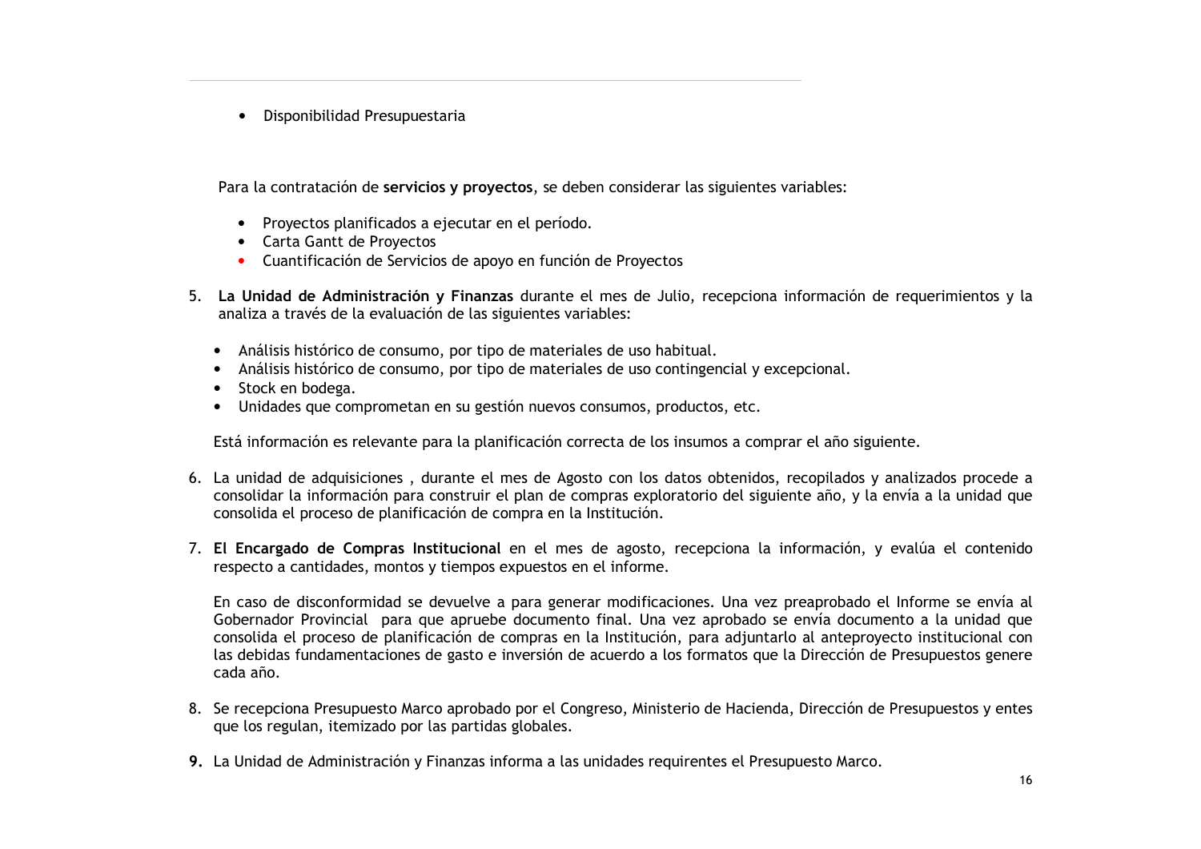- Disponibilidad Presupuestaria

Para la contratación de **servicios y proyectos**, se deben considerar las siguientes variables:

- Proyectos planificados a ejecutar en el período.
- Carta Gantt de Proyectos
- Cuantificación de Servicios de apoyo en función de Proyectos

5. **La Unidad de Administración y Finanzas** durante el mes de Julio, recepciona información de requerimientos y la analiza a través de la evaluación de las siguientes variables:

   - Análisis histórico de consumo, por tipo de materiales de uso habitual.
   - Análisis histórico de consumo, por tipo de materiales de uso contingencial y excepcional.
   - Stock en bodega.
   - Unidades que comprometan en su gestión nuevos consumos, productos, etc.

   Está información es relevante para la planificación correcta de los insumos a comprar el año siguiente.

6. La unidad de adquisiciones , durante el mes de Agosto con los datos obtenidos, recopilados y analizados procede a consolidar la información para construir el plan de compras exploratorio del siguiente año, y la envía a la unidad que consolida el proceso de planificación de compra en la Institución.

7. **El Encargado de Compras Institucional** en el mes de agosto, recepciona la información, y evalúa el contenido respecto a cantidades, montos y tiempos expuestos en el informe.

   En caso de disconformidad se devuelve a para generar modificaciones. Una vez preaprobado el Informe se envía al Gobernador Provincial para que apruebe documento final. Una vez aprobado se envía documento a la unidad que consolida el proceso de planificación de compras en la Institución, para adjuntarlo al anteproyecto institucional con las debidas fundamentaciones de gasto e inversión de acuerdo a los formatos que la Dirección de Presupuestos genere cada año.

8. Se recepciona Presupuesto Marco aprobado por el Congreso, Ministerio de Hacienda, Dirección de Presupuestos y entes que los regulan, itemizado por las partidas globales.

9. La Unidad de Administración y Finanzas informa a las unidades requirentes el Presupuesto Marco.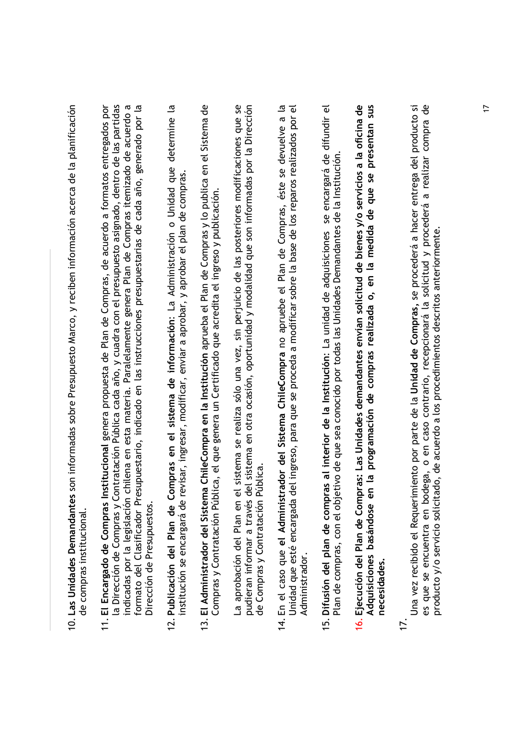10. **Las Unidades Demandantes** son informadas sobre Presupuesto Marco, y reciben información acerca de la planificación de compras institucional.

11. **El Encargado de Compras Institucional** genera propuesta de Plan de Compras, de acuerdo a formatos entregados por la Dirección de Compras y Contratación Pública cada año, y cuadra con el presupuesto asignado, dentro de las partidas indicadas por la legislación chilena en esta materia. Paralelamente genera Plan de Compras itemizado de acuerdo a formato del Clasificador Presupuestario, indicado en las instrucciones presupuestarias de cada año, generado por la Dirección de Presupuestos.

12. **Publicación del Plan de Compras en el sistema de información:** La Administración o Unidad que determine la institución se encargará de revisar, ingresar, modificar, enviar a aprobar, y aprobar el plan de compras.

13. **El Administrador del Sistema ChileCompra en la Institución** aprueba el Plan de Compras y lo publica en el Sistema de Compras y Contratación Pública, el que genera un Certificado que acredita el ingreso y publicación.

    La aprobación del Plan en el sistema se realiza sólo una vez, sin perjuicio de las posteriores modificaciones que se pudieran informar a través del sistema en otra ocasión, oportunidad y modalidad que son informadas por la Dirección de Compras y Contratación Pública.

14. En el caso que **el Administrador del Sistema ChileCompra** no apruebe el Plan de Compras, éste se devuelve a la Unidad que esté encargada del ingreso, para que se proceda a modificar sobre la base de los reparos realizados por el Administrador.

15. **Difusión del plan de compras al interior de la Institución:** La unidad de adquisiciones se encargará de difundir el Plan de compras, con el objetivo de que sea conocido por todas las Unidades Demandantes de la Institución.

16. **Ejecución del Plan de Compras: Las Unidades demandantes envían solicitud de bienes y/o servicios a la oficina de Adquisiciones basándose en la programación de compras realizada o, en la medida de que se presentan sus necesidades.**

17. 

    Una vez recibido el Requerimiento por parte de la **Unidad de Compras,** se procederá a hacer entrega del producto si es que se encuentra en bodega, o en caso contrario, recepcionará la solicitud y procederá a realizar compra de producto y/o servicio solicitado, de acuerdo a los procedimientos descritos anteriormente.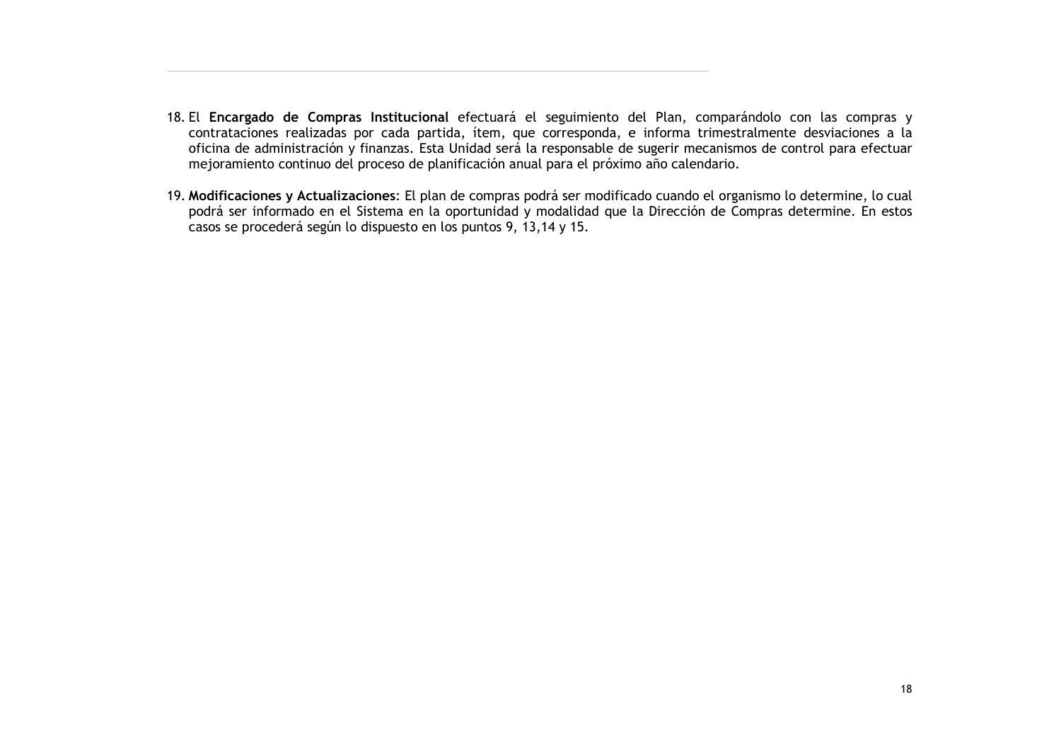18. El **Encargado de Compras Institucional** efectuará el seguimiento del Plan, comparándolo con las compras y contrataciones realizadas por cada partida, ítem, que corresponda, e informa trimestralmente desviaciones a la oficina de administración y finanzas. Esta Unidad será la responsable de sugerir mecanismos de control para efectuar mejoramiento continuo del proceso de planificación anual para el próximo año calendario.

19. **Modificaciones y Actualizaciones**: El plan de compras podrá ser modificado cuando el organismo lo determine, lo cual podrá ser informado en el Sistema en la oportunidad y modalidad que la Dirección de Compras determine. En estos casos se procederá según lo dispuesto en los puntos 9, 13,14 y 15.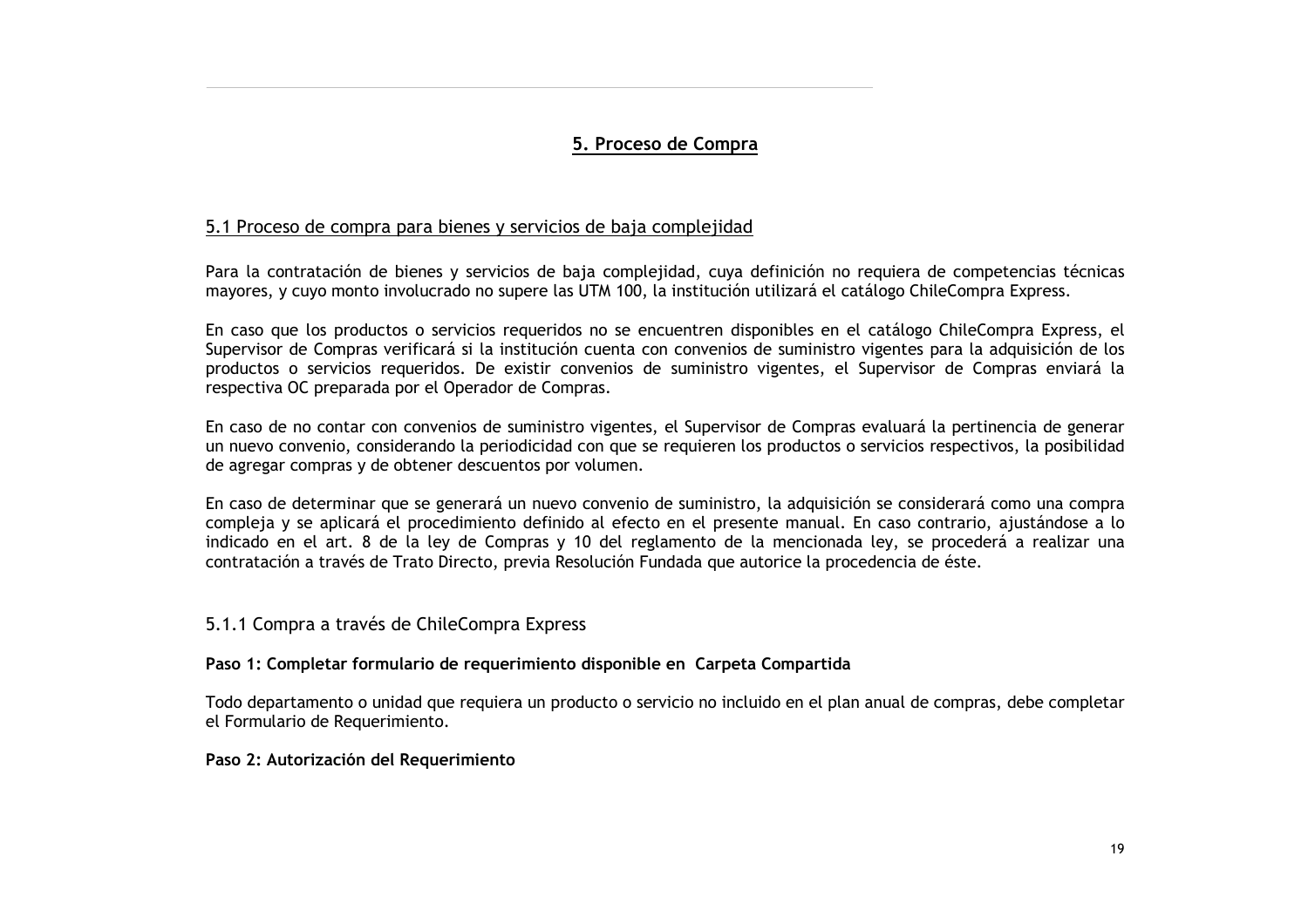## 5. Proceso de Compra

### 5.1 Proceso de compra para bienes y servicios de baja complejidad

Para la contratación de bienes y servicios de baja complejidad, cuya definición no requiera de competencias técnicas mayores, y cuyo monto involucrado no supere las UTM 100, la institución utilizará el catálogo ChileCompra Express.

En caso que los productos o servicios requeridos no se encuentren disponibles en el catálogo ChileCompra Express, el Supervisor de Compras verificará si la institución cuenta con convenios de suministro vigentes para la adquisición de los productos o servicios requeridos. De existir convenios de suministro vigentes, el Supervisor de Compras enviará la respectiva OC preparada por el Operador de Compras.

En caso de no contar con convenios de suministro vigentes, el Supervisor de Compras evaluará la pertinencia de generar un nuevo convenio, considerando la periodicidad con que se requieren los productos o servicios respectivos, la posibilidad de agregar compras y de obtener descuentos por volumen.

En caso de determinar que se generará un nuevo convenio de suministro, la adquisición se considerará como una compra compleja y se aplicará el procedimiento definido al efecto en el presente manual. En caso contrario, ajustándose a lo indicado en el art. 8 de la ley de Compras y 10 del reglamento de la mencionada ley, se procederá a realizar una contratación a través de Trato Directo, previa Resolución Fundada que autorice la procedencia de éste.

#### 5.1.1 Compra a través de ChileCompra Express

**Paso 1: Completar formulario de requerimiento disponible en Carpeta Compartida**

Todo departamento o unidad que requiera un producto o servicio no incluido en el plan anual de compras, debe completar el Formulario de Requerimiento.

**Paso 2: Autorización del Requerimiento**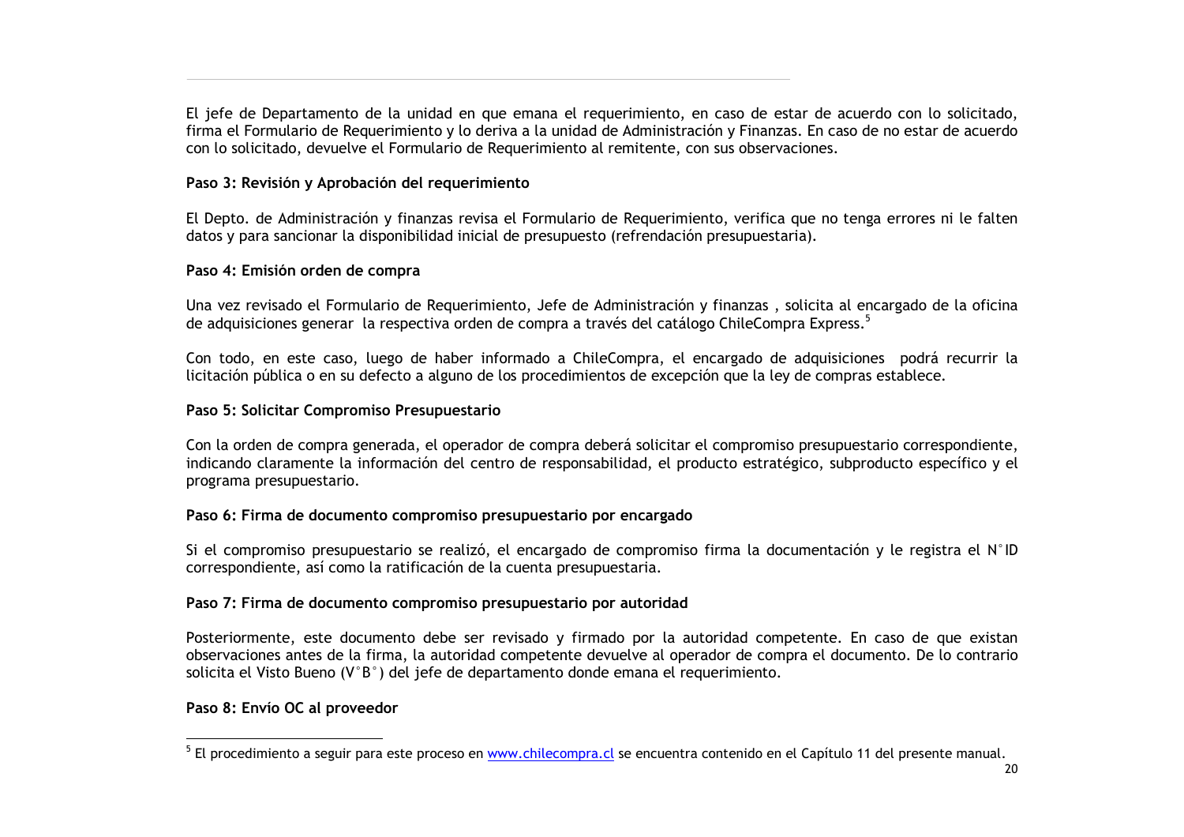El jefe de Departamento de la unidad en que emana el requerimiento, en caso de estar de acuerdo con lo solicitado, firma el Formulario de Requerimiento y lo deriva a la unidad de Administración y Finanzas. En caso de no estar de acuerdo con lo solicitado, devuelve el Formulario de Requerimiento al remitente, con sus observaciones.

**Paso 3: Revisión y Aprobación del requerimiento**

El Depto. de Administración y finanzas revisa el Formulario de Requerimiento, verifica que no tenga errores ni le falten datos y para sancionar la disponibilidad inicial de presupuesto (refrendación presupuestaria).

**Paso 4: Emisión orden de compra**

Una vez revisado el Formulario de Requerimiento, Jefe de Administración y finanzas , solicita al encargado de la oficina de adquisiciones generar la respectiva orden de compra a través del catálogo ChileCompra Express.[5]

Con todo, en este caso, luego de haber informado a ChileCompra, el encargado de adquisiciones podrá recurrir la licitación pública o en su defecto a alguno de los procedimientos de excepción que la ley de compras establece.

**Paso 5: Solicitar Compromiso Presupuestario**

Con la orden de compra generada, el operador de compra deberá solicitar el compromiso presupuestario correspondiente, indicando claramente la información del centro de responsabilidad, el producto estratégico, subproducto específico y el programa presupuestario.

**Paso 6: Firma de documento compromiso presupuestario por encargado**

Si el compromiso presupuestario se realizó, el encargado de compromiso firma la documentación y le registra el N°ID correspondiente, así como la ratificación de la cuenta presupuestaria.

**Paso 7: Firma de documento compromiso presupuestario por autoridad**

Posteriormente, este documento debe ser revisado y firmado por la autoridad competente. En caso de que existan observaciones antes de la firma, la autoridad competente devuelve al operador de compra el documento. De lo contrario solicita el Visto Bueno (V°B°) del jefe de departamento donde emana el requerimiento.

**Paso 8: Envío OC al proveedor**

---

[5] El procedimiento a seguir para este proceso en www.chilecompra.cl se encuentra contenido en el Capítulo 11 del presente manual.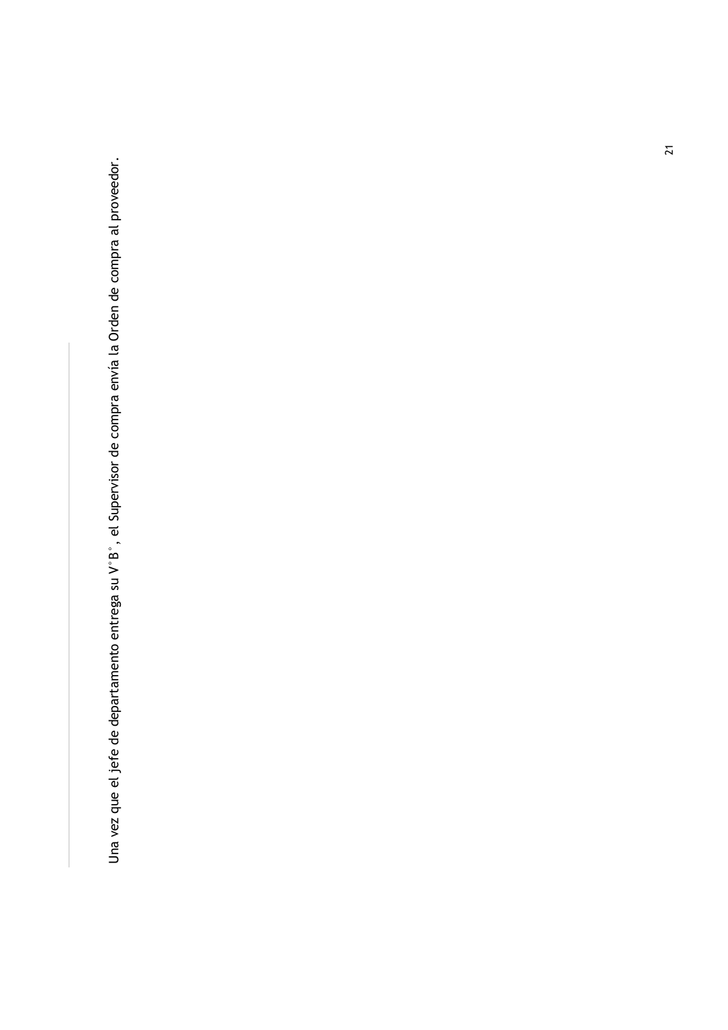Una vez que el jefe de departamento entrega su V°B°, el Supervisor de compra envía la Orden de compra al proveedor.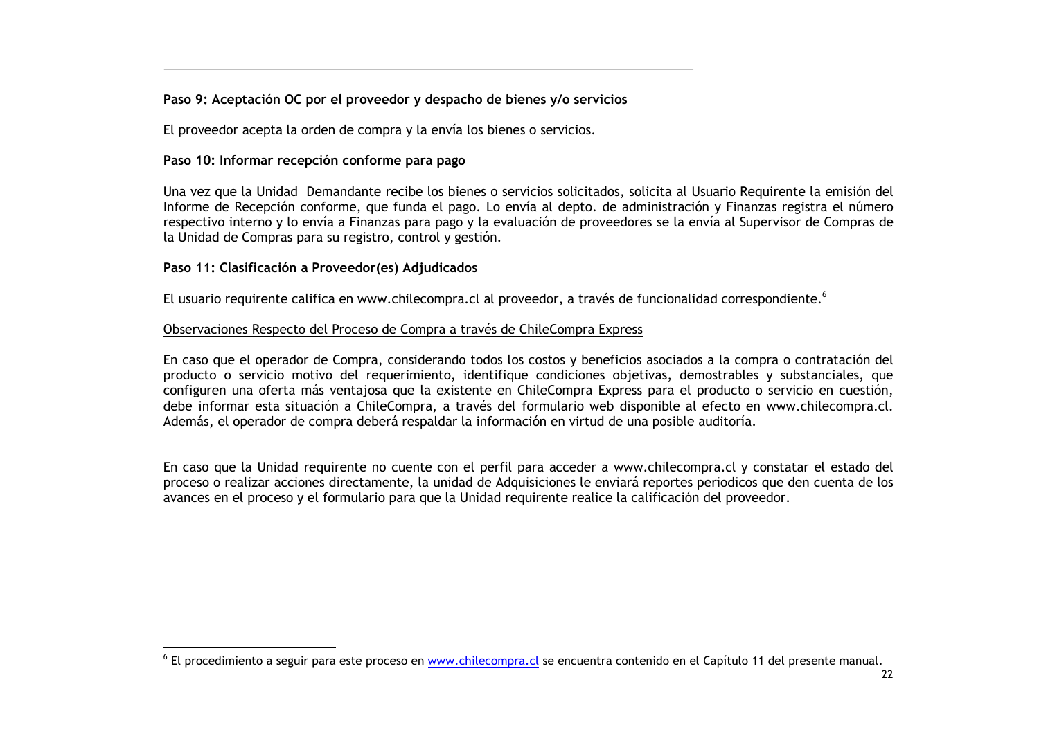**Paso 9: Aceptación OC por el proveedor y despacho de bienes y/o servicios**

El proveedor acepta la orden de compra y la envía los bienes o servicios.

**Paso 10: Informar recepción conforme para pago**

Una vez que la Unidad Demandante recibe los bienes o servicios solicitados, solicita al Usuario Requirente la emisión del Informe de Recepción conforme, que funda el pago. Lo envía al depto. de administración y Finanzas registra el número respectivo interno y lo envía a Finanzas para pago y la evaluación de proveedores se la envía al Supervisor de Compras de la Unidad de Compras para su registro, control y gestión.

**Paso 11: Clasificación a Proveedor(es) Adjudicados**

El usuario requirente califica en www.chilecompra.cl al proveedor, a través de funcionalidad correspondiente.[6]

Observaciones Respecto del Proceso de Compra a través de ChileCompra Express

En caso que el operador de Compra, considerando todos los costos y beneficios asociados a la compra o contratación del producto o servicio motivo del requerimiento, identifique condiciones objetivas, demostrables y substanciales, que configuren una oferta más ventajosa que la existente en ChileCompra Express para el producto o servicio en cuestión, debe informar esta situación a ChileCompra, a través del formulario web disponible al efecto en www.chilecompra.cl. Además, el operador de compra deberá respaldar la información en virtud de una posible auditoría.

En caso que la Unidad requirente no cuente con el perfil para acceder a www.chilecompra.cl y constatar el estado del proceso o realizar acciones directamente, la unidad de Adquisiciones le enviará reportes periodicos que den cuenta de los avances en el proceso y el formulario para que la Unidad requirente realice la calificación del proveedor.

---

[6] El procedimiento a seguir para este proceso en www.chilecompra.cl se encuentra contenido en el Capítulo 11 del presente manual.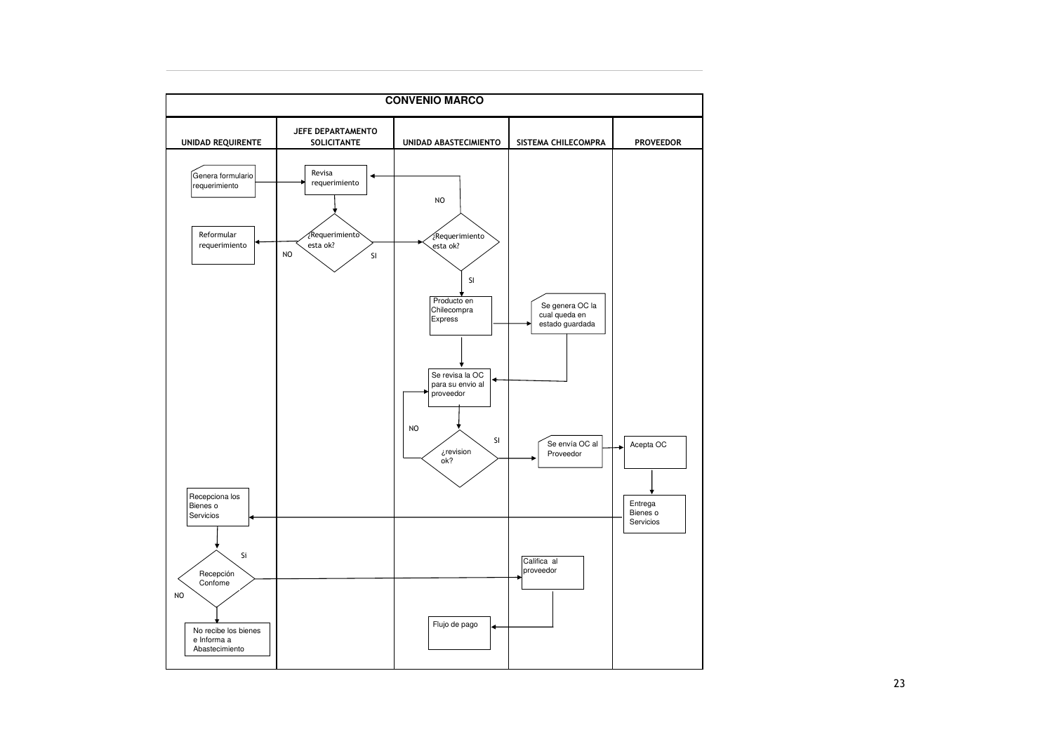# CONVENIO MARCO

| UNIDAD REQUIRENTE | JEFE DEPARTAMENTO SOLICITANTE | UNIDAD ABASTECIMIENTO | SISTEMA CHILECOMPRA | PROVEEDOR |
|---|---|---|---|---|
| Genera formulario requerimiento | Revisa requerimiento | | | |
| Reformular requerimiento (NO) | ¿Requerimiento esta ok? (SI) | ¿Requerimiento esta ok? (NO → Revisa requerimiento; SI) | | |
| | | Producto en Chilecompra Express | Se genera OC la cual queda en estado guardada | |
| | | Se revisa la OC para su envio al proveedor | | |
| | | ¿revision ok? (NO → Se revisa la OC; SI) | Se envía OC al Proveedor | Acepta OC |
| Recepciona los Bienes o Servicios | | | | Entrega Bienes o Servicios |
| Recepción Confome (Si → Califica al proveedor; NO) | | | Califica al proveedor | |
| No recibe los bienes e Informa a Abastecimiento | | Flujo de pago | | |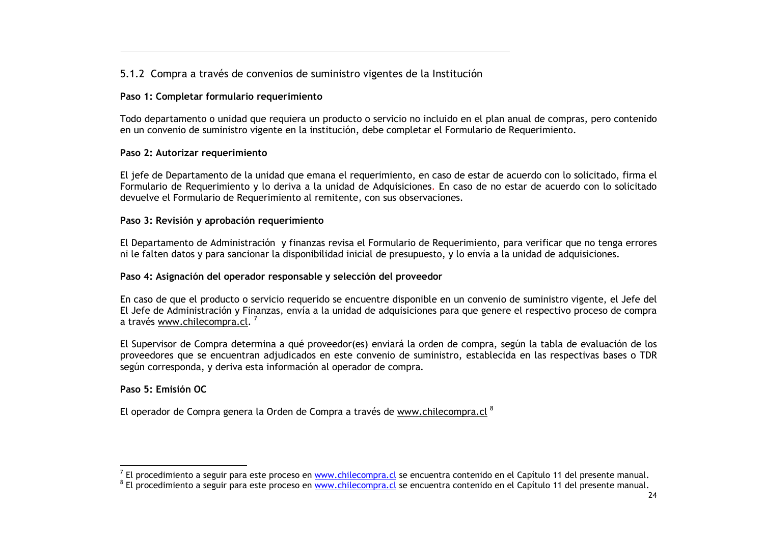### 5.1.2 Compra a través de convenios de suministro vigentes de la Institución

**Paso 1: Completar formulario requerimiento**

Todo departamento o unidad que requiera un producto o servicio no incluido en el plan anual de compras, pero contenido en un convenio de suministro vigente en la institución, debe completar el Formulario de Requerimiento.

**Paso 2: Autorizar requerimiento**

El jefe de Departamento de la unidad que emana el requerimiento, en caso de estar de acuerdo con lo solicitado, firma el Formulario de Requerimiento y lo deriva a la unidad de Adquisiciones. En caso de no estar de acuerdo con lo solicitado devuelve el Formulario de Requerimiento al remitente, con sus observaciones.

**Paso 3: Revisión y aprobación requerimiento**

El Departamento de Administración y finanzas revisa el Formulario de Requerimiento, para verificar que no tenga errores ni le falten datos y para sancionar la disponibilidad inicial de presupuesto, y lo envía a la unidad de adquisiciones.

**Paso 4: Asignación del operador responsable y selección del proveedor**

En caso de que el producto o servicio requerido se encuentre disponible en un convenio de suministro vigente, el Jefe del El Jefe de Administración y Finanzas, envía a la unidad de adquisiciones para que genere el respectivo proceso de compra a través www.chilecompra.cl. [7]

El Supervisor de Compra determina a qué proveedor(es) enviará la orden de compra, según la tabla de evaluación de los proveedores que se encuentran adjudicados en este convenio de suministro, establecida en las respectivas bases o TDR según corresponda, y deriva esta información al operador de compra.

**Paso 5: Emisión OC**

El operador de Compra genera la Orden de Compra a través de www.chilecompra.cl [8]

---

[7] El procedimiento a seguir para este proceso en www.chilecompra.cl se encuentra contenido en el Capítulo 11 del presente manual.

[8] El procedimiento a seguir para este proceso en www.chilecompra.cl se encuentra contenido en el Capítulo 11 del presente manual.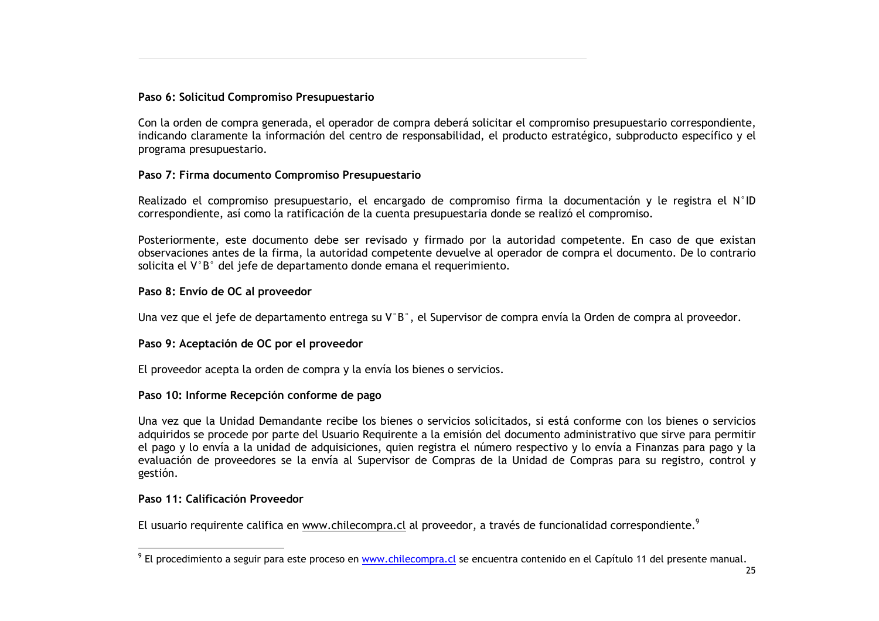**Paso 6: Solicitud Compromiso Presupuestario**

Con la orden de compra generada, el operador de compra deberá solicitar el compromiso presupuestario correspondiente, indicando claramente la información del centro de responsabilidad, el producto estratégico, subproducto específico y el programa presupuestario.

**Paso 7: Firma documento Compromiso Presupuestario**

Realizado el compromiso presupuestario, el encargado de compromiso firma la documentación y le registra el N°ID correspondiente, así como la ratificación de la cuenta presupuestaria donde se realizó el compromiso.

Posteriormente, este documento debe ser revisado y firmado por la autoridad competente. En caso de que existan observaciones antes de la firma, la autoridad competente devuelve al operador de compra el documento. De lo contrario solicita el V°B° del jefe de departamento donde emana el requerimiento.

**Paso 8: Envío de OC al proveedor**

Una vez que el jefe de departamento entrega su V°B°, el Supervisor de compra envía la Orden de compra al proveedor.

**Paso 9: Aceptación de OC por el proveedor**

El proveedor acepta la orden de compra y la envía los bienes o servicios.

**Paso 10: Informe Recepción conforme de pago**

Una vez que la Unidad Demandante recibe los bienes o servicios solicitados, si está conforme con los bienes o servicios adquiridos se procede por parte del Usuario Requirente a la emisión del documento administrativo que sirve para permitir el pago y lo envía a la unidad de adquisiciones, quien registra el número respectivo y lo envía a Finanzas para pago y la evaluación de proveedores se la envía al Supervisor de Compras de la Unidad de Compras para su registro, control y gestión.

**Paso 11: Calificación Proveedor**

El usuario requirente califica en www.chilecompra.cl al proveedor, a través de funcionalidad correspondiente.[9]

---

[9] El procedimiento a seguir para este proceso en www.chilecompra.cl se encuentra contenido en el Capítulo 11 del presente manual.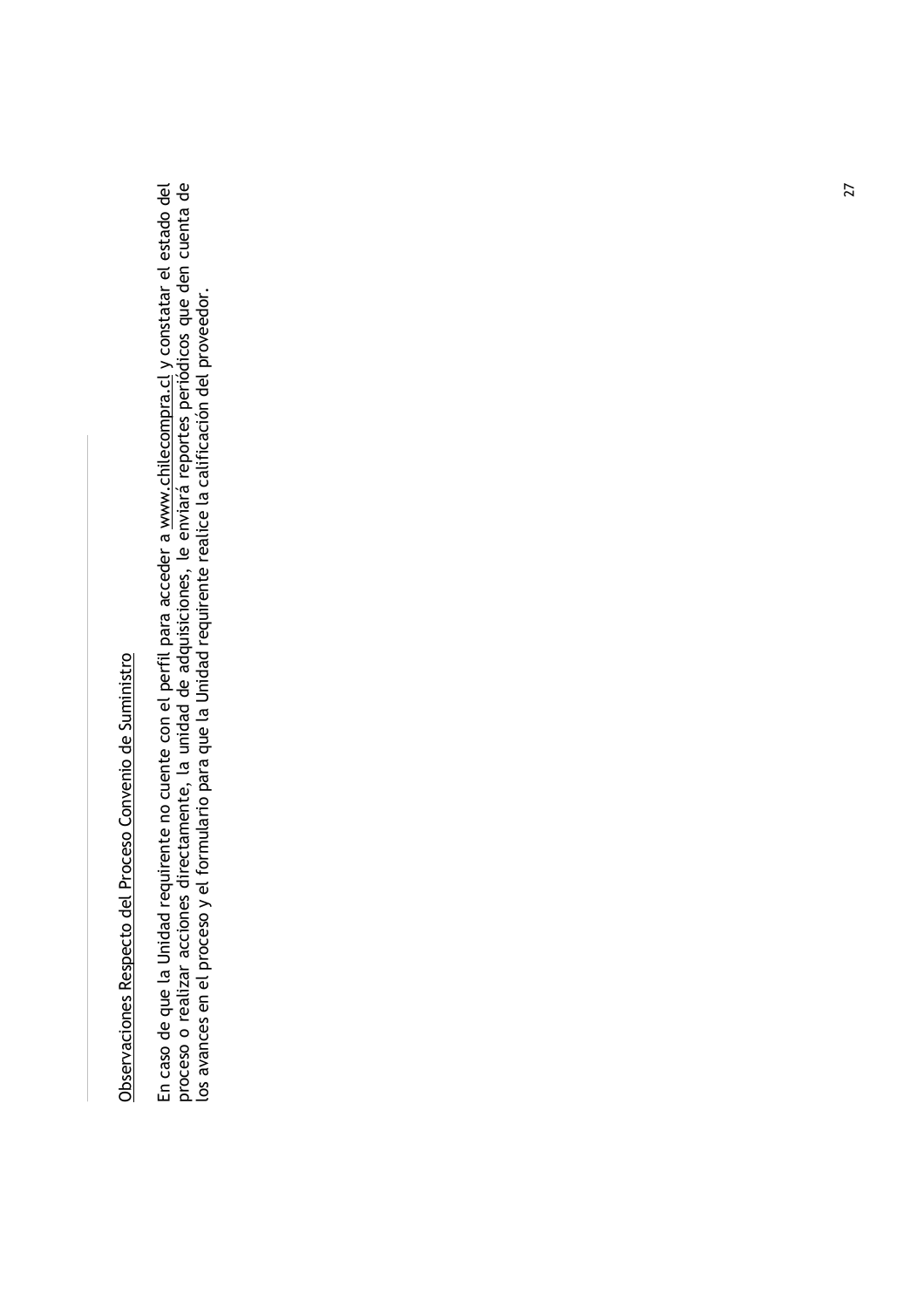<u>Observaciones Respecto del Proceso Convenio de Suministro</u>

En caso de que la Unidad requirente no cuente con el perfil para acceder a www.chilecompra.cl y constatar el estado del proceso o realizar acciones directamente, la unidad de adquisiciones, le enviará reportes periódicos que den cuenta de los avances en el proceso y el formulario para que la Unidad requirente realice la calificación del proveedor.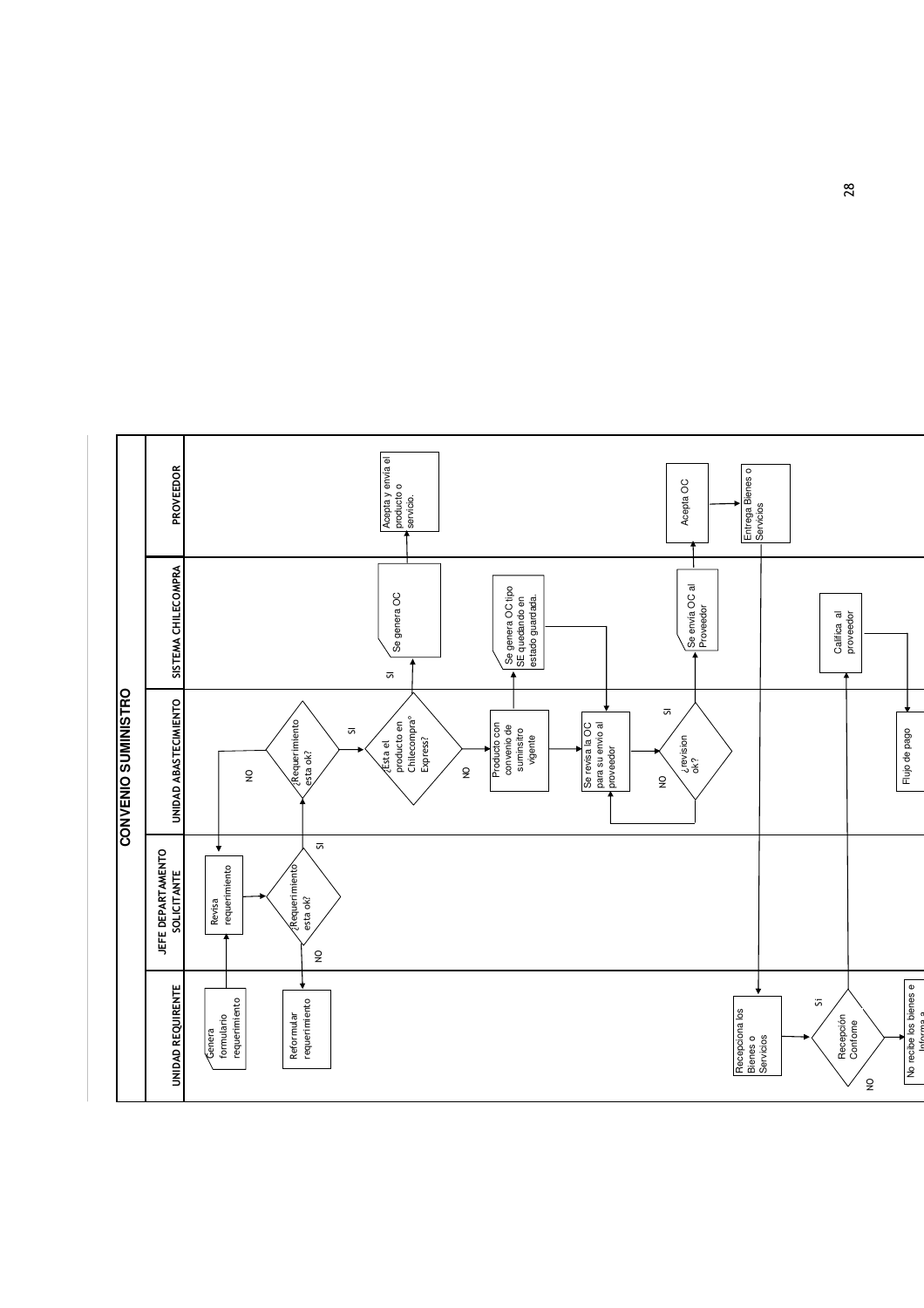# CONVENIO SUMINISTRO

**UNIDAD REQUIRENTE**
- Genera formulario requerimiento
- Reformular requerimiento
- Recepciona los Bienes o Servicios
- Recepción Conforme (SI / NO)
- No recibe los bienes e Informa a

**JEFE DEPARTAMENTO SOLICITANTE**
- Revisa requerimiento
- ¿Requerimiento esta ok? (SI / NO)

**UNIDAD ABASTECIMIENTO**
- ¿Requerimiento esta ok? (SI / NO)
- ¿Esta el producto en Chilecompra° Express? (SI / NO)
- Producto con convenio de suminsitro vigente
- Se revisa la OC para su envio al proveedor
- ¿revision ok? (SI / NO)
- Flujo de pago

**SISTEMA CHILECOMPRA**
- Se genera OC
- Se genera OC tipo SE quedando en estado guardada.
- Se envía OC al Proveedor
- Califica al proveedor

**PROVEEDOR**
- Acepta y envía el producto o servicio.
- Acepta OC
- Entrega Bienes o Servicios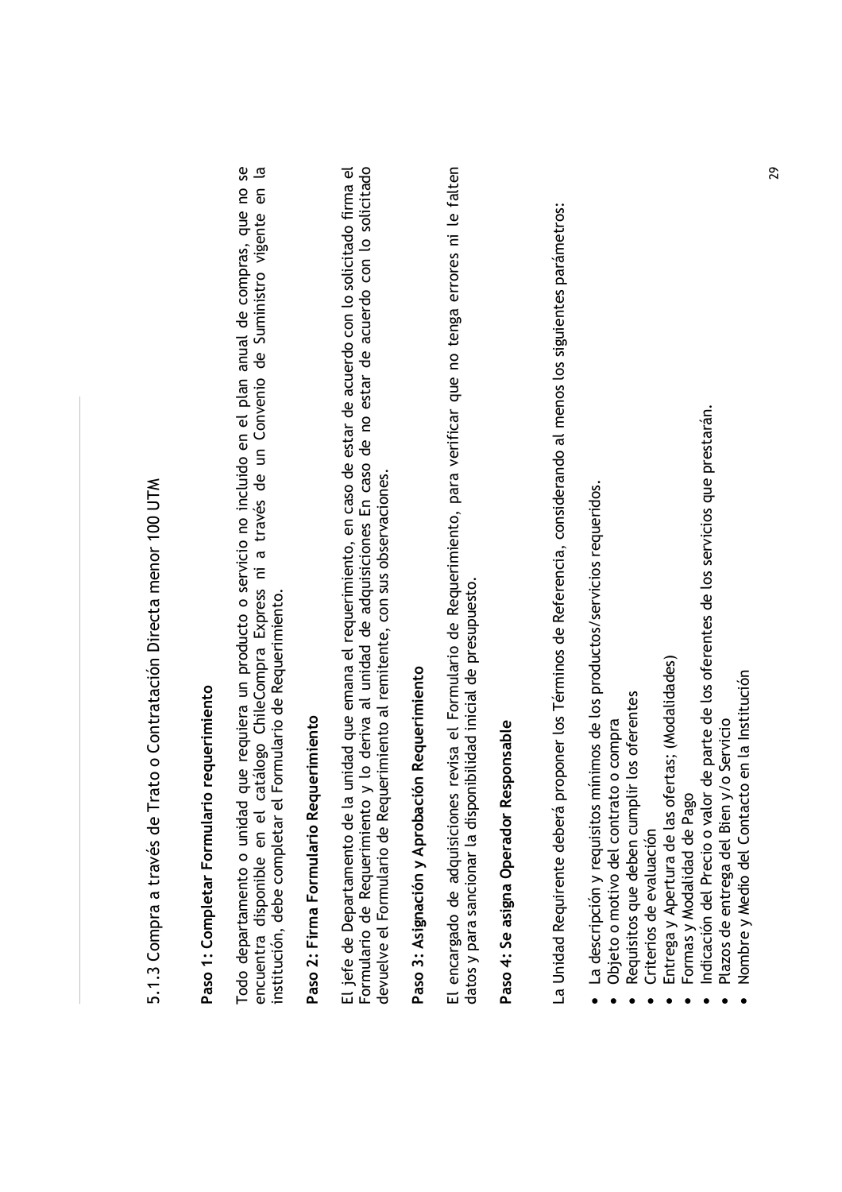### 5.1.3 Compra a través de Trato o Contratación Directa menor 100 UTM

**Paso 1: Completar Formulario requerimiento**

Todo departamento o unidad que requiera un producto o servicio no incluido en el plan anual de compras, que no se encuentra disponible en el catálogo ChileCompra Express ni a través de un Convenio de Suministro vigente en la institución, debe completar el Formulario de Requerimiento.

**Paso 2: Firma Formulario Requerimiento**

El jefe de Departamento de la unidad que emana el requerimiento, en caso de estar de acuerdo con lo solicitado firma el Formulario de Requerimiento y lo deriva al unidad de adquisiciones En caso de no estar de acuerdo con lo solicitado devuelve el Formulario de Requerimiento al remitente, con sus observaciones.

**Paso 3: Asignación y Aprobación Requerimiento**

El encargado de adquisiciones revisa el Formulario de Requerimiento, para verificar que no tenga errores ni le falten datos y para sancionar la disponibilidad inicial de presupuesto.

**Paso 4: Se asigna Operador Responsable**

La Unidad Requirente deberá proponer los Términos de Referencia, considerando al menos los siguientes parámetros:

- La descripción y requisitos mínimos de los productos/servicios requeridos.
- Objeto o motivo del contrato o compra
- Requisitos que deben cumplir los oferentes
- Criterios de evaluación
- Entrega y Apertura de las ofertas; (Modalidades)
- Formas y Modalidad de Pago
- Indicación del Precio o valor de parte de los oferentes de los servicios que prestarán.
- Plazos de entrega del Bien y/o Servicio
- Nombre y Medio del Contacto en la Institución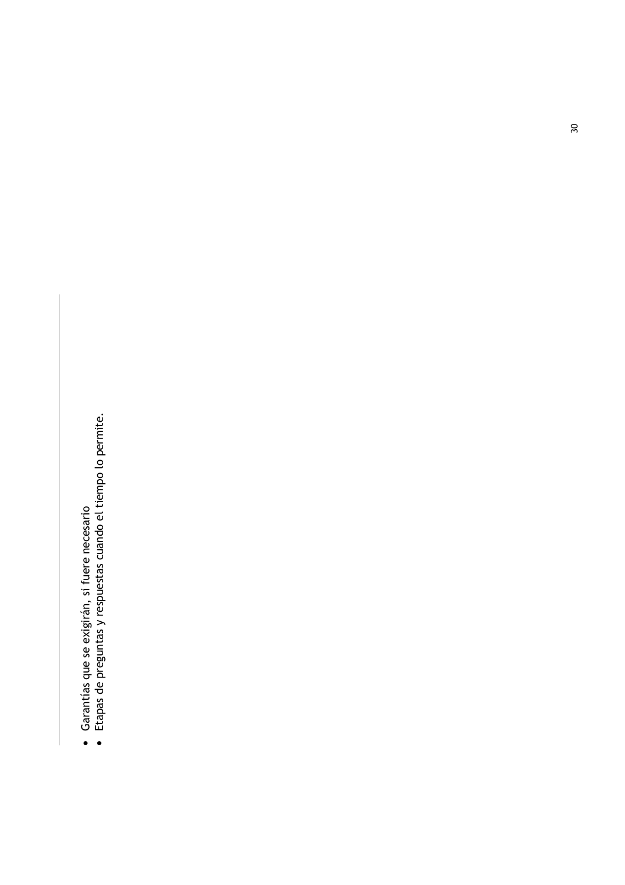- Garantías que se exigirán, si fuere necesario
- Etapas de preguntas y respuestas cuando el tiempo lo permite.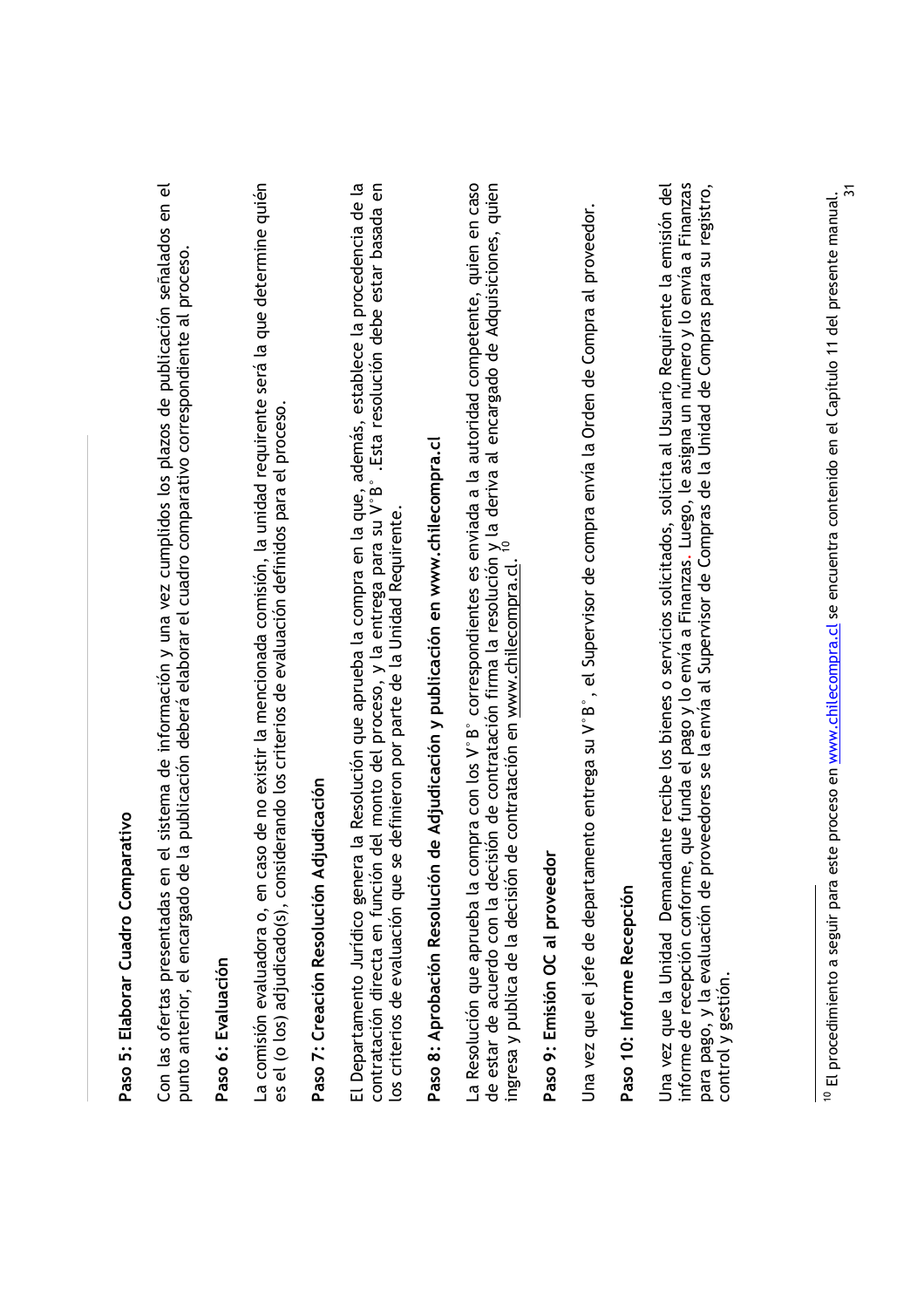**Paso 5: Elaborar Cuadro Comparativo**

Con las ofertas presentadas en el sistema de información y una vez cumplidos los plazos de publicación señalados en el punto anterior, el encargado de la publicación deberá elaborar el cuadro comparativo correspondiente al proceso.

**Paso 6: Evaluación**

La comisión evaluadora o, en caso de no existir la mencionada comisión, la unidad requirente será la que determine quién es el (o los) adjudicado(s), considerando los criterios de evaluación definidos para el proceso.

**Paso 7: Creación Resolución Adjudicación**

El Departamento Jurídico genera la Resolución que aprueba la compra en la que, además, establece la procedencia de la contratación directa en función del monto del proceso, y la entrega para su V°B° .Esta resolución debe estar basada en los criterios de evaluación que se definieron por parte de la Unidad Requirente.

**Paso 8: Aprobación Resolución de Adjudicación y publicación en www.chilecompra.cl**

La Resolución que aprueba la compra con los V°B° correspondientes es enviada a la autoridad competente, quien en caso de estar de acuerdo con la decisión de contratación firma la resolución y la deriva al encargado de Adquisiciones, quien ingresa y publica de la decisión de contratación en www.chilecompra.cl.[10]

**Paso 9: Emisión OC al proveedor**

Una vez que el jefe de departamento entrega su V°B°, el Supervisor de compra envía la Orden de Compra al proveedor.

**Paso 10: Informe Recepción**

Una vez que la Unidad Demandante recibe los bienes o servicios solicitados, solicita al Usuario Requirente la emisión del informe de recepción conforme, que funda el pago y lo envía a Finanzas. Luego, le asigna un número y lo envía a Finanzas para pago, y la evaluación de proveedores se la envía al Supervisor de Compras de la Unidad de Compras para su registro, control y gestión.

---

[10] El procedimiento a seguir para este proceso en www.chilecompra.cl se encuentra contenido en el Capítulo 11 del presente manual.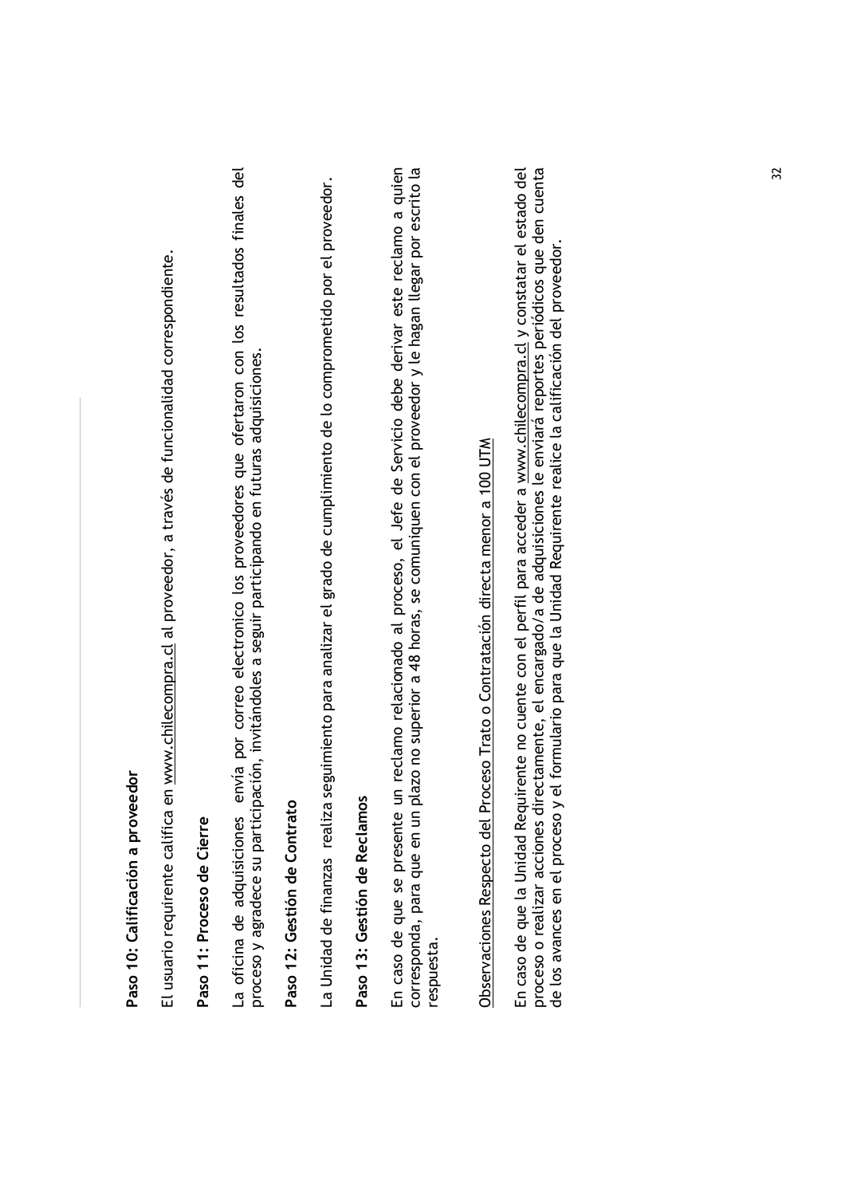**Paso 10: Calificación a proveedor**

El usuario requirente califica en www.chilecompra.cl al proveedor, a través de funcionalidad correspondiente.

**Paso 11: Proceso de Cierre**

La oficina de adquisiciones envía por correo electronico los proveedores que ofertaron con los resultados finales del proceso y agradece su participación, invitándoles a seguir participando en futuras adquisiciones.

**Paso 12: Gestión de Contrato**

La Unidad de finanzas realiza seguimiento para analizar el grado de cumplimiento de lo comprometido por el proveedor.

**Paso 13: Gestión de Reclamos**

En caso de que se presente un reclamo relacionado al proceso, el Jefe de Servicio debe derivar este reclamo a quien corresponda, para que en un plazo no superior a 48 horas, se comuniquen con el proveedor y le hagan llegar por escrito la respuesta.

Observaciones Respecto del Proceso Trato o Contratación directa menor a 100 UTM

En caso de que la Unidad Requirente no cuente con el perfil para acceder a www.chilecompra.cl y constatar el estado del proceso o realizar acciones directamente, el encargado/a de adquisiciones le enviará reportes periódicos que den cuenta de los avances en el proceso y el formulario para que la Unidad Requirente realice la calificación del proveedor.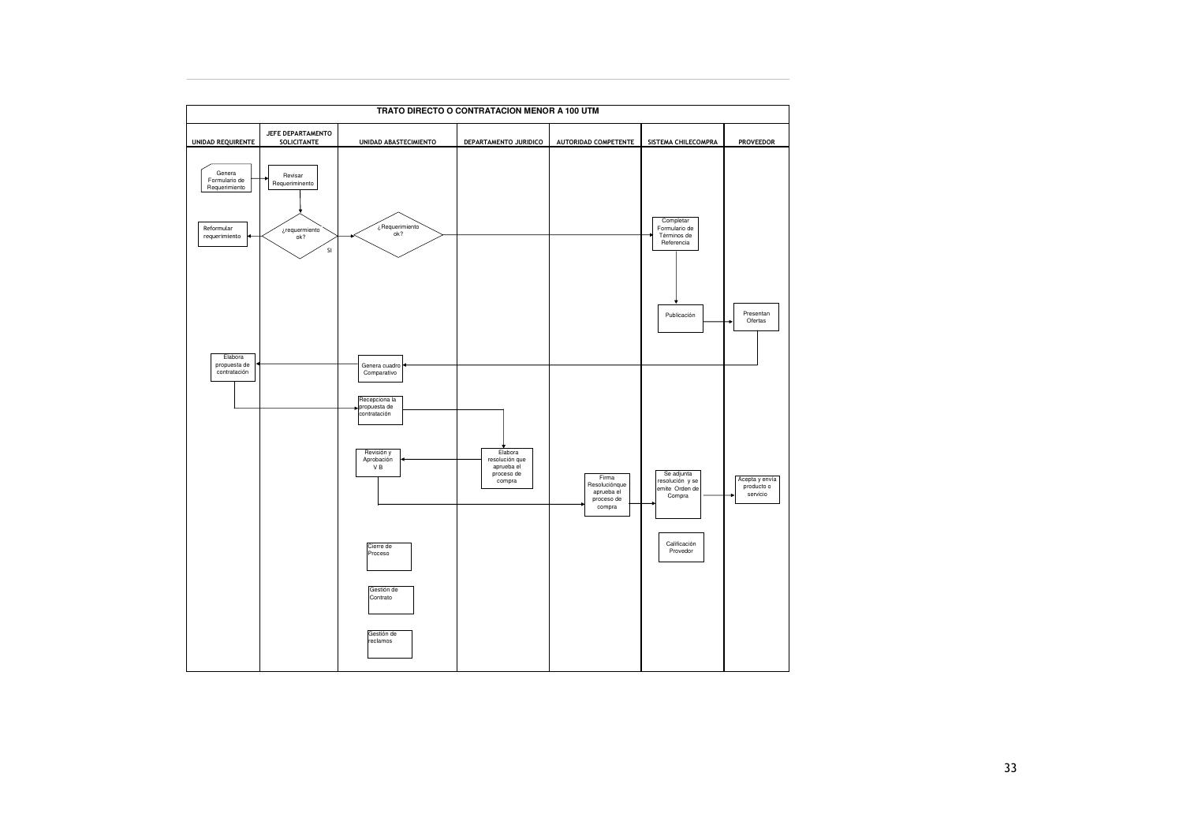# TRATO DIRECTO O CONTRATACION MENOR A 100 UTM

| UNIDAD REQUIRENTE | JEFE DEPARTAMENTO SOLICITANTE | UNIDAD ABASTECIMIENTO | DEPARTAMENTO JURIDICO | AUTORIDAD COMPETENTE | SISTEMA CHILECOMPRA | PROVEEDOR |
|---|---|---|---|---|---|---|
| Genera Formulario de Requerimiento | Revisar Requeriminento | | | | | |
| Reformular requerimiento | ¿requermiento ok? SI | ¿ Requerimiento ok? | | | Completar Formulario de Términos de Referencia | |
| | | | | | Publicación | Presentan Ofertas |
| Elabora propuesta de contratación | | Genera cuadro Comparativo | | | | |
| | | Recepciona la propuesta de contratación | | | | |
| | | Revisión y Aprobación V B | Elabora resolución que aprueba el proceso de compra | Firma Resoluciónque aprueba el proceso de compra | Se adjunta resolución y se emite Orden de Compra | Acepta y envía producto o servicio |
| | | Cierre de Proceso | | | Calificación Provedor | |
| | | Gestión de Contrato | | | | |
| | | Gestión de reclamos | | | | |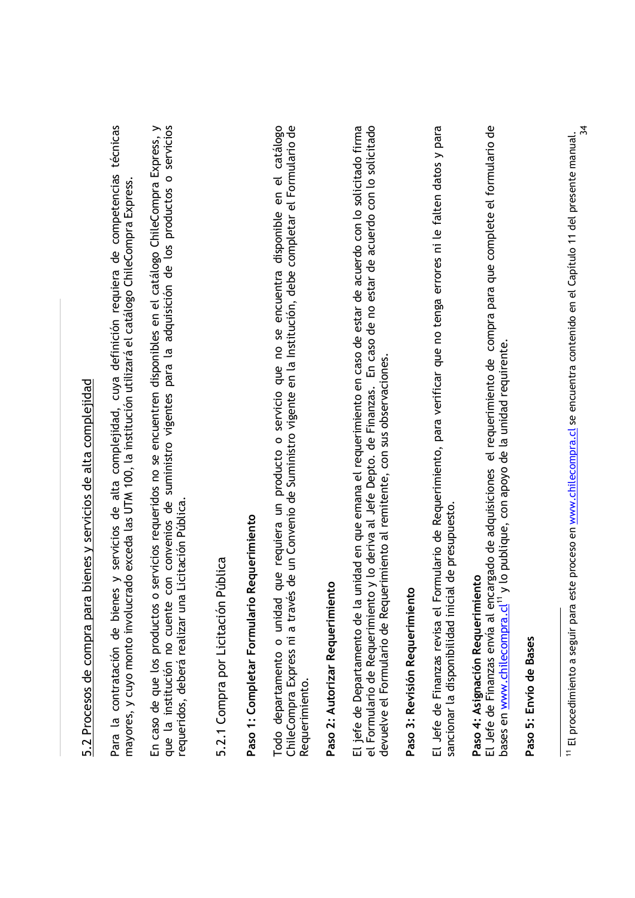## 5.2 Procesos de compra para bienes y servicios de alta complejidad

Para la contratación de bienes y servicios de alta complejidad, cuya definición requiera de competencias técnicas mayores, y cuyo monto involucrado exceda las UTM 100, la institución utilizará el catálogo ChileCompra Express.

En caso de que los productos o servicios requeridos no se encuentren disponibles en el catálogo ChileCompra Express, y que la institución no cuente con convenios de suministro vigentes para la adquisición de los productos o servicios requeridos, deberá realizar una Licitación Pública.

### 5.2.1 Compra por Licitación Pública

**Paso 1: Completar Formulario Requerimiento**

Todo departamento o unidad que requiera un producto o servicio que no se encuentra disponible en el catálogo ChileCompra Express ni a través de un Convenio de Suministro vigente en la Institución, debe completar el Formulario de Requerimiento.

**Paso 2: Autorizar Requerimiento**

El jefe de Departamento de la unidad en que emana el requerimiento en caso de estar de acuerdo con lo solicitado firma el Formulario de Requerimiento y lo deriva al Jefe Depto. de Finanzas. En caso de no estar de acuerdo con lo solicitado devuelve el Formulario de Requerimiento al remitente, con sus observaciones.

**Paso 3: Revisión Requerimiento**

El Jefe de Finanzas revisa el Formulario de Requerimiento, para verificar que no tenga errores ni le falten datos y para sancionar la disponibilidad inicial de presupuesto.

**Paso 4: Asignación Requerimiento**
El Jefe de Finanzas envía al encargado de adquisiciones el requerimiento de compra para que complete el formulario de bases en www.chilecompra.cl[11] y lo publique, con apoyo de la unidad requirente.

**Paso 5: Envío de Bases**

[11] El procedimiento a seguir para este proceso en www.chilecompra.cl se encuentra contenido en el Capítulo 11 del presente manual.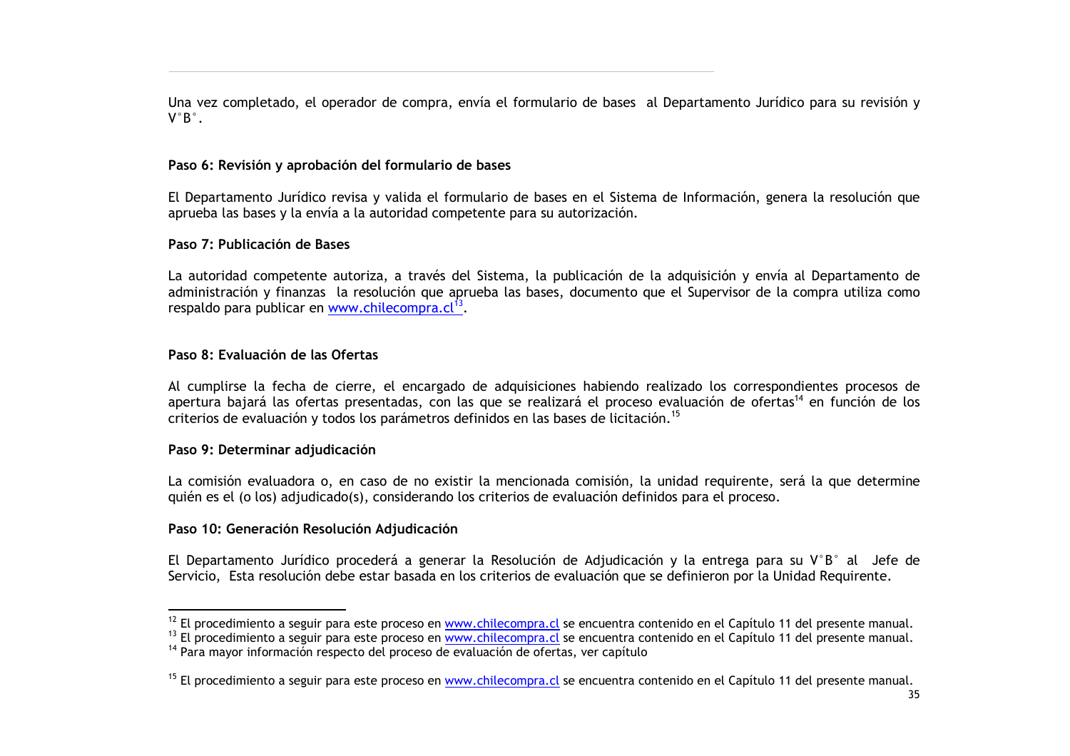Una vez completado, el operador de compra, envía el formulario de bases al Departamento Jurídico para su revisión y V°B°.

**Paso 6: Revisión y aprobación del formulario de bases**

El Departamento Jurídico revisa y valida el formulario de bases en el Sistema de Información, genera la resolución que aprueba las bases y la envía a la autoridad competente para su autorización.

**Paso 7: Publicación de Bases**

La autoridad competente autoriza, a través del Sistema, la publicación de la adquisición y envía al Departamento de administración y finanzas la resolución que aprueba las bases, documento que el Supervisor de la compra utiliza como respaldo para publicar en www.chilecompra.cl[13].

**Paso 8: Evaluación de las Ofertas**

Al cumplirse la fecha de cierre, el encargado de adquisiciones habiendo realizado los correspondientes procesos de apertura bajará las ofertas presentadas, con las que se realizará el proceso evaluación de ofertas[14] en función de los criterios de evaluación y todos los parámetros definidos en las bases de licitación.[15]

**Paso 9: Determinar adjudicación**

La comisión evaluadora o, en caso de no existir la mencionada comisión, la unidad requirente, será la que determine quién es el (o los) adjudicado(s), considerando los criterios de evaluación definidos para el proceso.

**Paso 10: Generación Resolución Adjudicación**

El Departamento Jurídico procederá a generar la Resolución de Adjudicación y la entrega para su V°B° al Jefe de Servicio, Esta resolución debe estar basada en los criterios de evaluación que se definieron por la Unidad Requirente.

---

[12] El procedimiento a seguir para este proceso en www.chilecompra.cl se encuentra contenido en el Capítulo 11 del presente manual.
[13] El procedimiento a seguir para este proceso en www.chilecompra.cl se encuentra contenido en el Capítulo 11 del presente manual.
[14] Para mayor información respecto del proceso de evaluación de ofertas, ver capítulo

[15] El procedimiento a seguir para este proceso en www.chilecompra.cl se encuentra contenido en el Capítulo 11 del presente manual.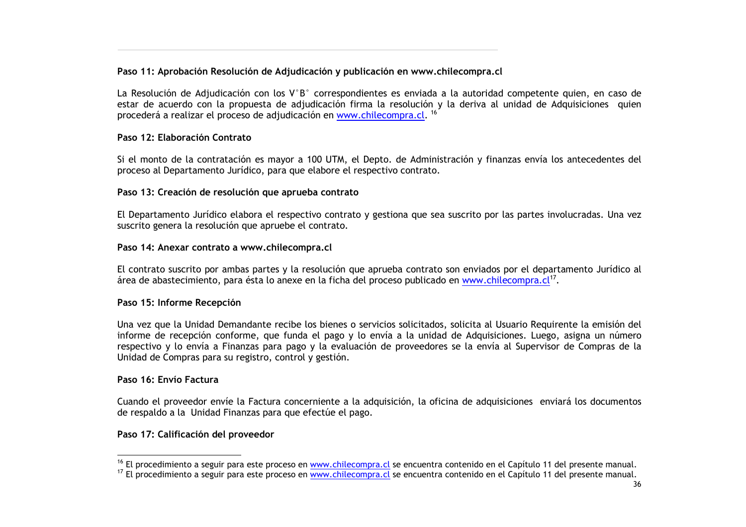**Paso 11: Aprobación Resolución de Adjudicación y publicación en www.chilecompra.cl**

La Resolución de Adjudicación con los V°B° correspondientes es enviada a la autoridad competente quien, en caso de estar de acuerdo con la propuesta de adjudicación firma la resolución y la deriva al unidad de Adquisiciones quien procederá a realizar el proceso de adjudicación en www.chilecompra.cl. [16]

**Paso 12: Elaboración Contrato**

Si el monto de la contratación es mayor a 100 UTM, el Depto. de Administración y finanzas envía los antecedentes del proceso al Departamento Jurídico, para que elabore el respectivo contrato.

**Paso 13: Creación de resolución que aprueba contrato**

El Departamento Jurídico elabora el respectivo contrato y gestiona que sea suscrito por las partes involucradas. Una vez suscrito genera la resolución que apruebe el contrato.

**Paso 14: Anexar contrato a www.chilecompra.cl**

El contrato suscrito por ambas partes y la resolución que aprueba contrato son enviados por el departamento Jurídico al área de abastecimiento, para ésta lo anexe en la ficha del proceso publicado en www.chilecompra.cl[17].

**Paso 15: Informe Recepción**

Una vez que la Unidad Demandante recibe los bienes o servicios solicitados, solicita al Usuario Requirente la emisión del informe de recepción conforme, que funda el pago y lo envía a la unidad de Adquisiciones. Luego, asigna un número respectivo y lo envía a Finanzas para pago y la evaluación de proveedores se la envía al Supervisor de Compras de la Unidad de Compras para su registro, control y gestión.

**Paso 16: Envío Factura**

Cuando el proveedor envíe la Factura concerniente a la adquisición, la oficina de adquisiciones enviará los documentos de respaldo a la Unidad Finanzas para que efectúe el pago.

**Paso 17: Calificación del proveedor**

---

[16] El procedimiento a seguir para este proceso en www.chilecompra.cl se encuentra contenido en el Capítulo 11 del presente manual.

[17] El procedimiento a seguir para este proceso en www.chilecompra.cl se encuentra contenido en el Capítulo 11 del presente manual.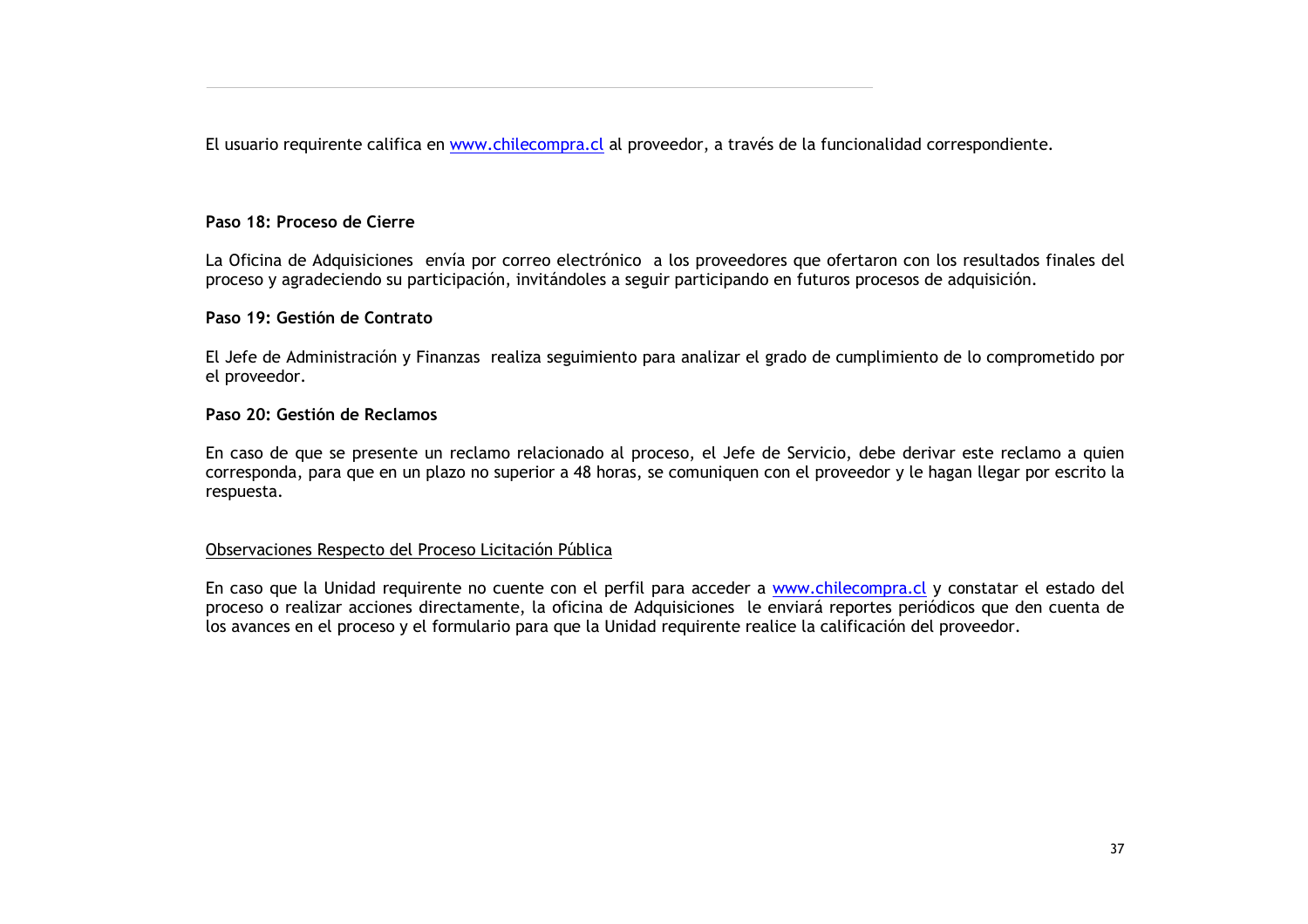El usuario requirente califica en [www.chilecompra.cl](http://www.chilecompra.cl) al proveedor, a través de la funcionalidad correspondiente.

**Paso 18: Proceso de Cierre**

La Oficina de Adquisiciones envía por correo electrónico a los proveedores que ofertaron con los resultados finales del proceso y agradeciendo su participación, invitándoles a seguir participando en futuros procesos de adquisición.

**Paso 19: Gestión de Contrato**

El Jefe de Administración y Finanzas realiza seguimiento para analizar el grado de cumplimiento de lo comprometido por el proveedor.

**Paso 20: Gestión de Reclamos**

En caso de que se presente un reclamo relacionado al proceso, el Jefe de Servicio, debe derivar este reclamo a quien corresponda, para que en un plazo no superior a 48 horas, se comuniquen con el proveedor y le hagan llegar por escrito la respuesta.

<u>Observaciones Respecto del Proceso Licitación Pública</u>

En caso que la Unidad requirente no cuente con el perfil para acceder a [www.chilecompra.cl](http://www.chilecompra.cl) y constatar el estado del proceso o realizar acciones directamente, la oficina de Adquisiciones le enviará reportes periódicos que den cuenta de los avances en el proceso y el formulario para que la Unidad requirente realice la calificación del proveedor.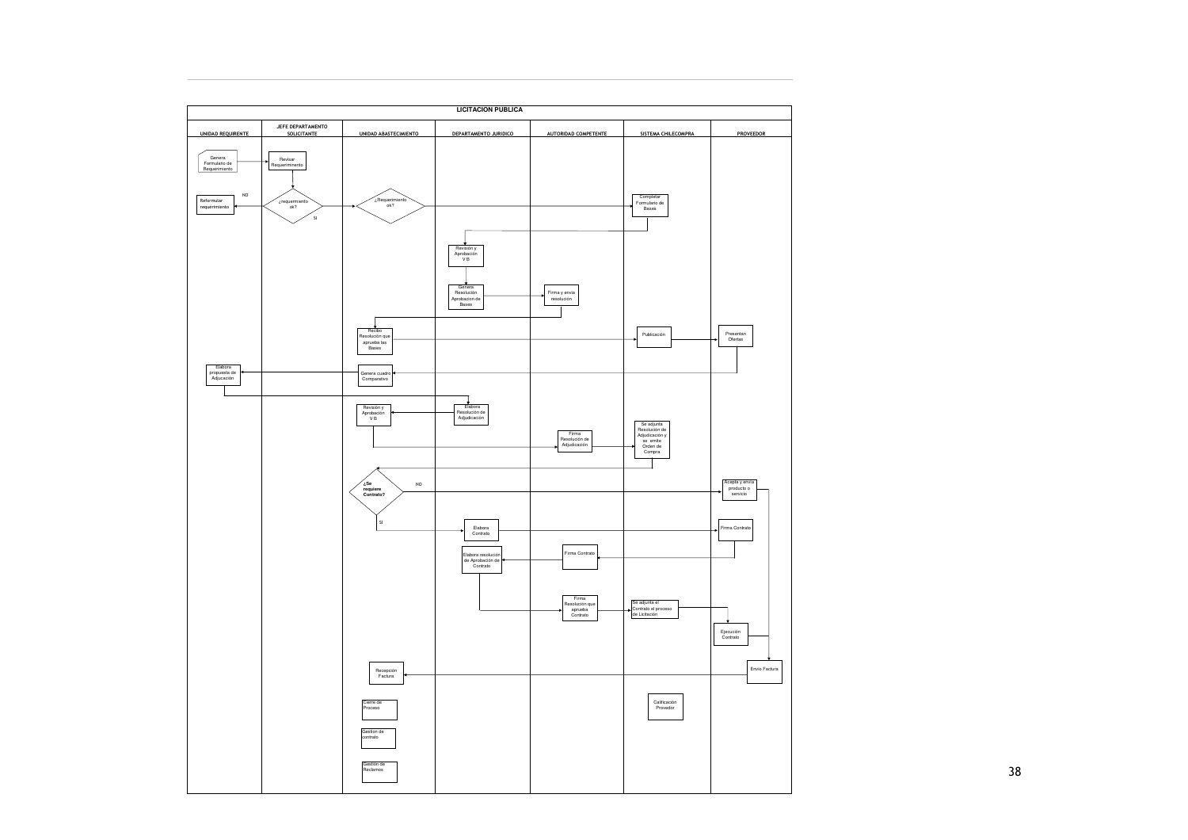**LICITACION PUBLICA**

| UNIDAD REQUIRENTE | JEFE DEPARTAMENTO SOLICITANTE | UNIDAD ABASTECIMIENTO | DEPARTAMENTO JURIDICO | AUTORIDAD COMPETENTE | SISTEMA CHILECOMPRA | PROVEEDOR |
|---|---|---|---|---|---|---|
| Genera Formulario de Requerimiento | Revisar Requerimiento | | | | | |
| Reformular requerimiento (NO) | ¿requerimiento ok? (SI) | ¿Requerimiento ok? | | | Completar Formulario de Bases | |
| | | | Revisión y Aprobación V B | | | |
| | | | Genera Resolución Aprobacion de Bases | Firma y envía resolución | | |
| | | Recibo Resolución que aprueba las Bases | | | Publicación | Presentan Ofertas |
| Elabora propuesta de Adjucación | | Genera cuadro Comparativo | | | | |
| | | Revisión y Aprobación V B | Elabora Resolución de Adjudicación | | | |
| | | | | Firma Resolución de Adjudicación | Se adjunta Resolución de Adjudicación y se emite Orden de Compra | |
| | | ¿Se requiere Contrato? (NO) | | | | Acepta y envía producto o servicio |
| | | (SI) | Elabora Contrato | | | Firma Contrato |
| | | | Elabora resolución de Aprobación de Contrato | Firma Contrato | | |
| | | | | Firma Resolución que aprueba Contrato | Se adjunta el Contrato al proceso de Licitación | Ejecución Contrato |
| | | Recepción Factura | | | | Envío Factura |
| | | Cierre de Proceso | | | Calificación Proveedor | |
| | | Gestion de contrato | | | | |
| | | Gestión de Reclamos | | | | |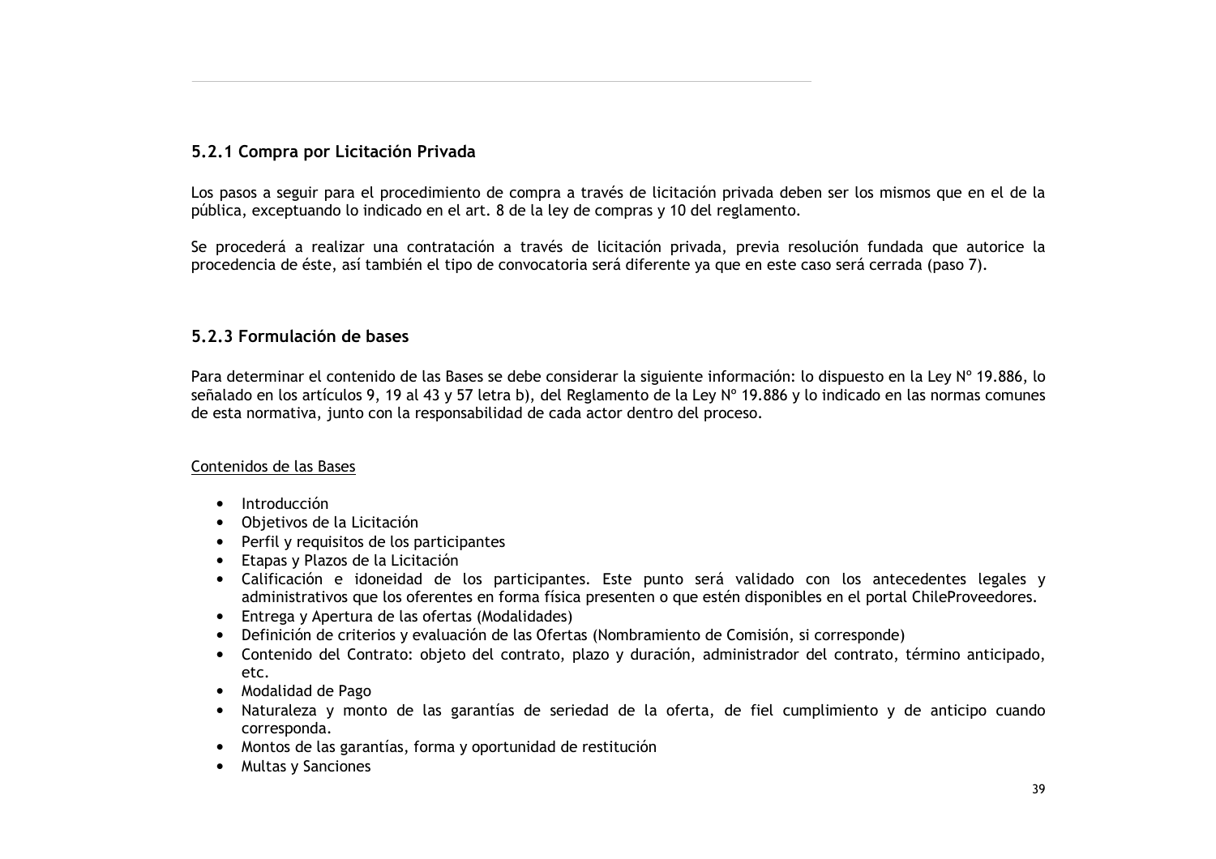### 5.2.1 Compra por Licitación Privada

Los pasos a seguir para el procedimiento de compra a través de licitación privada deben ser los mismos que en el de la pública, exceptuando lo indicado en el art. 8 de la ley de compras y 10 del reglamento.

Se procederá a realizar una contratación a través de licitación privada, previa resolución fundada que autorice la procedencia de éste, así también el tipo de convocatoria será diferente ya que en este caso será cerrada (paso 7).

### 5.2.3 Formulación de bases

Para determinar el contenido de las Bases se debe considerar la siguiente información: lo dispuesto en la Ley Nº 19.886, lo señalado en los artículos 9, 19 al 43 y 57 letra b), del Reglamento de la Ley Nº 19.886 y lo indicado en las normas comunes de esta normativa, junto con la responsabilidad de cada actor dentro del proceso.

<u>Contenidos de las Bases</u>

- Introducción
- Objetivos de la Licitación
- Perfil y requisitos de los participantes
- Etapas y Plazos de la Licitación
- Calificación e idoneidad de los participantes. Este punto será validado con los antecedentes legales y administrativos que los oferentes en forma física presenten o que estén disponibles en el portal ChileProveedores.
- Entrega y Apertura de las ofertas (Modalidades)
- Definición de criterios y evaluación de las Ofertas (Nombramiento de Comisión, si corresponde)
- Contenido del Contrato: objeto del contrato, plazo y duración, administrador del contrato, término anticipado, etc.
- Modalidad de Pago
- Naturaleza y monto de las garantías de seriedad de la oferta, de fiel cumplimiento y de anticipo cuando corresponda.
- Montos de las garantías, forma y oportunidad de restitución
- Multas y Sanciones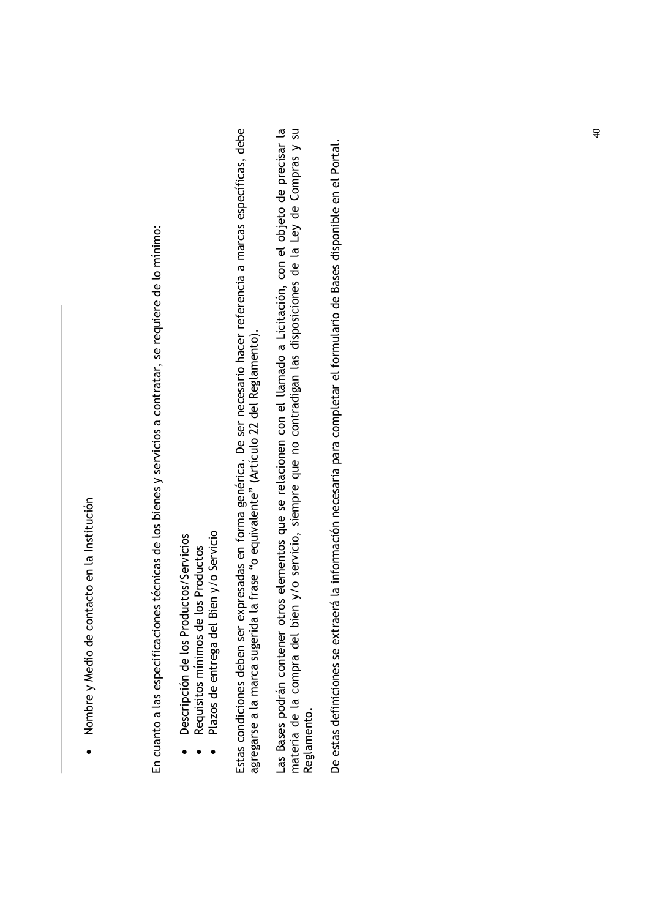- Nombre y Medio de contacto en la Institución

En cuanto a las especificaciones técnicas de los bienes y servicios a contratar, se requiere de lo mínimo:

- Descripción de los Productos/Servicios
- Requisitos mínimos de los Productos
- Plazos de entrega del Bien y/o Servicio

Estas condiciones deben ser expresadas en forma genérica. De ser necesario hacer referencia a marcas específicas, debe agregarse a la marca sugerida la frase "o equivalente" (Artículo 22 del Reglamento).

Las Bases podrán contener otros elementos que se relacionen con el llamado a Licitación, con el objeto de precisar la materia de la compra del bien y/o servicio, siempre que no contradigan las disposiciones de la Ley de Compras y su Reglamento.

De estas definiciones se extraerá la información necesaria para completar el formulario de Bases disponible en el Portal.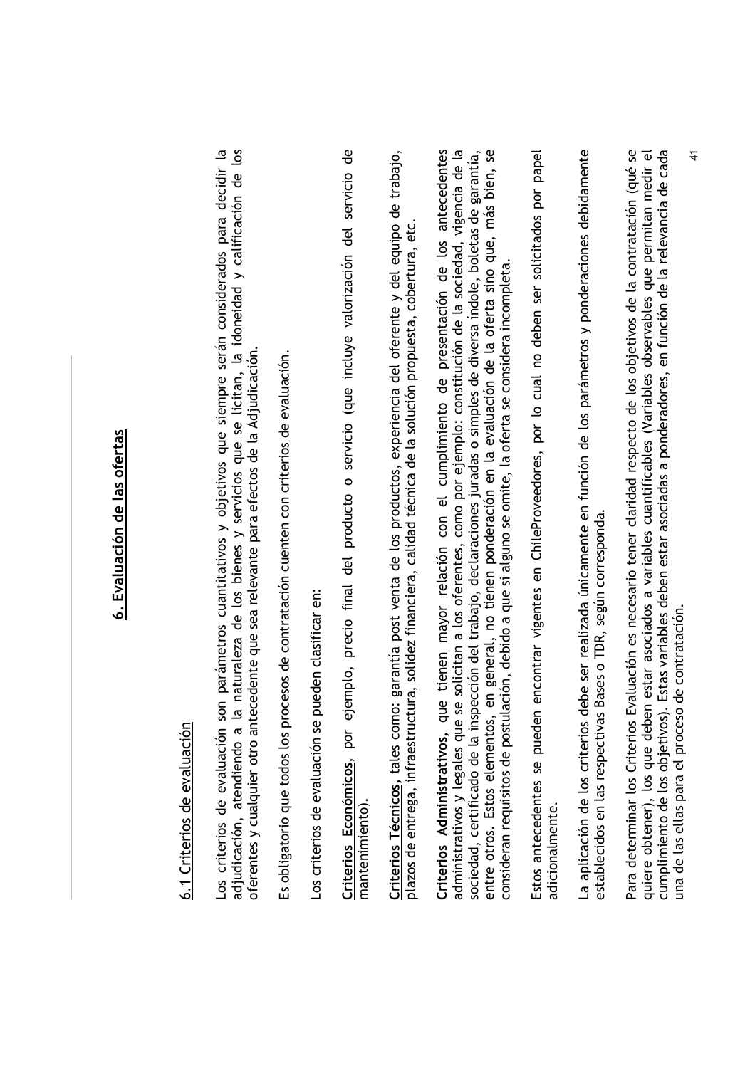# 6. Evaluación de las ofertas

## 6.1 Criterios de evaluación

Los criterios de evaluación son parámetros cuantitativos y objetivos que siempre serán considerados para decidir la adjudicación, atendiendo a la naturaleza de los bienes y servicios que se licitan, la idoneidad y calificación de los oferentes y cualquier otro antecedente que sea relevante para efectos de la Adjudicación.

Es obligatorio que todos los procesos de contratación cuenten con criterios de evaluación.

Los criterios de evaluación se pueden clasificar en:

**Criterios Económicos**, por ejemplo, precio final del producto o servicio (que incluye valorización del servicio de mantenimiento).

**Criterios Técnicos**, tales como: garantía post venta de los productos, experiencia del oferente y del equipo de trabajo, plazos de entrega, infraestructura, solidez financiera, calidad técnica de la solución propuesta, cobertura, etc.

**Criterios Administrativos**, que tienen mayor relación con el cumplimiento de presentación de los antecedentes administrativos y legales que se solicitan a los oferentes, como por ejemplo: constitución de la sociedad, vigencia de la sociedad, certificado de la inspección del trabajo, declaraciones juradas o simples de diversa índole, boletas de garantía, entre otros. Estos elementos, en general, no tienen ponderación en la evaluación de la oferta sino que, más bien, se consideran requisitos de postulación, debido a que si alguno se omite, la oferta se considera incompleta.

Estos antecedentes se pueden encontrar vigentes en ChileProveedores, por lo cual no deben ser solicitados por papel adicionalmente.

La aplicación de los criterios debe ser realizada únicamente en función de los parámetros y ponderaciones debidamente establecidos en las respectivas Bases o TDR, según corresponda.

Para determinar los Criterios Evaluación es necesario tener claridad respecto de los objetivos de la contratación (qué se quiere obtener), los que deben estar asociados a variables cuantificables (Variables observables que permitan medir el cumplimiento de los objetivos). Estas variables deben estar asociadas a ponderadores, en función de la relevancia de cada una de las ellas para el proceso de contratación.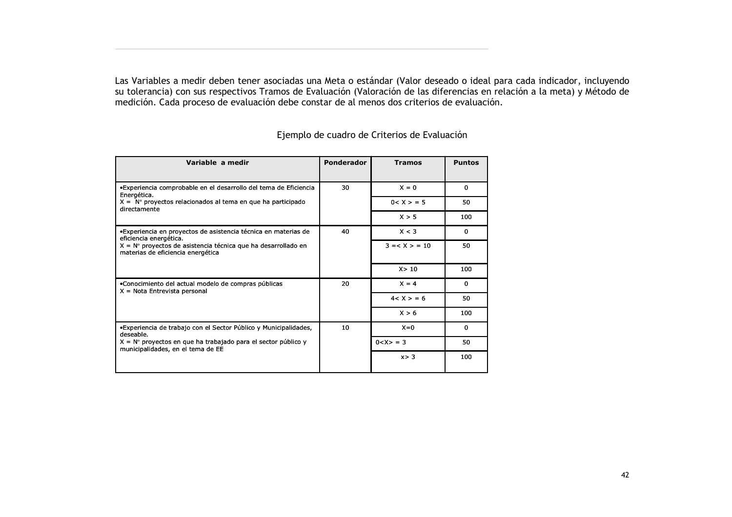Las Variables a medir deben tener asociadas una Meta o estándar (Valor deseado o ideal para cada indicador, incluyendo su tolerancia) con sus respectivos Tramos de Evaluación (Valoración de las diferencias en relación a la meta) y Método de medición. Cada proceso de evaluación debe constar de al menos dos criterios de evaluación.

Ejemplo de cuadro de Criterios de Evaluación

| Variable a medir | Ponderador | Tramos | Puntos |
|---|---|---|---|
| •Experiencia comprobable en el desarrollo del tema de Eficiencia Energética.<br>X = N° proyectos relacionados al tema en que ha participado directamente | 30 | X = 0 | 0 |
| | | 0< X > = 5 | 50 |
| | | X > 5 | 100 |
| •Experiencia en proyectos de asistencia técnica en materias de eficiencia energética.<br>X = N° proyectos de asistencia técnica que ha desarrollado en materias de eficiencia energética | 40 | X < 3 | 0 |
| | | 3 =< X > = 10 | 50 |
| | | X> 10 | 100 |
| •Conocimiento del actual modelo de compras públicas<br>X = Nota Entrevista personal | 20 | X = 4 | 0 |
| | | 4< X > = 6 | 50 |
| | | X > 6 | 100 |
| •Experiencia de trabajo con el Sector Público y Municipalidades, deseable.<br>X = N° proyectos en que ha trabajado para el sector público y municipalidades, en el tema de EE | 10 | X=0 | 0 |
| | | 0<X> = 3 | 50 |
| | | x> 3 | 100 |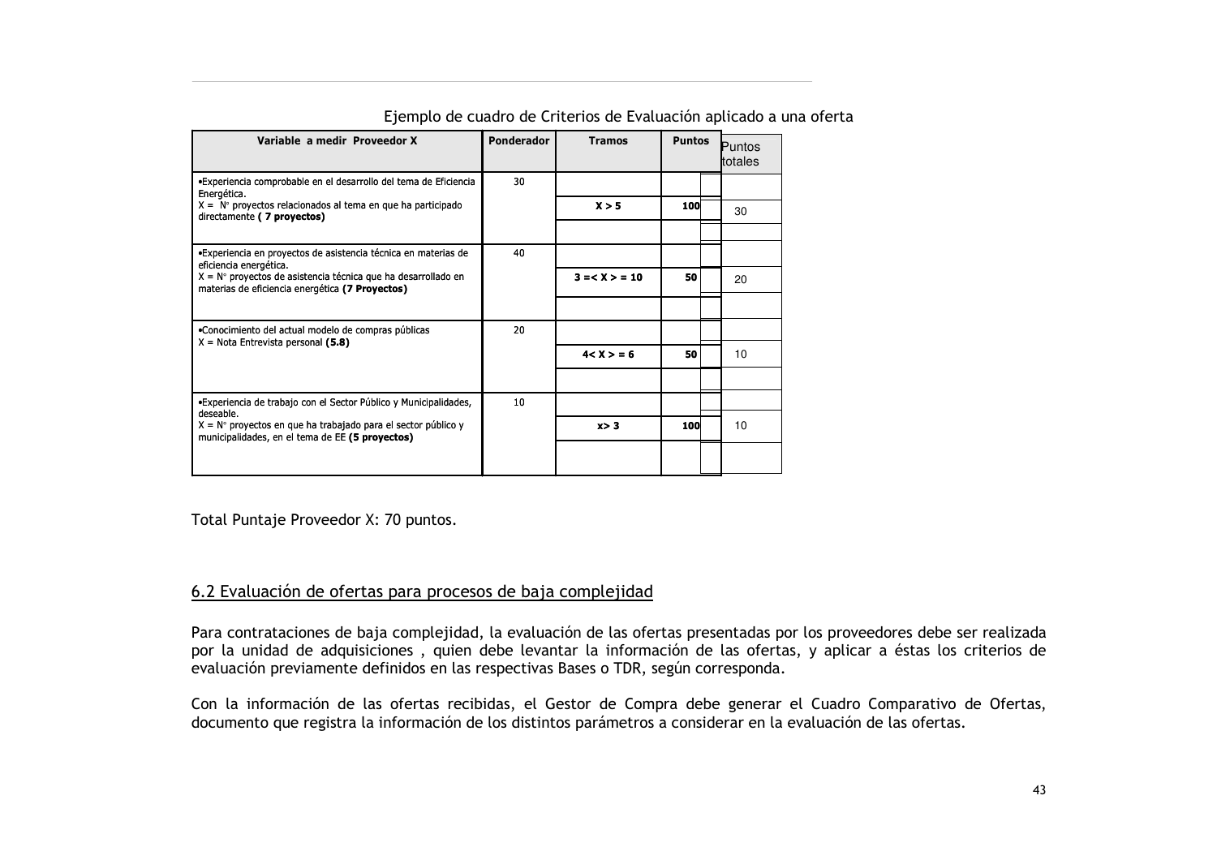Ejemplo de cuadro de Criterios de Evaluación aplicado a una oferta

| Variable a medir Proveedor X | Ponderador | Tramos | Puntos | Puntos totales |
|---|---|---|---|---|
| •Experiencia comprobable en el desarrollo del tema de Eficiencia Energética.<br>X = N° proyectos relacionados al tema en que ha participado directamente **( 7 proyectos)** | 30 | | | |
| | | **X > 5** | **100** | 30 |
| | | | | |
| •Experiencia en proyectos de asistencia técnica en materias de eficiencia energética.<br>X = N° proyectos de asistencia técnica que ha desarrollado en materias de eficiencia energética **(7 Proyectos)** | 40 | | | |
| | | **3 =< X > = 10** | **50** | 20 |
| | | | | |
| •Conocimiento del actual modelo de compras públicas<br>X = Nota Entrevista personal **(5.8)** | 20 | | | |
| | | **4< X > = 6** | **50** | 10 |
| | | | | |
| •Experiencia de trabajo con el Sector Público y Municipalidades, deseable.<br>X = N° proyectos en que ha trabajado para el sector público y municipalidades, en el tema de EE **(5 proyectos)** | 10 | | | |
| | | **x> 3** | **100** | 10 |
| | | | | |

Total Puntaje Proveedor X: 70 puntos.

## 6.2 Evaluación de ofertas para procesos de baja complejidad

Para contrataciones de baja complejidad, la evaluación de las ofertas presentadas por los proveedores debe ser realizada por la unidad de adquisiciones , quien debe levantar la información de las ofertas, y aplicar a éstas los criterios de evaluación previamente definidos en las respectivas Bases o TDR, según corresponda.

Con la información de las ofertas recibidas, el Gestor de Compra debe generar el Cuadro Comparativo de Ofertas, documento que registra la información de los distintos parámetros a considerar en la evaluación de las ofertas.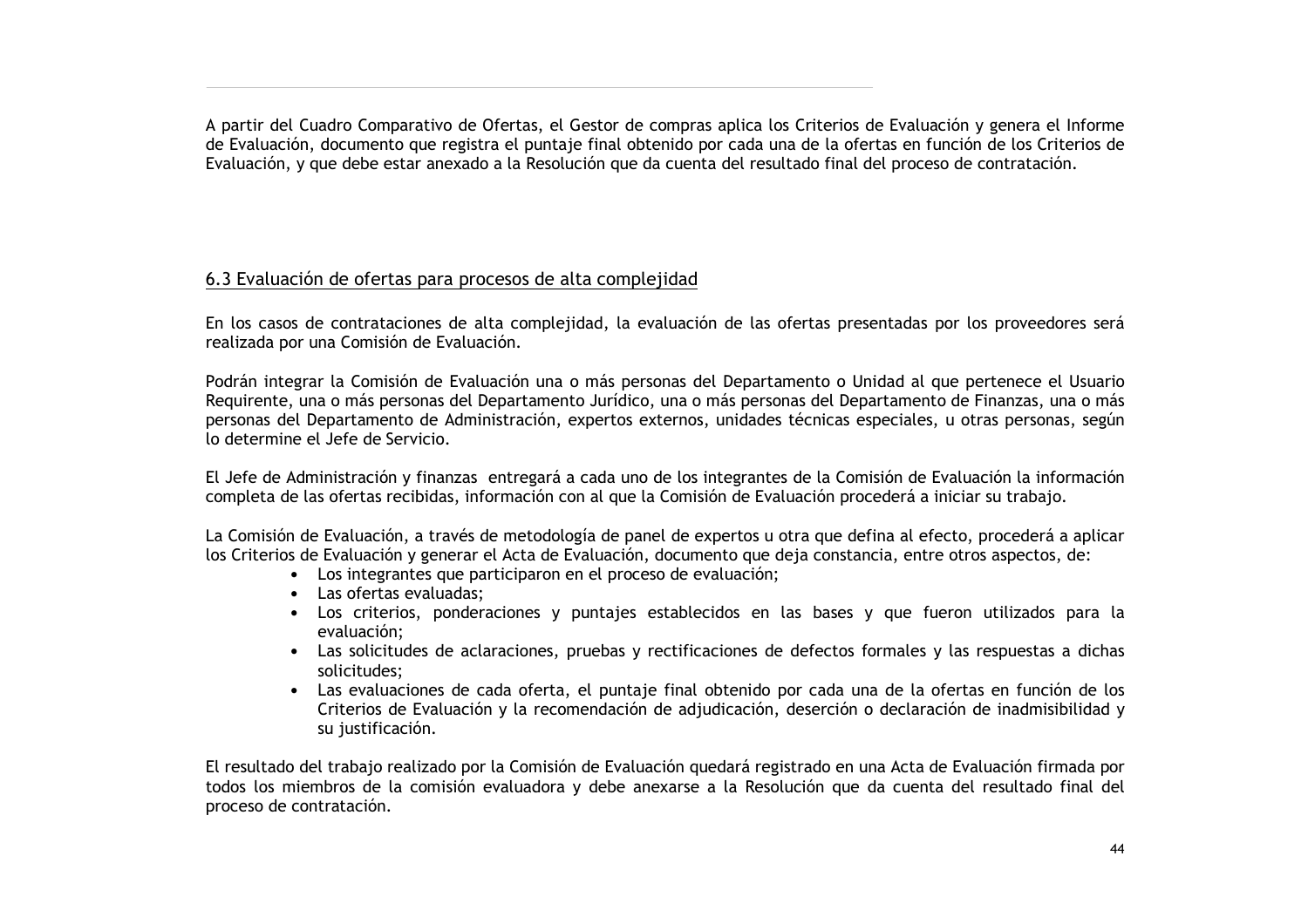A partir del Cuadro Comparativo de Ofertas, el Gestor de compras aplica los Criterios de Evaluación y genera el Informe de Evaluación, documento que registra el puntaje final obtenido por cada una de la ofertas en función de los Criterios de Evaluación, y que debe estar anexado a la Resolución que da cuenta del resultado final del proceso de contratación.

## 6.3 Evaluación de ofertas para procesos de alta complejidad

En los casos de contrataciones de alta complejidad, la evaluación de las ofertas presentadas por los proveedores será realizada por una Comisión de Evaluación.

Podrán integrar la Comisión de Evaluación una o más personas del Departamento o Unidad al que pertenece el Usuario Requirente, una o más personas del Departamento Jurídico, una o más personas del Departamento de Finanzas, una o más personas del Departamento de Administración, expertos externos, unidades técnicas especiales, u otras personas, según lo determine el Jefe de Servicio.

El Jefe de Administración y finanzas entregará a cada uno de los integrantes de la Comisión de Evaluación la información completa de las ofertas recibidas, información con al que la Comisión de Evaluación procederá a iniciar su trabajo.

La Comisión de Evaluación, a través de metodología de panel de expertos u otra que defina al efecto, procederá a aplicar los Criterios de Evaluación y generar el Acta de Evaluación, documento que deja constancia, entre otros aspectos, de:

- Los integrantes que participaron en el proceso de evaluación;
- Las ofertas evaluadas;
- Los criterios, ponderaciones y puntajes establecidos en las bases y que fueron utilizados para la evaluación;
- Las solicitudes de aclaraciones, pruebas y rectificaciones de defectos formales y las respuestas a dichas solicitudes;
- Las evaluaciones de cada oferta, el puntaje final obtenido por cada una de la ofertas en función de los Criterios de Evaluación y la recomendación de adjudicación, deserción o declaración de inadmisibilidad y su justificación.

El resultado del trabajo realizado por la Comisión de Evaluación quedará registrado en una Acta de Evaluación firmada por todos los miembros de la comisión evaluadora y debe anexarse a la Resolución que da cuenta del resultado final del proceso de contratación.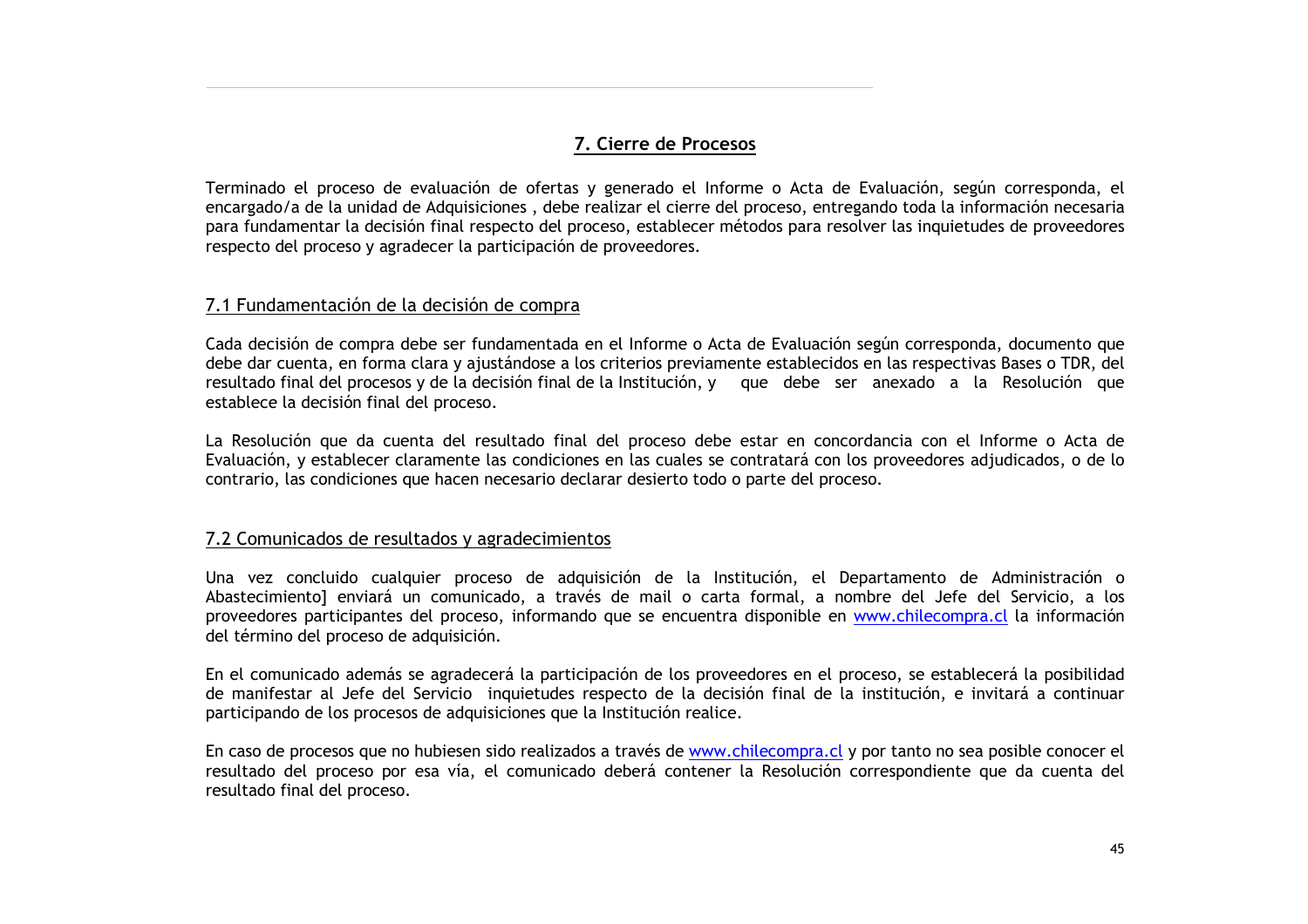## 7. Cierre de Procesos

Terminado el proceso de evaluación de ofertas y generado el Informe o Acta de Evaluación, según corresponda, el encargado/a de la unidad de Adquisiciones , debe realizar el cierre del proceso, entregando toda la información necesaria para fundamentar la decisión final respecto del proceso, establecer métodos para resolver las inquietudes de proveedores respecto del proceso y agradecer la participación de proveedores.

### 7.1 Fundamentación de la decisión de compra

Cada decisión de compra debe ser fundamentada en el Informe o Acta de Evaluación según corresponda, documento que debe dar cuenta, en forma clara y ajustándose a los criterios previamente establecidos en las respectivas Bases o TDR, del resultado final del procesos y de la decisión final de la Institución, y que debe ser anexado a la Resolución que establece la decisión final del proceso.

La Resolución que da cuenta del resultado final del proceso debe estar en concordancia con el Informe o Acta de Evaluación, y establecer claramente las condiciones en las cuales se contratará con los proveedores adjudicados, o de lo contrario, las condiciones que hacen necesario declarar desierto todo o parte del proceso.

### 7.2 Comunicados de resultados y agradecimientos

Una vez concluido cualquier proceso de adquisición de la Institución, el Departamento de Administración o Abastecimiento] enviará un comunicado, a través de mail o carta formal, a nombre del Jefe del Servicio, a los proveedores participantes del proceso, informando que se encuentra disponible en www.chilecompra.cl la información del término del proceso de adquisición.

En el comunicado además se agradecerá la participación de los proveedores en el proceso, se establecerá la posibilidad de manifestar al Jefe del Servicio inquietudes respecto de la decisión final de la institución, e invitará a continuar participando de los procesos de adquisiciones que la Institución realice.

En caso de procesos que no hubiesen sido realizados a través de www.chilecompra.cl y por tanto no sea posible conocer el resultado del proceso por esa vía, el comunicado deberá contener la Resolución correspondiente que da cuenta del resultado final del proceso.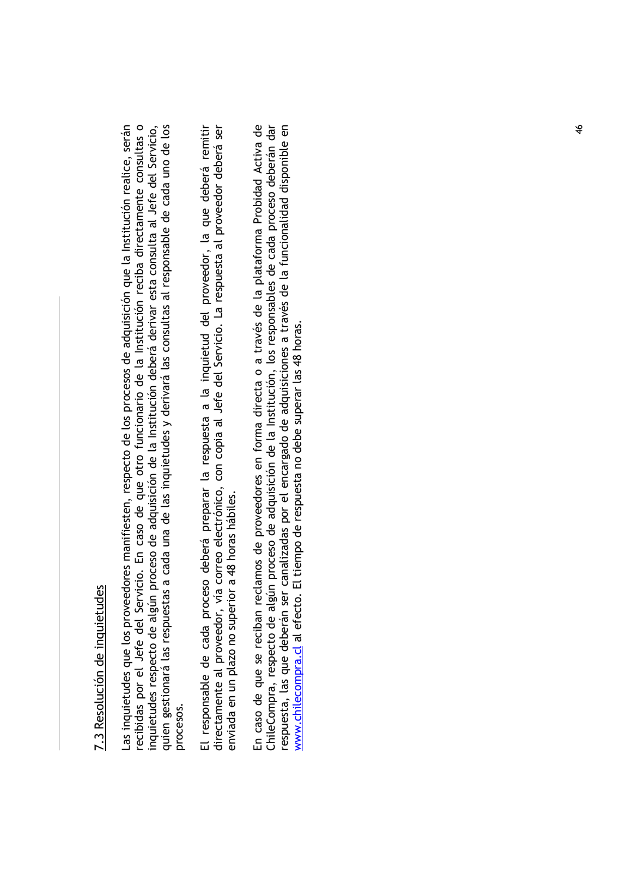## 7.3 Resolución de inquietudes

Las inquietudes que los proveedores manifiesten, respecto de los procesos de adquisición que la Institución realice, serán recibidas por el Jefe del Servicio. En caso de que otro funcionario de la Institución reciba directamente consultas o inquietudes respecto de algún proceso de adquisición de la Institución deberá derivar esta consulta al Jefe del Servicio, quien gestionará las respuestas a cada una de las inquietudes y derivará las consultas al responsable de cada uno de los procesos.

El responsable de cada proceso deberá preparar la respuesta a la inquietud del proveedor, la que deberá remitir directamente al proveedor, vía correo electrónico, con copia al Jefe del Servicio. La respuesta al proveedor deberá ser enviada en un plazo no superior a 48 horas hábiles.

En caso de que se reciban reclamos de proveedores en forma directa o a través de la plataforma Probidad Activa de ChileCompra, respecto de algún proceso de adquisición de la Institución, los responsables de cada proceso deberán dar respuesta, las que deberán ser canalizadas por el encargado de adquisiciones a través de la funcionalidad disponible en [www.chilecompra.cl](http://www.chilecompra.cl) al efecto. El tiempo de respuesta no debe superar las 48 horas.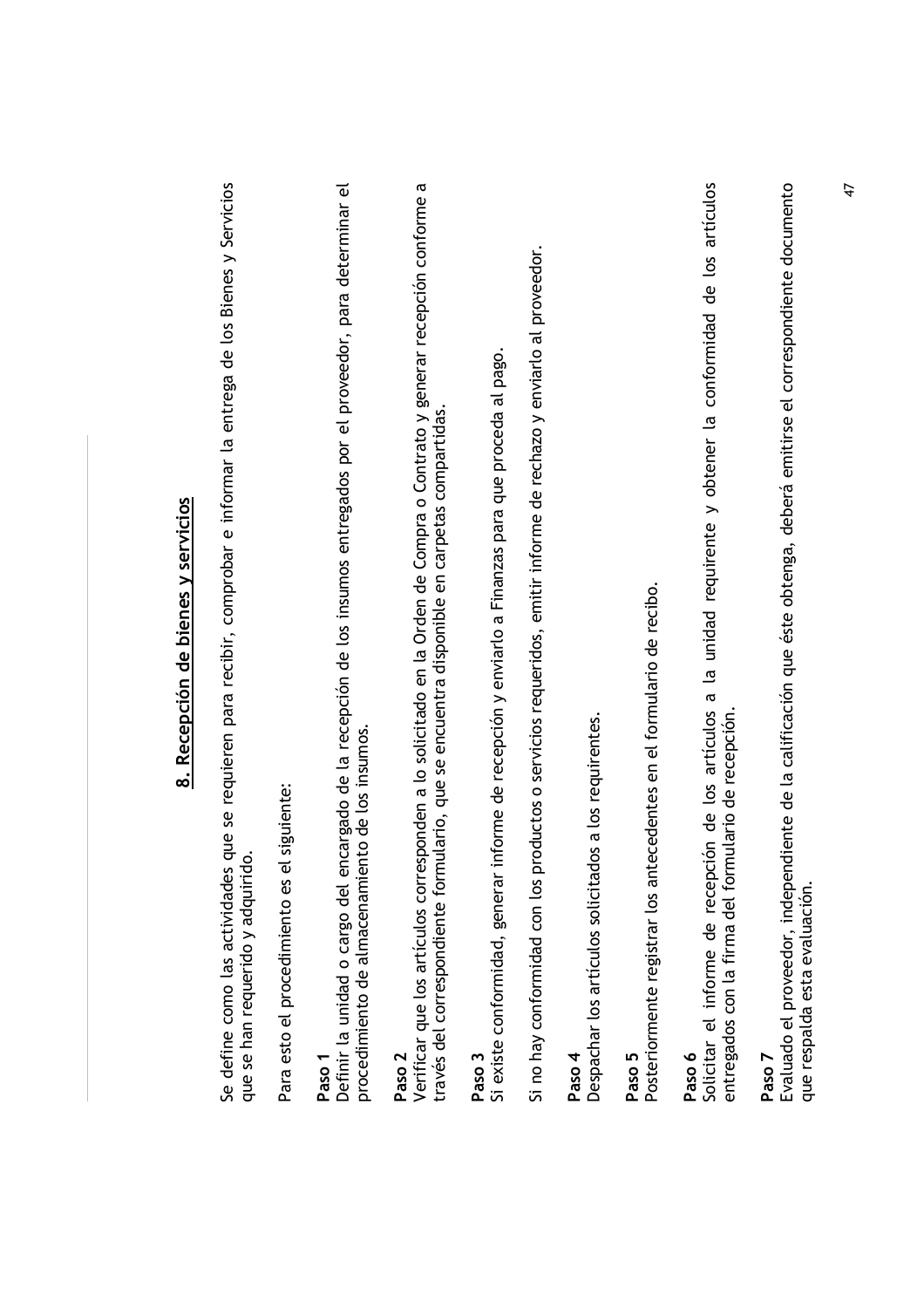## 8. Recepción de bienes y servicios

Se define como las actividades que se requieren para recibir, comprobar e informar la entrega de los Bienes y Servicios que se han requerido y adquirido.

Para esto el procedimiento es el siguiente:

**Paso 1**
Definir la unidad o cargo del encargado de la recepción de los insumos entregados por el proveedor, para determinar el procedimiento de almacenamiento de los insumos.

**Paso 2**
Verificar que los artículos corresponden a lo solicitado en la Orden de Compra o Contrato y generar recepción conforme a través del correspondiente formulario, que se encuentra disponible en carpetas compartidas.

**Paso 3**
Si existe conformidad, generar informe de recepción y enviarlo a Finanzas para que proceda al pago.

Si no hay conformidad con los productos o servicios requeridos, emitir informe de rechazo y enviarlo al proveedor.

**Paso 4**
Despachar los artículos solicitados a los requirentes.

**Paso 5**
Posteriormente registrar los antecedentes en el formulario de recibo.

**Paso 6**
Solicitar el informe de recepción de los artículos a la unidad requirente y obtener la conformidad de los artículos entregados con la firma del formulario de recepción.

**Paso 7**
Evaluado el proveedor, independiente de la calificación que éste obtenga, deberá emitirse el correspondiente documento que respalda esta evaluación.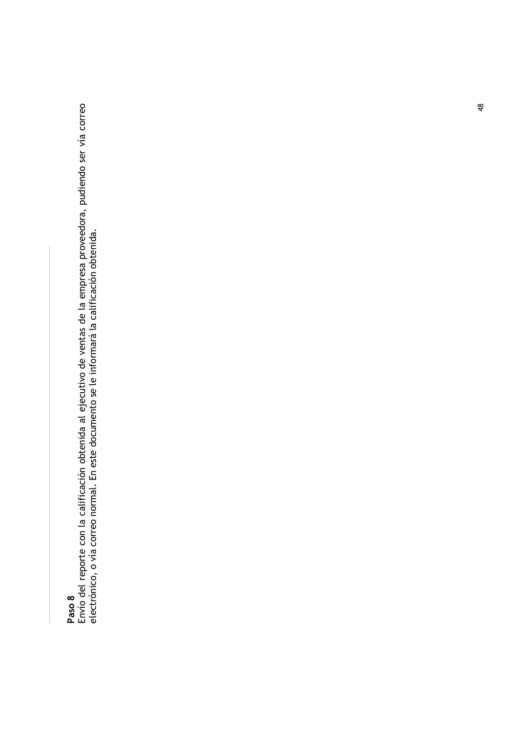**Paso 8**
Envío del reporte con la calificación obtenida al ejecutivo de ventas de la empresa proveedora, pudiendo ser vía correo electrónico, o vía correo normal. En este documento se le informará la calificación obtenida.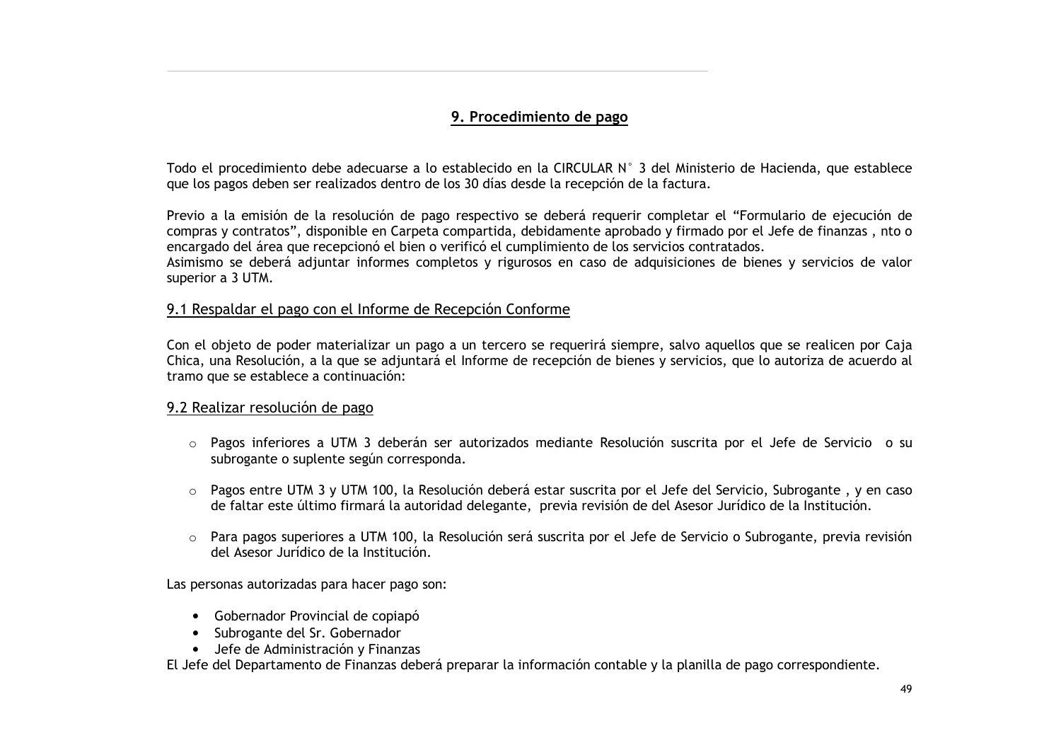## 9. Procedimiento de pago

Todo el procedimiento debe adecuarse a lo establecido en la CIRCULAR N° 3 del Ministerio de Hacienda, que establece que los pagos deben ser realizados dentro de los 30 días desde la recepción de la factura.

Previo a la emisión de la resolución de pago respectivo se deberá requerir completar el "Formulario de ejecución de compras y contratos", disponible en Carpeta compartida, debidamente aprobado y firmado por el Jefe de finanzas , nto o encargado del área que recepcionó el bien o verificó el cumplimiento de los servicios contratados.
Asimismo se deberá adjuntar informes completos y rigurosos en caso de adquisiciones de bienes y servicios de valor superior a 3 UTM.

### 9.1 Respaldar el pago con el Informe de Recepción Conforme

Con el objeto de poder materializar un pago a un tercero se requerirá siempre, salvo aquellos que se realicen por Caja Chica, una Resolución, a la que se adjuntará el Informe de recepción de bienes y servicios, que lo autoriza de acuerdo al tramo que se establece a continuación:

### 9.2 Realizar resolución de pago

- Pagos inferiores a UTM 3 deberán ser autorizados mediante Resolución suscrita por el Jefe de Servicio o su subrogante o suplente según corresponda.
- Pagos entre UTM 3 y UTM 100, la Resolución deberá estar suscrita por el Jefe del Servicio, Subrogante , y en caso de faltar este último firmará la autoridad delegante, previa revisión de del Asesor Jurídico de la Institución.
- Para pagos superiores a UTM 100, la Resolución será suscrita por el Jefe de Servicio o Subrogante, previa revisión del Asesor Jurídico de la Institución.

Las personas autorizadas para hacer pago son:

- Gobernador Provincial de copiapó
- Subrogante del Sr. Gobernador
- Jefe de Administración y Finanzas

El Jefe del Departamento de Finanzas deberá preparar la información contable y la planilla de pago correspondiente.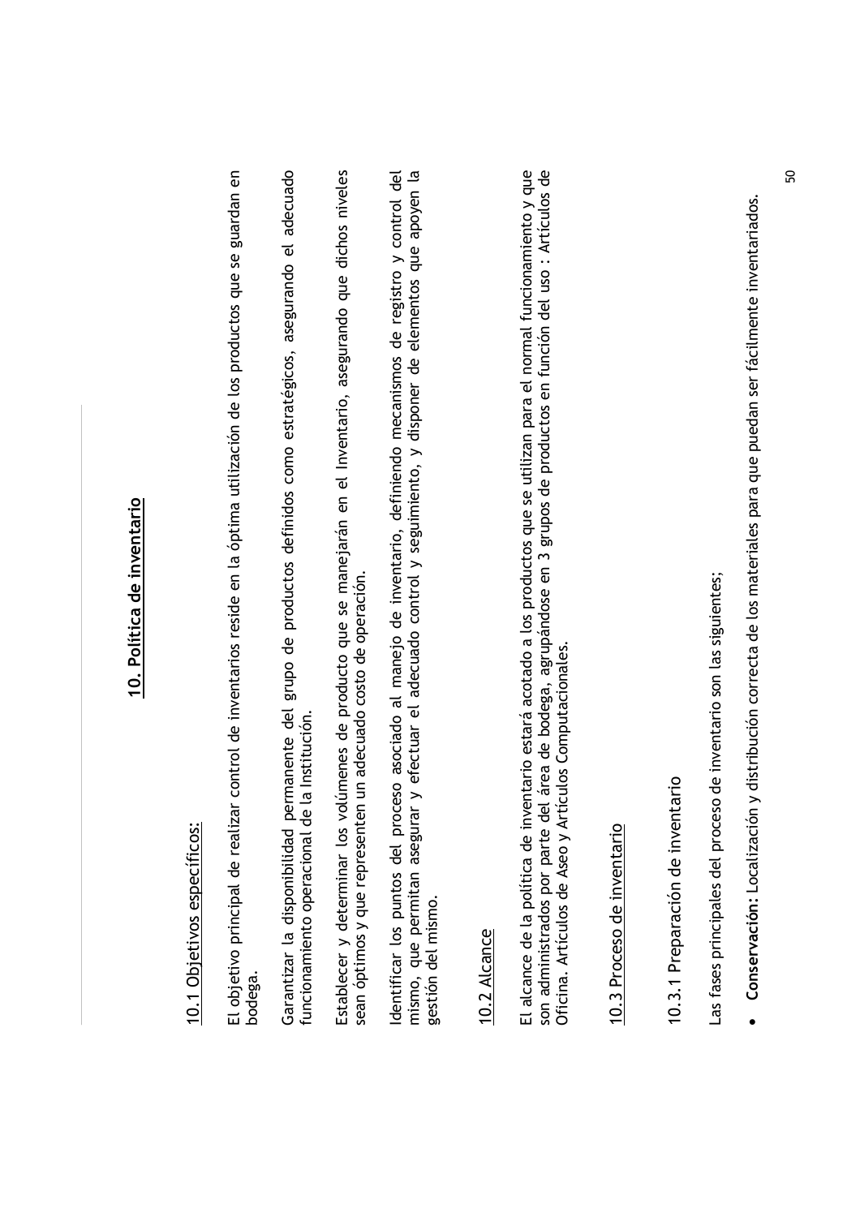# 10. Política de inventario

## 10.1 Objetivos específicos:

El objetivo principal de realizar control de inventarios reside en la óptima utilización de los productos que se guardan en bodega.

Garantizar la disponibilidad permanente del grupo de productos definidos como estratégicos, asegurando el adecuado funcionamiento operacional de la Institución.

Establecer y determinar los volúmenes de producto que se manejarán en el Inventario, asegurando que dichos niveles sean óptimos y que representen un adecuado costo de operación.

Identificar los puntos del proceso asociado al manejo de inventario, definiendo mecanismos de registro y control del mismo, que permitan asegurar y efectuar el adecuado control y seguimiento, y disponer de elementos que apoyen la gestión del mismo.

## 10.2 Alcance

El alcance de la política de inventario estará acotado a los productos que se utilizan para el normal funcionamiento y que son administrados por parte del área de bodega, agrupándose en 3 grupos de productos en función del uso : Artículos de Oficina. Artículos de Aseo y Artículos Computacionales.

## 10.3 Proceso de inventario

### 10.3.1 Preparación de inventario

Las fases principales del proceso de inventario son las siguientes;

- **Conservación:** Localización y distribución correcta de los materiales para que puedan ser fácilmente inventariados.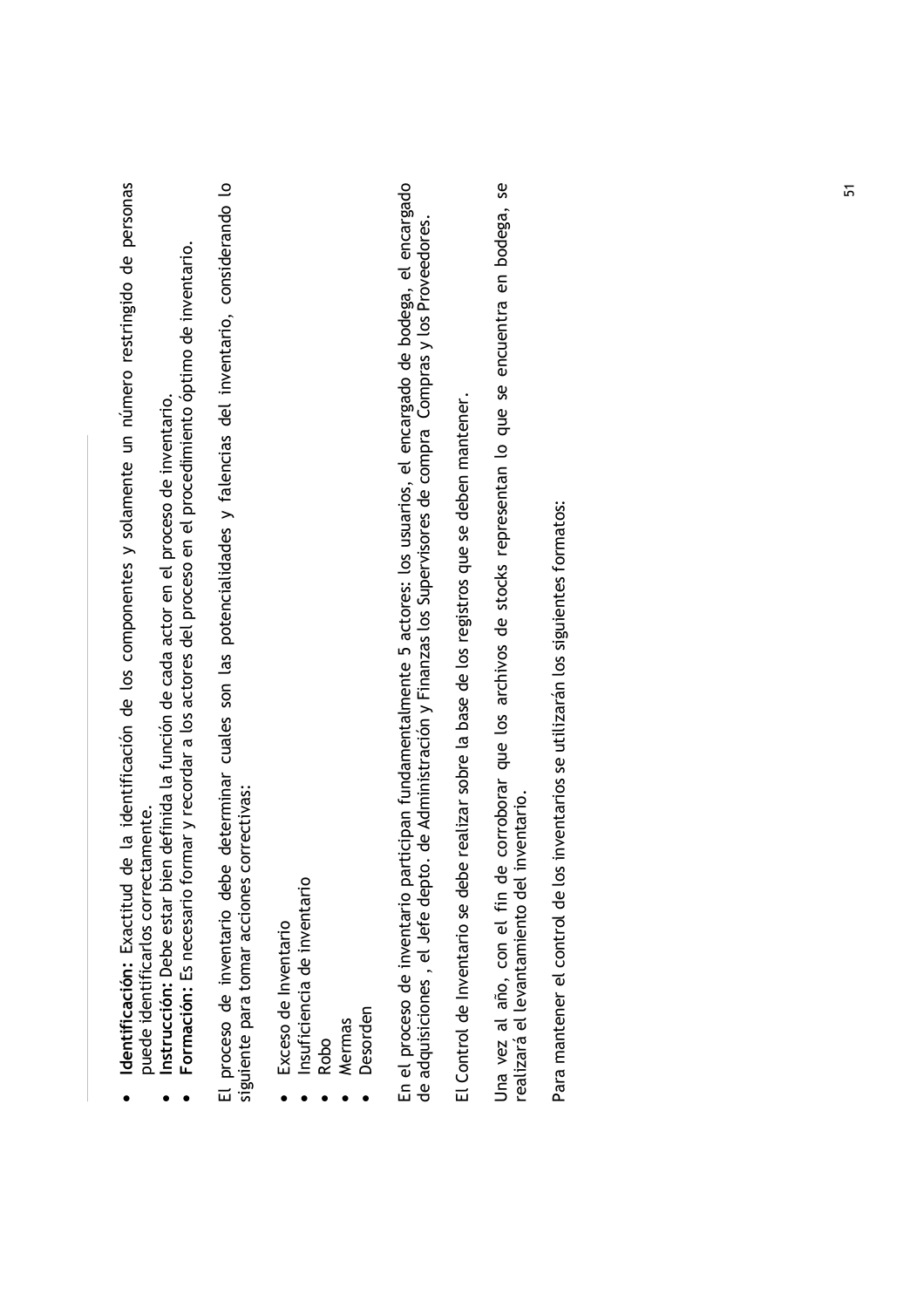- **Identificación:** Exactitud de la identificación de los componentes y solamente un número restringido de personas puede identificarlos correctamente.
- **Instrucción:** Debe estar bien definida la función de cada actor en el proceso de inventario.
- **Formación:** Es necesario formar y recordar a los actores del proceso en el procedimiento óptimo de inventario.

El proceso de inventario debe determinar cuales son las potencialidades y falencias del inventario, considerando lo siguiente para tomar acciones correctivas:

- Exceso de Inventario
- Insuficiencia de inventario
- Robo
- Mermas
- Desorden

En el proceso de inventario participan fundamentalmente 5 actores: los usuarios, el encargado de bodega, el encargado de adquisiciones , el Jefe depto. de Administración y Finanzas los Supervisores de compra Compras y los Proveedores.

El Control de Inventario se debe realizar sobre la base de los registros que se deben mantener.

Una vez al año, con el fin de corroborar que los archivos de stocks representan lo que se encuentra en bodega, se realizará el levantamiento del inventario.

Para mantener el control de los inventarios se utilizarán los siguientes formatos: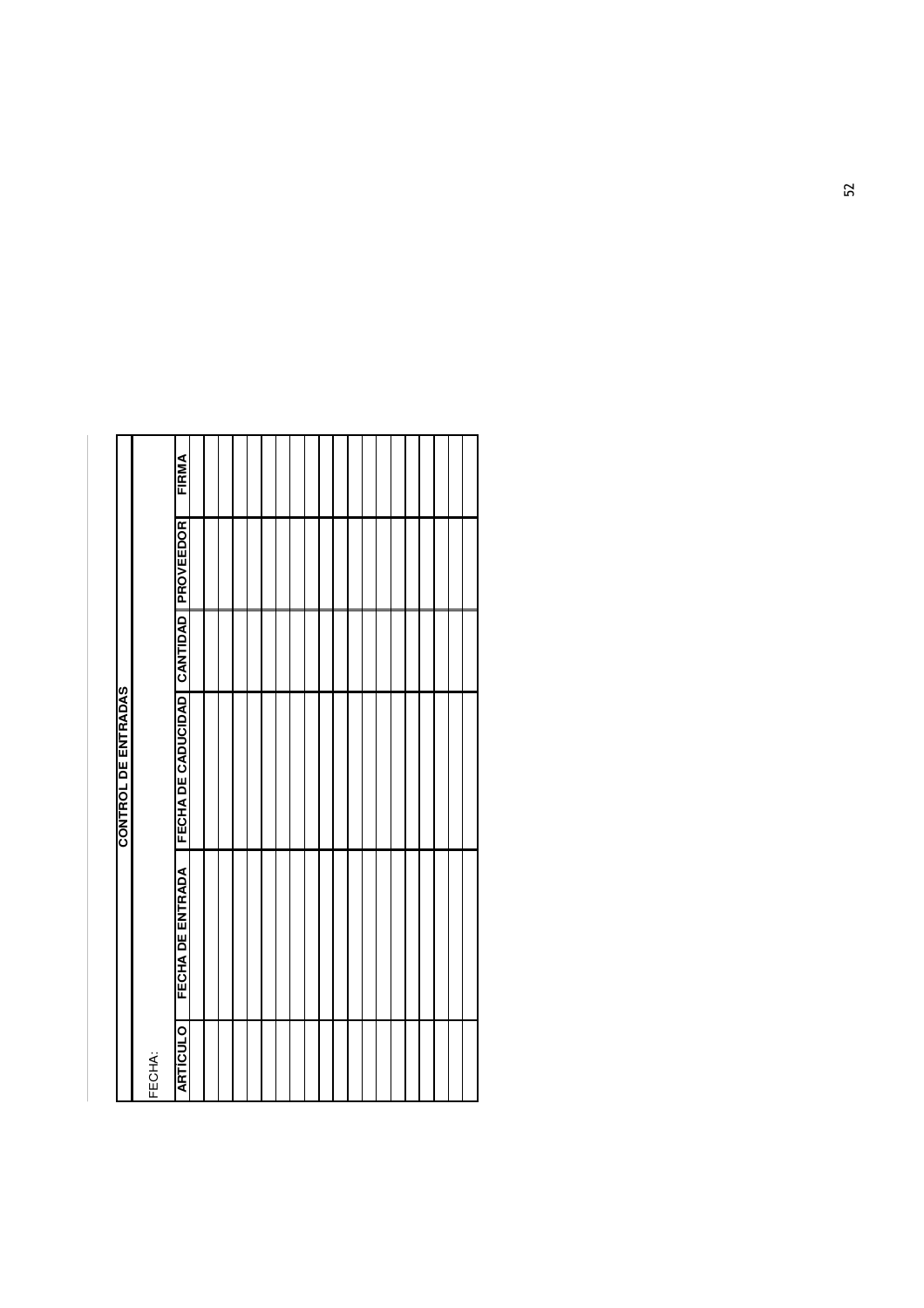## CONTROL DE ENTRADAS

FECHA:

| ARTÍCULO | FECHA DE ENTRADA | FECHA DE CADUCIDAD | CANTIDAD | PROVEEDOR | FIRMA |
|---|---|---|---|---|---|
| | | | | | |
| | | | | | |
| | | | | | |
| | | | | | |
| | | | | | |
| | | | | | |
| | | | | | |
| | | | | | |
| | | | | | |
| | | | | | |
| | | | | | |
| | | | | | |
| | | | | | |
| | | | | | |
| | | | | | |
| | | | | | |
| | | | | | |
| | | | | | |
| | | | | | |
| | | | | | |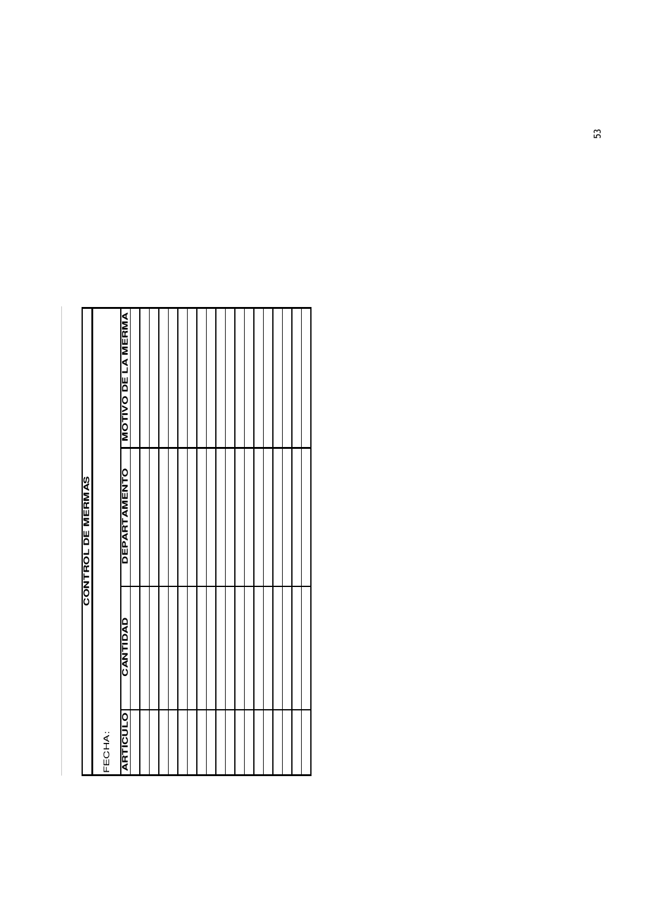# CONTROL DE MERMAS

FECHA:

| ARTICULO | CANTIDAD | DEPARTAMENTO | MOTIVO DE LA MERMA |
|---|---|---|---|
| | | | |
| | | | |
| | | | |
| | | | |
| | | | |
| | | | |
| | | | |
| | | | |
| | | | |
| | | | |
| | | | |
| | | | |
| | | | |
| | | | |
| | | | |
| | | | |
| | | | |
| | | | |
| | | | |
| | | | |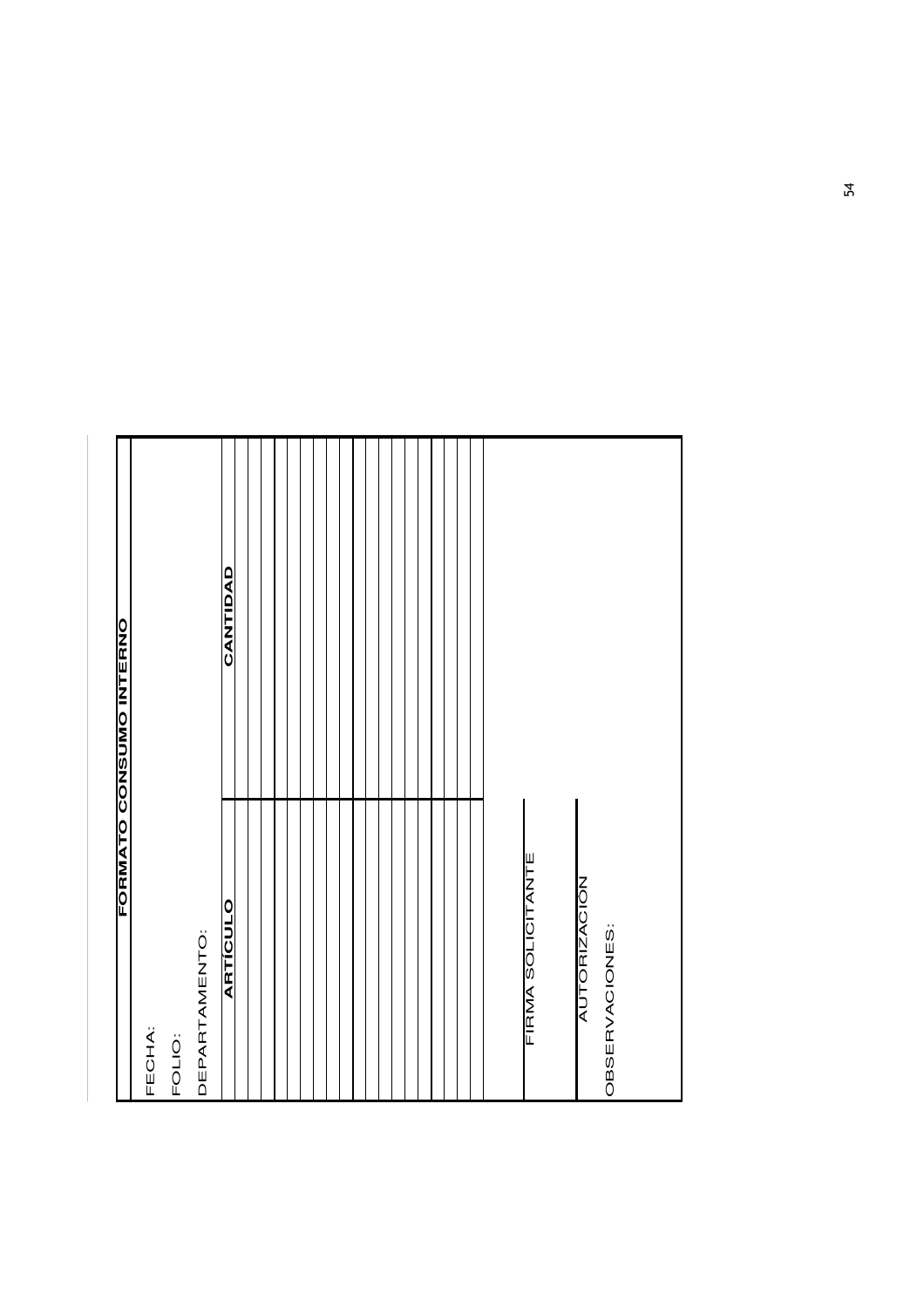# FORMATO CONSUMO INTERNO

FECHA:

FOLIO:

DEPARTAMENTO:

| ARTÍCULO | CANTIDAD |
|---|---|
| | |
| | |
| | |
| | |
| | |
| | |
| | |
| | |
| | |
| | |
| | |
| | |
| | |
| | |
| | |
| | |
| | |
| | |
| | |

FIRMA SOLICITANTE

AUTORIZACIÓN

OBSERVACIONES: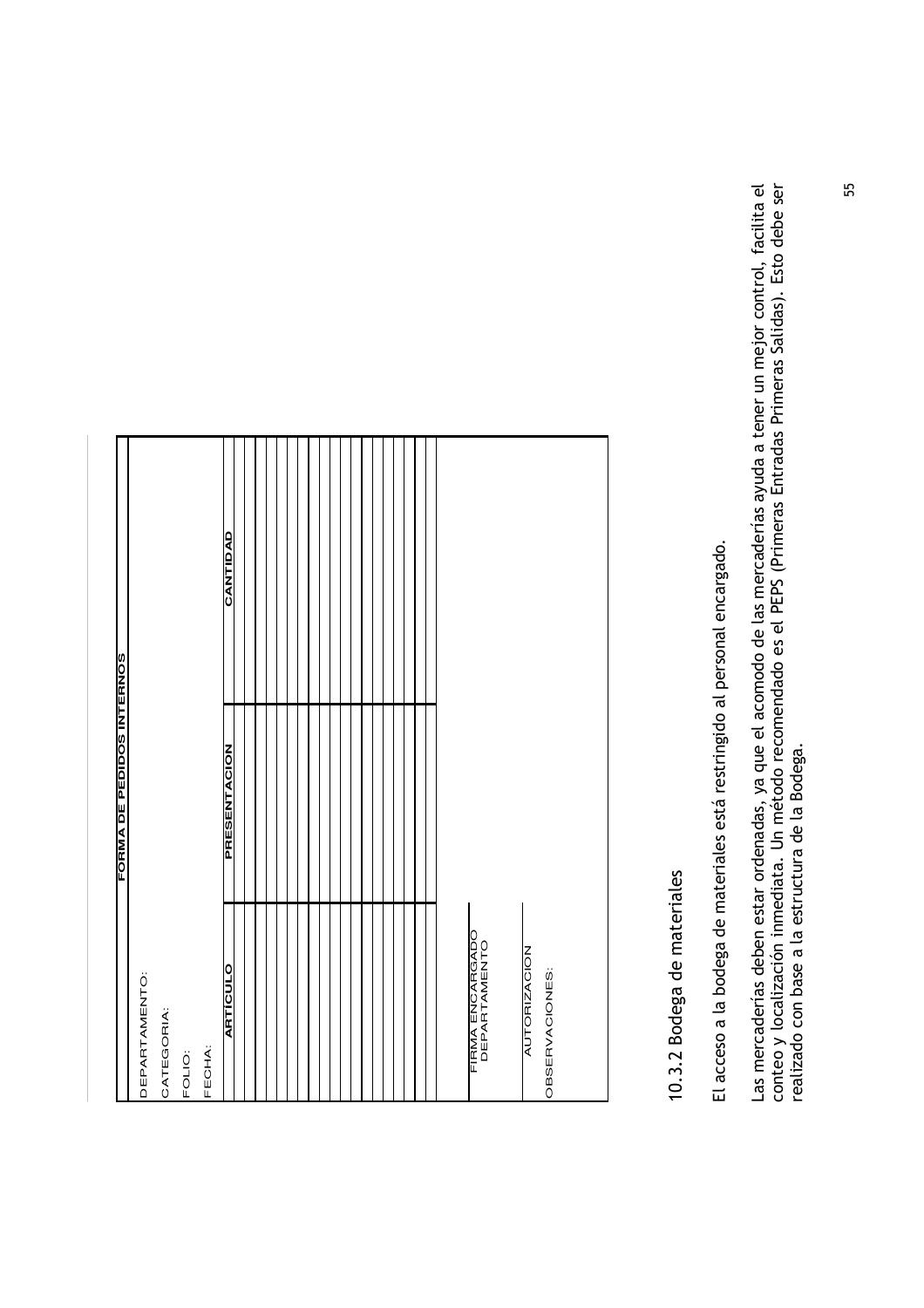## FORMA DE PEDIDOS INTERNOS

DEPARTAMENTO:

CATEGORIA:

FOLIO:

FECHA:

| ARTICULO | PRESENTACION | CANTIDAD |
|---|---|---|
| | | |
| | | |
| | | |
| | | |
| | | |
| | | |
| | | |
| | | |
| | | |
| | | |
| | | |
| | | |
| | | |
| | | |
| | | |
| | | |
| | | |
| | | |
| | | |
| | | |

FIRMA ENCARGADO DEPARTAMENTO

AUTORIZACION

OBSERVACIONES:

### 10.3.2 Bodega de materiales

El acceso a la bodega de materiales está restringido al personal encargado.

Las mercaderías deben estar ordenadas, ya que el acomodo de las mercaderías ayuda a tener un mejor control, facilita el conteo y localización inmediata. Un método recomendado es el PEPS (Primeras Entradas Primeras Salidas). Esto debe ser realizado con base a la estructura de la Bodega.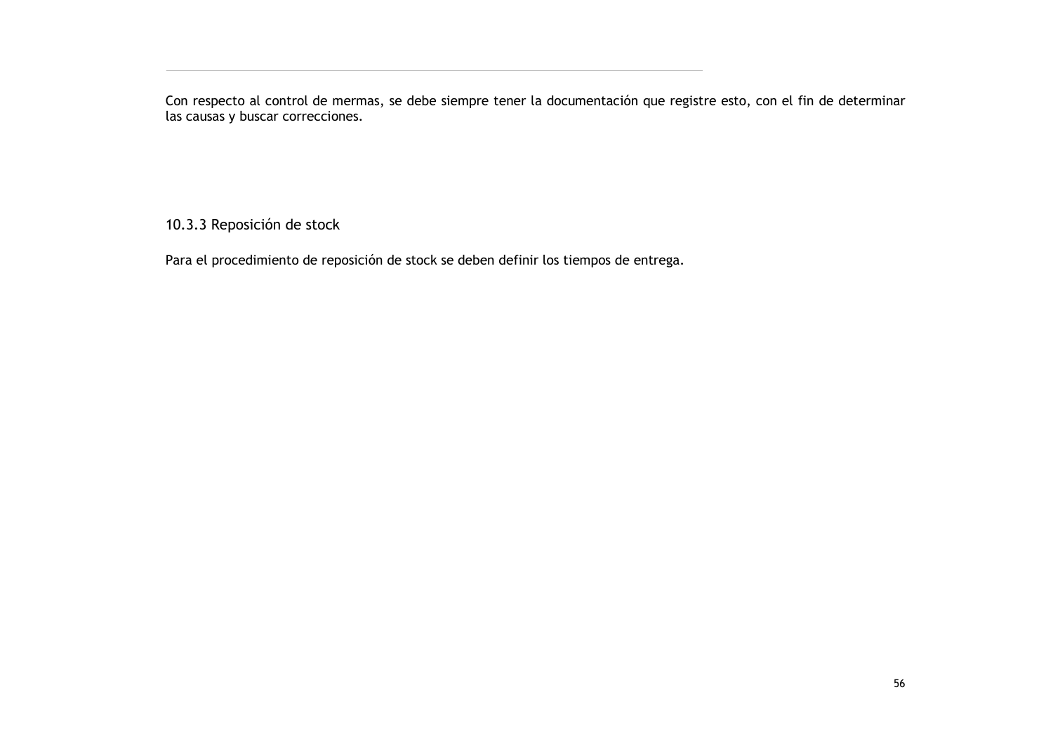Con respecto al control de mermas, se debe siempre tener la documentación que registre esto, con el fin de determinar las causas y buscar correcciones.

### 10.3.3 Reposición de stock

Para el procedimiento de reposición de stock se deben definir los tiempos de entrega.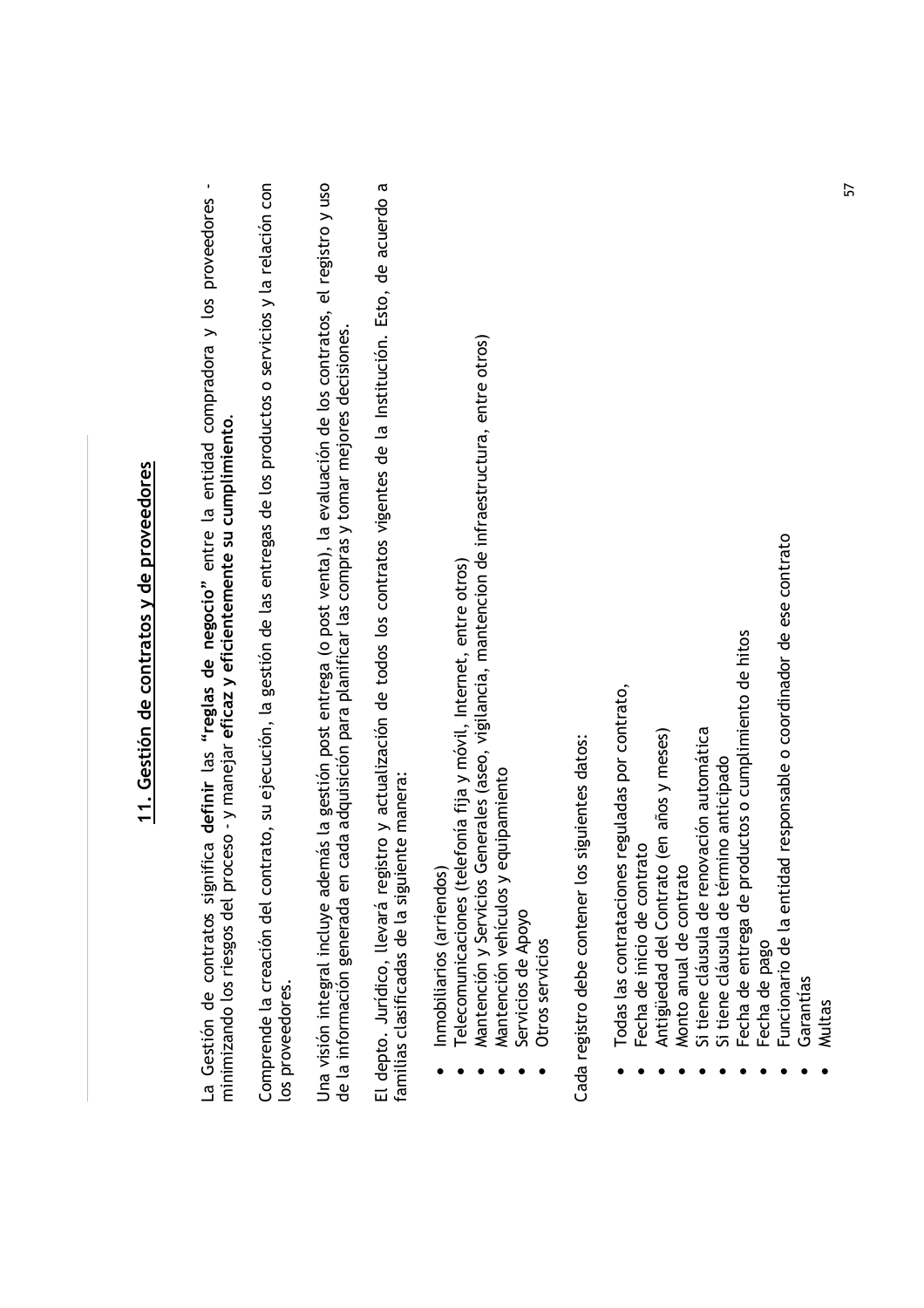## 11. Gestión de contratos y de proveedores

La Gestión de contratos significa **definir** las **"reglas de negocio"** entre la entidad compradora y los proveedores - minimizando los riesgos del proceso - y manejar **eficaz y eficientemente su cumplimiento**.

Comprende la creación del contrato, su ejecución, la gestión de las entregas de los productos o servicios y la relación con los proveedores.

Una visión integral incluye además la gestión post entrega (o post venta), la evaluación de los contratos, el registro y uso de la información generada en cada adquisición para planificar las compras y tomar mejores decisiones.

El depto. Jurídico, llevará registro y actualización de todos los contratos vigentes de la Institución. Esto, de acuerdo a familias clasificadas de la siguiente manera:

- Inmobiliarios (arriendos)
- Telecomunicaciones (telefonía fija y móvil, Internet, entre otros)
- Mantención y Servicios Generales (aseo, vigilancia, mantencion de infraestructura, entre otros)
- Mantención vehículos y equipamiento
- Servicios de Apoyo
- Otros servicios

Cada registro debe contener los siguientes datos:

- Todas las contrataciones reguladas por contrato,
- Fecha de inicio de contrato
- Antigüedad del Contrato (en años y meses)
- Monto anual de contrato
- Si tiene cláusula de renovación automática
- Si tiene cláusula de término anticipado
- Fecha de entrega de productos o cumplimiento de hitos
- Fecha de pago
- Funcionario de la entidad responsable o coordinador de ese contrato
- Garantías
- Multas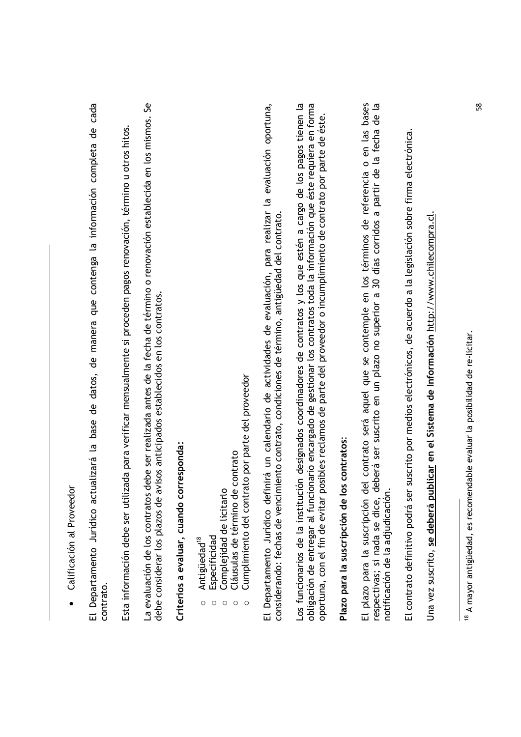- Calificación al Proveedor

El Departamento Jurídico actualizará la base de datos, de manera que contenga la información completa de cada contrato.

Esta información debe ser utilizada para verificar mensualmente si proceden pagos renovación, término u otros hitos.

La evaluación de los contratos debe ser realizada antes de la fecha de término o renovación establecida en los mismos. Se debe considerar los plazos de avisos anticipados establecidos en los contratos.

**Criterios a evaluar, cuando corresponda:**

- Antigüedad[18]
- Especificidad
- Complejidad de licitarlo
- Cláusulas de término de contrato
- Cumplimiento del contrato por parte del proveedor

El Departamento Jurídico definirá un calendario de actividades de evaluación, para realizar la evaluación oportuna, considerando: fechas de vencimiento contrato, condiciones de término, antigüedad del contrato.

Los funcionarios de la institución designados coordinadores de contratos y los que estén a cargo de los pagos tienen la obligación de entregar al funcionario encargado de gestionar los contratos toda la información que éste requiera en forma oportuna, con el fin de evitar posibles reclamos de parte del proveedor o incumplimiento de contrato por parte de éste.

**Plazo para la suscripción de los contratos:**

El plazo para la suscripción del contrato será aquel que se contemple en los términos de referencia o en las bases respectivas; si nada se dice, deberá ser suscrito en un plazo no superior a 30 días corridos a partir de la fecha de la notificación de la adjudicación.

El contrato definitivo podrá ser suscrito por medios electrónicos, de acuerdo a la legislación sobre firma electrónica.

Una vez suscrito, **se deberá publicar en el Sistema de Información** http://www.chilecompra.cl.

---

[18] A mayor antigüedad, es recomendable evaluar la posibilidad de re-licitar.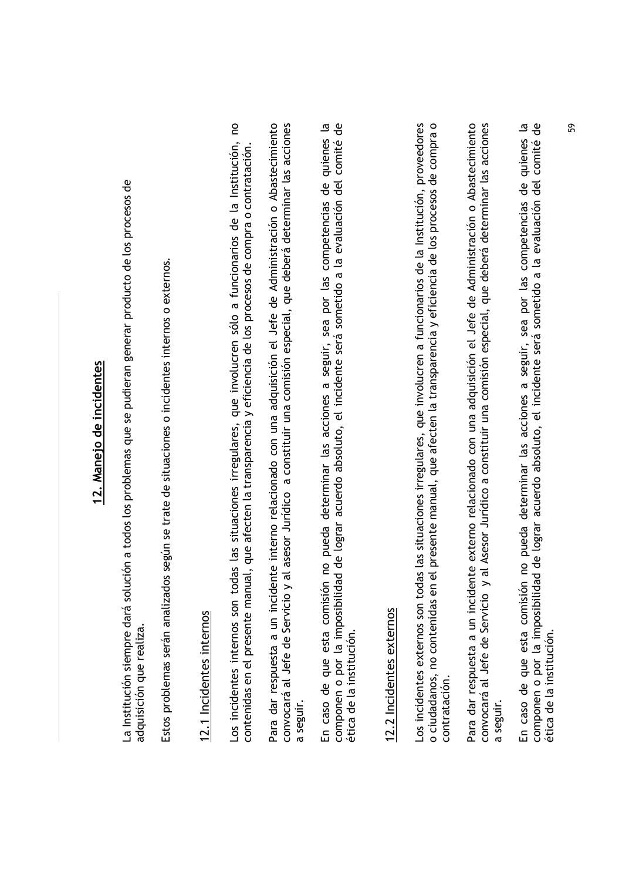## 12. Manejo de incidentes

La Institución siempre dará solución a todos los problemas que se pudieran generar producto de los procesos de adquisición que realiza.

Estos problemas serán analizados según se trate de situaciones o incidentes internos o externos.

### 12.1 Incidentes internos

Los incidentes internos son todas las situaciones irregulares, que involucren sólo a funcionarios de la Institución, no contenidas en el presente manual, que afecten la transparencia y eficiencia de los procesos de compra o contratación.

Para dar respuesta a un incidente interno relacionado con una adquisición el Jefe de Administración o Abastecimiento convocará al Jefe de Servicio y al asesor Jurídico a constituir una comisión especial, que deberá determinar las acciones a seguir.

En caso de que esta comisión no pueda determinar las acciones a seguir, sea por las competencias de quienes la componen o por la imposibilidad de lograr acuerdo absoluto, el incidente será sometido a la evaluación del comité de ética de la institución.

### 12.2 Incidentes externos

Los incidentes externos son todas las situaciones irregulares, que involucren a funcionarios de la Institución, proveedores o ciudadanos, no contenidas en el presente manual, que afecten la transparencia y eficiencia de los procesos de compra o contratación.

Para dar respuesta a un incidente externo relacionado con una adquisición el Jefe de Administración o Abastecimiento convocará al Jefe de Servicio y al Asesor Jurídico a constituir una comisión especial, que deberá determinar las acciones a seguir.

En caso de que esta comisión no pueda determinar las acciones a seguir, sea por las competencias de quienes la componen o por la imposibilidad de lograr acuerdo absoluto, el incidente será sometido a la evaluación del comité de ética de la institución.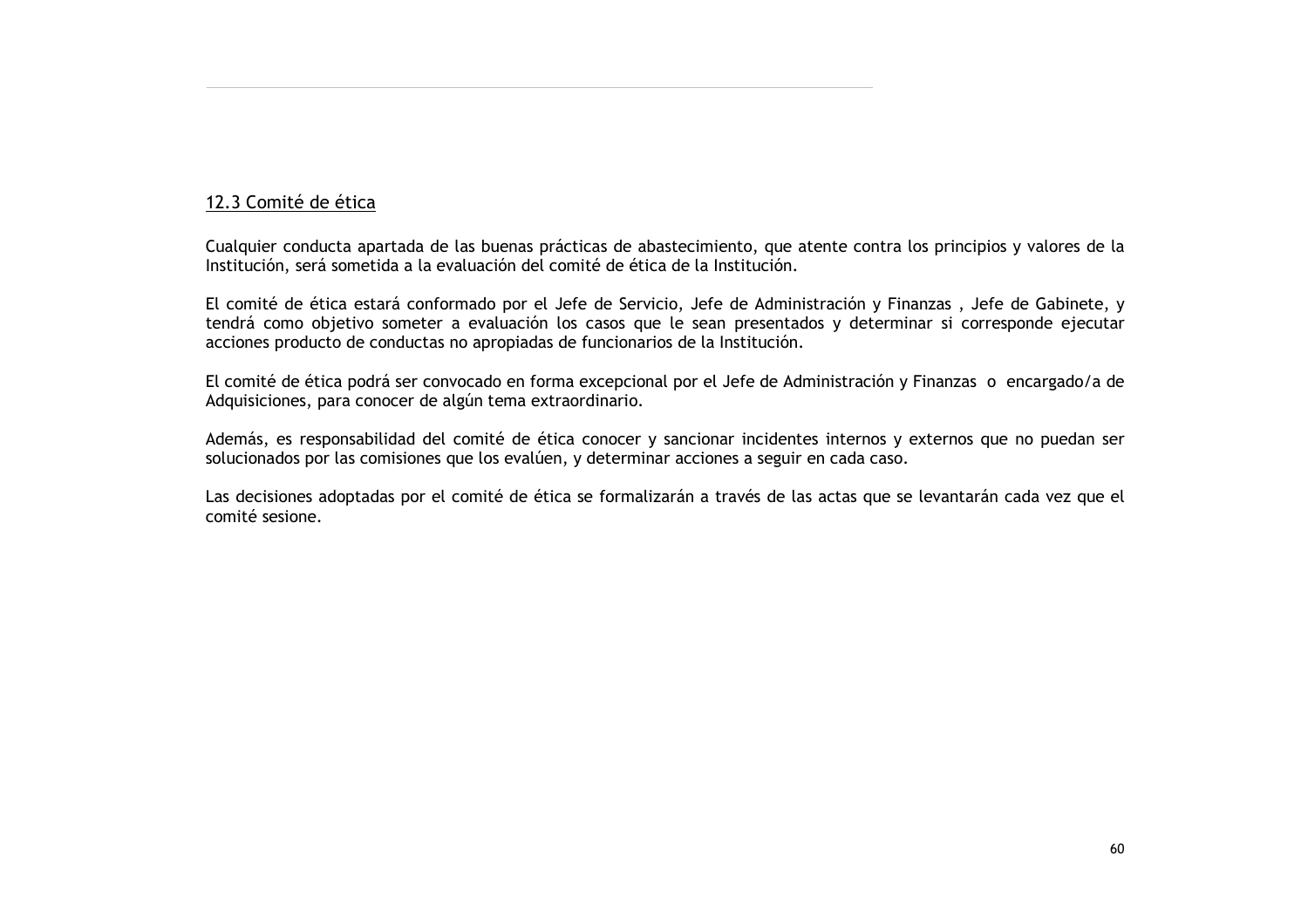### 12.3 Comité de ética

Cualquier conducta apartada de las buenas prácticas de abastecimiento, que atente contra los principios y valores de la Institución, será sometida a la evaluación del comité de ética de la Institución.

El comité de ética estará conformado por el Jefe de Servicio, Jefe de Administración y Finanzas , Jefe de Gabinete, y tendrá como objetivo someter a evaluación los casos que le sean presentados y determinar si corresponde ejecutar acciones producto de conductas no apropiadas de funcionarios de la Institución.

El comité de ética podrá ser convocado en forma excepcional por el Jefe de Administración y Finanzas o encargado/a de Adquisiciones, para conocer de algún tema extraordinario.

Además, es responsabilidad del comité de ética conocer y sancionar incidentes internos y externos que no puedan ser solucionados por las comisiones que los evalúen, y determinar acciones a seguir en cada caso.

Las decisiones adoptadas por el comité de ética se formalizarán a través de las actas que se levantarán cada vez que el comité sesione.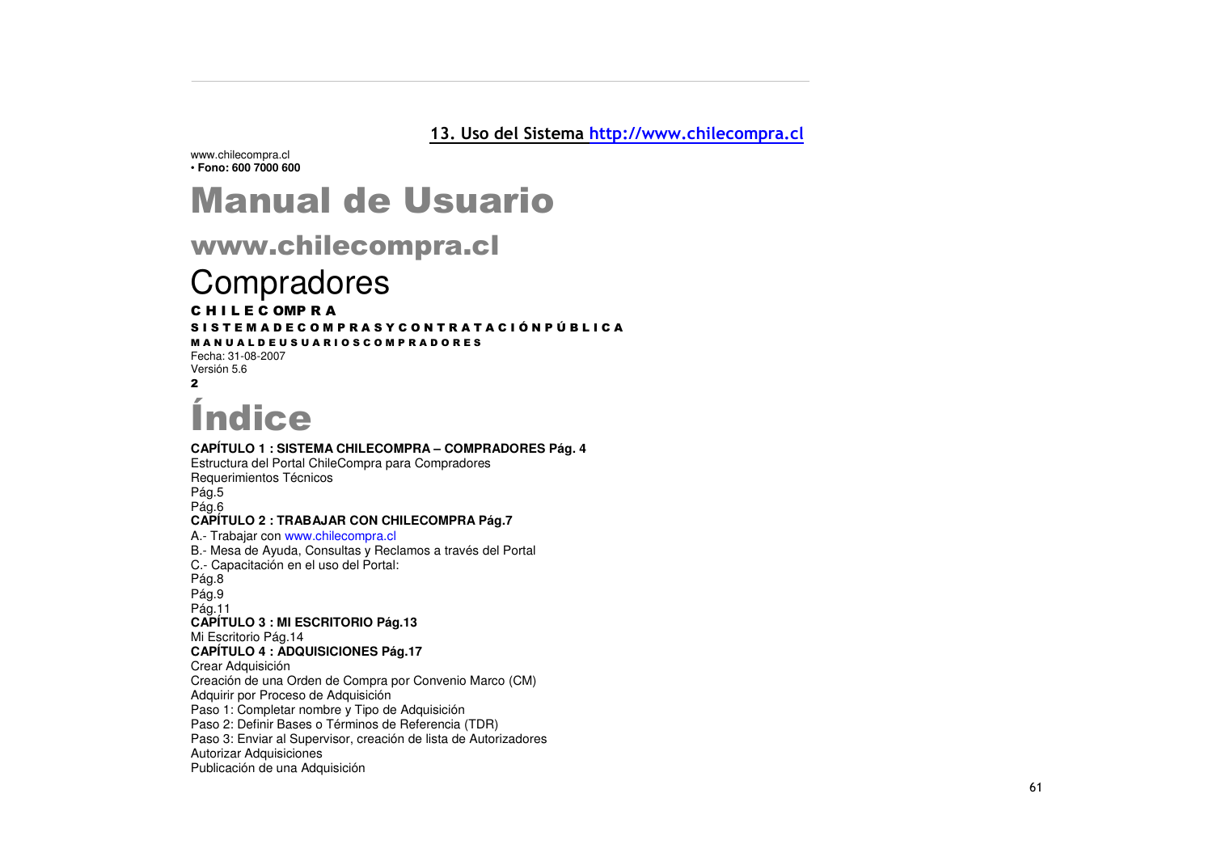## 13. Uso del Sistema http://www.chilecompra.cl

www.chilecompra.cl
• **Fono: 600 7000 600**

# Manual de Usuario

## www.chilecompra.cl

## Compradores

**C H I L E C OMP R A**

**S I S T E M A D E C O M P R A S Y C O N T R A T A C I Ó N P Ú B L I C A**

**M A N U A L D E U S U A R I O S C O M P R A D O R E S**

Fecha: 31-08-2007
Versión 5.6

**2**

# Índice

**CAPÍTULO 1 : SISTEMA CHILECOMPRA – COMPRADORES Pág. 4**

Estructura del Portal ChileCompra para Compradores
Requerimientos Técnicos
Pág.5
Pág.6

**CAPÍTULO 2 : TRABAJAR CON CHILECOMPRA Pág.7**

A.- Trabajar con www.chilecompra.cl
B.- Mesa de Ayuda, Consultas y Reclamos a través del Portal
C.- Capacitación en el uso del Portal:
Pág.8
Pág.9
Pág.11

**CAPÍTULO 3 : MI ESCRITORIO Pág.13**

Mi Escritorio Pág.14

**CAPÍTULO 4 : ADQUISICIONES Pág.17**

Crear Adquisición
Creación de una Orden de Compra por Convenio Marco (CM)
Adquirir por Proceso de Adquisición
Paso 1: Completar nombre y Tipo de Adquisición
Paso 2: Definir Bases o Términos de Referencia (TDR)
Paso 3: Enviar al Supervisor, creación de lista de Autorizadores
Autorizar Adquisiciones
Publicación de una Adquisición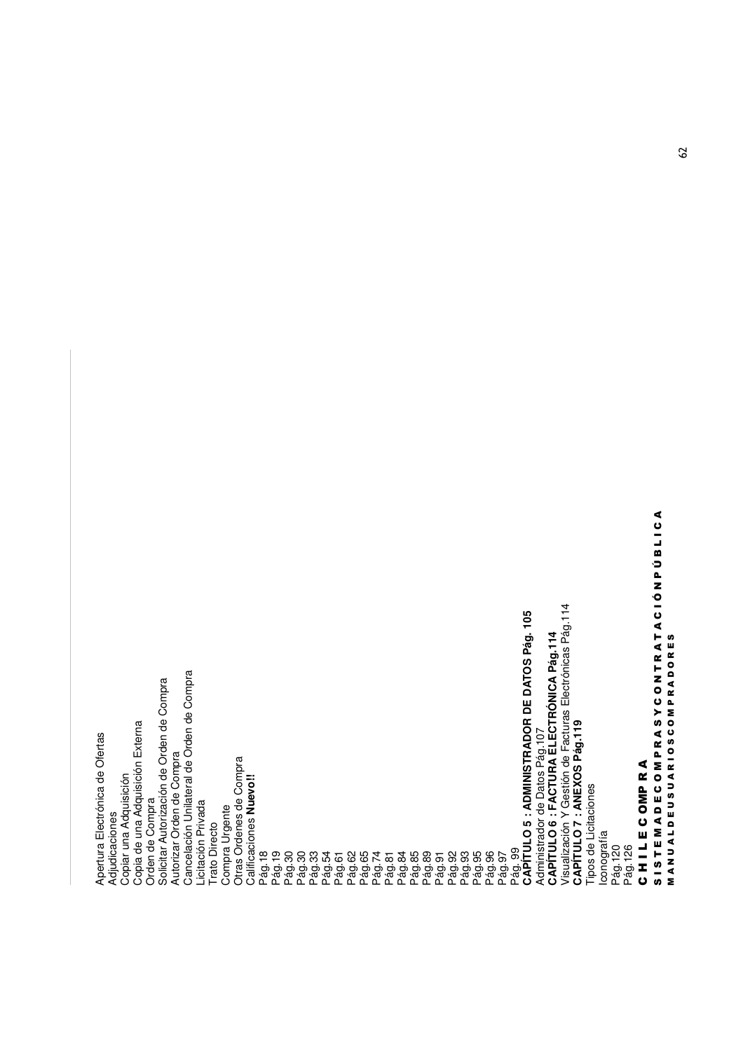Apertura Electrónica de Ofertas
Adjudicaciones
Copiar una Adquisición
Copia de una Adquisición Externa
Orden de Compra
Solicitar Autorización de Orden de Compra
Autorizar Orden de Compra
Cancelación Unilateral de Orden de Compra
Licitación Privada
Trato Directo
Compra Urgente
Otras Ordenes de Compra
Calificaciones **Nuevo!!**
Pág.18
Pág.19
Pág.30
Pág.30
Pág.33
Pág.54
Pág.61
Pág.62
Pág.65
Pág.74
Pág.81
Pág.84
Pág.85
Pág.89
Pág.91
Pág.92
Pág.93
Pág.95
Pág.96
Pág.97
Pág. 99

**CAPÍTULO 5 : ADMINISTRADOR DE DATOS Pág. 105**

Administrador de Datos Pág.107

**CAPÍTULO 6 : FACTURA ELECTRÓNICA Pág.114**

Visualización Y Gestión de Facturas Electrónicas Pág.114

**CAPÍTULO 7 : ANEXOS Pág.119**

Tipos de Licitaciones
Iconografía
Pág.120
Pág.126

**C H I L E C OMP R A**

**S I S T E M A D E C O M P R A S Y C O N T R A T A C I Ó N P Ú B L I C A**

**M A N U A L D E U S U A R I O S C O M P R A D O R E S**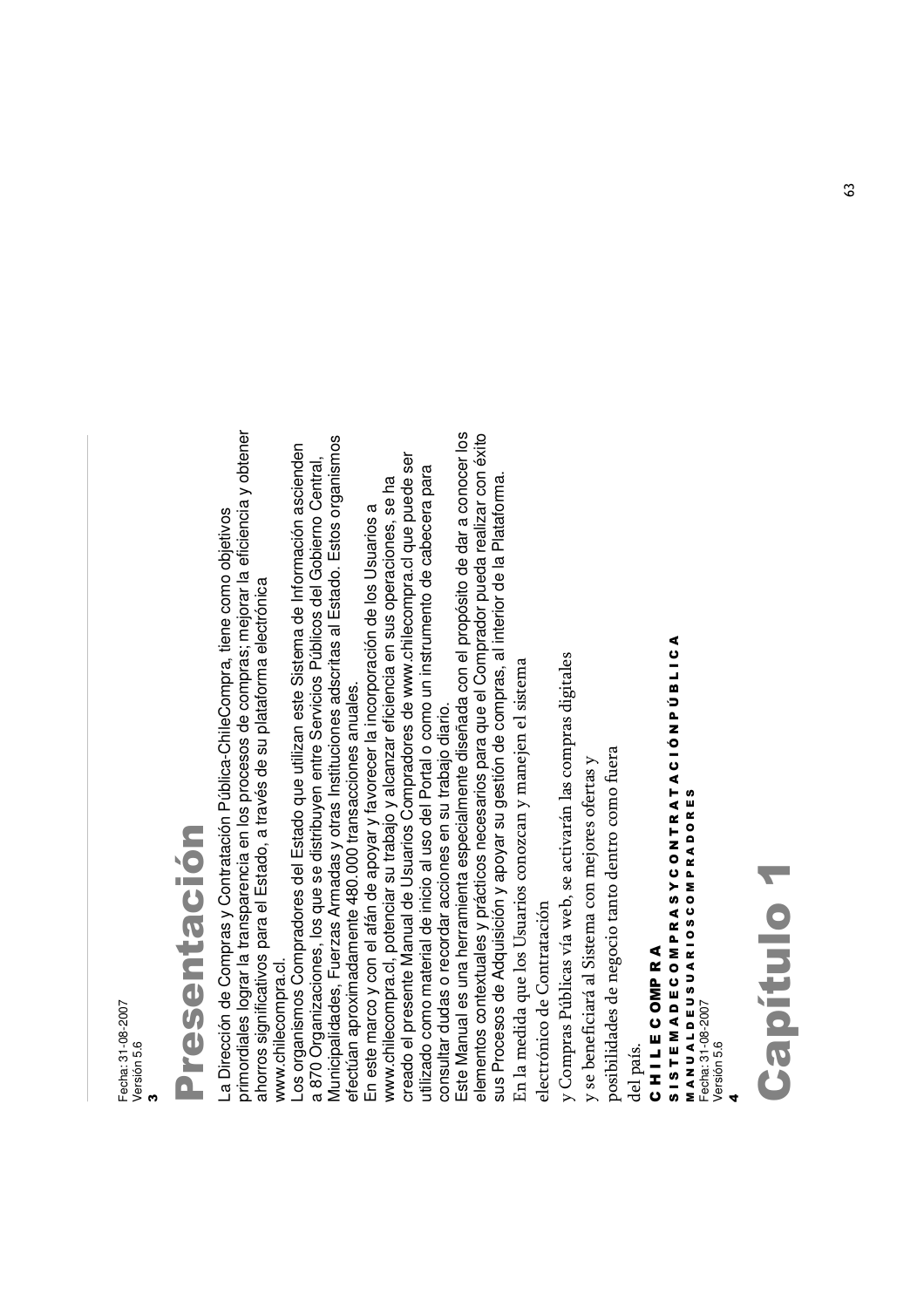# Presentación

La Dirección de Compras y Contratación Pública-ChileCompra, tiene como objetivos primordiales lograr la transparencia en los procesos de compras; mejorar la eficiencia y obtener ahorros significativos para el Estado, a través de su plataforma electrónica www.chilecompra.cl.

Los organismos Compradores del Estado que utilizan este Sistema de Información ascienden a 870 Organizaciones, los que se distribuyen entre Servicios Públicos del Gobierno Central, Municipalidades, Fuerzas Armadas y otras Instituciones adscritas al Estado. Estos organismos efectúan aproximadamente 480.000 transacciones anuales.

En este marco y con el afán de apoyar y favorecer la incorporación de los Usuarios a www.chilecompra.cl, potenciar su trabajo y alcanzar eficiencia en sus operaciones, se ha creado el presente Manual de Usuarios Compradores de www.chilecompra.cl que puede ser utilizado como material de inicio al uso del Portal o como un instrumento de cabecera para consultar dudas o recordar acciones en su trabajo diario.

Este Manual es una herramienta especialmente diseñada con el propósito de dar a conocer los elementos contextuales y prácticos necesarios para que el Comprador pueda realizar con éxito sus Procesos de Adquisición y apoyar su gestión de compras, al interior de la Plataforma.

En la medida que los Usuarios conozcan y manejen el sistema electrónico de Contratación y Compras Públicas vía web, se activarán las compras digitales y se beneficiará al Sistema con mejores ofertas y posibilidades de negocio tanto dentro como fuera del país.

# Capítulo 1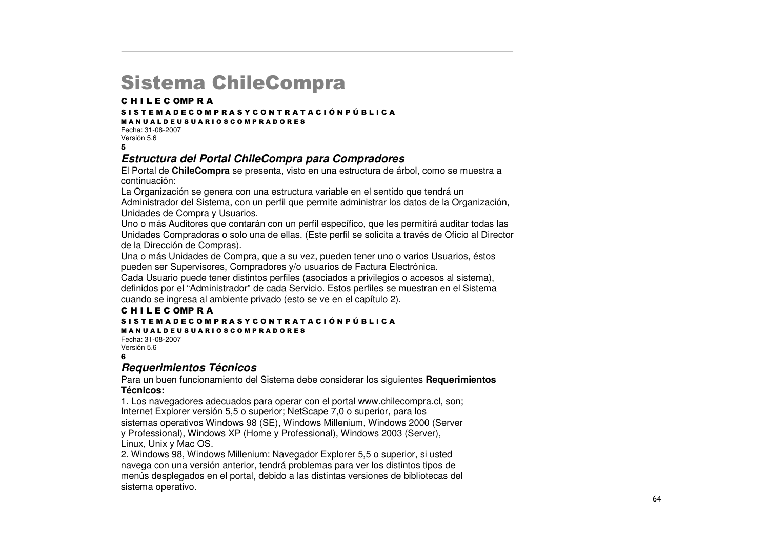# Sistema ChileCompra

**C H I L E C OMP R A**

**S I S T E M A D E C O M P R A S Y C O N T R A T A C I Ó N P Ú B L I C A**

**M A N U A L D E U S U A R I O S C O M P R A D O R E S**

Fecha: 31-08-2007
Versión 5.6

**5**

## *Estructura del Portal ChileCompra para Compradores*

El Portal de **ChileCompra** se presenta, visto en una estructura de árbol, como se muestra a continuación:

La Organización se genera con una estructura variable en el sentido que tendrá un Administrador del Sistema, con un perfil que permite administrar los datos de la Organización, Unidades de Compra y Usuarios.

Uno o más Auditores que contarán con un perfil específico, que les permitirá auditar todas las Unidades Compradoras o solo una de ellas. (Este perfil se solicita a través de Oficio al Director de la Dirección de Compras).

Una o más Unidades de Compra, que a su vez, pueden tener uno o varios Usuarios, éstos pueden ser Supervisores, Compradores y/o usuarios de Factura Electrónica.

Cada Usuario puede tener distintos perfiles (asociados a privilegios o accesos al sistema), definidos por el "Administrador" de cada Servicio. Estos perfiles se muestran en el Sistema cuando se ingresa al ambiente privado (esto se ve en el capítulo 2).

**C H I L E C OMP R A**

**S I S T E M A D E C O M P R A S Y C O N T R A T A C I Ó N P Ú B L I C A**

**M A N U A L D E U S U A R I O S C O M P R A D O R E S**

Fecha: 31-08-2007
Versión 5.6

**6**

## *Requerimientos Técnicos*

Para un buen funcionamiento del Sistema debe considerar los siguientes **Requerimientos Técnicos:**

1. Los navegadores adecuados para operar con el portal www.chilecompra.cl, son; Internet Explorer versión 5,5 o superior; NetScape 7,0 o superior, para los sistemas operativos Windows 98 (SE), Windows Millenium, Windows 2000 (Server y Professional), Windows XP (Home y Professional), Windows 2003 (Server), Linux, Unix y Mac OS.

2. Windows 98, Windows Millenium: Navegador Explorer 5,5 o superior, si usted navega con una versión anterior, tendrá problemas para ver los distintos tipos de menús desplegados en el portal, debido a las distintas versiones de bibliotecas del sistema operativo.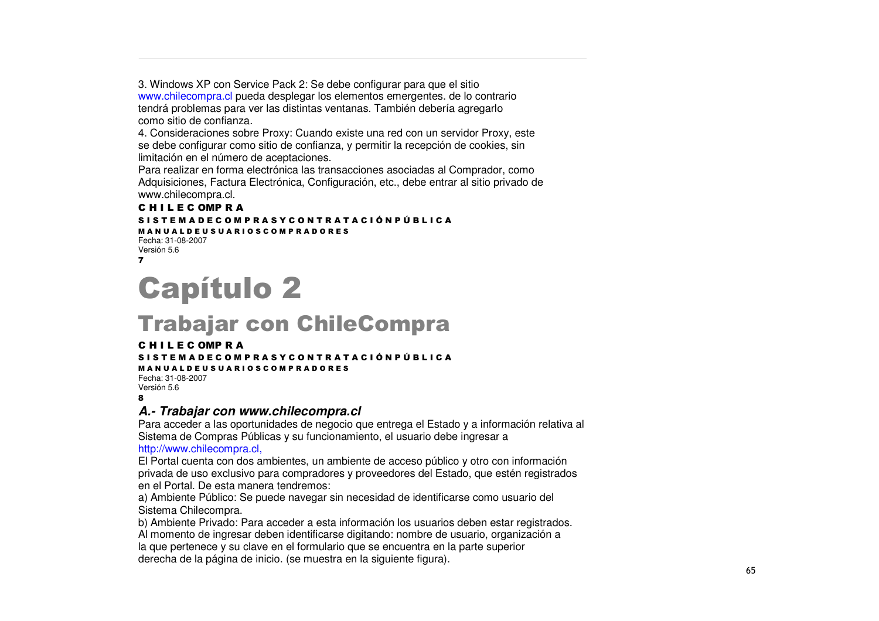3. Windows XP con Service Pack 2: Se debe configurar para que el sitio www.chilecompra.cl pueda desplegar los elementos emergentes. de lo contrario tendrá problemas para ver las distintas ventanas. También debería agregarlo como sitio de confianza.

4. Consideraciones sobre Proxy: Cuando existe una red con un servidor Proxy, este se debe configurar como sitio de confianza, y permitir la recepción de cookies, sin limitación en el número de aceptaciones.

Para realizar en forma electrónica las transacciones asociadas al Comprador, como Adquisiciones, Factura Electrónica, Configuración, etc., debe entrar al sitio privado de www.chilecompra.cl.

# Capítulo 2

## Trabajar con ChileCompra

### *A.- Trabajar con www.chilecompra.cl*

Para acceder a las oportunidades de negocio que entrega el Estado y a información relativa al Sistema de Compras Públicas y su funcionamiento, el usuario debe ingresar a http://www.chilecompra.cl,

El Portal cuenta con dos ambientes, un ambiente de acceso público y otro con información privada de uso exclusivo para compradores y proveedores del Estado, que estén registrados en el Portal. De esta manera tendremos:

a) Ambiente Público: Se puede navegar sin necesidad de identificarse como usuario del Sistema Chilecompra.

b) Ambiente Privado: Para acceder a esta información los usuarios deben estar registrados. Al momento de ingresar deben identificarse digitando: nombre de usuario, organización a la que pertenece y su clave en el formulario que se encuentra en la parte superior derecha de la página de inicio. (se muestra en la siguiente figura).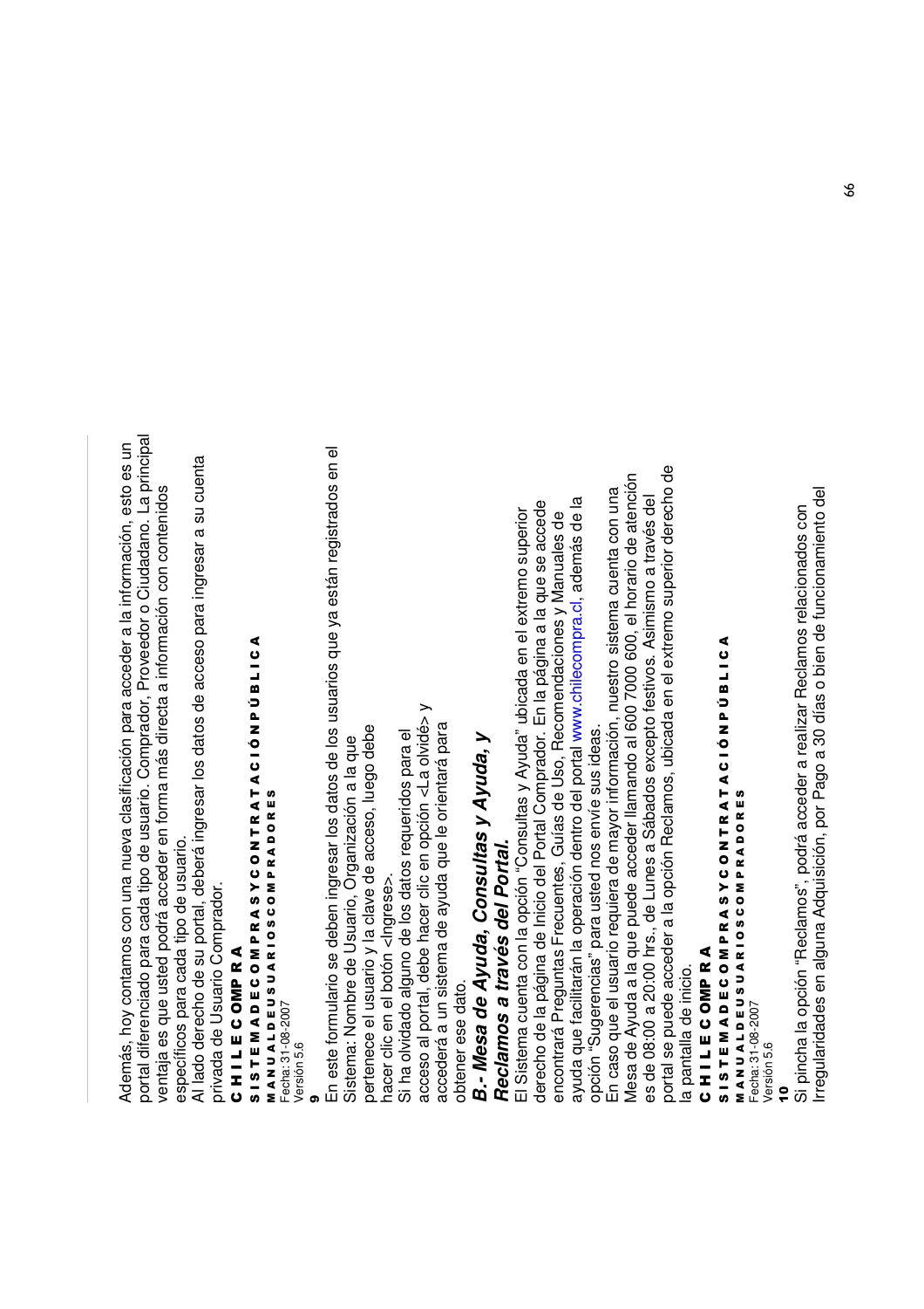Además, hoy contamos con una nueva clasificación para acceder a la información, esto es un portal diferenciado para cada tipo de usuario. Comprador, Proveedor o Ciudadano. La principal ventaja es que usted podrá acceder en forma más directa a información con contenidos específicos para cada tipo de usuario.

Al lado derecho de su portal, deberá ingresar los datos de acceso para ingresar a su cuenta privada de Usuario Comprador.

En este formulario se deben ingresar los datos de los usuarios que ya están registrados en el Sistema: Nombre de Usuario, Organización a la que pertenece el usuario y la clave de acceso, luego debe hacer clic en el botón <Ingrese>.

Si ha olvidado alguno de los datos requeridos para el acceso al portal, debe hacer clic en opción <La olvidé> y accederá a un sistema de ayuda que le orientará para obtener ese dato.

## B.- Mesa de Ayuda, Consultas y Ayuda, y Reclamos a través del Portal.

El Sistema cuenta con la opción "Consultas y Ayuda" ubicada en el extremo superior derecho de la página de Inicio del Portal Comprador. En la página a la que se accede encontrará Preguntas Frecuentes, Guías de Uso, Recomendaciones y Manuales de ayuda que facilitarán la operación dentro del portal www.chilecompra.cl, además de la opción "Sugerencias" para usted nos envíe sus ideas.

En caso que el usuario requiera de mayor información, nuestro sistema cuenta con una Mesa de Ayuda a la que puede acceder llamando al 600 7000 600, el horario de atención es de 08:00 a 20:00 hrs., de Lunes a Sábados excepto festivos. Asimismo a través del portal se puede acceder a la opción Reclamos, ubicada en el extremo superior derecho de la pantalla de inicio.

Si pincha la opción "Reclamos", podrá acceder a realizar Reclamos relacionados con Irregularidades en alguna Adquisición, por Pago a 30 días o bien de funcionamiento del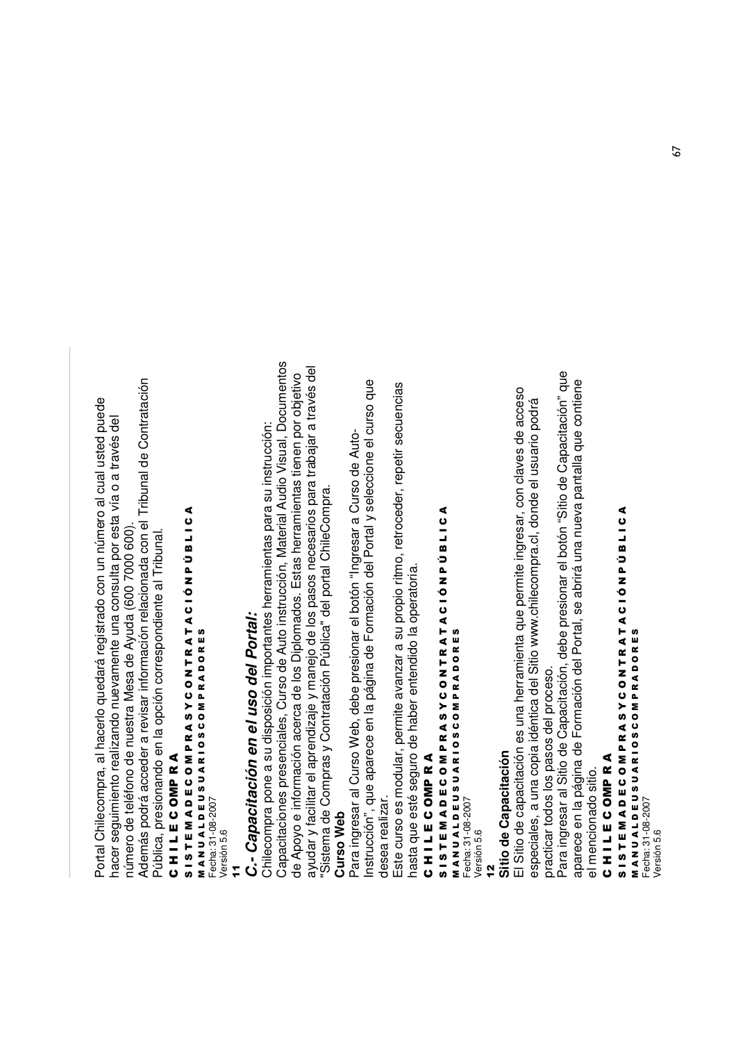Portal Chilecompra, al hacerlo quedará registrado con un número al cual usted puede hacer seguimiento realizando nuevamente una consulta por esta vía o a través del número de teléfono de nuestra Mesa de Ayuda (600 7000 600).

Además podrá acceder a revisar información relacionada con el Tribunal de Contratación Pública, presionando en la opción correspondiente al Tribunal.

## C.- Capacitación en el uso del Portal:

Chilecompra pone a su disposición importantes herramientas para su instrucción: Capacitaciones presenciales, Curso de Auto instrucción, Material Audio Visual, Documentos de Apoyo e información acerca de los Diplomados. Estas herramientas tienen por objetivo ayudar y facilitar el aprendizaje y manejo de los pasos necesarios para trabajar a través del "Sistema de Compras y Contratación Pública" del portal ChileCompra.

### Curso Web

Para ingresar al Curso Web, debe presionar el botón "Ingresar a Curso de Auto-Instrucción", que aparece en la página de Formación del Portal y seleccione el curso que desea realizar.

Este curso es modular, permite avanzar a su propio ritmo, retroceder, repetir secuencias hasta que esté seguro de haber entendido la operatoria.

### Sitio de Capacitación

El Sitio de capacitación es una herramienta que permite ingresar, con claves de acceso especiales, a una copia idéntica del Sitio www.chilecompra.cl, donde el usuario podrá practicar todos los pasos del proceso.

Para ingresar al Sitio de Capacitación, debe presionar el botón "Sitio de Capacitación" que aparece en la página de Formación del Portal, se abrirá una nueva pantalla que contiene el mencionado sitio.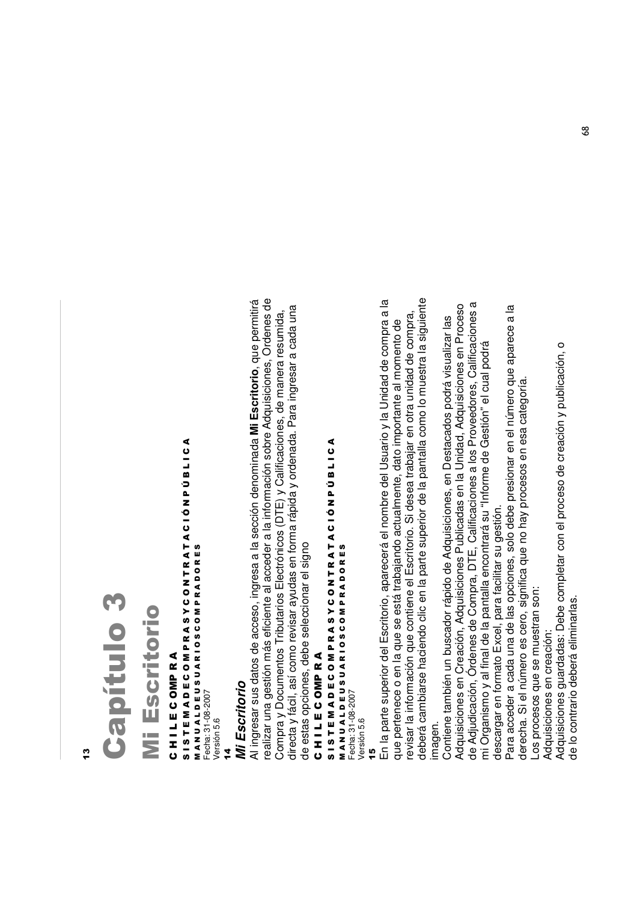13

# Capítulo 3

# Mi Escritorio

**C H I L E C OMP R A**

**S I S T E M A D E C O M P R A S Y C O N T R A T A C I Ó N P Ú B L I C A**

**M A N U A L D E U S U A R I O S C O M P R A D O R E S**

Fecha: 31-08-2007

Versión 5.6

14

### *Mi Escritorio*

Al ingresar sus datos de acceso, ingresa a la sección denominada **Mi Escritorio**, que permitirá realizar una gestión más eficiente al acceder a la información sobre Adquisiciones, Órdenes de Compra y Documentos Tributarios Electrónicos (DTE) y Calificaciones, de manera resumida, directa y fácil, así como revisar ayudas en forma rápida y ordenada. Para ingresar a cada una de estas opciones, debe seleccionar el signo

**C H I L E C OMP R A**

**S I S T E M A D E C O M P R A S Y C O N T R A T A C I Ó N P Ú B L I C A**

**M A N U A L D E U S U A R I O S C O M P R A D O R E S**

Fecha: 31-08-2007

Versión 5.6

15

En la parte superior del Escritorio, aparecerá el nombre del Usuario y la Unidad de compra a la que pertenece o en la que se está trabajando actualmente, dato importante al momento de revisar la información que contiene el Escritorio. Si desea trabajar en otra unidad de compra, deberá cambiarse haciendo clic en la parte superior de la pantalla como lo muestra la siguiente imagen.

Contiene también un buscador rápido de Adquisiciones, en Destacados podrá visualizar las Adquisiciones en Creación, Adquisiciones Publicadas en la Unidad, Adquisiciones en Proceso de Adjudicación, Órdenes de Compra, DTE, Calificaciones a los Proveedores, Calificaciones a mi Organismo y al final de la pantalla encontrará su "Informe de Gestión" el cual podrá descargar en formato Excel, para facilitar su gestión.

Para acceder a cada una de las opciones, solo debe presionar en el número que aparece a la derecha. Si el número es cero, significa que no hay procesos en esa categoría.

Los procesos que se muestran son:

Adquisiciones en creación:

Adquisiciones guardadas: Debe completar con el proceso de creación y publicación, o de lo contrario deberá eliminarlas.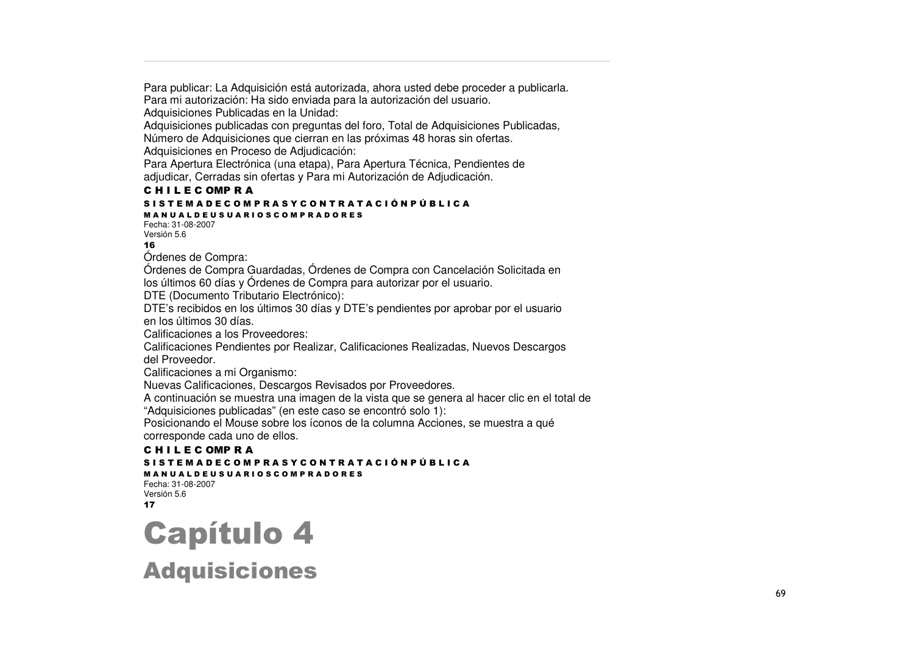Para publicar: La Adquisición está autorizada, ahora usted debe proceder a publicarla.
Para mi autorización: Ha sido enviada para la autorización del usuario.
Adquisiciones Publicadas en la Unidad:
Adquisiciones publicadas con preguntas del foro, Total de Adquisiciones Publicadas, Número de Adquisiciones que cierran en las próximas 48 horas sin ofertas.
Adquisiciones en Proceso de Adjudicación:
Para Apertura Electrónica (una etapa), Para Apertura Técnica, Pendientes de adjudicar, Cerradas sin ofertas y Para mi Autorización de Adjudicación.

**C H I L E C OMP R A**

**S I S T E M A D E C O M P R A S Y C O N T R A T A C I Ó N P Ú B L I C A**

**M A N U A L D E U S U A R I O S C O M P R A D O R E S**

Fecha: 31-08-2007
Versión 5.6
**16**

Órdenes de Compra:
Órdenes de Compra Guardadas, Órdenes de Compra con Cancelación Solicitada en los últimos 60 días y Órdenes de Compra para autorizar por el usuario.
DTE (Documento Tributario Electrónico):
DTE's recibidos en los últimos 30 días y DTE's pendientes por aprobar por el usuario en los últimos 30 días.
Calificaciones a los Proveedores:
Calificaciones Pendientes por Realizar, Calificaciones Realizadas, Nuevos Descargos del Proveedor.
Calificaciones a mi Organismo:
Nuevas Calificaciones, Descargos Revisados por Proveedores.
A continuación se muestra una imagen de la vista que se genera al hacer clic en el total de "Adquisiciones publicadas" (en este caso se encontró solo 1):
Posicionando el Mouse sobre los íconos de la columna Acciones, se muestra a qué corresponde cada uno de ellos.

**C H I L E C OMP R A**

**S I S T E M A D E C O M P R A S Y C O N T R A T A C I Ó N P Ú B L I C A**

**M A N U A L D E U S U A R I O S C O M P R A D O R E S**

Fecha: 31-08-2007
Versión 5.6
**17**

# Capítulo 4

## Adquisiciones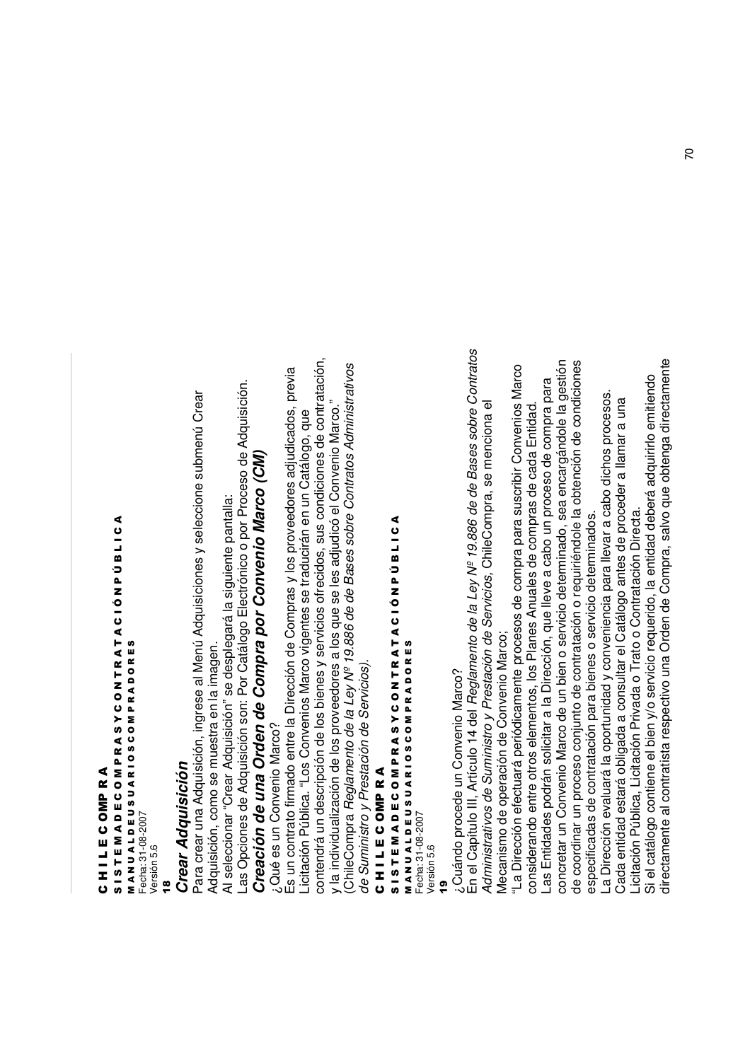18

## *Crear Adquisición*

Para crear una Adquisición, ingrese al Menú Adquisiciones y seleccione submenú Crear Adquisición, como se muestra en la imagen.

Al seleccionar "Crear Adquisición" se desplegará la siguiente pantalla:

Las Opciones de Adquisición son: Por Catálogo Electrónico o por Proceso de Adquisición.

### *Creación de una Orden de Compra por Convenio Marco (CM)*

¿Qué es un Convenio Marco?

Es un contrato firmado entre la Dirección de Compras y los proveedores adjudicados, previa Licitación Pública. "Los Convenios Marco vigentes se traducirán en un Catálogo, que contendrá un descripción de los bienes y servicios ofrecidos, sus condiciones de contratación, y la individualización de los proveedores a los que se les adjudicó el Convenio Marco." (ChileCompra *Reglamento de la Ley Nº 19.886 de de Bases sobre Contratos Administrativos de Suministro y Prestación de Servicios).*

19

¿Cuándo procede un Convenio Marco?

En el Capítulo III, Artículo 14 del *Reglamento de la Ley Nº 19.886 de de Bases sobre Contratos Administrativos de Suministro y Prestación de Servicios*, ChileCompra, se menciona el Mecanismo de operación de Convenio Marco;

"La Dirección efectuará periódicamente procesos de compra para suscribir Convenios Marco considerando entre otros elementos, los Planes Anuales de compras de cada Entidad.

Las Entidades podrán solicitar a la Dirección, que lleve a cabo un proceso de compra para concretar un Convenio Marco de un bien o servicio determinado, sea encargándole la gestión de coordinar un proceso conjunto de contratación o requiriéndole la obtención de condiciones especificadas de contratación para bienes o servicio determinados.

La Dirección evaluará la oportunidad y conveniencia para llevar a cabo dichos procesos.

Cada entidad estará obligada a consultar el Catálogo antes de proceder a llamar a una Licitación Pública, Licitación Privada o Trato o Contratación Directa.

Si el catálogo contiene el bien y/o servicio requerido, la entidad deberá adquirirlo emitiendo directamente al contratista respectivo una Orden de Compra, salvo que obtenga directamente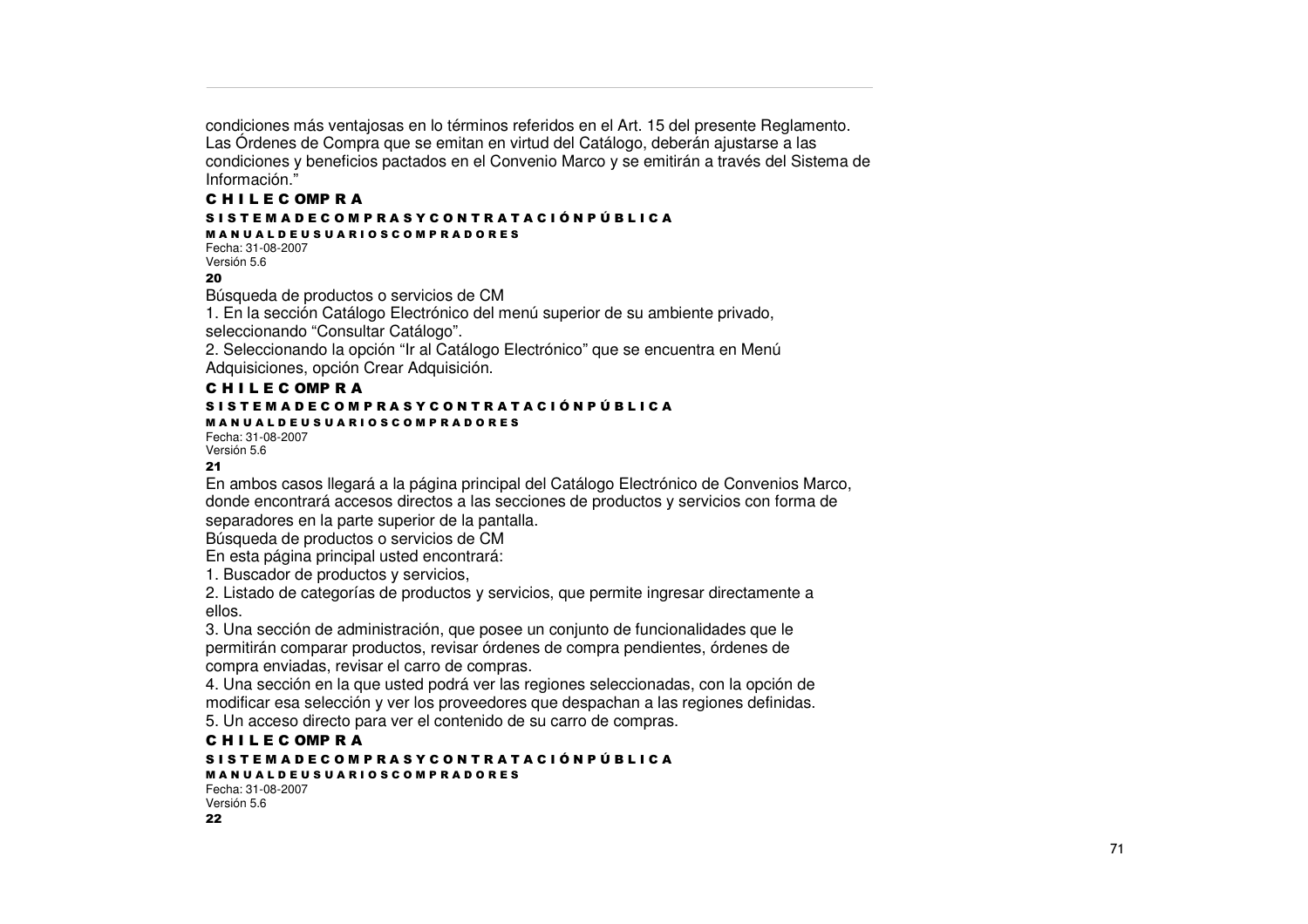condiciones más ventajosas en lo términos referidos en el Art. 15 del presente Reglamento. Las Órdenes de Compra que se emitan en virtud del Catálogo, deberán ajustarse a las condiciones y beneficios pactados en el Convenio Marco y se emitirán a través del Sistema de Información."

Búsqueda de productos o servicios de CM

1. En la sección Catálogo Electrónico del menú superior de su ambiente privado, seleccionando "Consultar Catálogo".
2. Seleccionando la opción "Ir al Catálogo Electrónico" que se encuentra en Menú Adquisiciones, opción Crear Adquisición.

En ambos casos llegará a la página principal del Catálogo Electrónico de Convenios Marco, donde encontrará accesos directos a las secciones de productos y servicios con forma de separadores en la parte superior de la pantalla.

Búsqueda de productos o servicios de CM

En esta página principal usted encontrará:

1. Buscador de productos y servicios,
2. Listado de categorías de productos y servicios, que permite ingresar directamente a ellos.
3. Una sección de administración, que posee un conjunto de funcionalidades que le permitirán comparar productos, revisar órdenes de compra pendientes, órdenes de compra enviadas, revisar el carro de compras.
4. Una sección en la que usted podrá ver las regiones seleccionadas, con la opción de modificar esa selección y ver los proveedores que despachan a las regiones definidas.
5. Un acceso directo para ver el contenido de su carro de compras.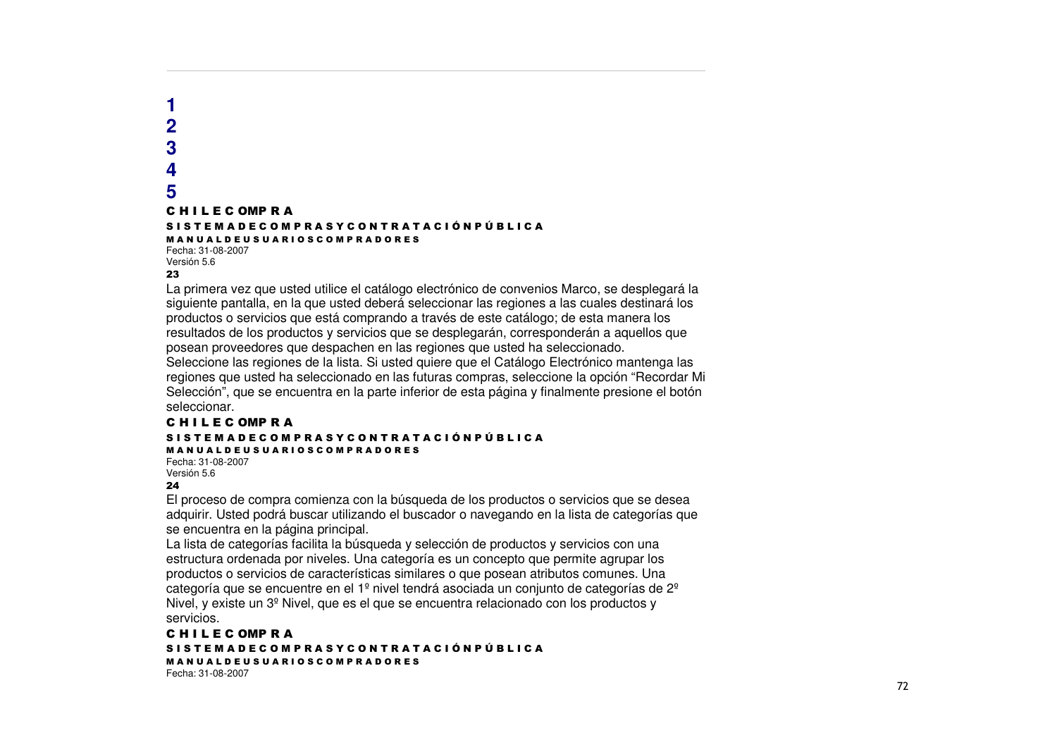1
2
3
4
5

La primera vez que usted utilice el catálogo electrónico de convenios Marco, se desplegará la siguiente pantalla, en la que usted deberá seleccionar las regiones a las cuales destinará los productos o servicios que está comprando a través de este catálogo; de esta manera los resultados de los productos y servicios que se desplegarán, corresponderán a aquellos que posean proveedores que despachen en las regiones que usted ha seleccionado.
Seleccione las regiones de la lista. Si usted quiere que el Catálogo Electrónico mantenga las regiones que usted ha seleccionado en las futuras compras, seleccione la opción “Recordar Mi Selección”, que se encuentra en la parte inferior de esta página y finalmente presione el botón seleccionar.

El proceso de compra comienza con la búsqueda de los productos o servicios que se desea adquirir. Usted podrá buscar utilizando el buscador o navegando en la lista de categorías que se encuentra en la página principal.
La lista de categorías facilita la búsqueda y selección de productos y servicios con una estructura ordenada por niveles. Una categoría es un concepto que permite agrupar los productos o servicios de características similares o que posean atributos comunes. Una categoría que se encuentre en el 1º nivel tendrá asociada un conjunto de categorías de 2º Nivel, y existe un 3º Nivel, que es el que se encuentra relacionado con los productos y servicios.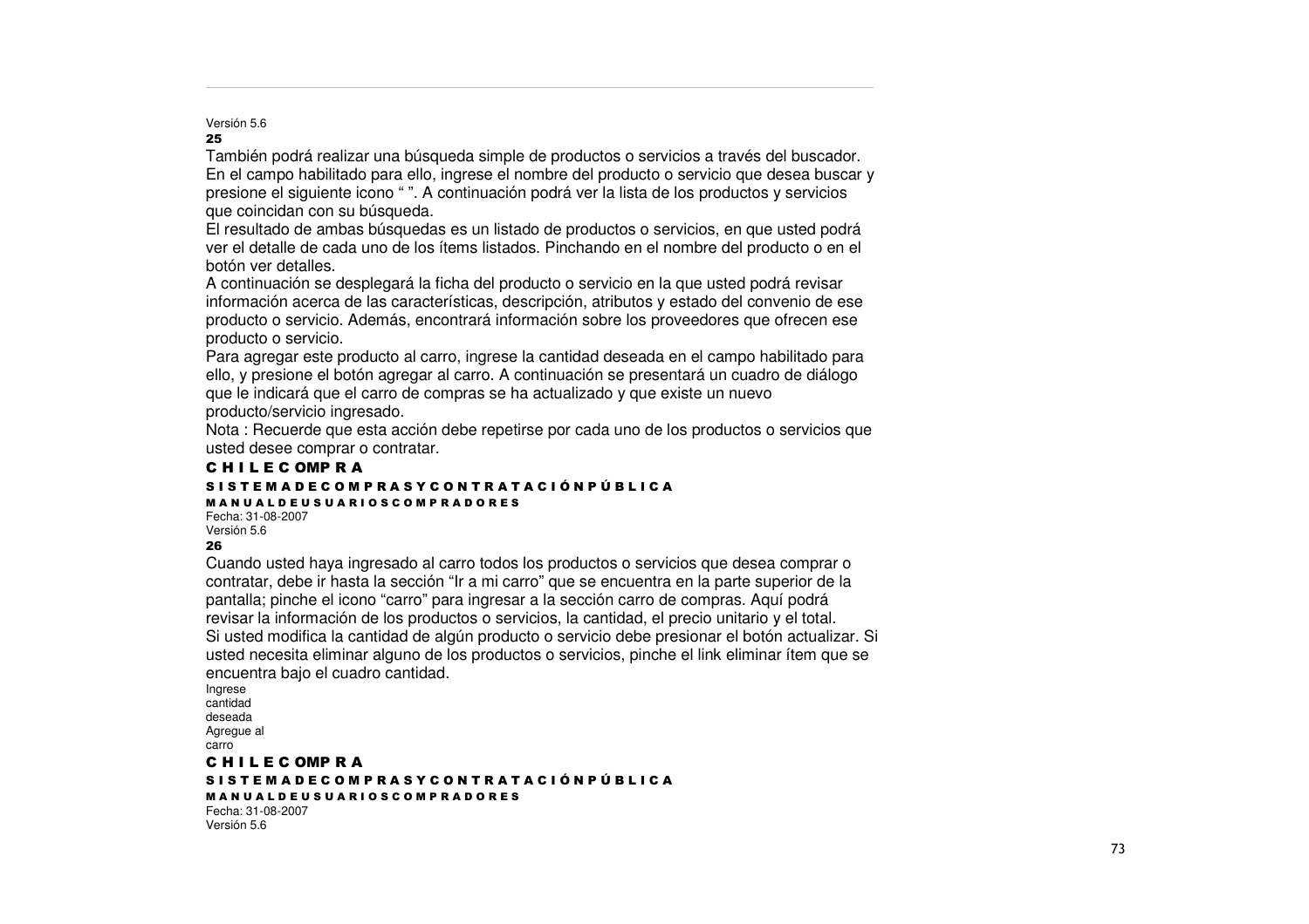También podrá realizar una búsqueda simple de productos o servicios a través del buscador. En el campo habilitado para ello, ingrese el nombre del producto o servicio que desea buscar y presione el siguiente icono " ". A continuación podrá ver la lista de los productos y servicios que coincidan con su búsqueda.

El resultado de ambas búsquedas es un listado de productos o servicios, en que usted podrá ver el detalle de cada uno de los ítems listados. Pinchando en el nombre del producto o en el botón ver detalles.

A continuación se desplegará la ficha del producto o servicio en la que usted podrá revisar información acerca de las características, descripción, atributos y estado del convenio de ese producto o servicio. Además, encontrará información sobre los proveedores que ofrecen ese producto o servicio.

Para agregar este producto al carro, ingrese la cantidad deseada en el campo habilitado para ello, y presione el botón agregar al carro. A continuación se presentará un cuadro de diálogo que le indicará que el carro de compras se ha actualizado y que existe un nuevo producto/servicio ingresado.

Nota : Recuerde que esta acción debe repetirse por cada uno de los productos o servicios que usted desee comprar o contratar.

Cuando usted haya ingresado al carro todos los productos o servicios que desea comprar o contratar, debe ir hasta la sección "Ir a mi carro" que se encuentra en la parte superior de la pantalla; pinche el icono "carro" para ingresar a la sección carro de compras. Aquí podrá revisar la información de los productos o servicios, la cantidad, el precio unitario y el total.

Si usted modifica la cantidad de algún producto o servicio debe presionar el botón actualizar. Si usted necesita eliminar alguno de los productos o servicios, pinche el link eliminar ítem que se encuentra bajo el cuadro cantidad.

Ingrese cantidad deseada

Agregue al carro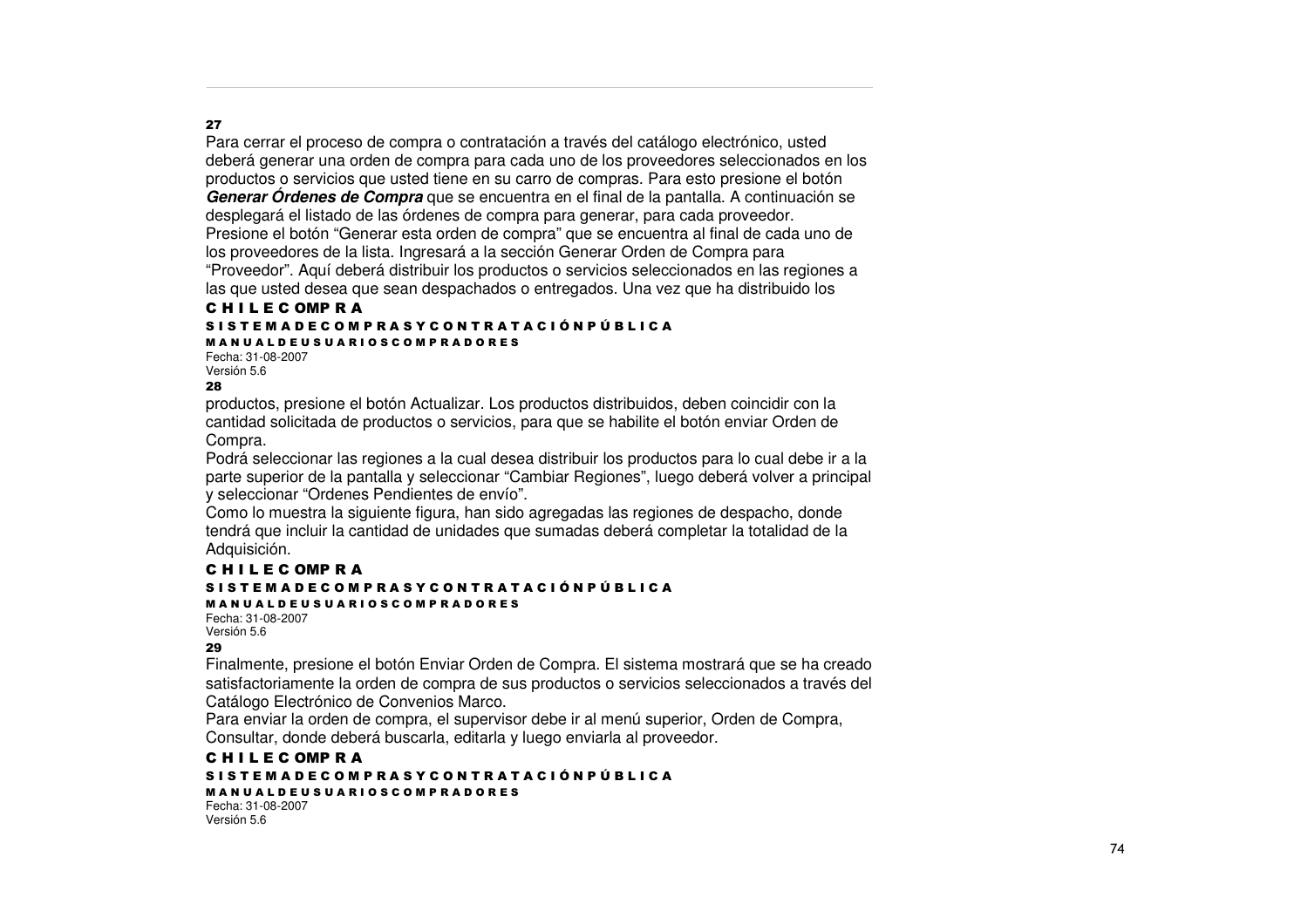27

Para cerrar el proceso de compra o contratación a través del catálogo electrónico, usted deberá generar una orden de compra para cada uno de los proveedores seleccionados en los productos o servicios que usted tiene en su carro de compras. Para esto presione el botón ***Generar Órdenes de Compra*** que se encuentra en el final de la pantalla. A continuación se desplegará el listado de las órdenes de compra para generar, para cada proveedor. Presione el botón "Generar esta orden de compra" que se encuentra al final de cada uno de los proveedores de la lista. Ingresará a la sección Generar Orden de Compra para "Proveedor". Aquí deberá distribuir los productos o servicios seleccionados en las regiones a las que usted desea que sean despachados o entregados. Una vez que ha distribuido los

28

productos, presione el botón Actualizar. Los productos distribuidos, deben coincidir con la cantidad solicitada de productos o servicios, para que se habilite el botón enviar Orden de Compra.

Podrá seleccionar las regiones a la cual desea distribuir los productos para lo cual debe ir a la parte superior de la pantalla y seleccionar "Cambiar Regiones", luego deberá volver a principal y seleccionar "Ordenes Pendientes de envío".

Como lo muestra la siguiente figura, han sido agregadas las regiones de despacho, donde tendrá que incluir la cantidad de unidades que sumadas deberá completar la totalidad de la Adquisición.

29

Finalmente, presione el botón Enviar Orden de Compra. El sistema mostrará que se ha creado satisfactoriamente la orden de compra de sus productos o servicios seleccionados a través del Catálogo Electrónico de Convenios Marco.

Para enviar la orden de compra, el supervisor debe ir al menú superior, Orden de Compra, Consultar, donde deberá buscarla, editarla y luego enviarla al proveedor.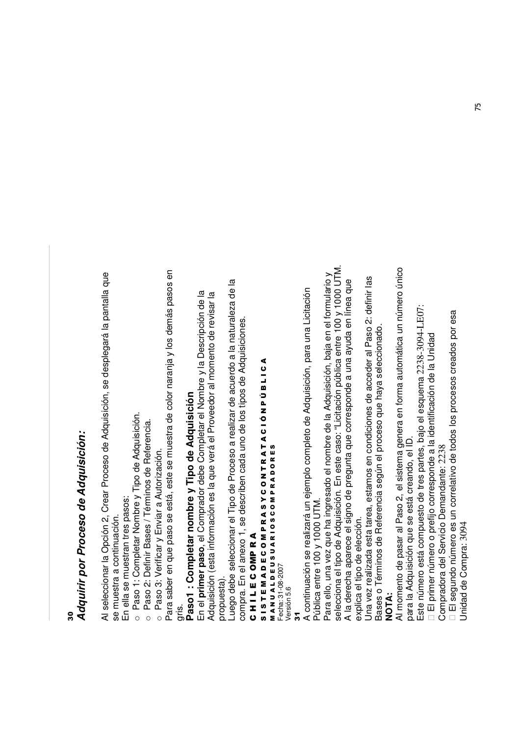## Adquirir por Proceso de Adquisición:

Al seleccionar la Opción 2, Crear Proceso de Adquisición, se desplegará la pantalla que se muestra a continuación.

En ella se muestran tres pasos:

- Paso 1: Completar Nombre y Tipo de Adquisición.
- Paso 2: Definir Bases / Términos de Referencia.
- Paso 3: Verificar y Enviar a Autorización.

Para saber en que paso se está, este se muestra de color naranja y los demás pasos en gris.

### Paso1 : Completar nombre y Tipo de Adquisición

En el **primer paso**, el Comprador debe Completar el Nombre y la Descripción de la Adquisición (esta información es la que verá el Proveedor al momento de revisar la propuesta).

Luego debe seleccionar el Tipo de Proceso a realizar de acuerdo a la naturaleza de la compra. En el anexo 1, se describen cada uno de los tipos de Adquisiciones.

**CHILECOMPRA**

**SISTEMA DE COMPRAS Y CONTRATACIÓN PÚBLICA**

**MANUAL DE USUARIOS COMPRADORES**

Fecha: 31-08-2007

Versión 5.6

A continuación se realizará un ejemplo completo de Adquisición, para una Licitación Pública entre 100 y 1000 UTM.

Para ello, una vez que ha ingresado el nombre de la Adquisición, baja en el formulario y selecciona el tipo de Adquisición. En este caso: "Licitación pública entre 100 y 1000 UTM.

A la derecha aparece el signo de pregunta que corresponde a una ayuda en línea que explica el tipo de elección.

Una vez realizada esta tarea, estamos en condiciones de acceder al Paso 2: definir las Bases o Términos de Referencia según el proceso que haya seleccionado.

**NOTA:**

Al momento de pasar al Paso 2, el sistema genera en forma automática un número único para la Adquisición que se está creando, el ID.

Este número está compuesto de tres partes, bajo el esquema 2238-3094-LE07:

- El primer número o prefijo corresponde a la identificación de la Unidad Compradora del Servicio Demandante: 2238
- El segundo número es un correlativo de todos los procesos creados por esa Unidad de Compra: 3094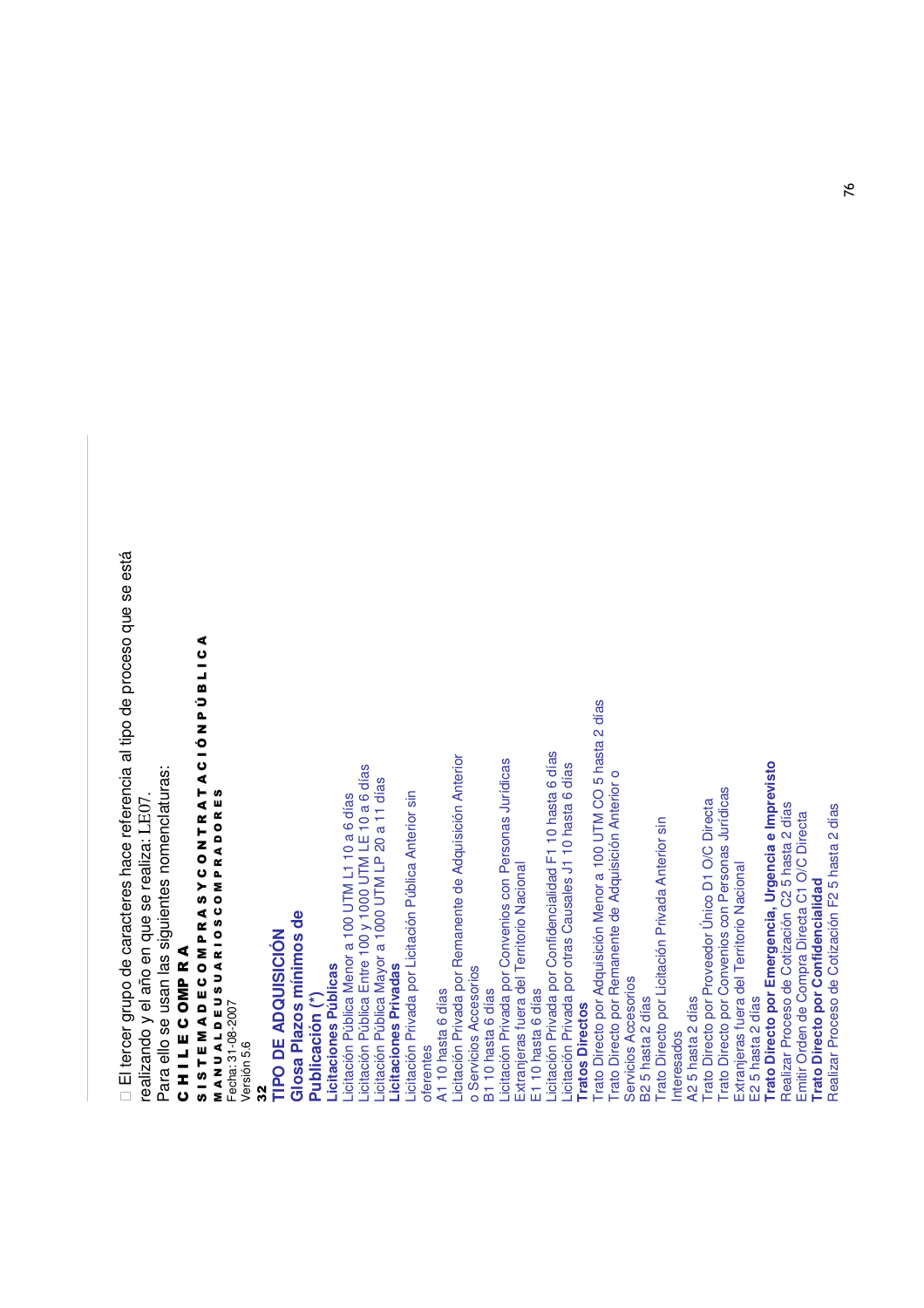El tercer grupo de caracteres hace referencia al tipo de proceso que se está realizando y el año en que se realiza: LE07.

Para ello se usan las siguientes nomenclaturas:

**C H I L E C OMP R A**

**S I S T E M A D E C O M P R A S Y C O N T R A T A C I Ó N P Ú B L I C A**

**M A N U A L D E U S U A R I O S C O M P R A D O R E S**

Fecha: 31-08-2007

Versión 5.6

**32**

## TIPO DE ADQUISICIÓN

### Glosa Plazos mínimos de Publicación (*)

**Licitaciones Públicas**

Licitación Pública Menor a 100 UTM L1 10 a 6 días

Licitación Pública Entre 100 y 1000 UTM LE 10 a 6 días

Licitación Pública Mayor a 1000 UTM LP 20 a 11 días

**Licitaciones Privadas**

Licitación Privada por Licitación Pública Anterior sin oferentes

A1 10 hasta 6 días

Licitación Privada por Remanente de Adquisición Anterior o Servicios Accesorios

B1 10 hasta 6 días

Licitación Privada por Convenios con Personas Jurídicas Extranjeras fuera del Territorio Nacional

E1 10 hasta 6 días

Licitación Privada por Confidencialidad F1 10 hasta 6 días

Licitación Privada por otras Causales J1 10 hasta 6 días

**Tratos Directos**

Trato Directo por Adquisición Menor a 100 UTM CO 5 hasta 2 días

Trato Directo por Remanente de Adquisición Anterior o Servicios Accesorios

B2 5 hasta 2 días

Trato Directo por Licitación Privada Anterior sin Interesados

A2 5 hasta 2 días

Trato Directo por Proveedor Único D1 O/C Directa

Trato Directo por Convenios con Personas Jurídicas Extranjeras fuera del Territorio Nacional

E2 5 hasta 2 días

**Trato Directo por Emergencia, Urgencia e Imprevisto**

Realizar Proceso de Cotización C2 5 hasta 2 días

Emitir Orden de Compra Directa C1 O/C Directa

**Trato Directo por Confidencialidad**

Realizar Proceso de Cotización F2 5 hasta 2 días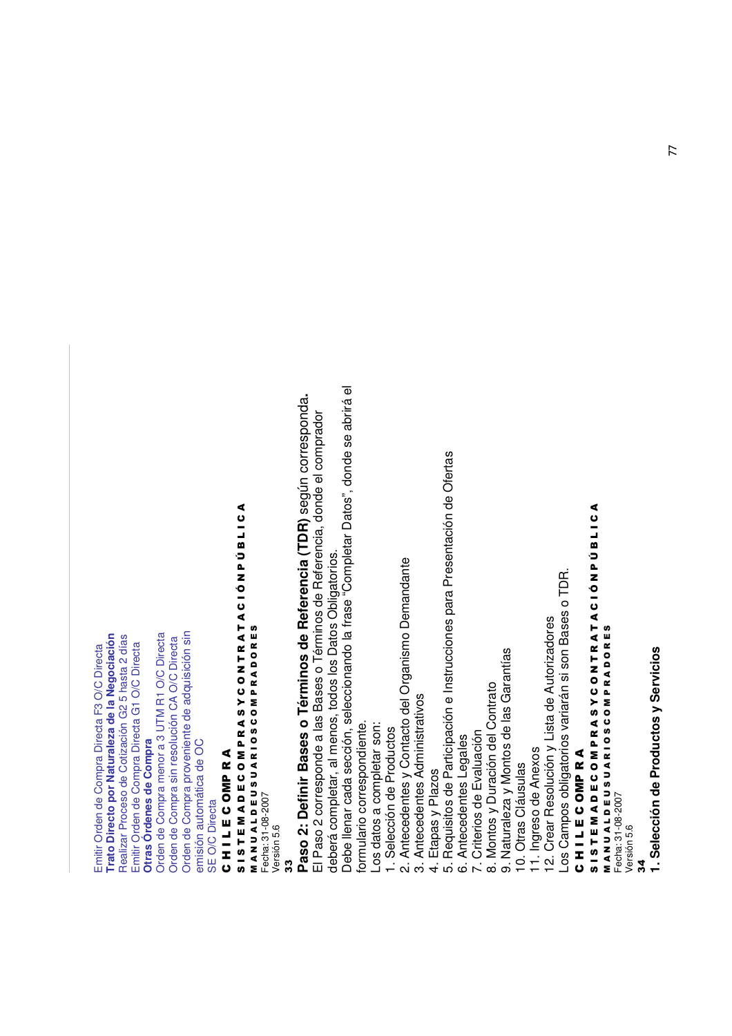Emitir Orden de Compra Directa F3 O/C Directa

**Trato Directo por Naturaleza de la Negociación**

Realizar Proceso de Cotización G2 5 hasta 2 días

Emitir Orden de Compra Directa G1 O/C Directa

**Otras Órdenes de Compra**

Orden de Compra menor a 3 UTM R1 O/C Directa

Orden de Compra sin resolución CA O/C Directa

Orden de Compra proveniente de adquisición sin emisión automática de OC

SE O/C Directa

## Paso 2: Definir Bases o Términos de Referencia (TDR) según corresponda.

El Paso 2 corresponde a las Bases o Términos de Referencia, donde el comprador deberá completar, al menos, todos los Datos Obligatorios.

Debe llenar cada sección, seleccionando la frase "Completar Datos", donde se abrirá el formulario correspondiente.

Los datos a completar son:

1. Selección de Productos
2. Antecedentes y Contacto del Organismo Demandante
3. Antecedentes Administrativos
4. Etapas y Plazos
5. Requisitos de Participación e Instrucciones para Presentación de Ofertas
6. Antecedentes Legales
7. Criterios de Evaluación
8. Montos y Duración del Contrato
9. Naturaleza y Montos de las Garantías
10. Otras Cláusulas
11. Ingreso de Anexos
12. Crear Resolución y Lista de Autorizadores

Los Campos obligatorios variarán si son Bases o TDR.

### 1. Selección de Productos y Servicios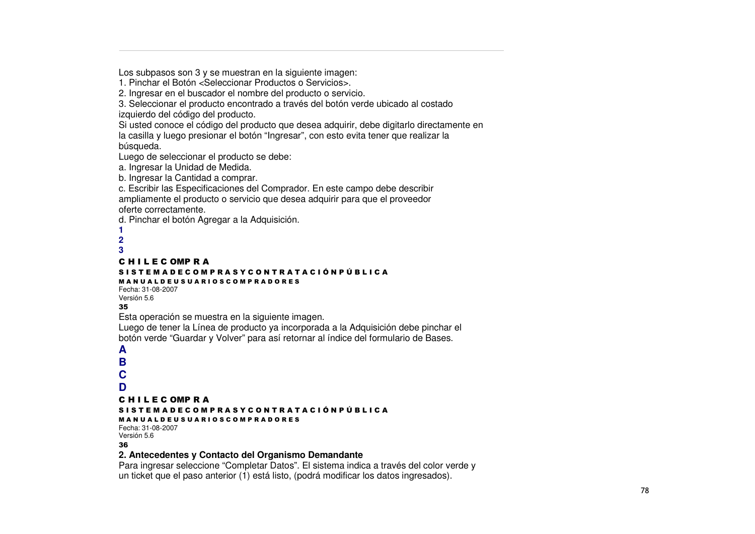Los subpasos son 3 y se muestran en la siguiente imagen:

1. Pinchar el Botón <Seleccionar Productos o Servicios>.
2. Ingresar en el buscador el nombre del producto o servicio.
3. Seleccionar el producto encontrado a través del botón verde ubicado al costado izquierdo del código del producto.

Si usted conoce el código del producto que desea adquirir, debe digitarlo directamente en la casilla y luego presionar el botón "Ingresar", con esto evita tener que realizar la búsqueda.

Luego de seleccionar el producto se debe:

a. Ingresar la Unidad de Medida.
b. Ingresar la Cantidad a comprar.
c. Escribir las Especificaciones del Comprador. En este campo debe describir ampliamente el producto o servicio que desea adquirir para que el proveedor oferte correctamente.
d. Pinchar el botón Agregar a la Adquisición.

**1**
**2**
**3**

**CHILECOMPRA**
**SISTEMA DE COMPRAS Y CONTRATACIÓN PÚBLICA**
**MANUAL DE USUARIOS COMPRADORES**
Fecha: 31-08-2007
Versión 5.6
**35**

Esta operación se muestra en la siguiente imagen.

Luego de tener la Línea de producto ya incorporada a la Adquisición debe pinchar el botón verde "Guardar y Volver" para así retornar al índice del formulario de Bases.

**A**
**B**
**C**
**D**

**CHILECOMPRA**
**SISTEMA DE COMPRAS Y CONTRATACIÓN PÚBLICA**
**MANUAL DE USUARIOS COMPRADORES**
Fecha: 31-08-2007
Versión 5.6
**36**

**2. Antecedentes y Contacto del Organismo Demandante**

Para ingresar seleccione "Completar Datos". El sistema indica a través del color verde y un ticket que el paso anterior (1) está listo, (podrá modificar los datos ingresados).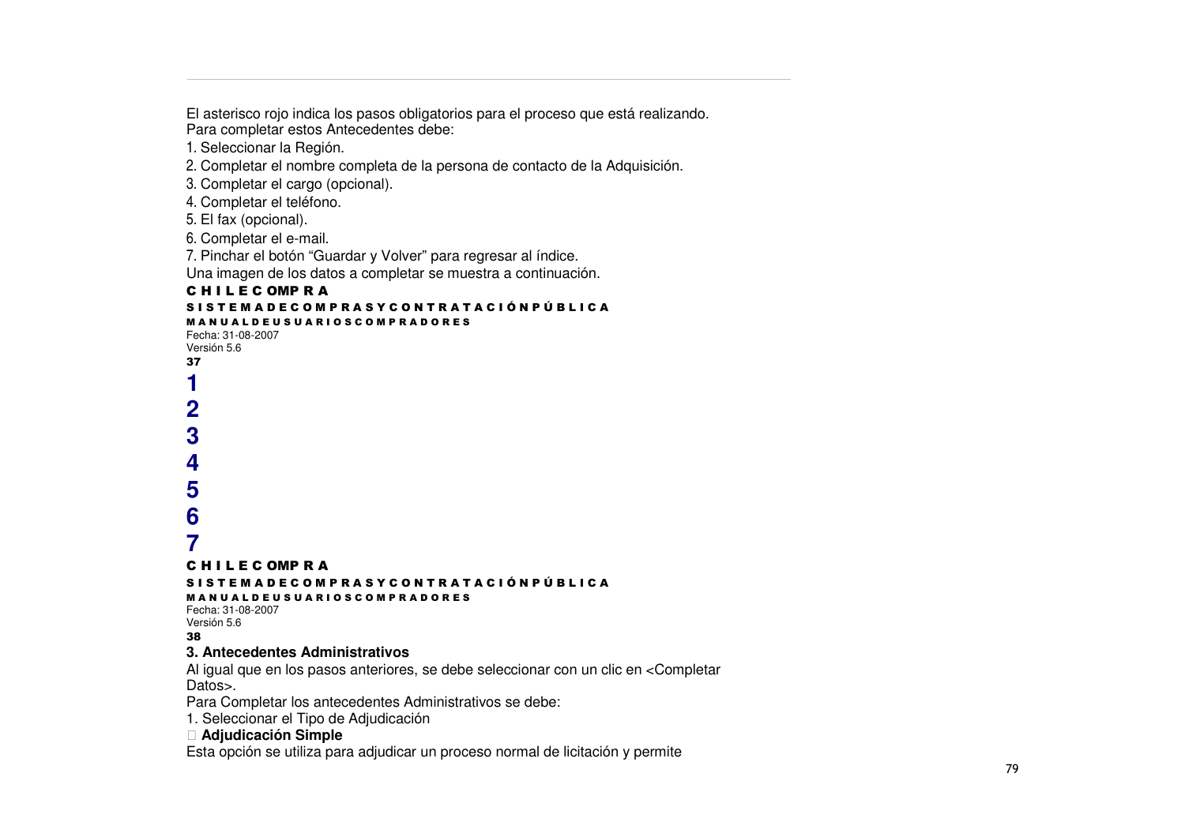El asterisco rojo indica los pasos obligatorios para el proceso que está realizando.
Para completar estos Antecedentes debe:

1. Seleccionar la Región.
2. Completar el nombre completa de la persona de contacto de la Adquisición.
3. Completar el cargo (opcional).
4. Completar el teléfono.
5. El fax (opcional).
6. Completar el e-mail.
7. Pinchar el botón “Guardar y Volver” para regresar al índice.

Una imagen de los datos a completar se muestra a continuación.

**C H I L E C OMP R A**

**S I S T E M A D E C O M P R A S Y C O N T R A T A C I Ó N P Ú B L I C A**

**M A N U A L D E U S U A R I O S C O M P R A D O R E S**

Fecha: 31-08-2007
Versión 5.6

**37**

**1**

**2**

**3**

**4**

**5**

**6**

**7**

**C H I L E C OMP R A**

**S I S T E M A D E C O M P R A S Y C O N T R A T A C I Ó N P Ú B L I C A**

**M A N U A L D E U S U A R I O S C O M P R A D O R E S**

Fecha: 31-08-2007
Versión 5.6

**38**

### 3. Antecedentes Administrativos

Al igual que en los pasos anteriores, se debe seleccionar con un clic en <Completar Datos>.

Para Completar los antecedentes Administrativos se debe:

1. Seleccionar el Tipo de Adjudicación

 **Adjudicación Simple**

Esta opción se utiliza para adjudicar un proceso normal de licitación y permite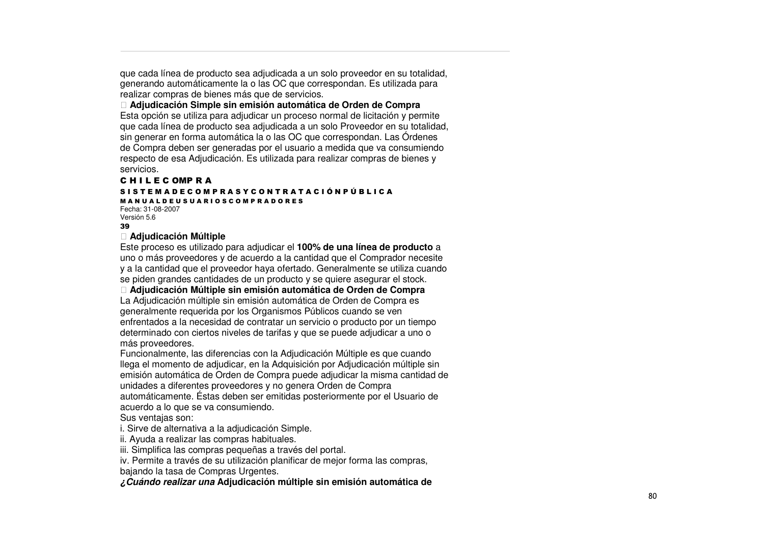que cada línea de producto sea adjudicada a un solo proveedor en su totalidad, generando automáticamente la o las OC que correspondan. Es utilizada para realizar compras de bienes más que de servicios.

- **Adjudicación Simple sin emisión automática de Orden de Compra**

Esta opción se utiliza para adjudicar un proceso normal de licitación y permite que cada línea de producto sea adjudicada a un solo Proveedor en su totalidad, sin generar en forma automática la o las OC que correspondan. Las Órdenes de Compra deben ser generadas por el usuario a medida que va consumiendo respecto de esa Adjudicación. Es utilizada para realizar compras de bienes y servicios.

- **Adjudicación Múltiple**

Este proceso es utilizado para adjudicar el **100% de una línea de producto** a uno o más proveedores y de acuerdo a la cantidad que el Comprador necesite y a la cantidad que el proveedor haya ofertado. Generalmente se utiliza cuando se piden grandes cantidades de un producto y se quiere asegurar el stock.

- **Adjudicación Múltiple sin emisión automática de Orden de Compra**

La Adjudicación múltiple sin emisión automática de Orden de Compra es generalmente requerida por los Organismos Públicos cuando se ven enfrentados a la necesidad de contratar un servicio o producto por un tiempo determinado con ciertos niveles de tarifas y que se puede adjudicar a uno o más proveedores.

Funcionalmente, las diferencias con la Adjudicación Múltiple es que cuando llega el momento de adjudicar, en la Adquisición por Adjudicación múltiple sin emisión automática de Orden de Compra puede adjudicar la misma cantidad de unidades a diferentes proveedores y no genera Orden de Compra automáticamente. Éstas deben ser emitidas posteriormente por el Usuario de acuerdo a lo que se va consumiendo.

Sus ventajas son:

i. Sirve de alternativa a la adjudicación Simple.
ii. Ayuda a realizar las compras habituales.
iii. Simplifica las compras pequeñas a través del portal.
iv. Permite a través de su utilización planificar de mejor forma las compras, bajando la tasa de Compras Urgentes.

***¿Cuándo realizar una*** **Adjudicación múltiple sin emisión automática de**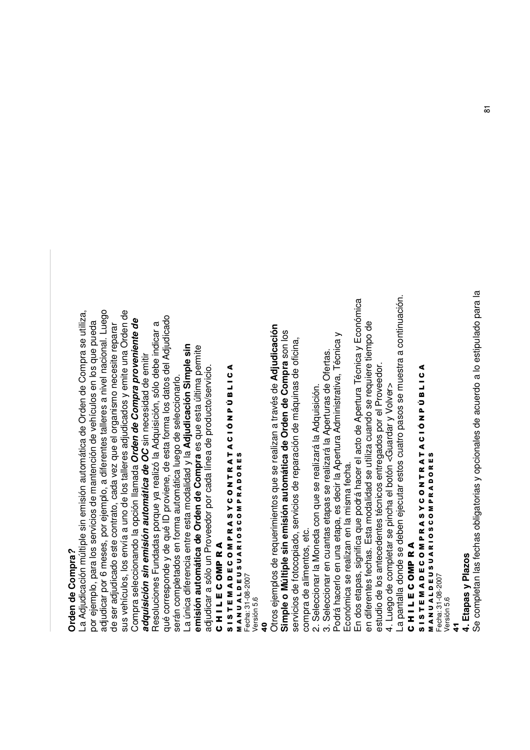**Orden de Compra?**

La Adjudicación múltiple sin emisión automática de Orden de Compra se utiliza, por ejemplo, para los servicios de mantención de vehículos en los que pueda adjudicar por 6 meses, por ejemplo, a diferentes talleres a nivel nacional. Luego de ser adjudicado este contrato, cada vez que el organismo necesite reparar sus vehículos, los envía a uno de los talleres adjudicados y emite una Orden de Compra seleccionando la opción llamada ***Orden de Compra proveniente de adquisición sin emisión automática de OC*** sin necesidad de emitir Resoluciones Fundadas porque ya realizó la Adquisición, sólo debe indicar a qué corresponde y de qué ID proviene, de esta forma los datos del Adjudicado serán completados en forma automática luego de seleccionarlo.

La única diferencia entre esta modalidad y la **Adjudicación Simple sin emisión automática de Orden de Compra** es que esta última permite adjudicar a sólo un Proveedor por cada línea de producto/servicio.

Otros ejemplos de requerimientos que se realizan a través de **Adjudicación Simple o Múltiple sin emisión automática de Orden de Compra** son los servicios de fotocopiado, servicios de reparación de máquinas de oficina, compra de alimentos, etc.

2. Seleccionar la Moneda con que se realizará la Adquisición.
3. Seleccionar en cuantas etapas se realizará la Aperturas de Ofertas.

Podrá hacerlo en una etapa, es decir la Apertura Administrativa, Técnica y Económica se realizan en la misma fecha.

En dos etapas, significa que podrá hacer el acto de Apertura Técnica y Económica en diferentes fechas. Esta modalidad se utiliza cuando se requiere tiempo de estudio de los antecedentes técnicos entregados por el Proveedor.

4. Luego de completar se pincha el botón <Guardar y Volver>

La pantalla donde se deben ejecutar estos cuatro pasos se muestra a continuación.

**4. Etapas y Plazos**

Se completan las fechas obligatorias y opcionales de acuerdo a lo estipulado para la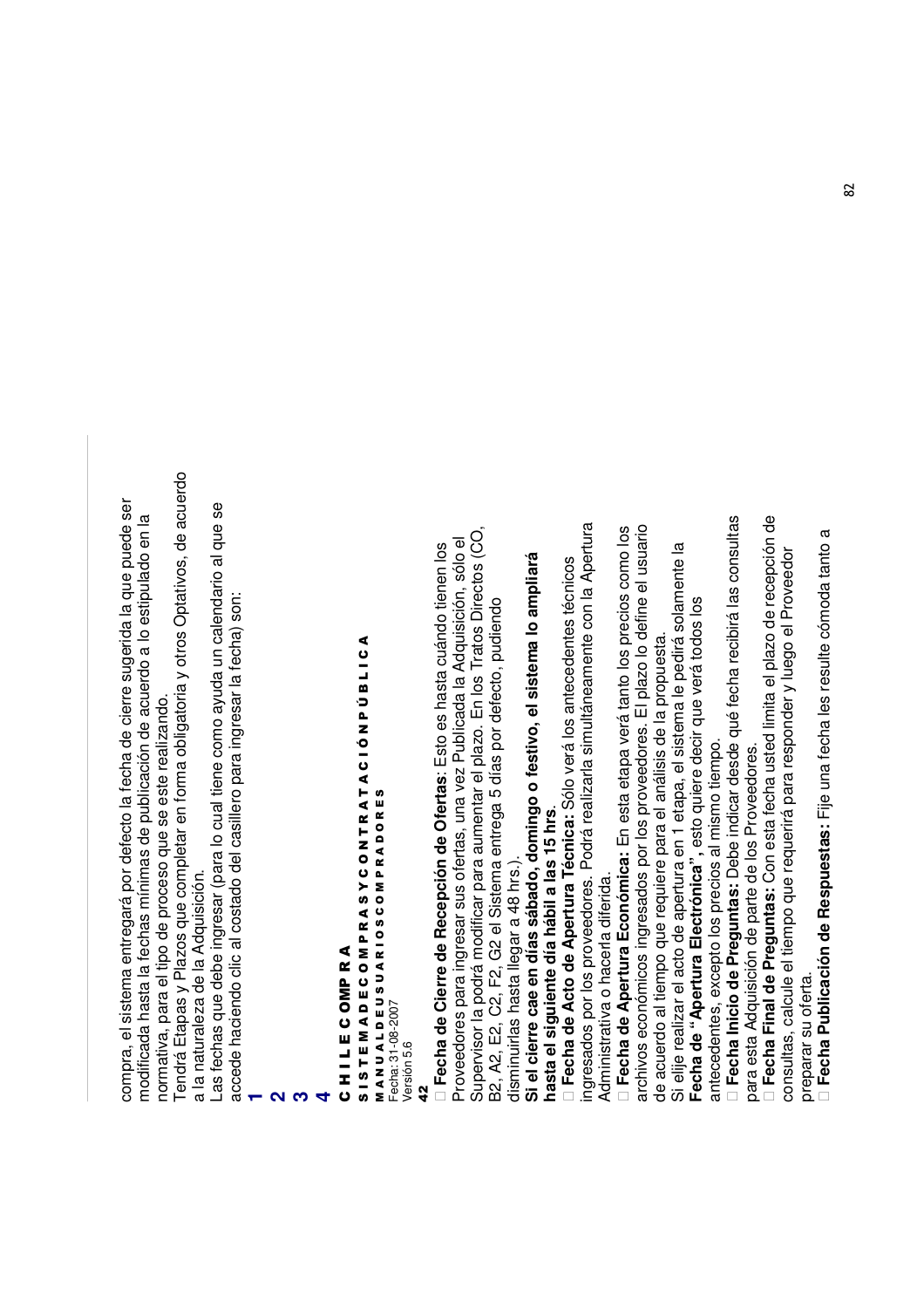compra, el sistema entregará por defecto la fecha de cierre sugerida la que puede ser modificada hasta la fechas mínimas de publicación de acuerdo a lo estipulado en la normativa, para el tipo de proceso que se este realizando.

Tendrá Etapas y Plazos que completar en forma obligatoria y otros Optativos, de acuerdo a la naturaleza de la Adquisición.

Las fechas que debe ingresar (para lo cual tiene como ayuda un calendario al que se accede haciendo clic al costado del casillero para ingresar la fecha) son:

**1**

**2**

**3**

**4**

- **Fecha de Cierre de Recepción de Ofertas**: Esto es hasta cuándo tienen los Proveedores para ingresar sus ofertas, una vez Publicada la Adquisición, sólo el Supervisor la podrá modificar para aumentar el plazo. En los Tratos Directos (CO, B2, A2, E2, C2, F2, G2 el Sistema entrega 5 días por defecto, pudiendo disminuirlas hasta llegar a 48 hrs.).
  **Si el cierre cae en días sábado, domingo o festivo, el sistema lo ampliará hasta el siguiente día hábil a las 15 hrs.**
- **Fecha de Acto de Apertura Técnica:** Sólo verá los antecedentes técnicos ingresados por los proveedores. Podrá realizarla simultáneamente con la Apertura Administrativa o hacerla diferida.
- **Fecha de Apertura Económica:** En esta etapa verá tanto los precios como los archivos económicos ingresados por los proveedores. El plazo lo define el usuario de acuerdo al tiempo que requiere para el análisis de la propuesta.
  Si elije realizar el acto de apertura en 1 etapa, el sistema le pedirá solamente la **Fecha de "Apertura Electrónica",** esto quiere decir que verá todos los antecedentes, excepto los precios al mismo tiempo.
- **Fecha Inicio de Preguntas:** Debe indicar desde qué fecha recibirá las consultas para esta Adquisición de parte de los Proveedores.
- **Fecha Final de Preguntas:** Con esta fecha usted limita el plazo de recepción de consultas, calcule el tiempo que requerirá para responder y luego el Proveedor preparar su oferta.
- **Fecha Publicación de Respuestas:** Fije una fecha les resulte cómoda tanto a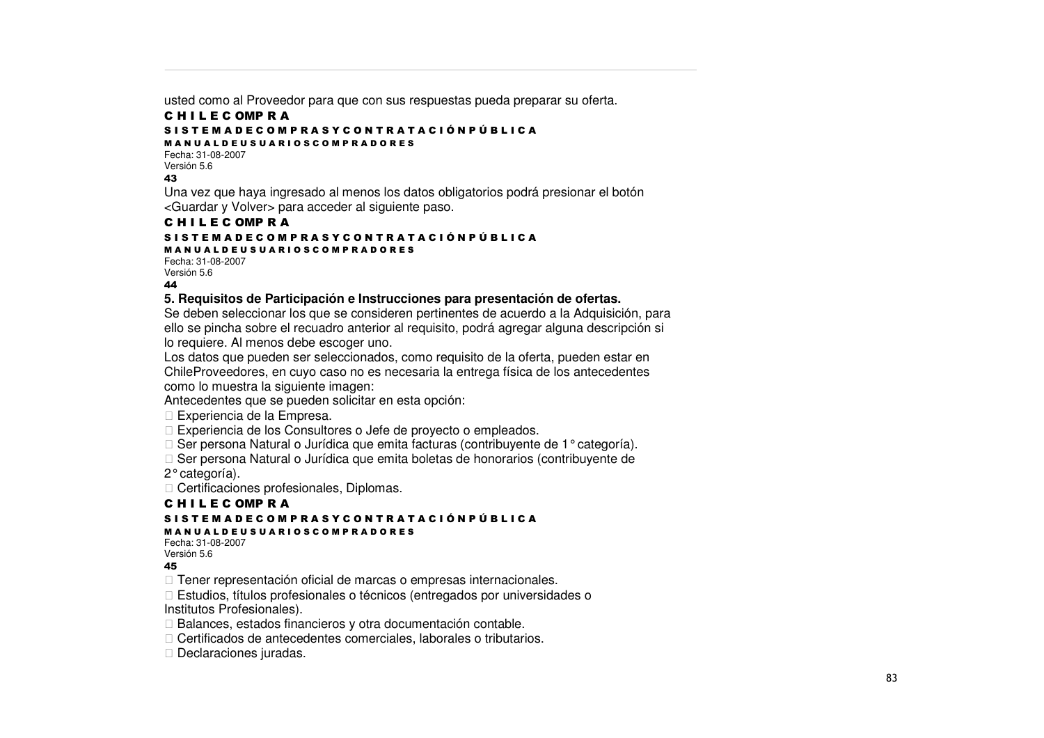usted como al Proveedor para que con sus respuestas pueda preparar su oferta.

Una vez que haya ingresado al menos los datos obligatorios podrá presionar el botón <Guardar y Volver> para acceder al siguiente paso.

**5. Requisitos de Participación e Instrucciones para presentación de ofertas.**

Se deben seleccionar los que se consideren pertinentes de acuerdo a la Adquisición, para ello se pincha sobre el recuadro anterior al requisito, podrá agregar alguna descripción si lo requiere. Al menos debe escoger uno.

Los datos que pueden ser seleccionados, como requisito de la oferta, pueden estar en ChileProveedores, en cuyo caso no es necesaria la entrega física de los antecedentes como lo muestra la siguiente imagen:

Antecedentes que se pueden solicitar en esta opción:

- Experiencia de la Empresa.
- Experiencia de los Consultores o Jefe de proyecto o empleados.
- Ser persona Natural o Jurídica que emita facturas (contribuyente de 1° categoría).
- Ser persona Natural o Jurídica que emita boletas de honorarios (contribuyente de 2° categoría).
- Certificaciones profesionales, Diplomas.
- Tener representación oficial de marcas o empresas internacionales.
- Estudios, títulos profesionales o técnicos (entregados por universidades o Institutos Profesionales).
- Balances, estados financieros y otra documentación contable.
- Certificados de antecedentes comerciales, laborales o tributarios.
- Declaraciones juradas.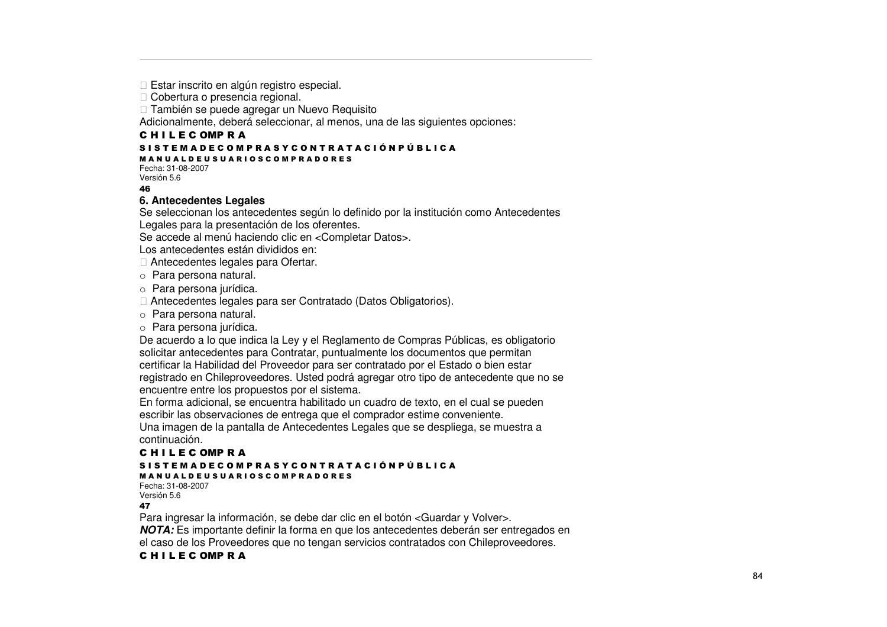- Estar inscrito en algún registro especial.
- Cobertura o presencia regional.
- También se puede agregar un Nuevo Requisito

Adicionalmente, deberá seleccionar, al menos, una de las siguientes opciones:

## 6. Antecedentes Legales

Se seleccionan los antecedentes según lo definido por la institución como Antecedentes Legales para la presentación de los oferentes.

Se accede al menú haciendo clic en <Completar Datos>.

Los antecedentes están divididos en:

- Antecedentes legales para Ofertar.
  - Para persona natural.
  - Para persona jurídica.
- Antecedentes legales para ser Contratado (Datos Obligatorios).
  - Para persona natural.
  - Para persona jurídica.

De acuerdo a lo que indica la Ley y el Reglamento de Compras Públicas, es obligatorio solicitar antecedentes para Contratar, puntualmente los documentos que permitan certificar la Habilidad del Proveedor para ser contratado por el Estado o bien estar registrado en Chileproveedores. Usted podrá agregar otro tipo de antecedente que no se encuentre entre los propuestos por el sistema.

En forma adicional, se encuentra habilitado un cuadro de texto, en el cual se pueden escribir las observaciones de entrega que el comprador estime conveniente.

Una imagen de la pantalla de Antecedentes Legales que se despliega, se muestra a continuación.

Para ingresar la información, se debe dar clic en el botón <Guardar y Volver>.

***NOTA:*** Es importante definir la forma en que los antecedentes deberán ser entregados en el caso de los Proveedores que no tengan servicios contratados con Chileproveedores.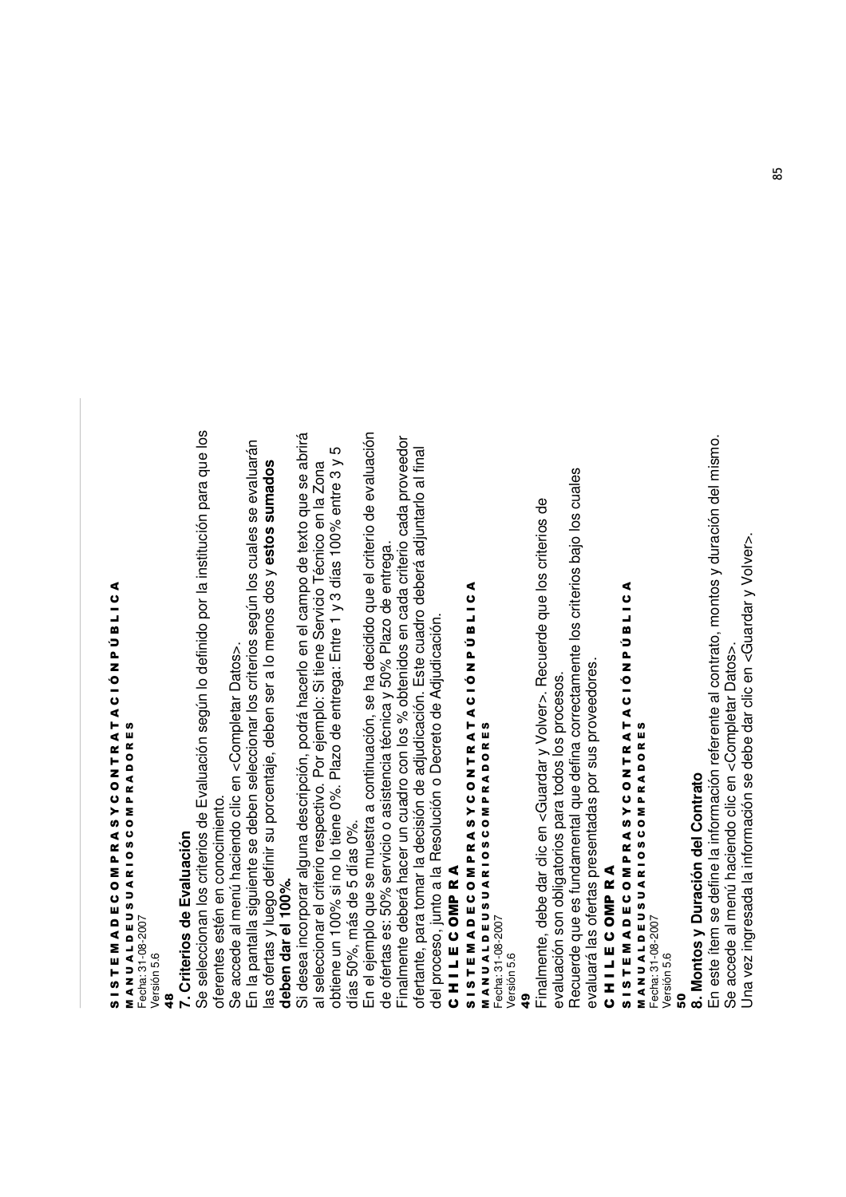## 7. Criterios de Evaluación

Se seleccionan los criterios de Evaluación según lo definido por la institución para que los oferentes estén en conocimiento.

Se accede al menú haciendo clic en <Completar Datos>.

En la pantalla siguiente se deben seleccionar los criterios según los cuales se evaluarán las ofertas y luego definir su porcentaje, deben ser a lo menos dos y **estos sumados deben dar el 100%.**

Si desea incorporar alguna descripción, podrá hacerlo en el campo de texto que se abrirá al seleccionar el criterio respectivo. Por ejemplo: Si tiene Servicio Técnico en la Zona obtiene un 100% si no lo tiene 0%. Plazo de entrega: Entre 1 y 3 días 100% entre 3 y 5 días 50%, más de 5 días 0%.

En el ejemplo que se muestra a continuación, se ha decidido que el criterio de evaluación de ofertas es: 50% servicio o asistencia técnica y 50% Plazo de entrega.

Finalmente deberá hacer un cuadro con los % obtenidos en cada criterio cada proveedor ofertante, para tomar la decisión de adjudicación. Este cuadro deberá adjuntarlo al final del proceso, junto a la Resolución o Decreto de Adjudicación.

Finalmente, debe dar clic en <Guardar y Volver>. Recuerde que los criterios de evaluación son obligatorios para todos los procesos.

Recuerde que es fundamental que defina correctamente los criterios bajo los cuales evaluará las ofertas presentadas por sus proveedores.

## 8. Montos y Duración del Contrato

En este ítem se define la información referente al contrato, montos y duración del mismo.

Se accede al menú haciendo clic en <Completar Datos>.

Una vez ingresada la información se debe dar clic en <Guardar y Volver>.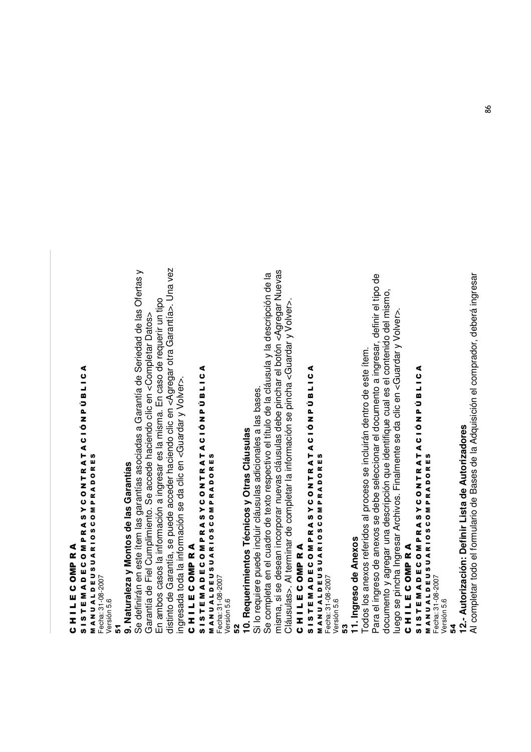## 9. Naturaleza y Montos de las Garantías

Se definirán en este ítem las garantías asociadas a Garantía de Seriedad de las Ofertas y Garantía de Fiel Cumplimiento. Se accede haciendo clic en <Completar Datos>

En ambos casos la información a ingresar es la misma. En caso de requerir un tipo distinto de Garantía, se puede acceder haciendo clic en <Agregar otra Garantía>. Una vez ingresada toda la información se da clic en <Guardar y Volver>.

## 10. Requerimientos Técnicos y Otras Cláusulas

Si lo requiere puede incluir cláusulas adicionales a las bases.

Se completa en el cuadro de texto respectivo el título de la cláusula y la descripción de la misma, si se desean incorporar nuevas cláusulas debe pinchar el botón <Agregar Nuevas Cláusulas>. Al terminar de completar la información se pincha <Guardar y Volver>.

## 11. Ingreso de Anexos

Todos los anexos referidos al proceso se incluirán dentro de este ítem.

Para el ingreso de anexos se debe seleccionar el documento a ingresar, definir el tipo de documento y agregar una descripción que identifique cual es el contenido del mismo, luego se pincha Ingresar Archivos. Finalmente se da clic en <Guardar y Volver>.

## 12.- Autorización: Definir Lista de Autorizadores

Al completar todo el formulario de Bases de la Adquisición el comprador, deberá ingresar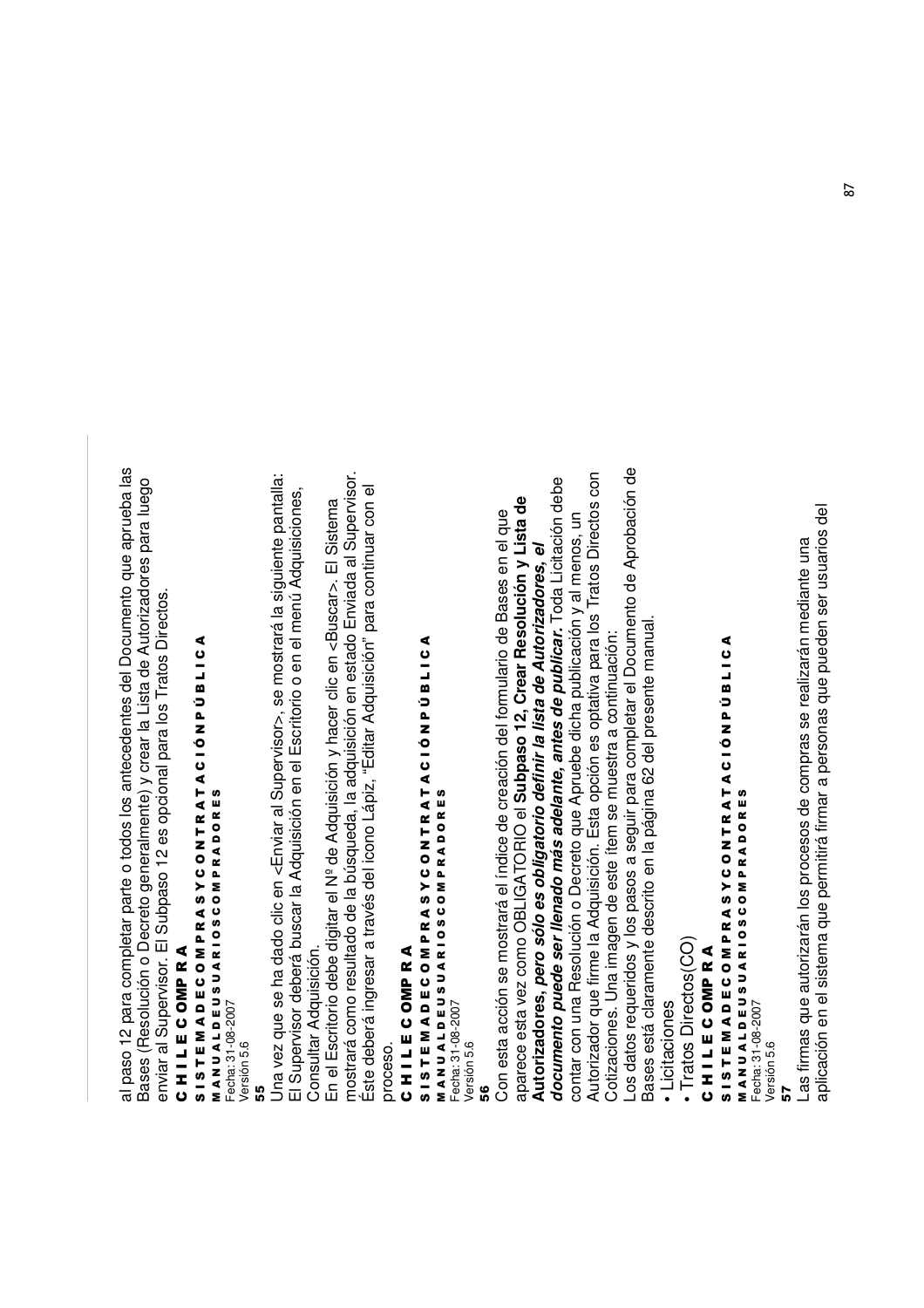al paso 12 para completar parte o todos los antecedentes del Documento que aprueba las Bases (Resolución o Decreto generalmente) y crear la Lista de Autorizadores para luego enviar al Supervisor. El Subpaso 12 es opcional para los Tratos Directos.

**CHILECOMPRA**

**SISTEMA DE COMPRAS Y CONTRATACIÓN PÚBLICA**

**MANUAL DE USUARIOS COMPRADORES**

Fecha: 31-08-2007

Versión 5.6

**55**

Una vez que se ha dado clic en <Enviar al Supervisor>, se mostrará la siguiente pantalla:

El Supervisor deberá buscar la Adquisición en el Escritorio o en el menú Adquisiciones, Consultar Adquisición.

En el Escritorio debe digitar el Nº de Adquisición y hacer clic en <Buscar>. El Sistema mostrará como resultado de la búsqueda, la adquisición en estado Enviada al Supervisor. Éste deberá ingresar a través del icono Lápiz, "Editar Adquisición" para continuar con el proceso.

**CHILECOMPRA**

**SISTEMA DE COMPRAS Y CONTRATACIÓN PÚBLICA**

**MANUAL DE USUARIOS COMPRADORES**

Fecha: 31-08-2007

Versión 5.6

**56**

Con esta acción se mostrará el índice de creación del formulario de Bases en el que aparece esta vez como OBLIGATORIO el **Subpaso 12, Crear Resolución y Lista de Autorizadores, *pero sólo es obligatorio definir la lista de Autorizadores, el documento puede ser llenado más adelante, antes de publicar.*** Toda Licitación debe contar con una Resolución o Decreto que Apruebe dicha publicación y al menos, un Autorizador que firme la Adquisición. Esta opción es optativa para los Tratos Directos con Cotizaciones. Una imagen de este ítem se muestra a continuación:

Los datos requeridos y los pasos a seguir para completar el Documento de Aprobación de Bases está claramente descrito en la página 62 del presente manual.

- Licitaciones
- Tratos Directos(CO)

**CHILECOMPRA**

**SISTEMA DE COMPRAS Y CONTRATACIÓN PÚBLICA**

**MANUAL DE USUARIOS COMPRADORES**

Fecha: 31-08-2007

Versión 5.6

**57**

Las firmas que autorizarán los procesos de compras se realizarán mediante una aplicación en el sistema que permitirá firmar a personas que pueden ser usuarios del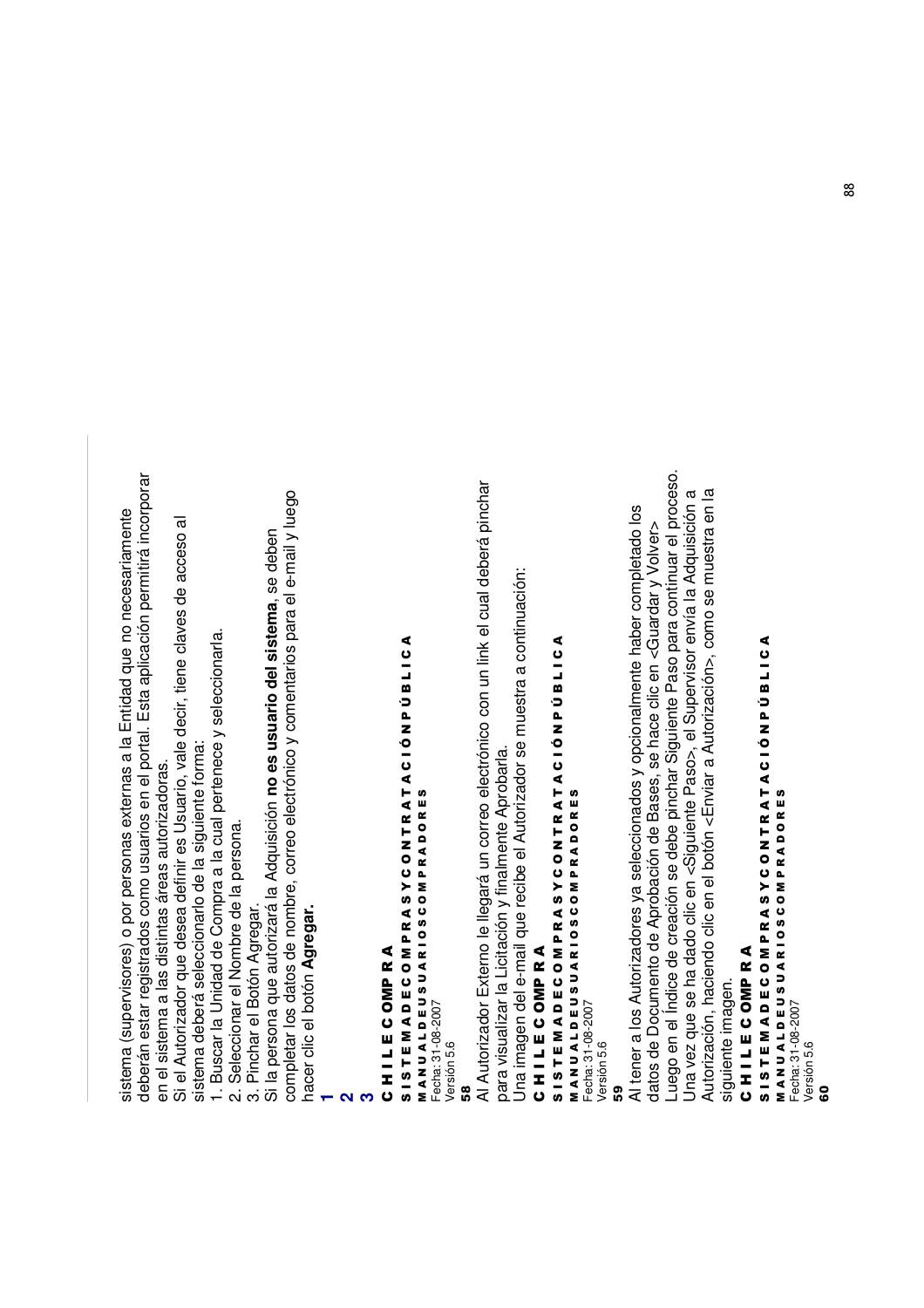sistema (supervisores) o por personas externas a la Entidad que no necesariamente deberán estar registrados como usuarios en el portal. Esta aplicación permitirá incorporar en el sistema a las distintas áreas autorizadoras.

Si el Autorizador que desea definir es Usuario, vale decir, tiene claves de acceso al sistema deberá seleccionarlo de la siguiente forma:

1. Buscar la Unidad de Compra a la cual pertenece y seleccionarla.
2. Seleccionar el Nombre de la persona.
3. Pinchar el Botón Agregar.

Si la persona que autorizará la Adquisición **no es usuario del sistema**, se deben completar los datos de nombre, correo electrónico y comentarios para el e-mail y luego hacer clic el botón **Agregar.**

**1**
**2**
**3**

**58**

Al Autorizador Externo le llegará un correo electrónico con un link el cual deberá pinchar para visualizar la Licitación y finalmente Aprobarla.

Una imagen del e-mail que recibe el Autorizador se muestra a continuación:

**59**

Al tener a los Autorizadores ya seleccionados y opcionalmente haber completado los datos de Documento de Aprobación de Bases, se hace clic en <Guardar y Volver>

Luego en el Índice de creación se debe pinchar Siguiente Paso para continuar el proceso.

Una vez que se ha dado clic en <Siguiente Paso>, el Supervisor envía la Adquisición a Autorización, haciendo clic en el botón <Enviar a Autorización>, como se muestra en la siguiente imagen.

**60**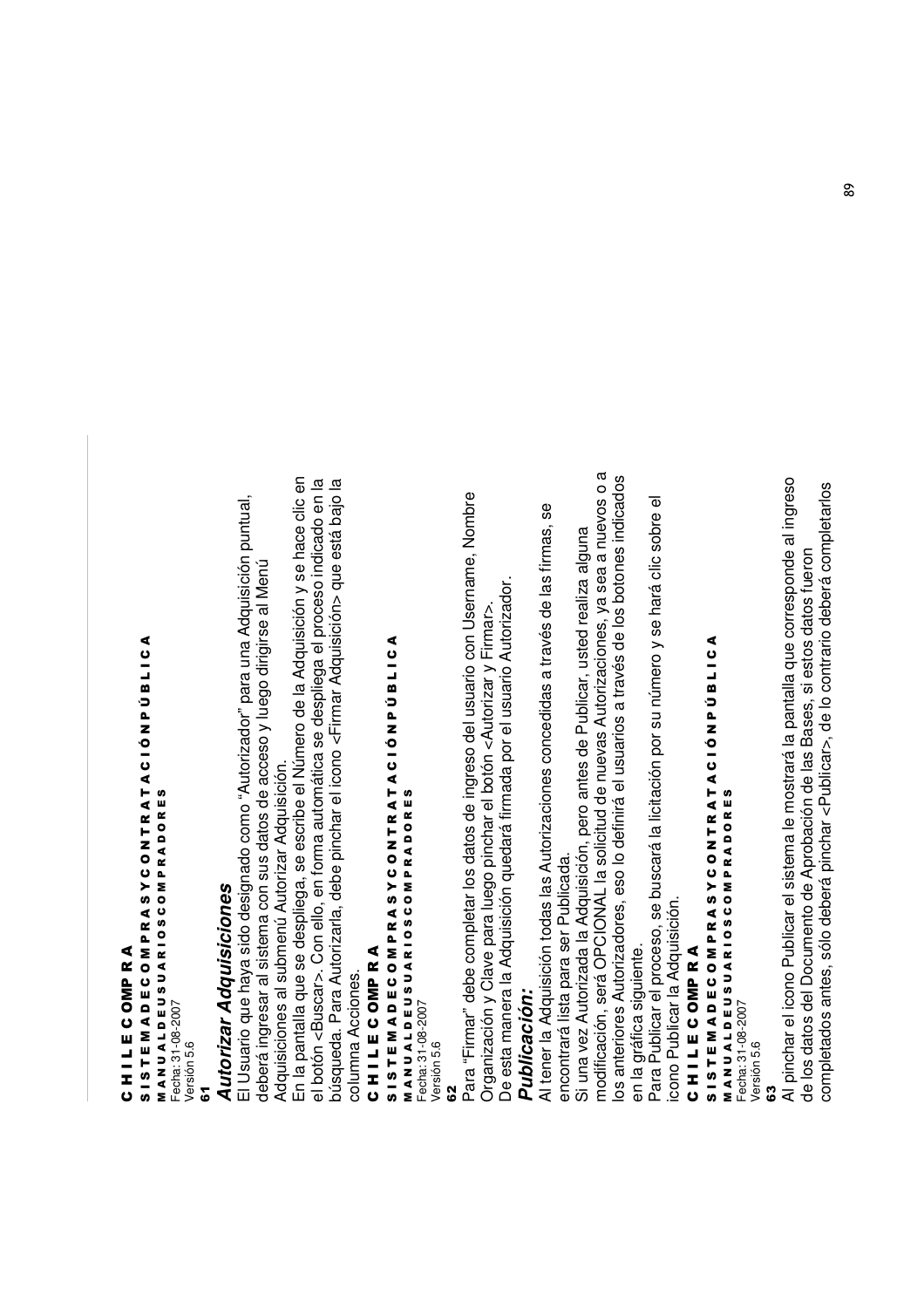## Autorizar Adquisiciones

El Usuario que haya sido designado como "Autorizador" para una Adquisición puntual, deberá ingresar al sistema con sus datos de acceso y luego dirigirse al Menú Adquisiciones al submenú Autorizar Adquisición.

En la pantalla que se despliega, se escribe el Número de la Adquisición y se hace clic en el botón <Buscar>. Con ello, en forma automática se despliega el proceso indicado en la búsqueda. Para Autorizarla, debe pinchar el icono <Firmar Adquisición> que está bajo la columna Acciones.

Para "Firmar" debe completar los datos de ingreso del usuario con Username, Nombre Organización y Clave para luego pinchar el botón <Autorizar y Firmar>.

De esta manera la Adquisición quedará firmada por el usuario Autorizador.

### Publicación:

Al tener la Adquisición todas las Autorizaciones concedidas a través de las firmas, se encontrará lista para ser Publicada.

Si una vez Autorizada la Adquisición, pero antes de Publicar, usted realiza alguna modificación, será OPCIONAL la solicitud de nuevas Autorizaciones, ya sea a nuevos o a los anteriores Autorizadores, eso lo definirá el usuarios a través de los botones indicados en la gráfica siguiente.

Para Publicar el proceso, se buscará la licitación por su número y se hará clic sobre el icono Publicar la Adquisición.

Al pinchar el icono Publicar el sistema le mostrará la pantalla que corresponde al ingreso de los datos del Documento de Aprobación de las Bases, si estos datos fueron completados antes, sólo deberá pinchar <Publicar>, de lo contrario deberá completarlos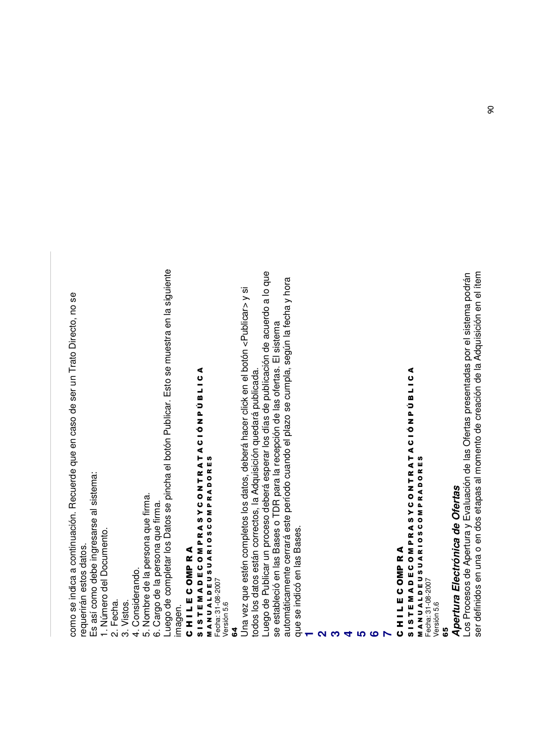como se indica a continuación. Recuerde que en caso de ser un Trato Directo, no se requerirán estos datos.

Es así como debe ingresarse al sistema:

1. Número del Documento.
2. Fecha.
3. Vistos.
4. Considerando.
5. Nombre de la persona que firma.
6. Cargo de la persona que firma.

Luego de completar los Datos se pincha el botón Publicar. Esto se muestra en la siguiente imagen.

Una vez que estén completos los datos, deberá hacer click en el botón <Publicar> y si todos los datos están correctos, la Adquisición quedará publicada.

Luego de Publicar un proceso deberá esperar los días de publicación de acuerdo a lo que se estableció en las Bases o TDR para la recepción de las ofertas. El sistema automáticamente cerrará este período cuando el plazo se cumpla, según la fecha y hora que se indicó en las Bases.

**1**

**2**

**3**

**4**

**5**

**6**

**7**

### *Apertura Electrónica de Ofertas*

Los Procesos de Apertura y Evaluación de las Ofertas presentadas por el sistema podrán ser definidos en una o en dos etapas al momento de creación de la Adquisición en el ítem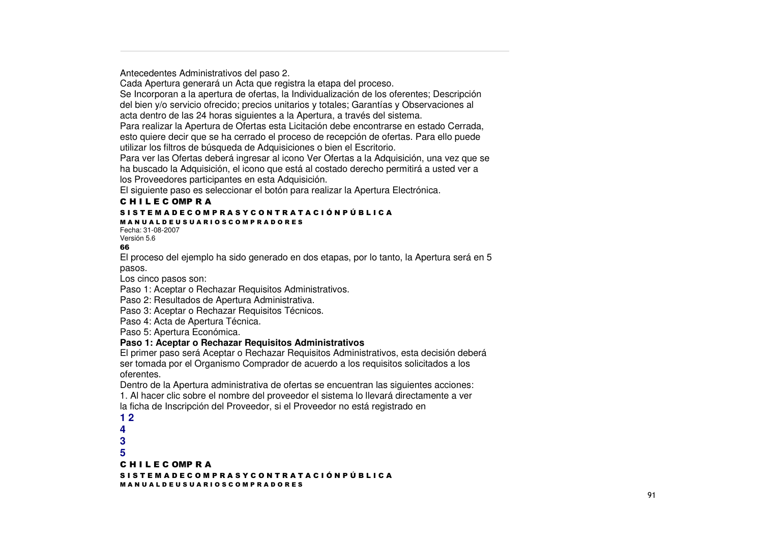Antecedentes Administrativos del paso 2.

Cada Apertura generará un Acta que registra la etapa del proceso.

Se Incorporan a la apertura de ofertas, la Individualización de los oferentes; Descripción del bien y/o servicio ofrecido; precios unitarios y totales; Garantías y Observaciones al acta dentro de las 24 horas siguientes a la Apertura, a través del sistema.

Para realizar la Apertura de Ofertas esta Licitación debe encontrarse en estado Cerrada, esto quiere decir que se ha cerrado el proceso de recepción de ofertas. Para ello puede utilizar los filtros de búsqueda de Adquisiciones o bien el Escritorio.

Para ver las Ofertas deberá ingresar al icono Ver Ofertas a la Adquisición, una vez que se ha buscado la Adquisición, el icono que está al costado derecho permitirá a usted ver a los Proveedores participantes en esta Adquisición.

El siguiente paso es seleccionar el botón para realizar la Apertura Electrónica.

El proceso del ejemplo ha sido generado en dos etapas, por lo tanto, la Apertura será en 5 pasos.

Los cinco pasos son:

Paso 1: Aceptar o Rechazar Requisitos Administrativos.

Paso 2: Resultados de Apertura Administrativa.

Paso 3: Aceptar o Rechazar Requisitos Técnicos.

Paso 4: Acta de Apertura Técnica.

Paso 5: Apertura Económica.

**Paso 1: Aceptar o Rechazar Requisitos Administrativos**

El primer paso será Aceptar o Rechazar Requisitos Administrativos, esta decisión deberá ser tomada por el Organismo Comprador de acuerdo a los requisitos solicitados a los oferentes.

Dentro de la Apertura administrativa de ofertas se encuentran las siguientes acciones:

1. Al hacer clic sobre el nombre del proveedor el sistema lo llevará directamente a ver la ficha de Inscripción del Proveedor, si el Proveedor no está registrado en

**1 2**

**4**

**3**

**5**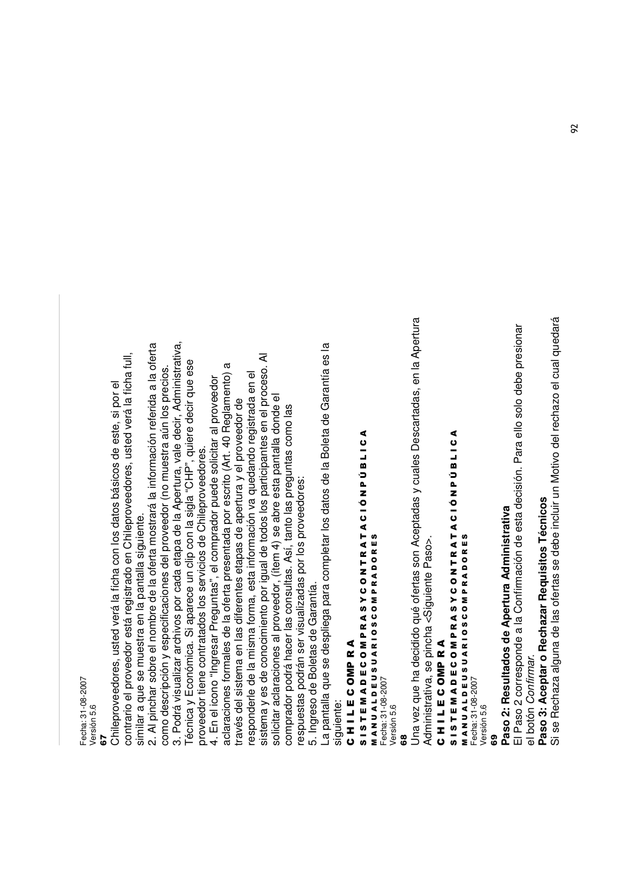Fecha: 31-08-2007
Versión 5.6
**67**

Chileproveedores, usted verá la ficha con los datos básicos de este, si por el contrario el proveedor está registrado en Chileproveedores, usted verá la ficha full, similar a que se muestra en la pantalla siguiente.

2. Al pinchar sobre el nombre de la oferta mostrará la información referida a la oferta como descripción y especificaciones del proveedor (no muestra aún los precios.

3. Podrá visualizar archivos por cada etapa de la Apertura, vale decir, Administrativa, Técnica y Económica. Si aparece un clip con la sigla "CHP", quiere decir que ese proveedor tiene contratados los servicios de Chileproveedores.

4. En el icono "Ingresar Preguntas", el comprador puede solicitar al proveedor aclaraciones formales de la oferta presentada por escrito (Art. 40 Reglamento) a través del sistema en las diferentes etapas de apertura y el proveedor de responderle de la misma forma, esta información va quedando registrada en el sistema y es de conocimiento por igual de todos los participantes en el proceso. Al solicitar aclaraciones al proveedor, (ítem 4) se abre esta pantalla donde el comprador podrá hacer las consultas. Así, tanto las preguntas como las respuestas podrán ser visualizadas por los proveedores:

5. Ingreso de Boletas de Garantía.

La pantalla que se despliega para completar los datos de la Boleta de Garantía es la siguiente:

**C H I L E C OMP R A**
**S I S T E M A D E C O M P R A S Y C O N T R A T A C I Ó N P Ú B L I C A**
**M A N U A L D E U S U A R I O S C O M P R A D O R E S**
Fecha: 31-08-2007
Versión 5.6
**68**

Una vez que ha decidido qué ofertas son Aceptadas y cuales Descartadas, en la Apertura Administrativa, se pincha <Siguiente Paso>.

**C H I L E C OMP R A**
**S I S T E M A D E C O M P R A S Y C O N T R A T A C I Ó N P Ú B L I C A**
**M A N U A L D E U S U A R I O S C O M P R A D O R E S**
Fecha: 31-08-2007
Versión 5.6
**69**

**Paso 2: Resultados de Apertura Administrativa**

El Paso 2 corresponde a la Confirmación de esta decisión. Para ello solo debe presionar el botón *Confirmar.*

**Paso 3: Aceptar o Rechazar Requisitos Técnicos**

Si se Rechaza alguna de las ofertas se debe incluir un Motivo del rechazo el cual quedará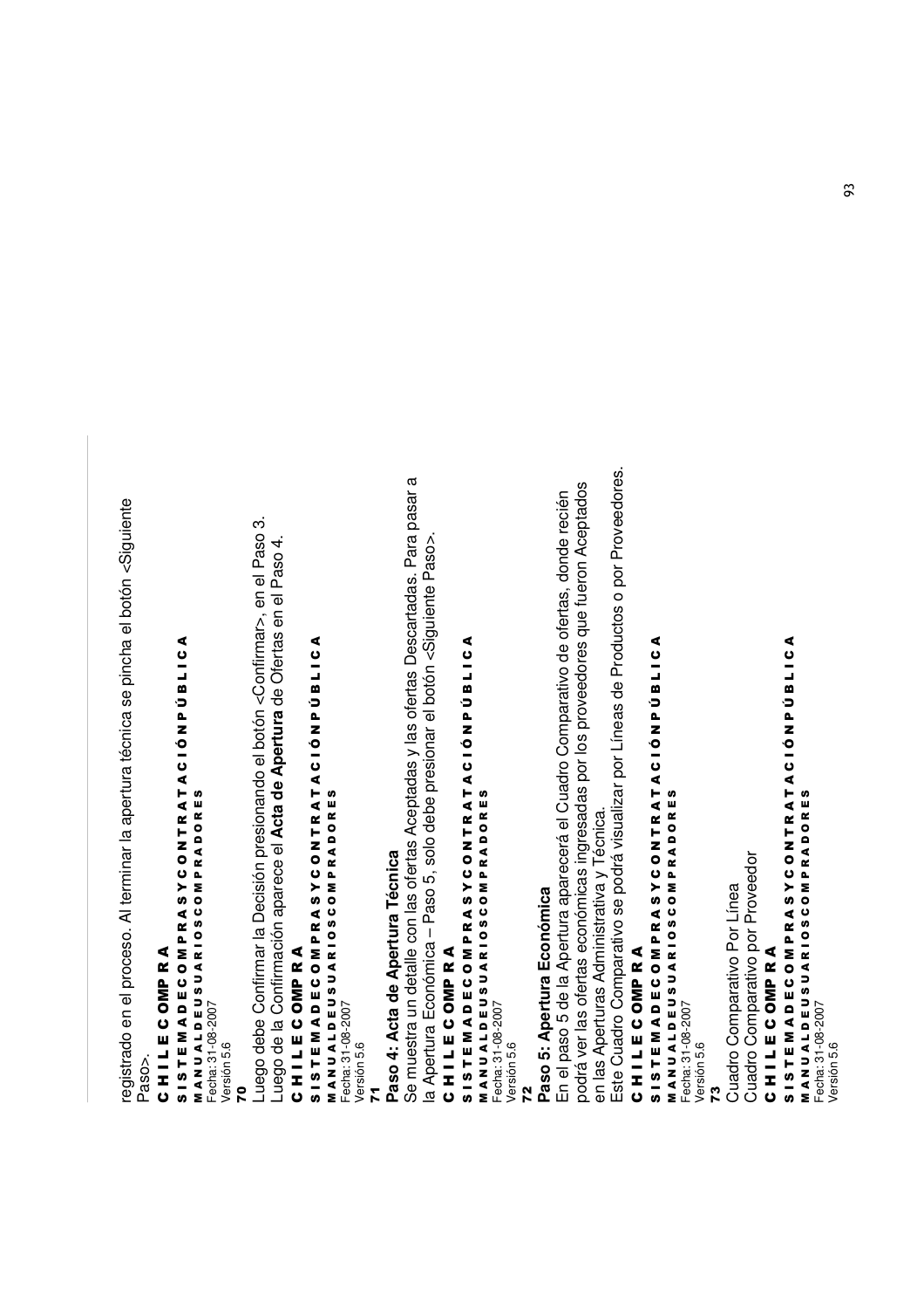registrado en el proceso. Al terminar la apertura técnica se pincha el botón <Siguiente Paso>.

**70**

Luego debe Confirmar la Decisión presionando el botón <Confirmar>, en el Paso 3.
Luego de la Confirmación aparece el **Acta de Apertura** de Ofertas en el Paso 4.

**71**

**Paso 4: Acta de Apertura Técnica**

Se muestra un detalle con las ofertas Aceptadas y las ofertas Descartadas. Para pasar a la Apertura Económica – Paso 5, solo debe presionar el botón <Siguiente Paso>.

**72**

**Paso 5: Apertura Económica**

En el paso 5 de la Apertura aparecerá el Cuadro Comparativo de ofertas, donde recién podrá ver las ofertas económicas ingresadas por los proveedores que fueron Aceptados en las Aperturas Administrativa y Técnica.
Este Cuadro Comparativo se podrá visualizar por Líneas de Productos o por Proveedores.

**73**

Cuadro Comparativo Por Línea
Cuadro Comparativo por Proveedor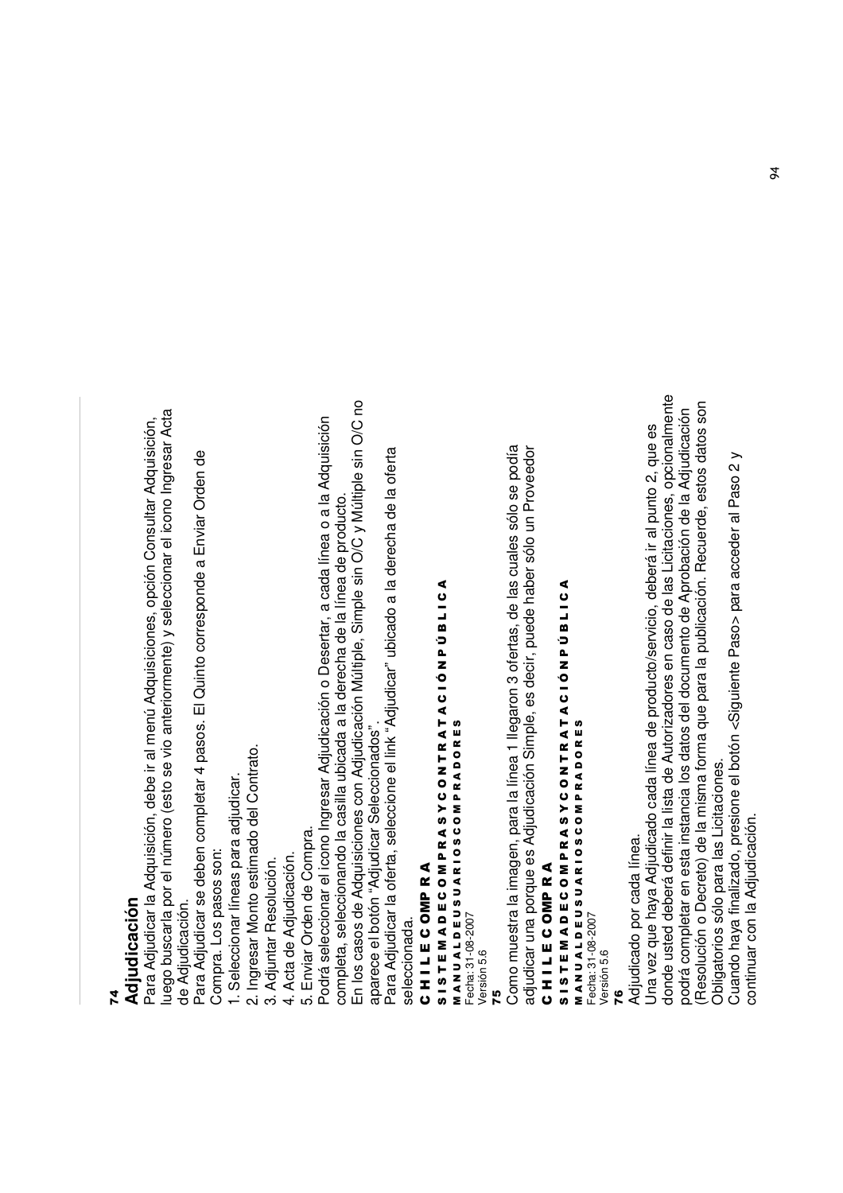**74**

## Adjudicación

Para Adjudicar la Adquisición, debe ir al menú Adquisiciones, opción Consultar Adquisición, luego buscarla por el número (esto se vio anteriormente) y seleccionar el icono Ingresar Acta de Adjudicación.

Para Adjudicar se deben completar 4 pasos. El Quinto corresponde a Enviar Orden de Compra. Los pasos son:

1. Seleccionar líneas para adjudicar.
2. Ingresar Monto estimado del Contrato.
3. Adjuntar Resolución.
4. Acta de Adjudicación.
5. Enviar Orden de Compra.

Podrá seleccionar el icono Ingresar Adjudicación o Desertar, a cada línea o a la Adquisición completa, seleccionando la casilla ubicada a la derecha de la línea de producto.

En los casos de Adquisiciones con Adjudicación Múltiple, Simple sin O/C y Múltiple sin O/C no aparece el botón "Adjudicar Seleccionados".

Para Adjudicar la oferta, seleccione el link "Adjudicar" ubicado a la derecha de la oferta seleccionada.

**C H I L E C OMP R A**

**S I S T E M A D E C O M P R A S Y C O N T R A T A C I Ó N P Ú B L I C A**

**M A N U A L D E U S U A R I O S C O M P R A D O R E S**

Fecha: 31-08-2007

Versión 5.6

**75**

Como muestra la imagen, para la línea 1 llegaron 3 ofertas, de las cuales sólo se podía adjudicar una porque es Adjudicación Simple, es decir, puede haber sólo un Proveedor

**C H I L E C OMP R A**

**S I S T E M A D E C O M P R A S Y C O N T R A T A C I Ó N P Ú B L I C A**

**M A N U A L D E U S U A R I O S C O M P R A D O R E S**

Fecha: 31-08-2007

Versión 5.6

**76**

Adjudicado por cada línea.

Una vez que haya Adjudicado cada línea de producto/servicio, deberá ir al punto 2, que es donde usted deberá definir la lista de Autorizadores en caso de las Licitaciones, opcionalmente podrá completar en esta instancia los datos del documento de Aprobación de la Adjudicación (Resolución o Decreto) de la misma forma que para la publicación. Recuerde, estos datos son Obligatorios sólo para las Licitaciones.

Cuando haya finalizado, presione el botón <Siguiente Paso> para acceder al Paso 2 y continuar con la Adjudicación.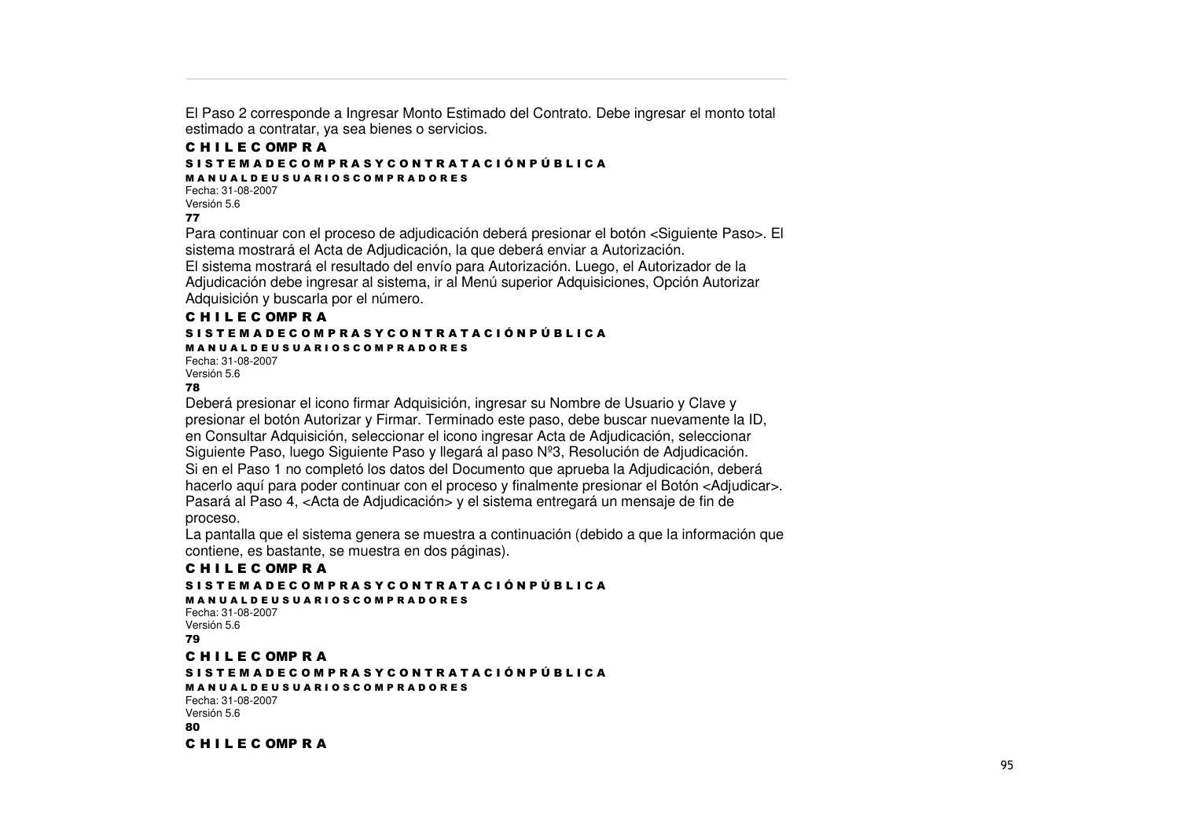El Paso 2 corresponde a Ingresar Monto Estimado del Contrato. Debe ingresar el monto total estimado a contratar, ya sea bienes o servicios.

Para continuar con el proceso de adjudicación deberá presionar el botón <Siguiente Paso>. El sistema mostrará el Acta de Adjudicación, la que deberá enviar a Autorización.

El sistema mostrará el resultado del envío para Autorización. Luego, el Autorizador de la Adjudicación debe ingresar al sistema, ir al Menú superior Adquisiciones, Opción Autorizar Adquisición y buscarla por el número.

Deberá presionar el icono firmar Adquisición, ingresar su Nombre de Usuario y Clave y presionar el botón Autorizar y Firmar. Terminado este paso, debe buscar nuevamente la ID, en Consultar Adquisición, seleccionar el icono ingresar Acta de Adjudicación, seleccionar Siguiente Paso, luego Siguiente Paso y llegará al paso Nº3, Resolución de Adjudicación.

Si en el Paso 1 no completó los datos del Documento que aprueba la Adjudicación, deberá hacerlo aquí para poder continuar con el proceso y finalmente presionar el Botón <Adjudicar>. Pasará al Paso 4, <Acta de Adjudicación> y el sistema entregará un mensaje de fin de proceso.

La pantalla que el sistema genera se muestra a continuación (debido a que la información que contiene, es bastante, se muestra en dos páginas).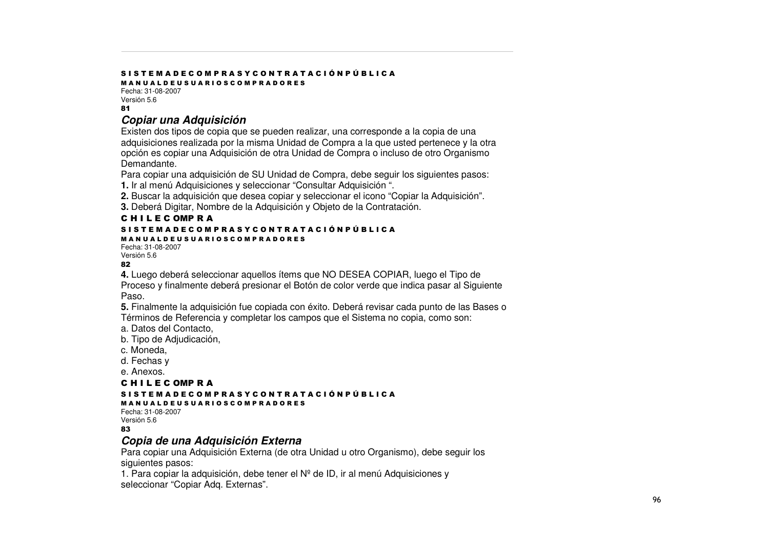## Copiar una Adquisición

Existen dos tipos de copia que se pueden realizar, una corresponde a la copia de una adquisiciones realizada por la misma Unidad de Compra a la que usted pertenece y la otra opción es copiar una Adquisición de otra Unidad de Compra o incluso de otro Organismo Demandante.

Para copiar una adquisición de SU Unidad de Compra, debe seguir los siguientes pasos:

**1.** Ir al menú Adquisiciones y seleccionar "Consultar Adquisición ".

**2.** Buscar la adquisición que desea copiar y seleccionar el icono "Copiar la Adquisición".

**3.** Deberá Digitar, Nombre de la Adquisición y Objeto de la Contratación.

**4.** Luego deberá seleccionar aquellos ítems que NO DESEA COPIAR, luego el Tipo de Proceso y finalmente deberá presionar el Botón de color verde que indica pasar al Siguiente Paso.

**5.** Finalmente la adquisición fue copiada con éxito. Deberá revisar cada punto de las Bases o Términos de Referencia y completar los campos que el Sistema no copia, como son:

a. Datos del Contacto,
b. Tipo de Adjudicación,
c. Moneda,
d. Fechas y
e. Anexos.

## Copia de una Adquisición Externa

Para copiar una Adquisición Externa (de otra Unidad u otro Organismo), debe seguir los siguientes pasos:

1. Para copiar la adquisición, debe tener el Nº de ID, ir al menú Adquisiciones y seleccionar "Copiar Adq. Externas".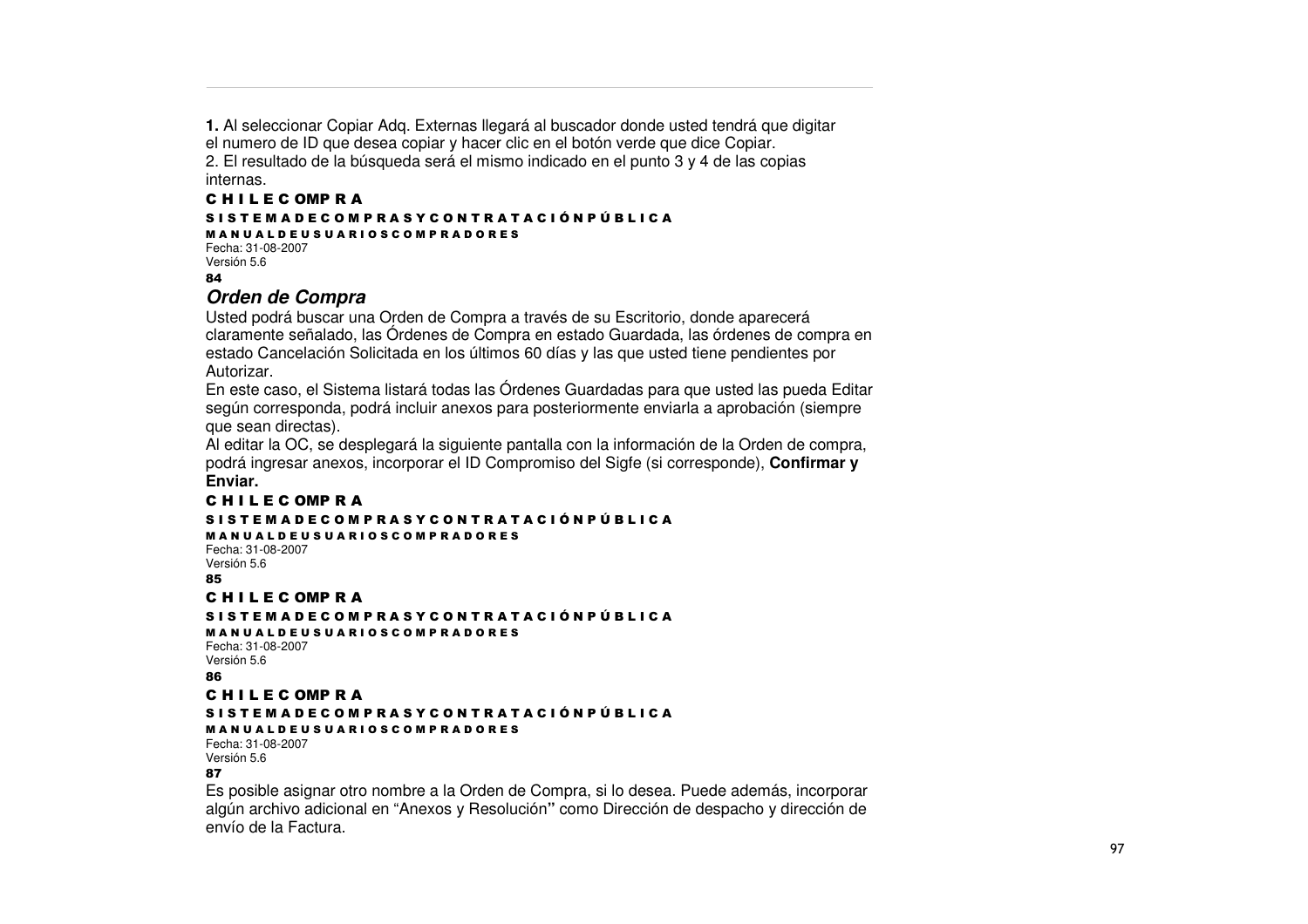**1.** Al seleccionar Copiar Adq. Externas llegará al buscador donde usted tendrá que digitar el numero de ID que desea copiar y hacer clic en el botón verde que dice Copiar.
2. El resultado de la búsqueda será el mismo indicado en el punto 3 y 4 de las copias internas.

**C H I L E C OMP R A**
**S I S T E M A D E C O M P R A S Y C O N T R A T A C I Ó N P Ú B L I C A**
**M A N U A L D E U S U A R I O S C O M P R A D O R E S**
Fecha: 31-08-2007
Versión 5.6
**84**

## *Orden de Compra*

Usted podrá buscar una Orden de Compra a través de su Escritorio, donde aparecerá claramente señalado, las Órdenes de Compra en estado Guardada, las órdenes de compra en estado Cancelación Solicitada en los últimos 60 días y las que usted tiene pendientes por Autorizar.
En este caso, el Sistema listará todas las Órdenes Guardadas para que usted las pueda Editar según corresponda, podrá incluir anexos para posteriormente enviarla a aprobación (siempre que sean directas).
Al editar la OC, se desplegará la siguiente pantalla con la información de la Orden de compra, podrá ingresar anexos, incorporar el ID Compromiso del Sigfe (si corresponde), **Confirmar y Enviar.**

**C H I L E C OMP R A**
**S I S T E M A D E C O M P R A S Y C O N T R A T A C I Ó N P Ú B L I C A**
**M A N U A L D E U S U A R I O S C O M P R A D O R E S**
Fecha: 31-08-2007
Versión 5.6
**85**

**C H I L E C OMP R A**
**S I S T E M A D E C O M P R A S Y C O N T R A T A C I Ó N P Ú B L I C A**
**M A N U A L D E U S U A R I O S C O M P R A D O R E S**
Fecha: 31-08-2007
Versión 5.6
**86**

**C H I L E C OMP R A**
**S I S T E M A D E C O M P R A S Y C O N T R A T A C I Ó N P Ú B L I C A**
**M A N U A L D E U S U A R I O S C O M P R A D O R E S**
Fecha: 31-08-2007
Versión 5.6
**87**

Es posible asignar otro nombre a la Orden de Compra, si lo desea. Puede además, incorporar algún archivo adicional en “Anexos y Resolución**”** como Dirección de despacho y dirección de envío de la Factura.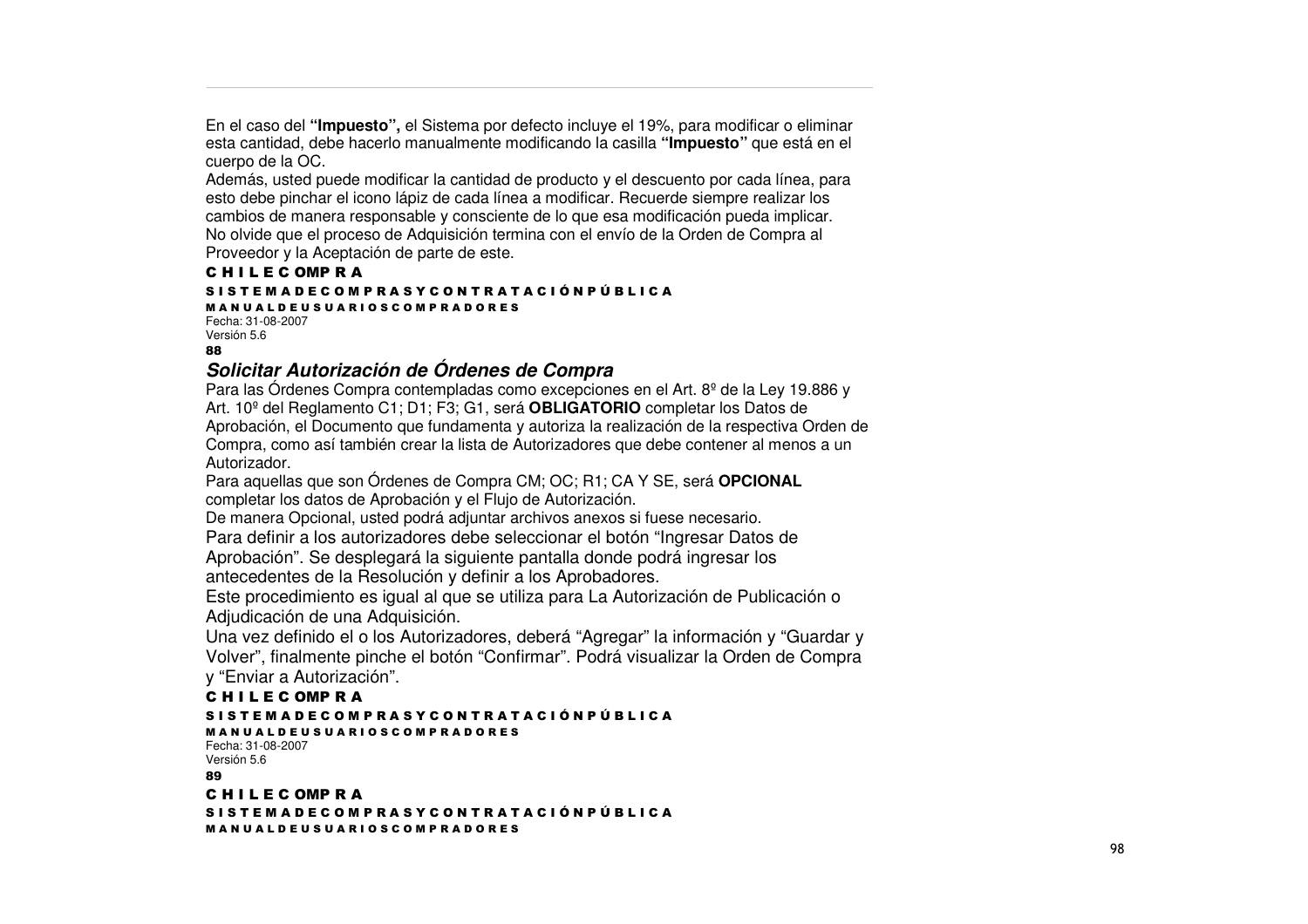En el caso del **"Impuesto",** el Sistema por defecto incluye el 19%, para modificar o eliminar esta cantidad, debe hacerlo manualmente modificando la casilla **"Impuesto"** que está en el cuerpo de la OC.
Además, usted puede modificar la cantidad de producto y el descuento por cada línea, para esto debe pinchar el icono lápiz de cada línea a modificar. Recuerde siempre realizar los cambios de manera responsable y consciente de lo que esa modificación pueda implicar.
No olvide que el proceso de Adquisición termina con el envío de la Orden de Compra al Proveedor y la Aceptación de parte de este.

### *Solicitar Autorización de Órdenes de Compra*

Para las Órdenes Compra contempladas como excepciones en el Art. 8º de la Ley 19.886 y Art. 10º del Reglamento C1; D1; F3; G1, será **OBLIGATORIO** completar los Datos de Aprobación, el Documento que fundamenta y autoriza la realización de la respectiva Orden de Compra, como así también crear la lista de Autorizadores que debe contener al menos a un Autorizador.
Para aquellas que son Órdenes de Compra CM; OC; R1; CA Y SE, será **OPCIONAL** completar los datos de Aprobación y el Flujo de Autorización.
De manera Opcional, usted podrá adjuntar archivos anexos si fuese necesario.
Para definir a los autorizadores debe seleccionar el botón "Ingresar Datos de Aprobación". Se desplegará la siguiente pantalla donde podrá ingresar los antecedentes de la Resolución y definir a los Aprobadores.
Este procedimiento es igual al que se utiliza para La Autorización de Publicación o Adjudicación de una Adquisición.
Una vez definido el o los Autorizadores, deberá "Agregar" la información y "Guardar y Volver", finalmente pinche el botón "Confirmar". Podrá visualizar la Orden de Compra y "Enviar a Autorización".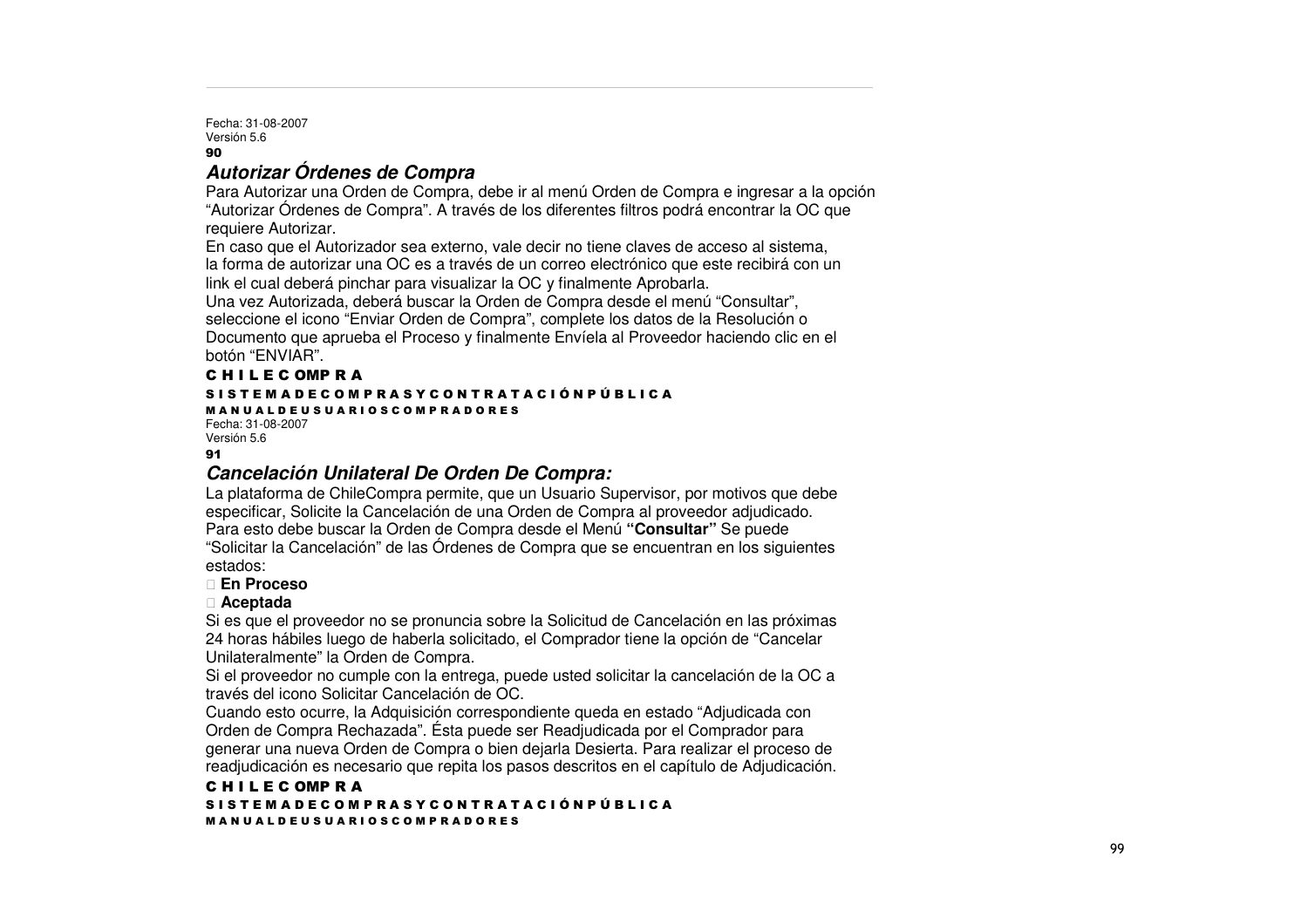## Autorizar Órdenes de Compra

Para Autorizar una Orden de Compra, debe ir al menú Orden de Compra e ingresar a la opción "Autorizar Órdenes de Compra". A través de los diferentes filtros podrá encontrar la OC que requiere Autorizar.

En caso que el Autorizador sea externo, vale decir no tiene claves de acceso al sistema, la forma de autorizar una OC es a través de un correo electrónico que este recibirá con un link el cual deberá pinchar para visualizar la OC y finalmente Aprobarla.

Una vez Autorizada, deberá buscar la Orden de Compra desde el menú "Consultar", seleccione el icono "Enviar Orden de Compra", complete los datos de la Resolución o Documento que aprueba el Proceso y finalmente Envíela al Proveedor haciendo clic en el botón "ENVIAR".

## Cancelación Unilateral De Orden De Compra:

La plataforma de ChileCompra permite, que un Usuario Supervisor, por motivos que debe especificar, Solicite la Cancelación de una Orden de Compra al proveedor adjudicado.

Para esto debe buscar la Orden de Compra desde el Menú **"Consultar"** Se puede "Solicitar la Cancelación" de las Órdenes de Compra que se encuentran en los siguientes estados:

- **En Proceso**
- **Aceptada**

Si es que el proveedor no se pronuncia sobre la Solicitud de Cancelación en las próximas 24 horas hábiles luego de haberla solicitado, el Comprador tiene la opción de "Cancelar Unilateralmente" la Orden de Compra.

Si el proveedor no cumple con la entrega, puede usted solicitar la cancelación de la OC a través del icono Solicitar Cancelación de OC.

Cuando esto ocurre, la Adquisición correspondiente queda en estado "Adjudicada con Orden de Compra Rechazada". Ésta puede ser Readjudicada por el Comprador para generar una nueva Orden de Compra o bien dejarla Desierta. Para realizar el proceso de readjudicación es necesario que repita los pasos descritos en el capítulo de Adjudicación.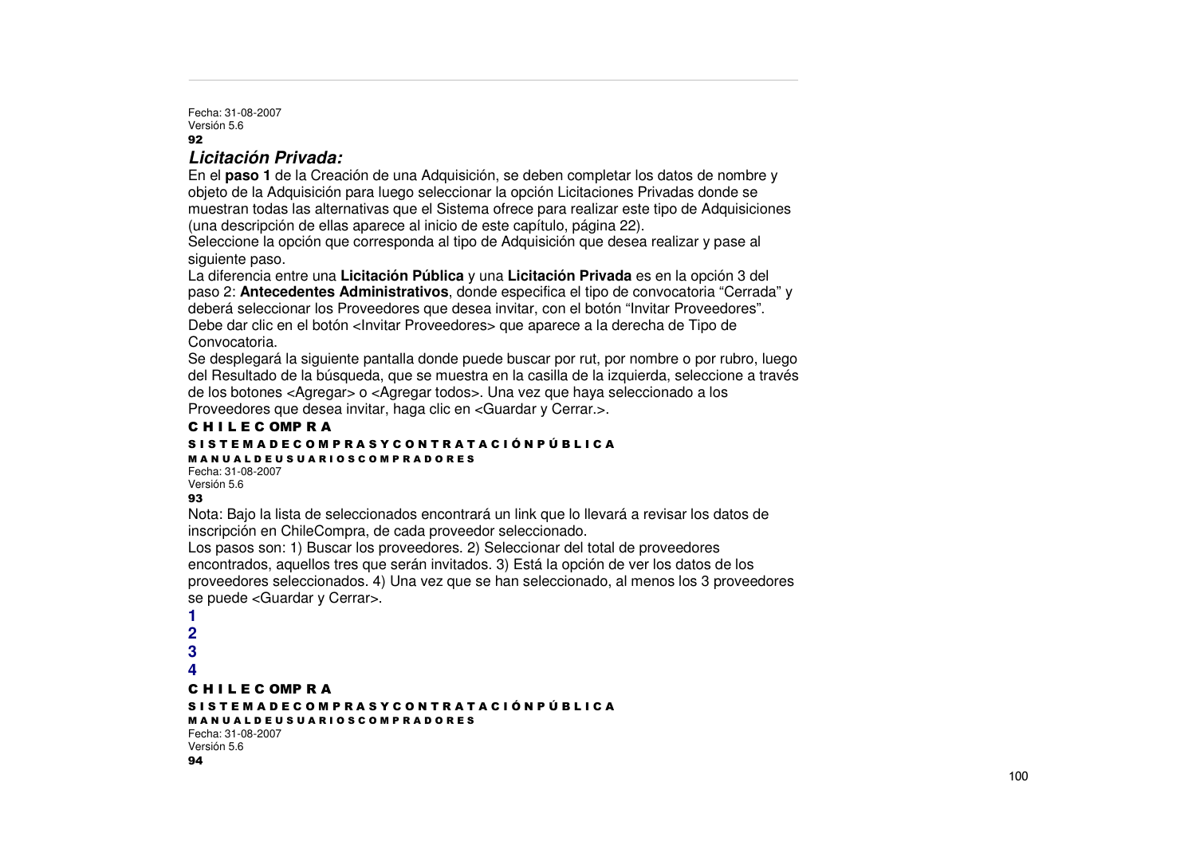### *Licitación Privada:*

En el **paso 1** de la Creación de una Adquisición, se deben completar los datos de nombre y objeto de la Adquisición para luego seleccionar la opción Licitaciones Privadas donde se muestran todas las alternativas que el Sistema ofrece para realizar este tipo de Adquisiciones (una descripción de ellas aparece al inicio de este capítulo, página 22).

Seleccione la opción que corresponda al tipo de Adquisición que desea realizar y pase al siguiente paso.

La diferencia entre una **Licitación Pública** y una **Licitación Privada** es en la opción 3 del paso 2: **Antecedentes Administrativos**, donde especifica el tipo de convocatoria "Cerrada" y deberá seleccionar los Proveedores que desea invitar, con el botón "Invitar Proveedores".

Debe dar clic en el botón <Invitar Proveedores> que aparece a la derecha de Tipo de Convocatoria.

Se desplegará la siguiente pantalla donde puede buscar por rut, por nombre o por rubro, luego del Resultado de la búsqueda, que se muestra en la casilla de la izquierda, seleccione a través de los botones <Agregar> o <Agregar todos>. Una vez que haya seleccionado a los Proveedores que desea invitar, haga clic en <Guardar y Cerrar.>.

Nota: Bajo la lista de seleccionados encontrará un link que lo llevará a revisar los datos de inscripción en ChileCompra, de cada proveedor seleccionado.

Los pasos son: 1) Buscar los proveedores. 2) Seleccionar del total de proveedores encontrados, aquellos tres que serán invitados. 3) Está la opción de ver los datos de los proveedores seleccionados. 4) Una vez que se han seleccionado, al menos los 3 proveedores se puede <Guardar y Cerrar>.

**1**

**2**

**3**

**4**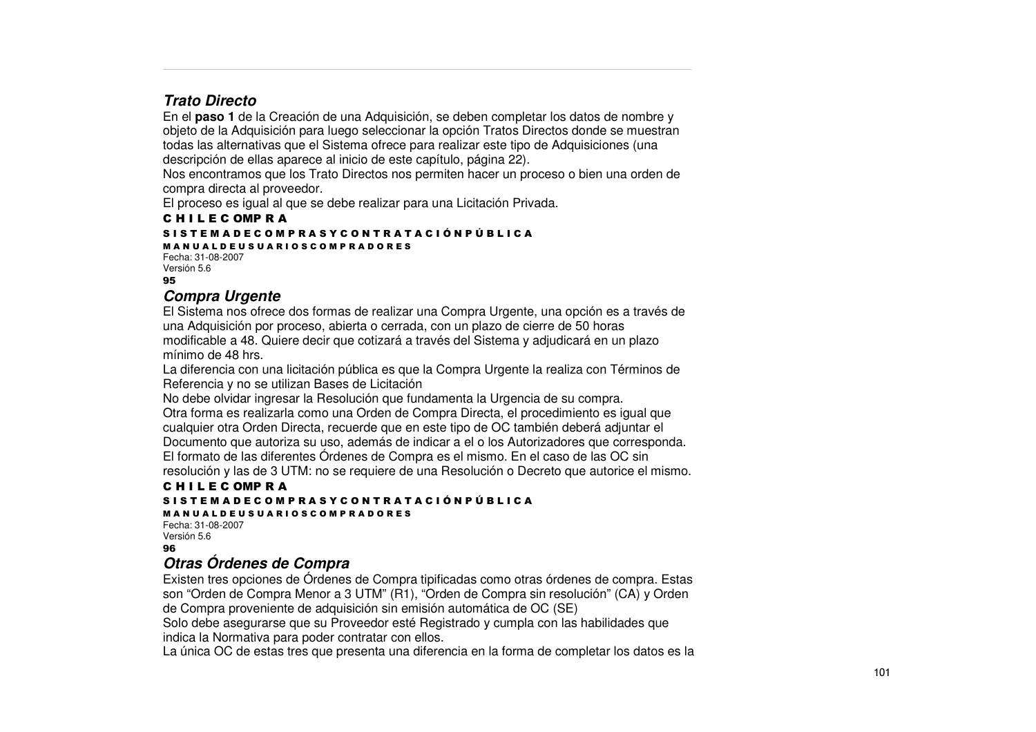## *Trato Directo*

En el **paso 1** de la Creación de una Adquisición, se deben completar los datos de nombre y objeto de la Adquisición para luego seleccionar la opción Tratos Directos donde se muestran todas las alternativas que el Sistema ofrece para realizar este tipo de Adquisiciones (una descripción de ellas aparece al inicio de este capítulo, página 22).

Nos encontramos que los Trato Directos nos permiten hacer un proceso o bien una orden de compra directa al proveedor.

El proceso es igual al que se debe realizar para una Licitación Privada.

## *Compra Urgente*

El Sistema nos ofrece dos formas de realizar una Compra Urgente, una opción es a través de una Adquisición por proceso, abierta o cerrada, con un plazo de cierre de 50 horas modificable a 48. Quiere decir que cotizará a través del Sistema y adjudicará en un plazo mínimo de 48 hrs.

La diferencia con una licitación pública es que la Compra Urgente la realiza con Términos de Referencia y no se utilizan Bases de Licitación

No debe olvidar ingresar la Resolución que fundamenta la Urgencia de su compra.

Otra forma es realizarla como una Orden de Compra Directa, el procedimiento es igual que cualquier otra Orden Directa, recuerde que en este tipo de OC también deberá adjuntar el Documento que autoriza su uso, además de indicar a el o los Autorizadores que corresponda.

El formato de las diferentes Órdenes de Compra es el mismo. En el caso de las OC sin resolución y las de 3 UTM: no se requiere de una Resolución o Decreto que autorice el mismo.

## *Otras Órdenes de Compra*

Existen tres opciones de Órdenes de Compra tipificadas como otras órdenes de compra. Estas son “Orden de Compra Menor a 3 UTM” (R1), “Orden de Compra sin resolución” (CA) y Orden de Compra proveniente de adquisición sin emisión automática de OC (SE)

Solo debe asegurarse que su Proveedor esté Registrado y cumpla con las habilidades que indica la Normativa para poder contratar con ellos.

La única OC de estas tres que presenta una diferencia en la forma de completar los datos es la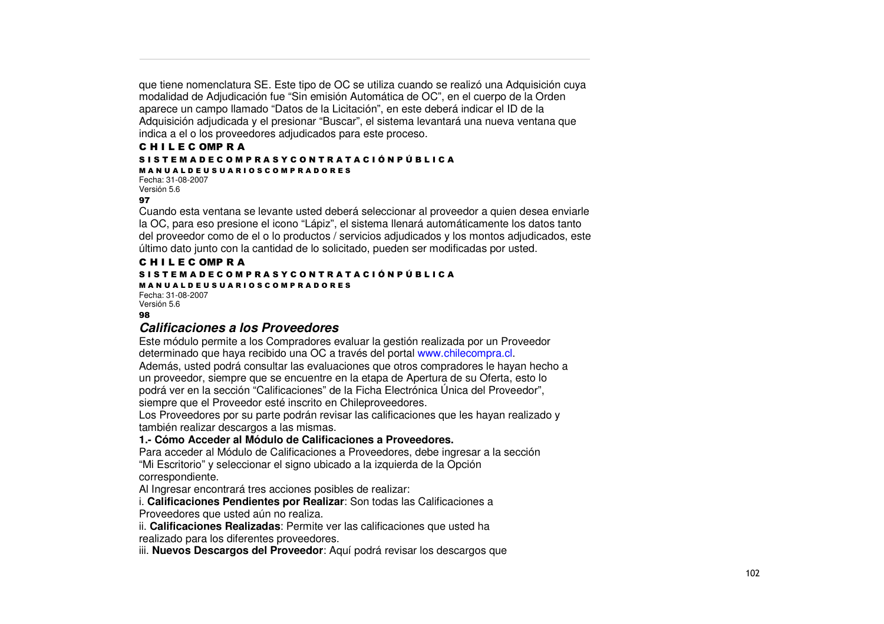que tiene nomenclatura SE. Este tipo de OC se utiliza cuando se realizó una Adquisición cuya modalidad de Adjudicación fue “Sin emisión Automática de OC”, en el cuerpo de la Orden aparece un campo llamado “Datos de la Licitación”, en este deberá indicar el ID de la Adquisición adjudicada y el presionar “Buscar”, el sistema levantará una nueva ventana que indica a el o los proveedores adjudicados para este proceso.

Cuando esta ventana se levante usted deberá seleccionar al proveedor a quien desea enviarle la OC, para eso presione el icono “Lápiz”, el sistema llenará automáticamente los datos tanto del proveedor como de el o lo productos / servicios adjudicados y los montos adjudicados, este último dato junto con la cantidad de lo solicitado, pueden ser modificadas por usted.

## *Calificaciones a los Proveedores*

Este módulo permite a los Compradores evaluar la gestión realizada por un Proveedor determinado que haya recibido una OC a través del portal www.chilecompra.cl.

Además, usted podrá consultar las evaluaciones que otros compradores le hayan hecho a un proveedor, siempre que se encuentre en la etapa de Apertura de su Oferta, esto lo podrá ver en la sección “Calificaciones” de la Ficha Electrónica Única del Proveedor”, siempre que el Proveedor esté inscrito en Chileproveedores.

Los Proveedores por su parte podrán revisar las calificaciones que les hayan realizado y también realizar descargos a las mismas.

**1.- Cómo Acceder al Módulo de Calificaciones a Proveedores.**

Para acceder al Módulo de Calificaciones a Proveedores, debe ingresar a la sección “Mi Escritorio” y seleccionar el signo ubicado a la izquierda de la Opción correspondiente.

Al Ingresar encontrará tres acciones posibles de realizar:

i. **Calificaciones Pendientes por Realizar**: Son todas las Calificaciones a Proveedores que usted aún no realiza.

ii. **Calificaciones Realizadas**: Permite ver las calificaciones que usted ha realizado para los diferentes proveedores.

iii. **Nuevos Descargos del Proveedor**: Aquí podrá revisar los descargos que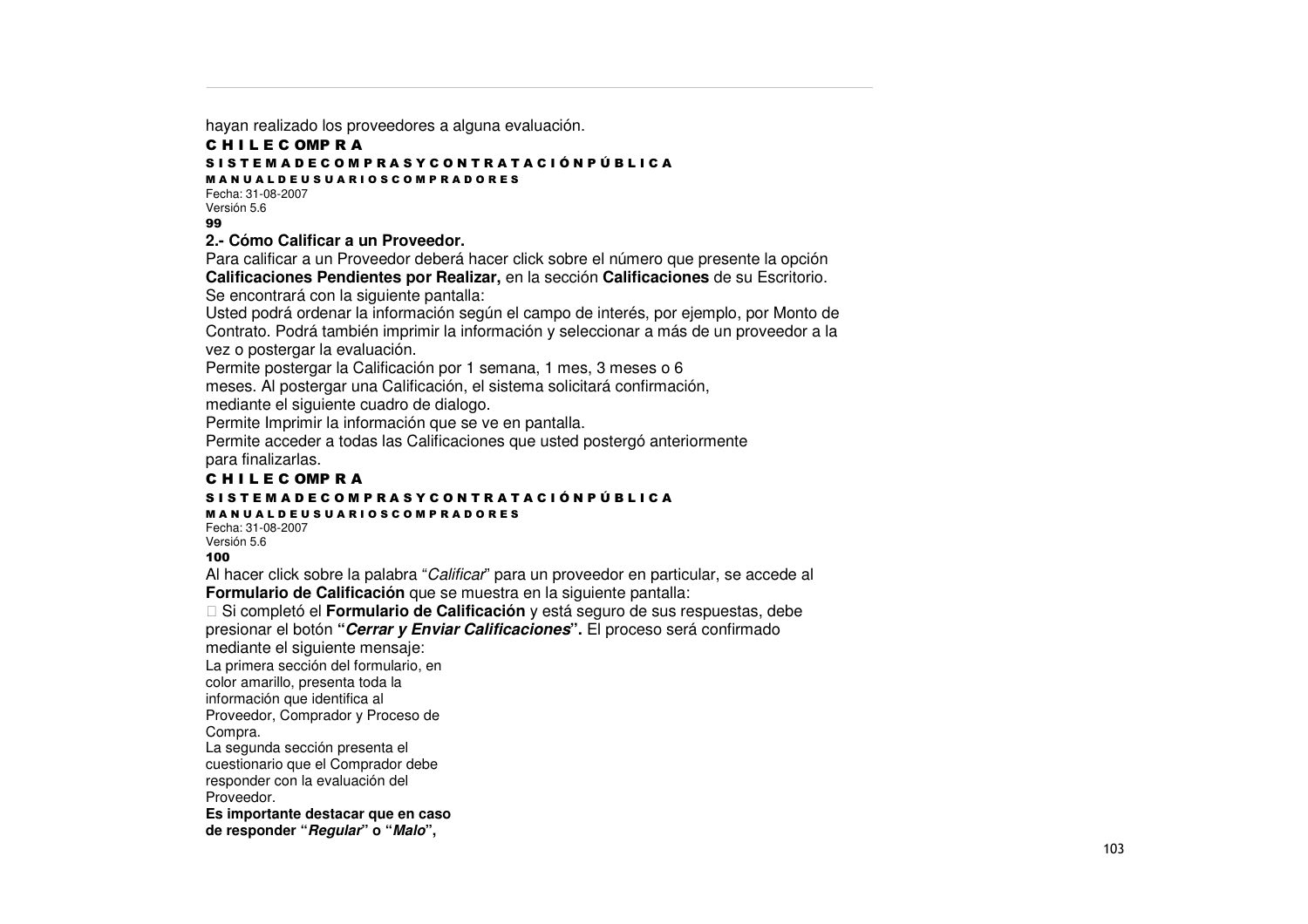hayan realizado los proveedores a alguna evaluación.

## 2.- Cómo Calificar a un Proveedor.

Para calificar a un Proveedor deberá hacer click sobre el número que presente la opción **Calificaciones Pendientes por Realizar,** en la sección **Calificaciones** de su Escritorio.

Se encontrará con la siguiente pantalla:

Usted podrá ordenar la información según el campo de interés, por ejemplo, por Monto de Contrato. Podrá también imprimir la información y seleccionar a más de un proveedor a la vez o postergar la evaluación.

Permite postergar la Calificación por 1 semana, 1 mes, 3 meses o 6 meses. Al postergar una Calificación, el sistema solicitará confirmación, mediante el siguiente cuadro de dialogo.

Permite Imprimir la información que se ve en pantalla.

Permite acceder a todas las Calificaciones que usted postergó anteriormente para finalizarlas.

Al hacer click sobre la palabra "*Calificar*" para un proveedor en particular, se accede al **Formulario de Calificación** que se muestra en la siguiente pantalla:

 Si completó el **Formulario de Calificación** y está seguro de sus respuestas, debe presionar el botón **"*Cerrar y Enviar Calificaciones*".** El proceso será confirmado mediante el siguiente mensaje:

La primera sección del formulario, en color amarillo, presenta toda la información que identifica al Proveedor, Comprador y Proceso de Compra.

La segunda sección presenta el cuestionario que el Comprador debe responder con la evaluación del Proveedor.

**Es importante destacar que en caso de responder "*Regular*" o "*Malo*",**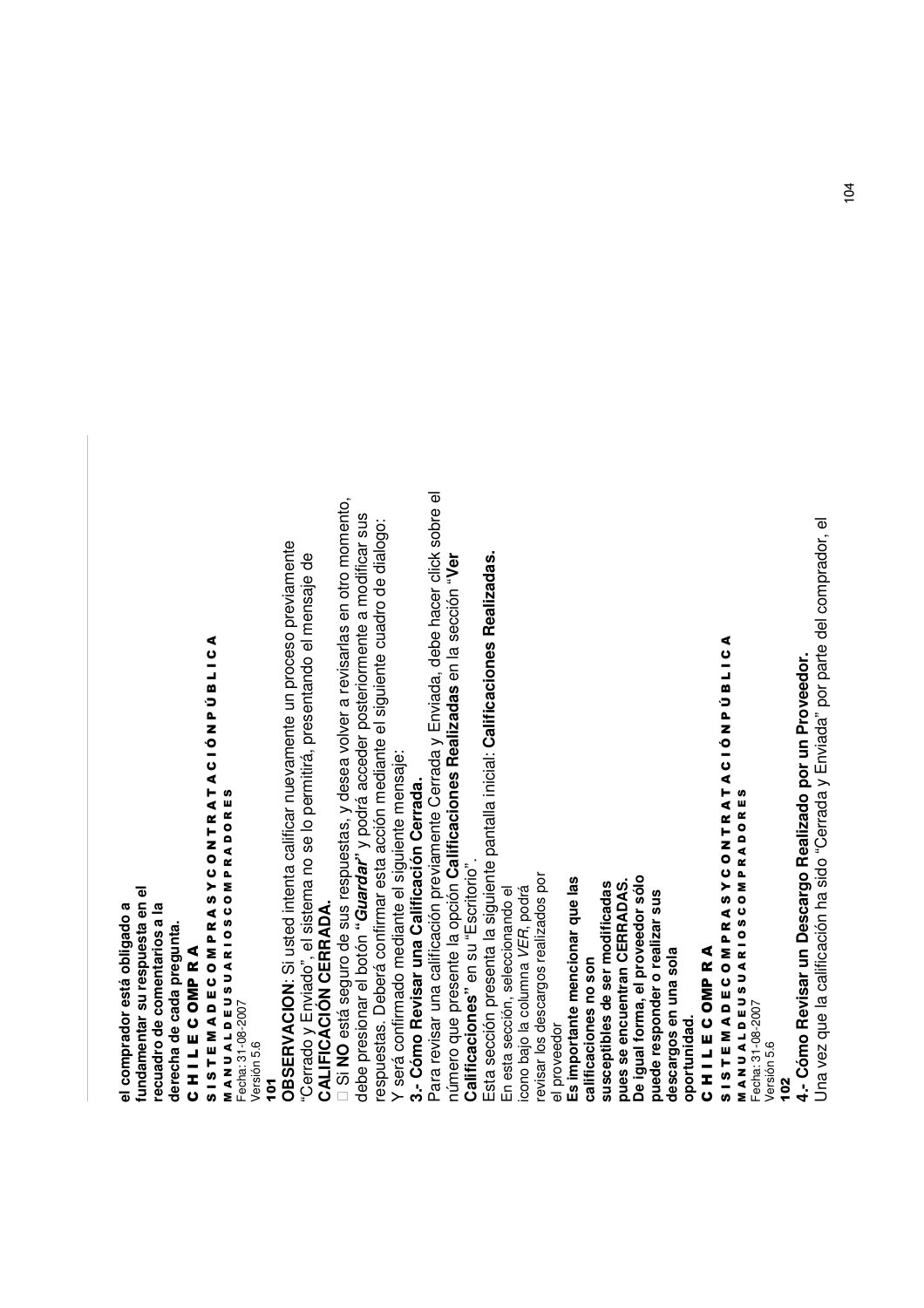el comprador está obligado a fundamentar su respuesta en el recuadro de comentarios a la derecha de cada pregunta.

**OBSERVACION**: Si usted intenta calificar nuevamente un proceso previamente "Cerrado y Enviado", el sistema no se lo permitirá, presentando el mensaje de **CALIFICACIÓN CERRADA**.

- Si **NO** está seguro de sus respuestas, y desea volver a revisarlas en otro momento, debe presionar el botón "***Guardar***" y podrá acceder posteriormente a modificar sus respuestas. Deberá confirmar esta acción mediante el siguiente cuadro de dialogo:

Y será confirmado mediante el siguiente mensaje:

### 3.- Cómo Revisar una Calificación Cerrada.

Para revisar una calificación previamente Cerrada y Enviada, debe hacer click sobre el número que presente la opción **Calificaciones Realizadas** en la sección "**Ver Calificaciones"** en su "Escritorio".

Esta sección presenta la siguiente pantalla inicial: **Calificaciones Realizadas.**

En esta sección, seleccionando el icono bajo la columna *VER*, podrá revisar los descargos realizados por el proveedor

**Es importante mencionar que las calificaciones no son susceptibles de ser modificadas pues se encuentran CERRADAS. De igual forma, el proveedor sólo puede responder o realizar sus descargos en una sola oportunidad.**

### 4.- Cómo Revisar un Descargo Realizado por un Proveedor.

Una vez que la calificación ha sido "Cerrada y Enviada" por parte del comprador, el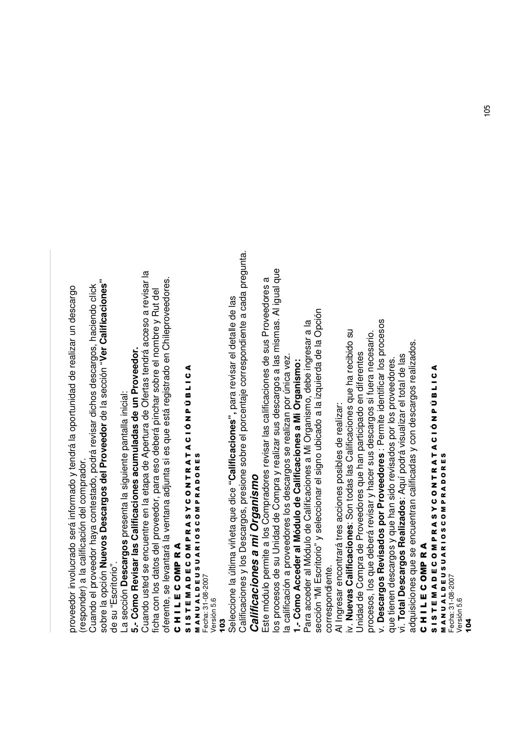proveedor involucrado será informado y tendrá la oportunidad de realizar un descargo (responder) a la calificación del comprador.

Cuando el proveedor haya contestado, podrá revisar dichos descargos, haciendo click sobre la opción **Nuevos Descargos del Proveedor** de la sección "**Ver Calificaciones**" de su "Escritorio".

La sección **Descargos** presenta la siguiente pantalla inicial:

**5.- Cómo Revisar las Calificaciones acumuladas de un Proveedor.**

Cuando usted se encuentre en la etapa de Apertura de Ofertas tendrá acceso a revisar la ficha con los datos del proveedor, para eso deberá pinchar sobre el nombre y Rut del oferente, se levantará la ventana adjunta si es que está registrado en Chileproveedores.

Seleccione la última viñeta que dice "**Calificaciones**", para revisar el detalle de las Calificaciones y los Descargos, presione sobre el porcentaje correspondiente a cada pregunta.

## *Calificaciones a mi Organismo*

Este módulo permite a los Compradores revisar las calificaciones de sus Proveedores a los procesos de su Unidad de Compra y realizar sus descargos a las mismas. Al igual que la calificación a proveedores los descargos se realizan por única vez.

**1.- Cómo Acceder al Módulo de Calificaciones a Mi Organismo:**

Para acceder al Módulo de Calificaciones a Mi Organismo, debe ingresar a la sección "Mi Escritorio" y seleccionar el signo ubicado a la izquierda de la Opción correspondiente.

Al Ingresar encontrará tres acciones posibles de realizar:

iv. **Nuevas Calificaciones**: Son todas las Calificaciones que ha recibido su Unidad de Compra de Proveedores que han participado en diferentes procesos, los que deberá revisar y hacer sus descargos si fuera necesario.

v. **Descargos Revisados por Proveedores** : Permite identificar los procesos que tienen descargos y que han sido revisados por los proveedores.

vi. **Total Descargos Realizados**: Aquí podrá visualizar el total de las adquisiciones que se encuentran calificadas y con descargos realizados.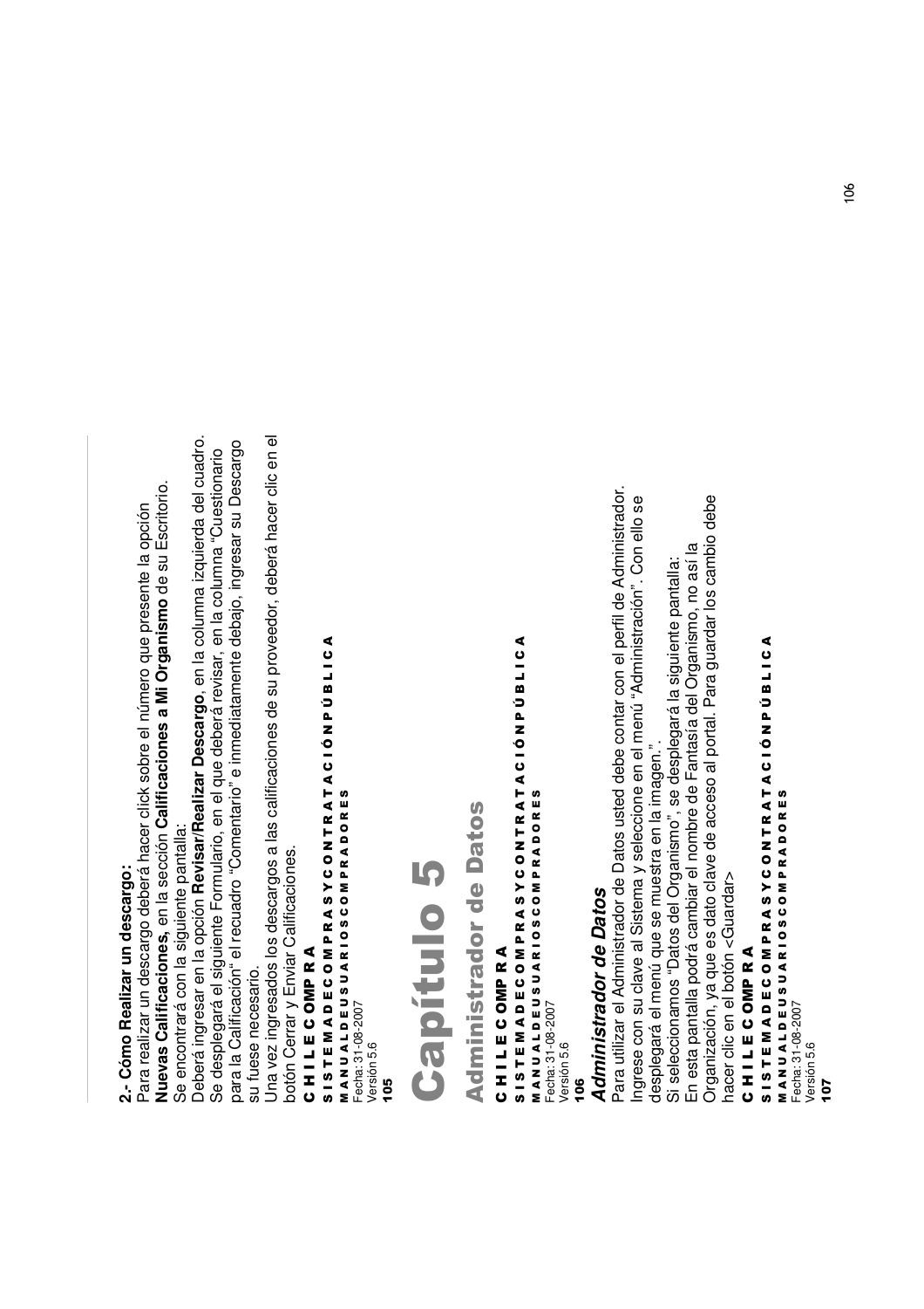**2.- Cómo Realizar un descargo:**

Para realizar un descargo deberá hacer click sobre el número que presente la opción **Nuevas Calificaciones,** en la sección **Calificaciones a Mi Organismo** de su Escritorio.

Se encontrará con la siguiente pantalla:

Deberá ingresar en la opción **Revisar/Realizar Descargo**, en la columna izquierda del cuadro.

Se desplegará el siguiente Formulario, en el que deberá revisar, en la columna "Cuestionario para la Calificación" el recuadro "Comentario" e inmediatamente debajo, ingresar su Descargo su fuese necesario.

Una vez ingresados los descargos a las calificaciones de su proveedor, deberá hacer clic en el botón Cerrar y Enviar Calificaciones.

# Capítulo 5

## Administrador de Datos

### *Administrador de Datos*

Para utilizar el Administrador de Datos usted debe contar con el perfil de Administrador.

Ingrese con su clave al Sistema y seleccione en el menú "Administración". Con ello se desplegará el menú que se muestra en la imagen."

Si seleccionamos "Datos del Organismo", se desplegará la siguiente pantalla:

En esta pantalla podrá cambiar el nombre de Fantasía del Organismo, no así la Organización, ya que es dato clave de acceso al portal. Para guardar los cambio debe hacer clic en el botón <Guardar>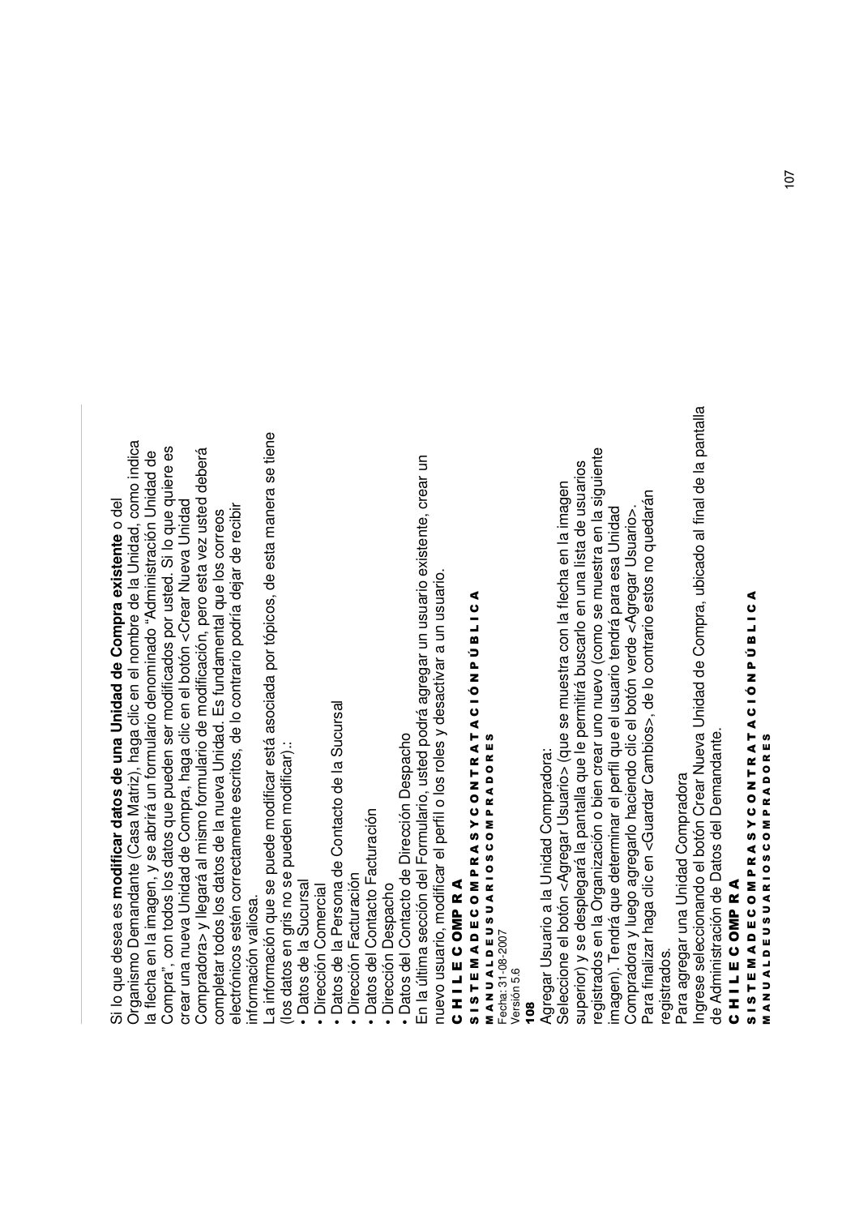Si lo que desea es **modificar datos de una Unidad de Compra existente** o del Organismo Demandante (Casa Matriz), haga clic en el nombre de la Unidad, como indica la flecha en la imagen, y se abrirá un formulario denominado "Administración Unidad de Compra", con todos los datos que pueden ser modificados por usted. Si lo que quiere es crear una nueva Unidad de Compra, haga clic en el botón <Crear Nueva Unidad Compradora> y llegará al mismo formulario de modificación, pero esta vez usted deberá completar todos los datos de la nueva Unidad. Es fundamental que los correos electrónicos estén correctamente escritos, de lo contrario podría dejar de recibir información valiosa.

La información que se puede modificar está asociada por tópicos, de esta manera se tiene (los datos en gris no se pueden modificar).:

- Datos de la Sucursal
- Dirección Comercial
- Datos de la Persona de Contacto de la Sucursal
- Dirección Facturación
- Datos del Contacto Facturación
- Dirección Despacho
- Datos del Contacto de Dirección Despacho

En la última sección del Formulario, usted podrá agregar un usuario existente, crear un nuevo usuario, modificar el perfil o los roles y desactivar a un usuario.

Agregar Usuario a la Unidad Compradora:

Seleccione el botón <Agregar Usuario> (que se muestra con la flecha en la imagen superior) y se desplegará la pantalla que le permitirá buscarlo en una lista de usuarios registrados en la Organización o bien crear uno nuevo (como se muestra en la siguiente imagen). Tendrá que determinar el perfil que el usuario tendrá para esa Unidad Compradora y luego agregarlo haciendo clic el botón verde <Agregar Usuario>.

Para finalizar haga clic en <Guardar Cambios>, de lo contrario estos no quedarán registrados.

Para agregar una Unidad Compradora

Ingrese seleccionando el botón Crear Nueva Unidad de Compra, ubicado al final de la pantalla de Administración de Datos del Demandante.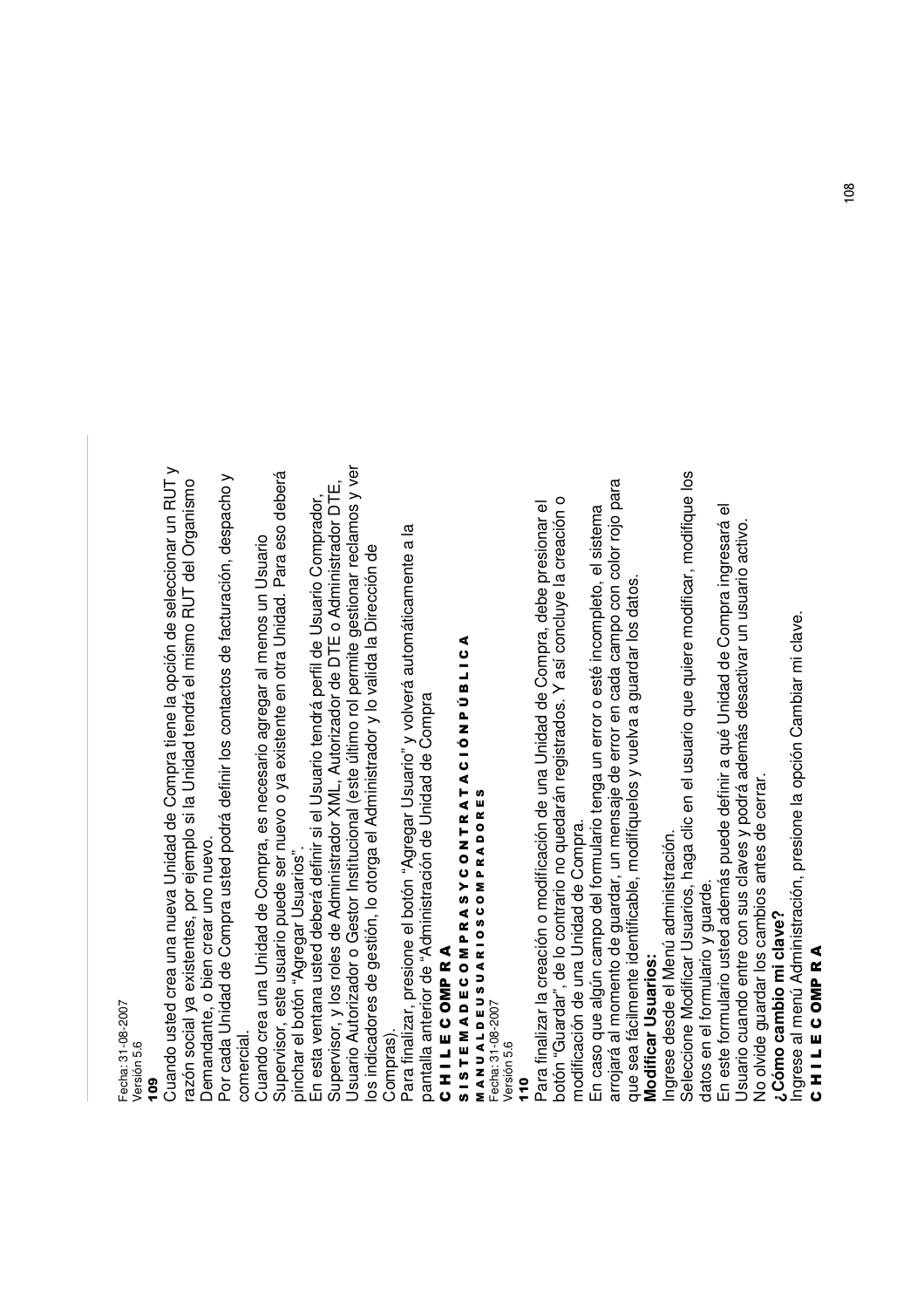Cuando usted crea una nueva Unidad de Compra tiene la opción de seleccionar un RUT y razón social ya existentes, por ejemplo si la Unidad tendrá el mismo RUT del Organismo Demandante, o bien crear uno nuevo.

Por cada Unidad de Compra usted podrá definir los contactos de facturación, despacho y comercial.

Cuando crea una Unidad de Compra, es necesario agregar al menos un Usuario Supervisor, este usuario puede ser nuevo o ya existente en otra Unidad. Para eso deberá pinchar el botón "Agregar Usuarios".

En esta ventana usted deberá definir si el Usuario tendrá perfil de Usuario Comprador, Supervisor, y los roles de Administrador XML, Autorizador de DTE o Administrador DTE, Usuario Autorizador o Gestor Institucional (este último rol permite gestionar reclamos y ver los indicadores de gestión, lo otorga el Administrador y lo valida la Dirección de Compras).

Para finalizar, presione el botón "Agregar Usuario" y volverá automáticamente a la pantalla anterior de "Administración de Unidad de Compra

Para finalizar la creación o modificación de una Unidad de Compra, debe presionar el botón "Guardar", de lo contrario no quedarán registrados. Y así concluye la creación o modificación de una Unidad de Compra.

En caso que algún campo del formulario tenga un error o esté incompleto, el sistema arrojará al momento de guardar, un mensaje de error en cada campo con color rojo para que sea fácilmente identificable, modifíquelos y vuelva a guardar los datos.

**Modificar Usuarios:**

Ingrese desde el Menú administración.

Seleccione Modificar Usuarios, haga clic en el usuario que quiere modificar, modifique los datos en el formulario y guarde.

En este formulario usted además puede definir a qué Unidad de Compra ingresará el Usuario cuando entre con sus claves y podrá además desactivar un usuario activo.

No olvide guardar los cambios antes de cerrar.

**¿Cómo cambio mi clave?**

Ingrese al menú Administración, presione la opción Cambiar mi clave.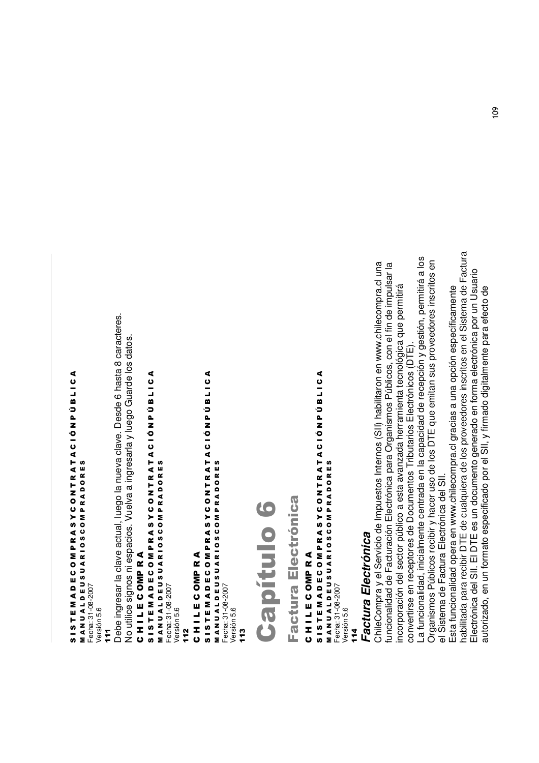Debe ingresar la clave actual, luego la nueva clave. Desde 6 hasta 8 caracteres. No utilice signos ni espacios. Vuelva a ingresarla y luego Guarde los datos.

# Capítulo 6

## Factura Electrónica

### *Factura Electrónica*

ChileCompra y el Servicio de Impuestos Internos (SII) habilitaron en www.chilecompra.cl una funcionalidad de Facturación Electrónica para Organismos Públicos, con el fin de impulsar la incorporación del sector público a esta avanzada herramienta tecnológica que permitirá convertirse en receptores de Documentos Tributarios Electrónicos (DTE).

La funcionalidad, inicialmente centrada en la capacidad de recepción y gestión, permitirá a los Organismos Públicos recibir y hacer uso de los DTE que emitan sus proveedores inscritos en el Sistema de Factura Electrónica del SII.

Esta funcionalidad opera en www.chilecompra.cl gracias a una opción específicamente habilitada para recibir DTE de cualquiera de los proveedores inscritos en el Sistema de Factura Electrónica del SII. El DTE es un documento generado en forma electrónica por un Usuario autorizado, en un formato especificado por el SII, y firmado digitalmente para efecto de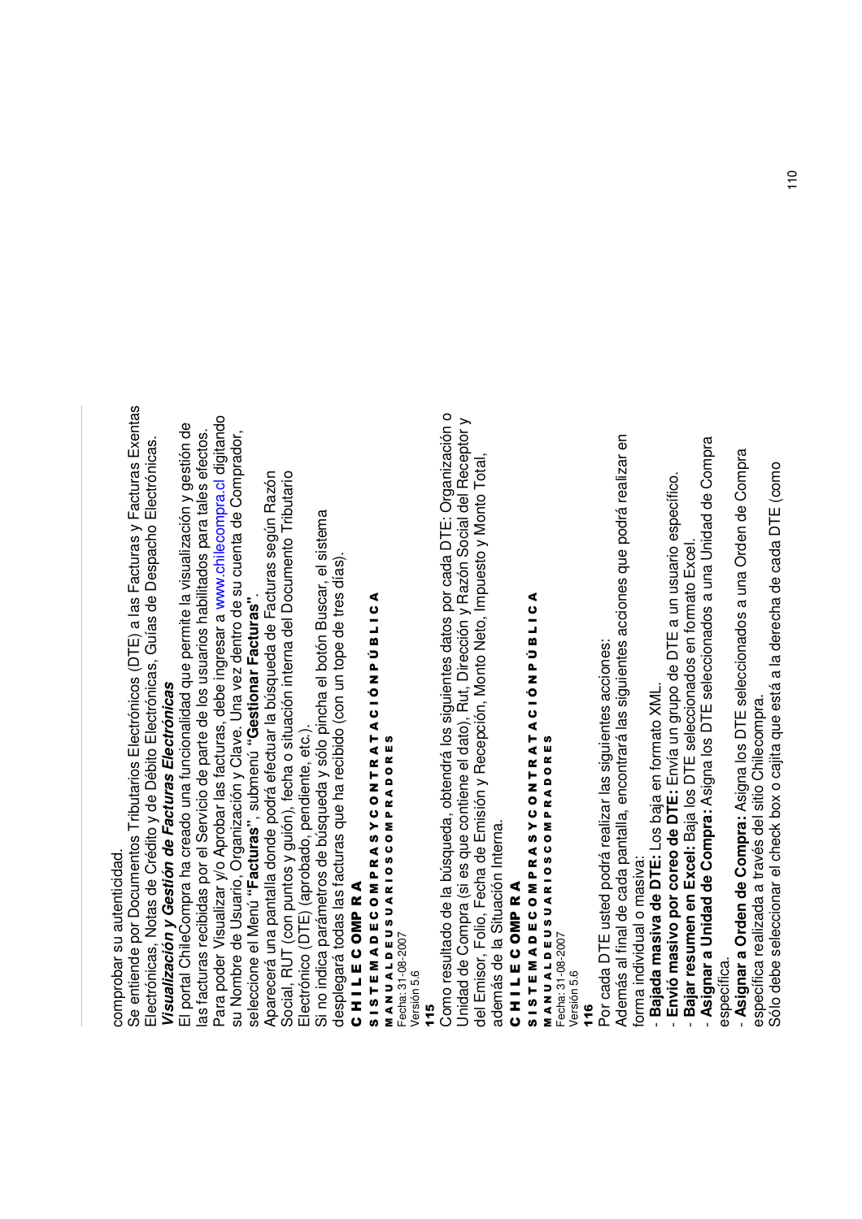comprobar su autenticidad.

Se entiende por Documentos Tributarios Electrónicos (DTE) a las Facturas y Facturas Exentas Electrónicas, Notas de Crédito y de Débito Electrónicas, Guías de Despacho Electrónicas.

***Visualización y Gestión de Facturas Electrónicas***

El portal ChileCompra ha creado una funcionalidad que permite la visualización y gestión de las facturas recibidas por el Servicio de parte de los usuarios habilitados para tales efectos.

Para poder Visualizar y/o Aprobar las facturas, debe ingresar a www.chilecompra.cl digitando su Nombre de Usuario, Organización y Clave. Una vez dentro de su cuenta de Comprador, seleccione el Menú **"Facturas"**, submenú **"Gestionar Facturas"**.

Aparecerá una pantalla donde podrá efectuar la búsqueda de Facturas según Razón Social, RUT (con puntos y guión), fecha o situación interna del Documento Tributario Electrónico (DTE) (aprobado, pendiente, etc.).

Si no indica parámetros de búsqueda y sólo pincha el botón Buscar, el sistema desplegará todas las facturas que ha recibido (con un tope de tres días).

Como resultado de la búsqueda, obtendrá los siguientes datos por cada DTE: Organización o Unidad de Compra (si es que contiene el dato), Rut, Dirección y Razón Social del Receptor y del Emisor, Folio, Fecha de Emisión y Recepción, Monto Neto, Impuesto y Monto Total, además de la Situación Interna.

Por cada DTE usted podrá realizar las siguientes acciones:

Además al final de cada pantalla, encontrará las siguientes acciones que podrá realizar en forma individual o masiva:

- **Bajada masiva de DTE:** Los baja en formato XML.
- **Envió masivo por coreo de DTE:** Envía un grupo de DTE a un usuario específico.
- **Bajar resumen en Excel:** Baja los DTE seleccionados en formato Excel.
- **Asignar a Unidad de Compra:** Asigna los DTE seleccionados a una Unidad de Compra específica.
- **Asignar a Orden de Compra:** Asigna los DTE seleccionados a una Orden de Compra específica realizada a través del sitio Chilecompra.

Sólo debe seleccionar el check box o cajita que está a la derecha de cada DTE (como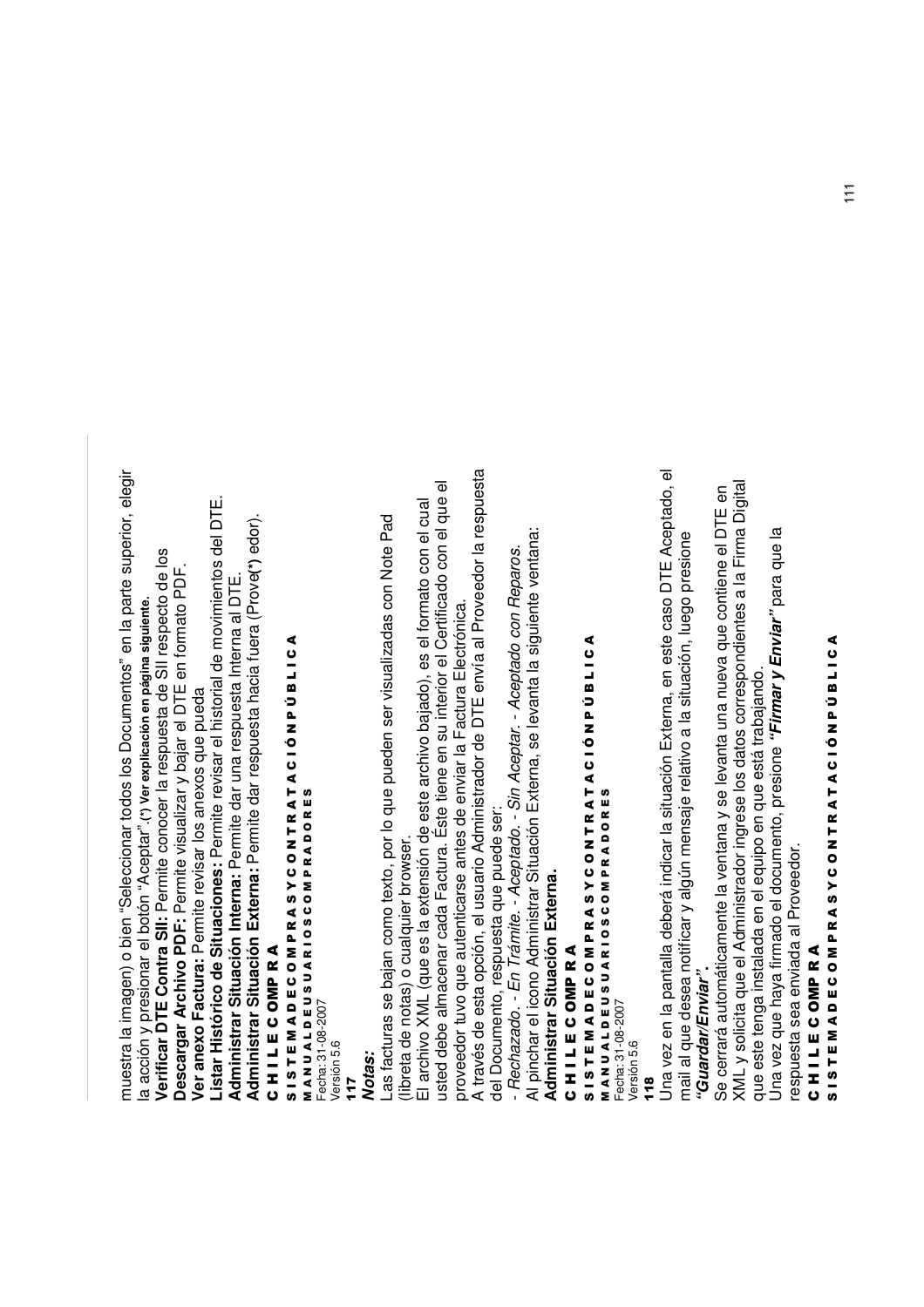muestra la imagen) o bien "Seleccionar todos los Documentos" en la parte superior, elegir la acción y presionar el botón "Aceptar".(*) Ver explicación en página siguiente.

**Verificar DTE Contra SII:** Permite conocer la respuesta de SII respecto de los

**Descargar Archivo PDF:** Permite visualizar y bajar el DTE en formato PDF.

**Ver anexo Factura:** Permite revisar los anexos que pueda

**Listar Histórico de Situaciones:** Permite revisar el historial de movimientos del DTE.

**Administrar Situación Interna:** Permite dar una respuesta Interna al DTE.

**Administrar Situación Externa:** Permite dar respuesta hacia fuera (Prove(*) edor).

**CHILECOMPRA**

**SISTEMA DE COMPRAS Y CONTRATACIÓN PÚBLICA**

**MANUAL DE USUARIOS COMPRADORES**

Fecha: 31-08-2007
Versión 5.6

**117**

***Notas:***

Las facturas se bajan como texto, por lo que pueden ser visualizadas con Note Pad (libreta de notas) o cualquier browser.

El archivo XML (que es la extensión de este archivo bajado), es el formato con el cual usted debe almacenar cada Factura. Éste tiene en su interior el Certificado con el que el proveedor tuvo que autenticarse antes de enviar la Factura Electrónica.

A través de esta opción, el usuario Administrador de DTE envía al Proveedor la respuesta del Documento, respuesta que puede ser:

- *Rechazado*. - *En Trámite*. - *Aceptado*. - *Sin Aceptar*. - *Aceptado con Reparos.*

Al pinchar el icono Administrar Situación Externa, se levanta la siguiente ventana:

**Administrar Situación Externa.**

**CHILECOMPRA**

**SISTEMA DE COMPRAS Y CONTRATACIÓN PÚBLICA**

**MANUAL DE USUARIOS COMPRADORES**

Fecha: 31-08-2007
Versión 5.6

**118**

Una vez en la pantalla deberá indicar la situación Externa, en este caso DTE Aceptado, el mail al que desea notificar y algún mensaje relativo a la situación, luego presione ***"Guardar/Enviar"***.

Se cerrará automáticamente la ventana y se levanta una nueva que contiene el DTE en XML y solicita que el Administrador ingrese los datos correspondientes a la Firma Digital que este tenga instalada en el equipo en que está trabajando.

Una vez que haya firmado el documento, presione ***"Firmar y Enviar"*** para que la respuesta sea enviada al Proveedor.

**CHILECOMPRA**

**SISTEMA DE COMPRAS Y CONTRATACIÓN PÚBLICA**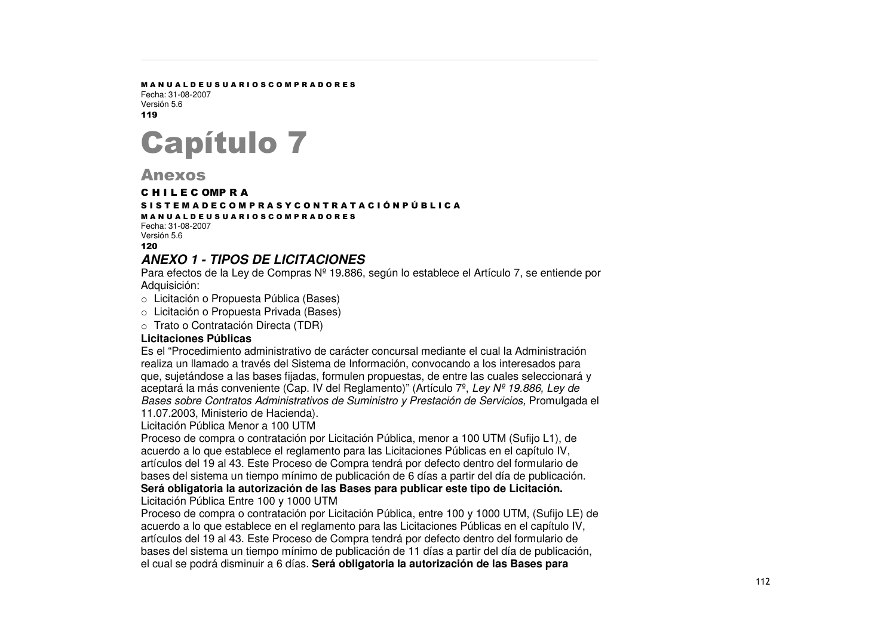# Capítulo 7

## Anexos

### ANEXO 1 - TIPOS DE LICITACIONES

Para efectos de la Ley de Compras Nº 19.886, según lo establece el Artículo 7, se entiende por Adquisición:

- Licitación o Propuesta Pública (Bases)
- Licitación o Propuesta Privada (Bases)
- Trato o Contratación Directa (TDR)

**Licitaciones Públicas**

Es el "Procedimiento administrativo de carácter concursal mediante el cual la Administración realiza un llamado a través del Sistema de Información, convocando a los interesados para que, sujetándose a las bases fijadas, formulen propuestas, de entre las cuales seleccionará y aceptará la más conveniente (Cap. IV del Reglamento)" (Artículo 7º, *Ley Nº 19.886, Ley de Bases sobre Contratos Administrativos de Suministro y Prestación de Servicios,* Promulgada el 11.07.2003, Ministerio de Hacienda).

Licitación Pública Menor a 100 UTM

Proceso de compra o contratación por Licitación Pública, menor a 100 UTM (Sufijo L1), de acuerdo a lo que establece el reglamento para las Licitaciones Públicas en el capítulo IV, artículos del 19 al 43. Este Proceso de Compra tendrá por defecto dentro del formulario de bases del sistema un tiempo mínimo de publicación de 6 días a partir del día de publicación. **Será obligatoria la autorización de las Bases para publicar este tipo de Licitación.**

Licitación Pública Entre 100 y 1000 UTM

Proceso de compra o contratación por Licitación Pública, entre 100 y 1000 UTM, (Sufijo LE) de acuerdo a lo que establece en el reglamento para las Licitaciones Públicas en el capítulo IV, artículos del 19 al 43. Este Proceso de Compra tendrá por defecto dentro del formulario de bases del sistema un tiempo mínimo de publicación de 11 días a partir del día de publicación, el cual se podrá disminuir a 6 días. **Será obligatoria la autorización de las Bases para**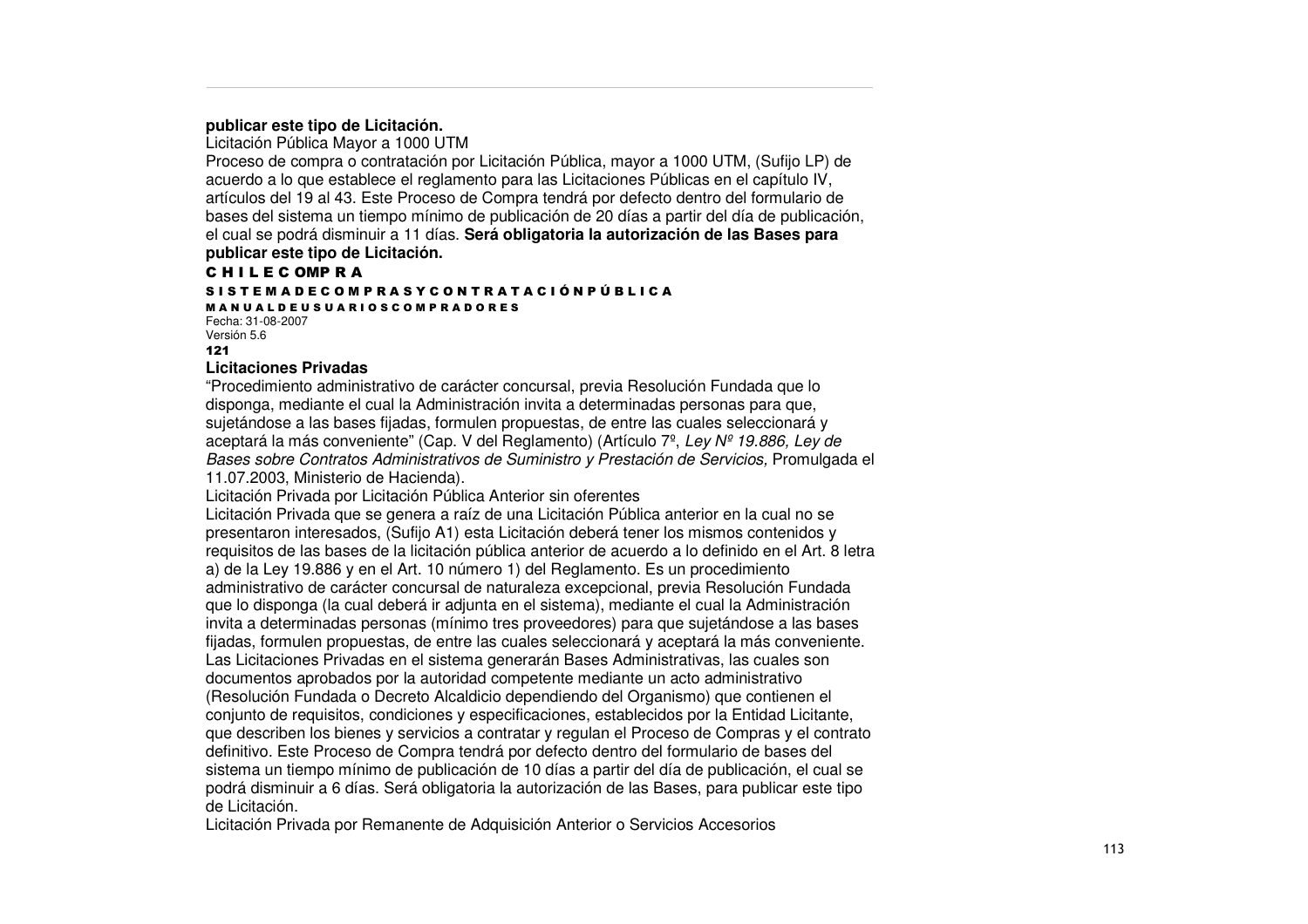**publicar este tipo de Licitación.**

Licitación Pública Mayor a 1000 UTM

Proceso de compra o contratación por Licitación Pública, mayor a 1000 UTM, (Sufijo LP) de acuerdo a lo que establece el reglamento para las Licitaciones Públicas en el capítulo IV, artículos del 19 al 43. Este Proceso de Compra tendrá por defecto dentro del formulario de bases del sistema un tiempo mínimo de publicación de 20 días a partir del día de publicación, el cual se podrá disminuir a 11 días. **Será obligatoria la autorización de las Bases para publicar este tipo de Licitación.**

**CHILECOMPRA**

**SISTEMA DE COMPRAS Y CONTRATACIÓN PÚBLICA**

**MANUAL DE USUARIOS COMPRADORES**

Fecha: 31-08-2007

Versión 5.6

**121**

**Licitaciones Privadas**

"Procedimiento administrativo de carácter concursal, previa Resolución Fundada que lo disponga, mediante el cual la Administración invita a determinadas personas para que, sujetándose a las bases fijadas, formulen propuestas, de entre las cuales seleccionará y aceptará la más conveniente" (Cap. V del Reglamento) (Artículo 7º, *Ley Nº 19.886, Ley de Bases sobre Contratos Administrativos de Suministro y Prestación de Servicios,* Promulgada el 11.07.2003, Ministerio de Hacienda).

Licitación Privada por Licitación Pública Anterior sin oferentes

Licitación Privada que se genera a raíz de una Licitación Pública anterior en la cual no se presentaron interesados, (Sufijo A1) esta Licitación deberá tener los mismos contenidos y requisitos de las bases de la licitación pública anterior de acuerdo a lo definido en el Art. 8 letra a) de la Ley 19.886 y en el Art. 10 número 1) del Reglamento. Es un procedimiento administrativo de carácter concursal de naturaleza excepcional, previa Resolución Fundada que lo disponga (la cual deberá ir adjunta en el sistema), mediante el cual la Administración invita a determinadas personas (mínimo tres proveedores) para que sujetándose a las bases fijadas, formulen propuestas, de entre las cuales seleccionará y aceptará la más conveniente. Las Licitaciones Privadas en el sistema generarán Bases Administrativas, las cuales son documentos aprobados por la autoridad competente mediante un acto administrativo (Resolución Fundada o Decreto Alcaldicio dependiendo del Organismo) que contienen el conjunto de requisitos, condiciones y especificaciones, establecidos por la Entidad Licitante, que describen los bienes y servicios a contratar y regulan el Proceso de Compras y el contrato definitivo. Este Proceso de Compra tendrá por defecto dentro del formulario de bases del sistema un tiempo mínimo de publicación de 10 días a partir del día de publicación, el cual se podrá disminuir a 6 días. Será obligatoria la autorización de las Bases, para publicar este tipo de Licitación.

Licitación Privada por Remanente de Adquisición Anterior o Servicios Accesorios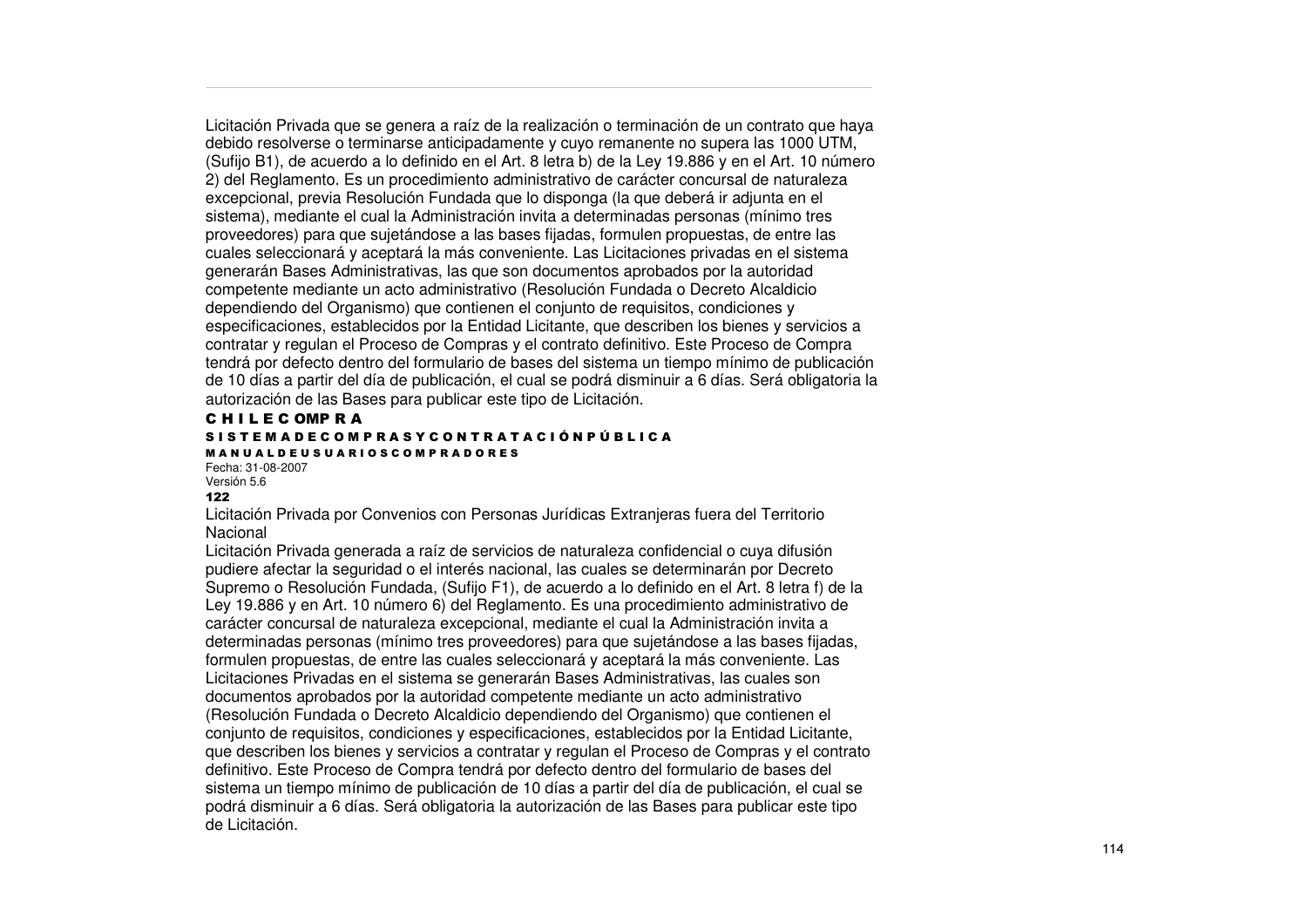Licitación Privada que se genera a raíz de la realización o terminación de un contrato que haya debido resolverse o terminarse anticipadamente y cuyo remanente no supera las 1000 UTM, (Sufijo B1), de acuerdo a lo definido en el Art. 8 letra b) de la Ley 19.886 y en el Art. 10 número 2) del Reglamento. Es un procedimiento administrativo de carácter concursal de naturaleza excepcional, previa Resolución Fundada que lo disponga (la que deberá ir adjunta en el sistema), mediante el cual la Administración invita a determinadas personas (mínimo tres proveedores) para que sujetándose a las bases fijadas, formulen propuestas, de entre las cuales seleccionará y aceptará la más conveniente. Las Licitaciones privadas en el sistema generarán Bases Administrativas, las que son documentos aprobados por la autoridad competente mediante un acto administrativo (Resolución Fundada o Decreto Alcaldicio dependiendo del Organismo) que contienen el conjunto de requisitos, condiciones y especificaciones, establecidos por la Entidad Licitante, que describen los bienes y servicios a contratar y regulan el Proceso de Compras y el contrato definitivo. Este Proceso de Compra tendrá por defecto dentro del formulario de bases del sistema un tiempo mínimo de publicación de 10 días a partir del día de publicación, el cual se podrá disminuir a 6 días. Será obligatoria la autorización de las Bases para publicar este tipo de Licitación.

Licitación Privada por Convenios con Personas Jurídicas Extranjeras fuera del Territorio Nacional

Licitación Privada generada a raíz de servicios de naturaleza confidencial o cuya difusión pudiere afectar la seguridad o el interés nacional, las cuales se determinarán por Decreto Supremo o Resolución Fundada, (Sufijo F1), de acuerdo a lo definido en el Art. 8 letra f) de la Ley 19.886 y en Art. 10 número 6) del Reglamento. Es una procedimiento administrativo de carácter concursal de naturaleza excepcional, mediante el cual la Administración invita a determinadas personas (mínimo tres proveedores) para que sujetándose a las bases fijadas, formulen propuestas, de entre las cuales seleccionará y aceptará la más conveniente. Las Licitaciones Privadas en el sistema se generarán Bases Administrativas, las cuales son documentos aprobados por la autoridad competente mediante un acto administrativo (Resolución Fundada o Decreto Alcaldicio dependiendo del Organismo) que contienen el conjunto de requisitos, condiciones y especificaciones, establecidos por la Entidad Licitante, que describen los bienes y servicios a contratar y regulan el Proceso de Compras y el contrato definitivo. Este Proceso de Compra tendrá por defecto dentro del formulario de bases del sistema un tiempo mínimo de publicación de 10 días a partir del día de publicación, el cual se podrá disminuir a 6 días. Será obligatoria la autorización de las Bases para publicar este tipo de Licitación.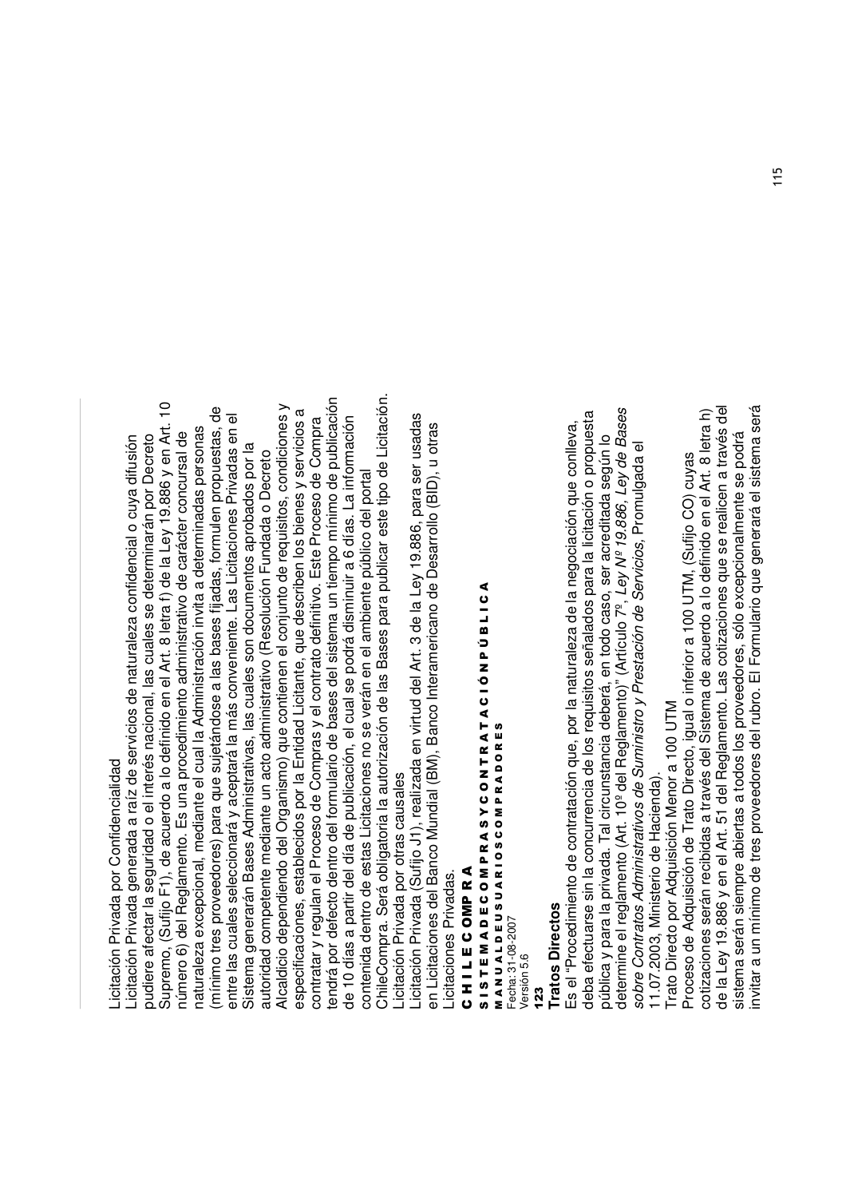Licitación Privada por Confidencialidad

Licitación Privada generada a raíz de servicios de naturaleza confidencial o cuya difusión pudiere afectar la seguridad o el interés nacional, las cuales se determinarán por Decreto Supremo, (Sufijo F1), de acuerdo a lo definido en el Art. 8 letra f) de la Ley 19.886 y en Art. 10 número 6) del Reglamento. Es una procedimiento administrativo de carácter concursal de naturaleza excepcional, mediante el cual la Administración invita a determinadas personas (mínimo tres proveedores) para que sujetándose a las bases fijadas, formulen propuestas, de entre las cuales seleccionará y aceptará la más conveniente. Las Licitaciones Privadas en el Sistema generarán Bases Administrativas, las cuales son documentos aprobados por la autoridad competente mediante un acto administrativo (Resolución Fundada o Decreto Alcaldicio dependiendo del Organismo) que contienen el conjunto de requisitos, condiciones y especificaciones, establecidos por la Entidad Licitante, que describen los bienes y servicios a contratar y regulan el Proceso de Compras y el contrato definitivo. Este Proceso de Compra tendrá por defecto dentro del formulario de bases del sistema un tiempo mínimo de publicación de 10 días a partir del día de publicación, el cual se podrá disminuir a 6 días. La información contenida dentro de estas Licitaciones no se verán en el ambiente público del portal ChileCompra. Será obligatoria la autorización de las Bases para publicar este tipo de Licitación.

Licitación Privada por otras causales

Licitación Privada (Sufijo J1), realizada en virtud del Art. 3 de la Ley 19.886, para ser usadas en Licitaciones del Banco Mundial (BM), Banco Interamericano de Desarrollo (BID), u otras Licitaciones Privadas.

**Tratos Directos**

Es el "Procedimiento de contratación que, por la naturaleza de la negociación que conlleva, deba efectuarse sin la concurrencia de los requisitos señalados para la licitación o propuesta pública y para la privada. Tal circunstancia deberá, en todo caso, ser acreditada según lo determine el reglamento (Art. 10º del Reglamento)" (Artículo 7º, *Ley Nº 19.886, Ley de Bases sobre Contratos Administrativos de Suministro y Prestación de Servicios,* Promulgada el 11.07.2003, Ministerio de Hacienda).

Trato Directo por Adquisición Menor a 100 UTM

Proceso de Adquisición de Trato Directo, igual o inferior a 100 UTM, (Sufijo CO) cuyas cotizaciones serán recibidas a través del Sistema de acuerdo a lo definido en el Art. 8 letra h) de la Ley 19.886 y en el Art. 51 del Reglamento. Las cotizaciones que se realicen a través del sistema serán siempre abiertas a todos los proveedores, sólo excepcionalmente se podrá invitar a un mínimo de tres proveedores del rubro. El Formulario que generará el sistema será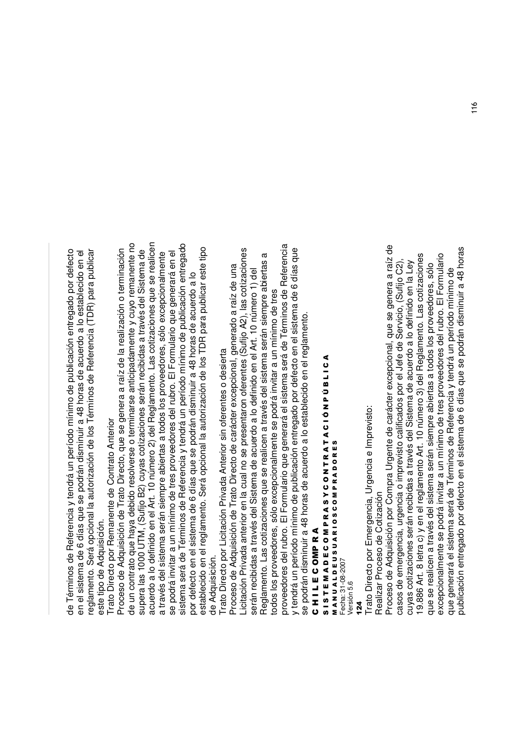de Términos de Referencia y tendrá un período mínimo de publicación entregado por defecto en el sistema de 6 días que se podrán disminuir a 48 horas de acuerdo a lo establecido en el reglamento. Será opcional la autorización de los Términos de Referencia (TDR) para publicar este tipo de Adquisición.

Trato Directo por Remanente de Contrato Anterior

Proceso de Adquisición de Trato Directo, que se genera a raíz de la realización o terminación de un contrato que haya debido resolverse o terminarse anticipadamente y cuyo remanente no supera las 1000 UTM, (Sufijo B2) cuyas cotizaciones serán recibidas a través del Sistema de acuerdo a lo definido en el Art. 10 número 2) del Reglamento. Las cotizaciones que se realicen a través del sistema serán siempre abiertas a todos los proveedores, sólo excepcionalmente se podrá invitar a un mínimo de tres proveedores del rubro. El Formulario que generará en el sistema será de Términos de Referencia y tendrá un período mínimo de publicación entregado por defecto en el sistema de 6 días que se podrán disminuir a 48 horas de acuerdo a lo establecido en el reglamento. Será opcional la autorización de los TDR para publicar este tipo de Adquisición.

Trato Directo por Licitación Privada Anterior sin oferentes o desierta

Proceso de Adquisición de Trato Directo de carácter excepcional, generado a raíz de una Licitación Privada anterior en la cual no se presentaron oferentes (Sufijo A2), las cotizaciones serán recibidas a través del Sistema de acuerdo a lo definido en el Art. 10 número 1) del Reglamento. Las cotizaciones que se realicen a través del sistema serán siempre abiertas a todos los proveedores, sólo excepcionalmente se podrá invitar a un mínimo de tres proveedores del rubro. El Formulario que generará el sistema será de Términos de Referencia y tendrá un período mínimo de publicación entregado por defecto en el sistema de 6 días que se podrán disminuir a 48 horas de acuerdo a lo establecido en el reglamento.

Trato Directo por Emergencia, Urgencia e Imprevisto:

Realizar Proceso de Cotización

Proceso de Adquisición por Compra Urgente de carácter excepcional, que se genera a raíz de casos de emergencia, urgencia o imprevisto calificados por el Jefe de Servicio, (Sufijo C2), cuyas cotizaciones serán recibidas a través del Sistema de acuerdo a lo definido en la Ley 19.886 Art. 8 letra c) y en el reglamento Art. 10 número 3) del Reglamento. Las cotizaciones que se realicen a través del sistema serán siempre abiertas a todos los proveedores, sólo excepcionalmente se podrá invitar a un mínimo de tres proveedores del rubro. El Formulario que generará el sistema será de Términos de Referencia y tendrá un período mínimo de publicación entregado por defecto en el sistema de 6 días que se podrán disminuir a 48 horas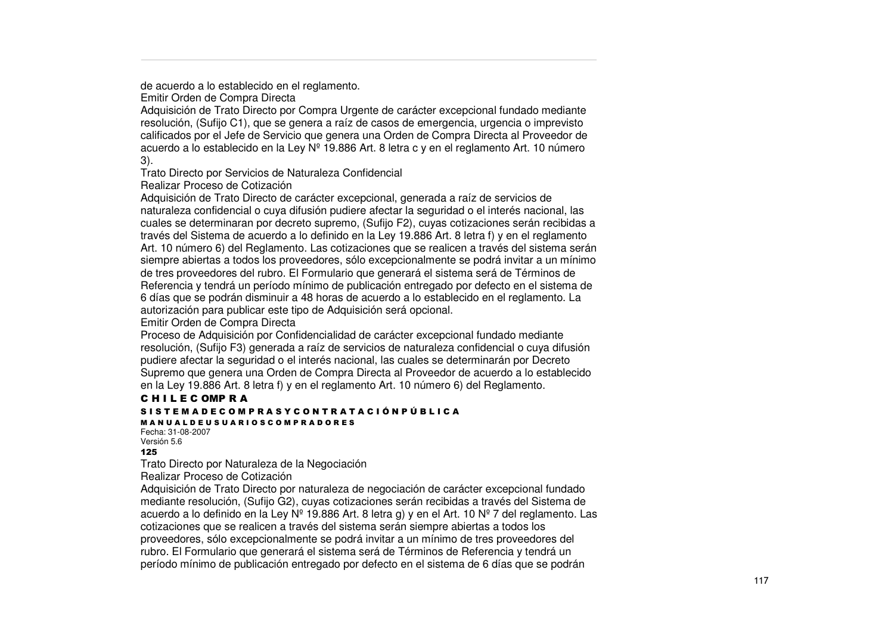de acuerdo a lo establecido en el reglamento.

Emitir Orden de Compra Directa

Adquisición de Trato Directo por Compra Urgente de carácter excepcional fundado mediante resolución, (Sufijo C1), que se genera a raíz de casos de emergencia, urgencia o imprevisto calificados por el Jefe de Servicio que genera una Orden de Compra Directa al Proveedor de acuerdo a lo establecido en la Ley Nº 19.886 Art. 8 letra c y en el reglamento Art. 10 número 3).

Trato Directo por Servicios de Naturaleza Confidencial

Realizar Proceso de Cotización

Adquisición de Trato Directo de carácter excepcional, generada a raíz de servicios de naturaleza confidencial o cuya difusión pudiere afectar la seguridad o el interés nacional, las cuales se determinaran por decreto supremo, (Sufijo F2), cuyas cotizaciones serán recibidas a través del Sistema de acuerdo a lo definido en la Ley 19.886 Art. 8 letra f) y en el reglamento Art. 10 número 6) del Reglamento. Las cotizaciones que se realicen a través del sistema serán siempre abiertas a todos los proveedores, sólo excepcionalmente se podrá invitar a un mínimo de tres proveedores del rubro. El Formulario que generará el sistema será de Términos de Referencia y tendrá un período mínimo de publicación entregado por defecto en el sistema de 6 días que se podrán disminuir a 48 horas de acuerdo a lo establecido en el reglamento. La autorización para publicar este tipo de Adquisición será opcional.

Emitir Orden de Compra Directa

Proceso de Adquisición por Confidencialidad de carácter excepcional fundado mediante resolución, (Sufijo F3) generada a raíz de servicios de naturaleza confidencial o cuya difusión pudiere afectar la seguridad o el interés nacional, las cuales se determinarán por Decreto Supremo que genera una Orden de Compra Directa al Proveedor de acuerdo a lo establecido en la Ley 19.886 Art. 8 letra f) y en el reglamento Art. 10 número 6) del Reglamento.

Trato Directo por Naturaleza de la Negociación

Realizar Proceso de Cotización

Adquisición de Trato Directo por naturaleza de negociación de carácter excepcional fundado mediante resolución, (Sufijo G2), cuyas cotizaciones serán recibidas a través del Sistema de acuerdo a lo definido en la Ley Nº 19.886 Art. 8 letra g) y en el Art. 10 Nº 7 del reglamento. Las cotizaciones que se realicen a través del sistema serán siempre abiertas a todos los proveedores, sólo excepcionalmente se podrá invitar a un mínimo de tres proveedores del rubro. El Formulario que generará el sistema será de Términos de Referencia y tendrá un período mínimo de publicación entregado por defecto en el sistema de 6 días que se podrán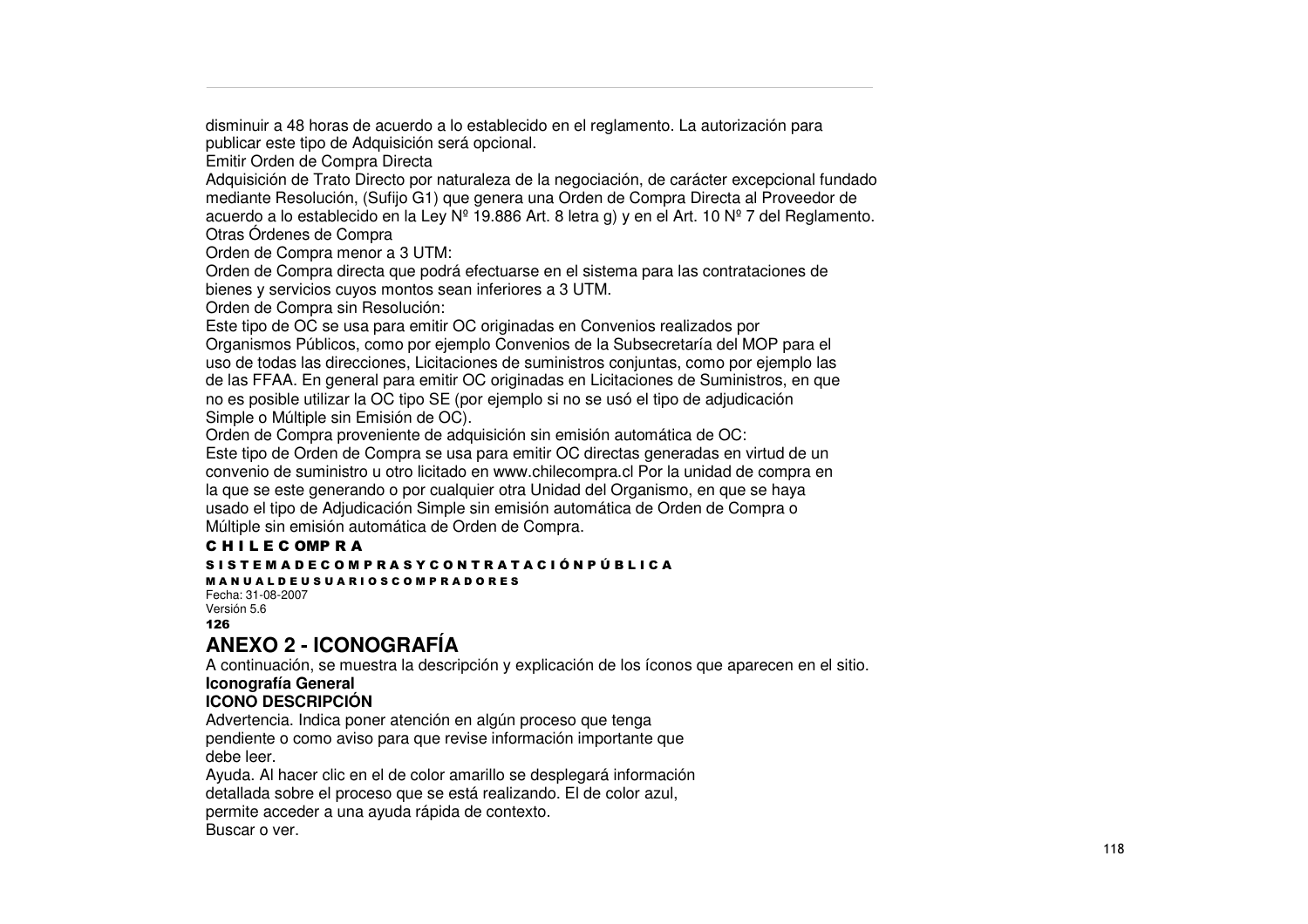disminuir a 48 horas de acuerdo a lo establecido en el reglamento. La autorización para publicar este tipo de Adquisición será opcional.

Emitir Orden de Compra Directa

Adquisición de Trato Directo por naturaleza de la negociación, de carácter excepcional fundado mediante Resolución, (Sufijo G1) que genera una Orden de Compra Directa al Proveedor de acuerdo a lo establecido en la Ley Nº 19.886 Art. 8 letra g) y en el Art. 10 Nº 7 del Reglamento.

Otras Órdenes de Compra

Orden de Compra menor a 3 UTM:

Orden de Compra directa que podrá efectuarse en el sistema para las contrataciones de bienes y servicios cuyos montos sean inferiores a 3 UTM.

Orden de Compra sin Resolución:

Este tipo de OC se usa para emitir OC originadas en Convenios realizados por Organismos Públicos, como por ejemplo Convenios de la Subsecretaría del MOP para el uso de todas las direcciones, Licitaciones de suministros conjuntas, como por ejemplo las de las FFAA. En general para emitir OC originadas en Licitaciones de Suministros, en que no es posible utilizar la OC tipo SE (por ejemplo si no se usó el tipo de adjudicación Simple o Múltiple sin Emisión de OC).

Orden de Compra proveniente de adquisición sin emisión automática de OC:

Este tipo de Orden de Compra se usa para emitir OC directas generadas en virtud de un convenio de suministro u otro licitado en www.chilecompra.cl Por la unidad de compra en la que se este generando o por cualquier otra Unidad del Organismo, en que se haya usado el tipo de Adjudicación Simple sin emisión automática de Orden de Compra o Múltiple sin emisión automática de Orden de Compra.

**C H I L E C OMP R A**

**S I S T E M A D E C O M P R A S Y C O N T R A T A C I Ó N P Ú B L I C A**

**M A N U A L D E U S U A R I O S C O M P R A D O R E S**

Fecha: 31-08-2007

Versión 5.6

**126**

## ANEXO 2 - ICONOGRAFÍA

A continuación, se muestra la descripción y explicación de los íconos que aparecen en el sitio.

**Iconografía General**

**ICONO DESCRIPCIÓN**

Advertencia. Indica poner atención en algún proceso que tenga pendiente o como aviso para que revise información importante que debe leer.

Ayuda. Al hacer clic en el de color amarillo se desplegará información detallada sobre el proceso que se está realizando. El de color azul, permite acceder a una ayuda rápida de contexto.

Buscar o ver.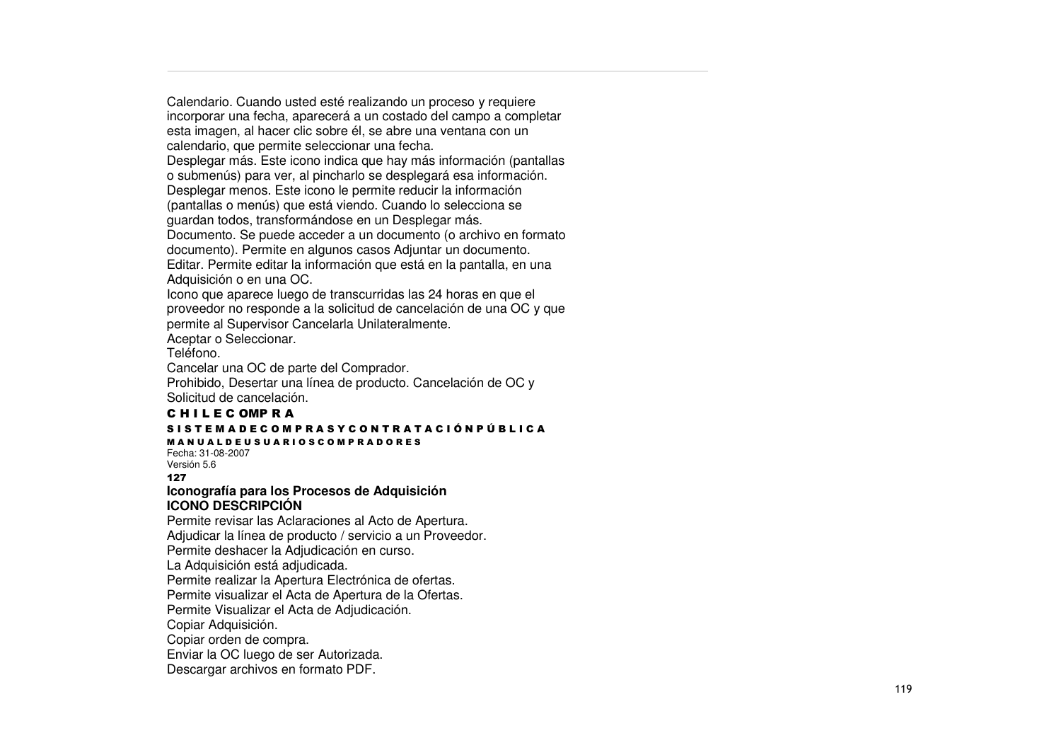Calendario. Cuando usted esté realizando un proceso y requiere incorporar una fecha, aparecerá a un costado del campo a completar esta imagen, al hacer clic sobre él, se abre una ventana con un calendario, que permite seleccionar una fecha.
Desplegar más. Este icono indica que hay más información (pantallas o submenús) para ver, al pincharlo se desplegará esa información.
Desplegar menos. Este icono le permite reducir la información (pantallas o menús) que está viendo. Cuando lo selecciona se guardan todos, transformándose en un Desplegar más.
Documento. Se puede acceder a un documento (o archivo en formato documento). Permite en algunos casos Adjuntar un documento.
Editar. Permite editar la información que está en la pantalla, en una Adquisición o en una OC.
Icono que aparece luego de transcurridas las 24 horas en que el proveedor no responde a la solicitud de cancelación de una OC y que permite al Supervisor Cancelarla Unilateralmente.
Aceptar o Seleccionar.
Teléfono.
Cancelar una OC de parte del Comprador.
Prohibido, Desertar una línea de producto. Cancelación de OC y Solicitud de cancelación.

**Iconografía para los Procesos de Adquisición**

**ICONO DESCRIPCIÓN**

Permite revisar las Aclaraciones al Acto de Apertura.
Adjudicar la línea de producto / servicio a un Proveedor.
Permite deshacer la Adjudicación en curso.
La Adquisición está adjudicada.
Permite realizar la Apertura Electrónica de ofertas.
Permite visualizar el Acta de Apertura de la Ofertas.
Permite Visualizar el Acta de Adjudicación.
Copiar Adquisición.
Copiar orden de compra.
Enviar la OC luego de ser Autorizada.
Descargar archivos en formato PDF.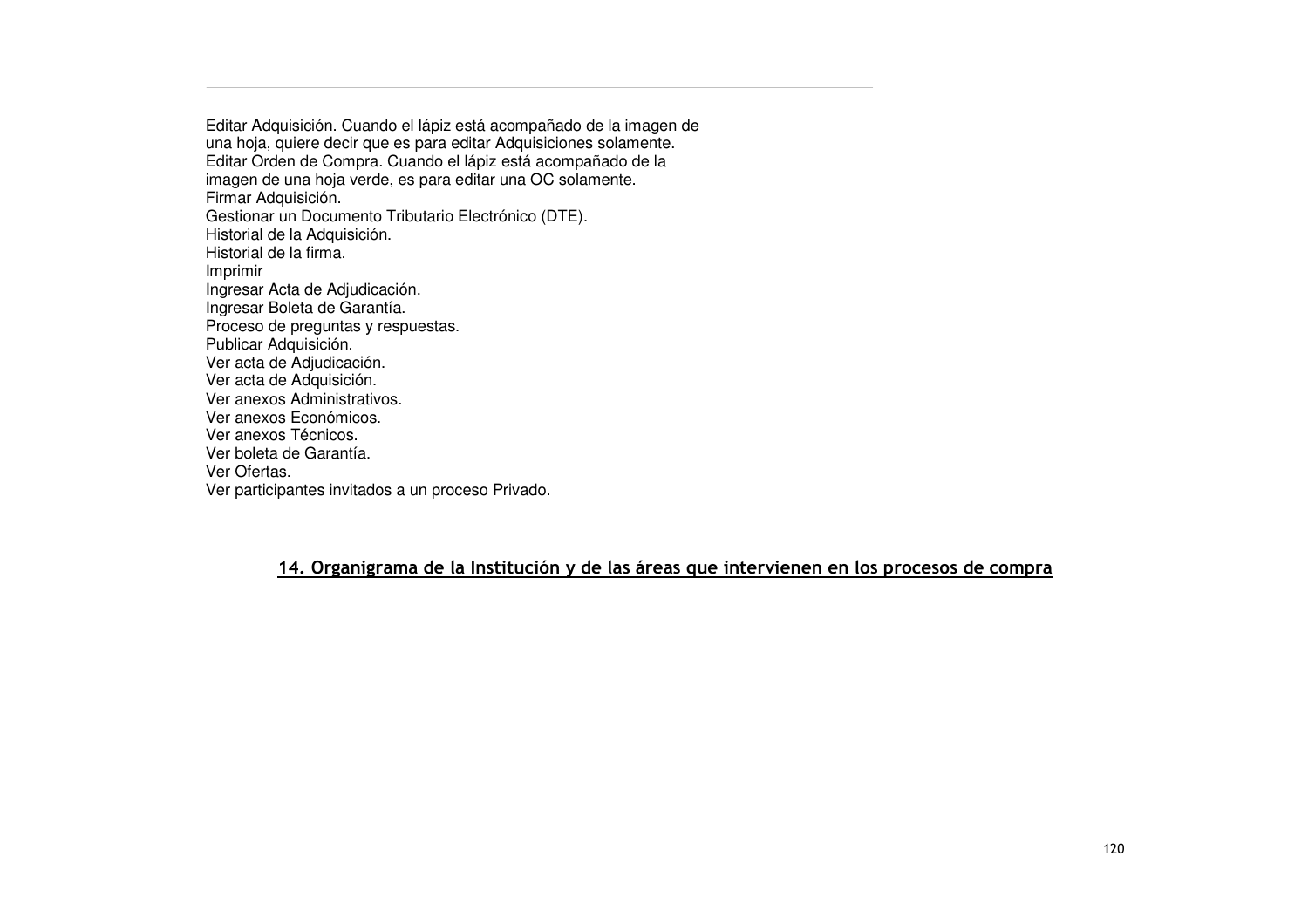Editar Adquisición. Cuando el lápiz está acompañado de la imagen de una hoja, quiere decir que es para editar Adquisiciones solamente.
Editar Orden de Compra. Cuando el lápiz está acompañado de la imagen de una hoja verde, es para editar una OC solamente.
Firmar Adquisición.
Gestionar un Documento Tributario Electrónico (DTE).
Historial de la Adquisición.
Historial de la firma.
Imprimir
Ingresar Acta de Adjudicación.
Ingresar Boleta de Garantía.
Proceso de preguntas y respuestas.
Publicar Adquisición.
Ver acta de Adjudicación.
Ver acta de Adquisición.
Ver anexos Administrativos.
Ver anexos Económicos.
Ver anexos Técnicos.
Ver boleta de Garantía.
Ver Ofertas.
Ver participantes invitados a un proceso Privado.

## 14. Organigrama de la Institución y de las áreas que intervienen en los procesos de compra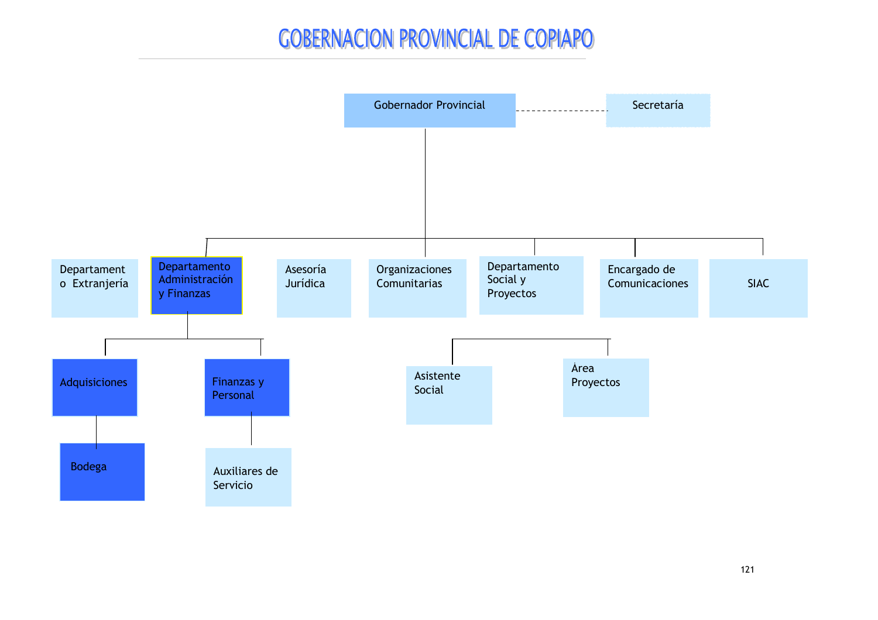# GOBERNACION PROVINCIAL DE COPIAPO

Gobernador Provincial

Secretaría

Departamento Extranjería

Departamento Administración y Finanzas

Asesoría Jurídica

Organizaciones Comunitarias

Departamento Social y Proyectos

Encargado de Comunicaciones

SIAC

Adquisiciones

Finanzas y Personal

Asistente Social

Área Proyectos

Bodega

Auxiliares de Servicio